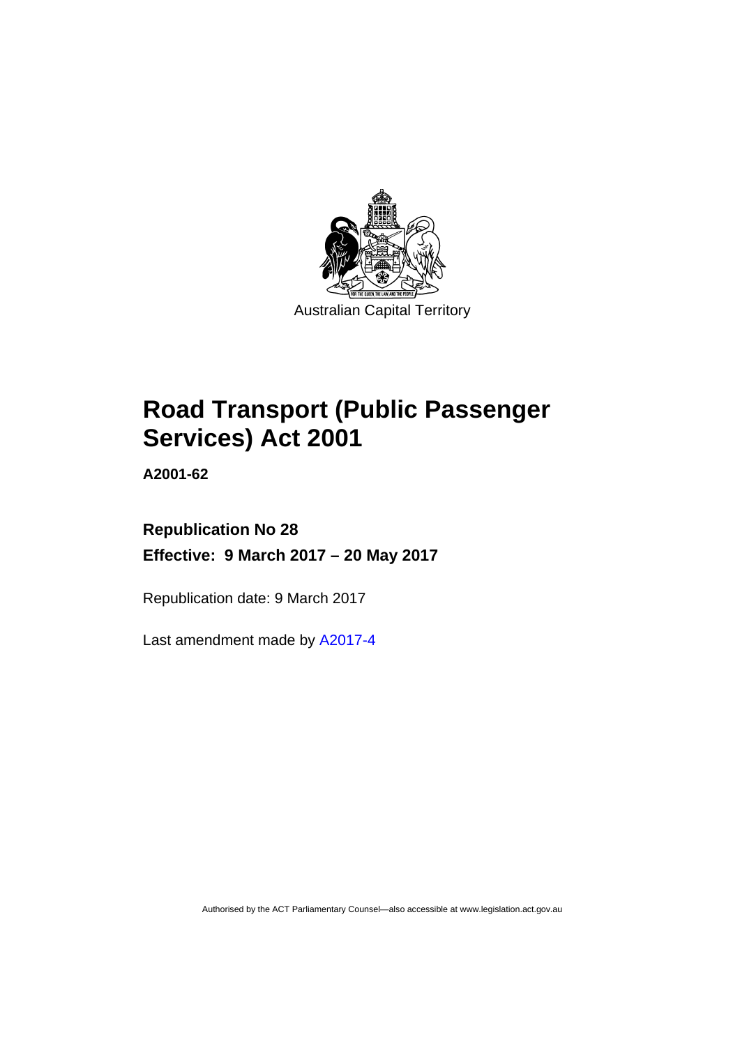Australian Capital Territory

# Road Transport (Public Passenger Services) Act 2001

**A2001-62**

**Republication No 28**

**Effective: 9 March 2017 – 20 May 2017**

Republication date: 9 March 2017

Last amendment made by A2017-4

Authorised by the ACT Parliamentary Counsel—also accessible at www.legislation.act.gov.au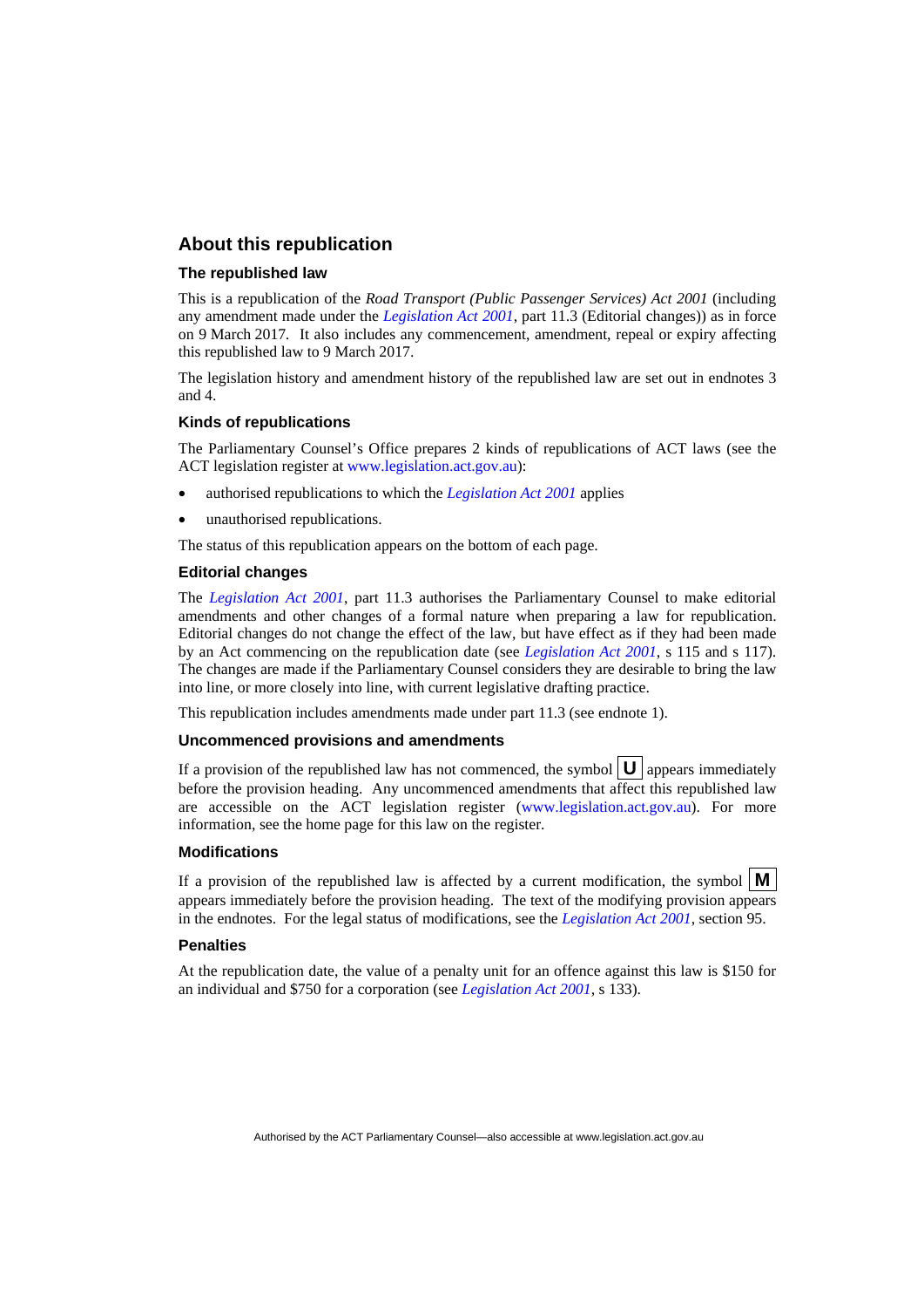## About this republication

### The republished law

This is a republication of the *Road Transport (Public Passenger Services) Act 2001* (including any amendment made under the *Legislation Act 2001*, part 11.3 (Editorial changes)) as in force on 9 March 2017. It also includes any commencement, amendment, repeal or expiry affecting this republished law to 9 March 2017.

The legislation history and amendment history of the republished law are set out in endnotes 3 and 4.

### Kinds of republications

The Parliamentary Counsel's Office prepares 2 kinds of republications of ACT laws (see the ACT legislation register at www.legislation.act.gov.au):

- authorised republications to which the *Legislation Act 2001* applies
- unauthorised republications.

The status of this republication appears on the bottom of each page.

### Editorial changes

The *Legislation Act 2001*, part 11.3 authorises the Parliamentary Counsel to make editorial amendments and other changes of a formal nature when preparing a law for republication. Editorial changes do not change the effect of the law, but have effect as if they had been made by an Act commencing on the republication date (see *Legislation Act 2001*, s 115 and s 117). The changes are made if the Parliamentary Counsel considers they are desirable to bring the law into line, or more closely into line, with current legislative drafting practice.

This republication includes amendments made under part 11.3 (see endnote 1).

### Uncommenced provisions and amendments

If a provision of the republished law has not commenced, the symbol **U** appears immediately before the provision heading. Any uncommenced amendments that affect this republished law are accessible on the ACT legislation register (www.legislation.act.gov.au). For more information, see the home page for this law on the register.

### Modifications

If a provision of the republished law is affected by a current modification, the symbol **M** appears immediately before the provision heading. The text of the modifying provision appears in the endnotes. For the legal status of modifications, see the *Legislation Act 2001*, section 95.

### Penalties

At the republication date, the value of a penalty unit for an offence against this law is $150 for an individual and $750 for a corporation (see *Legislation Act 2001*, s 133).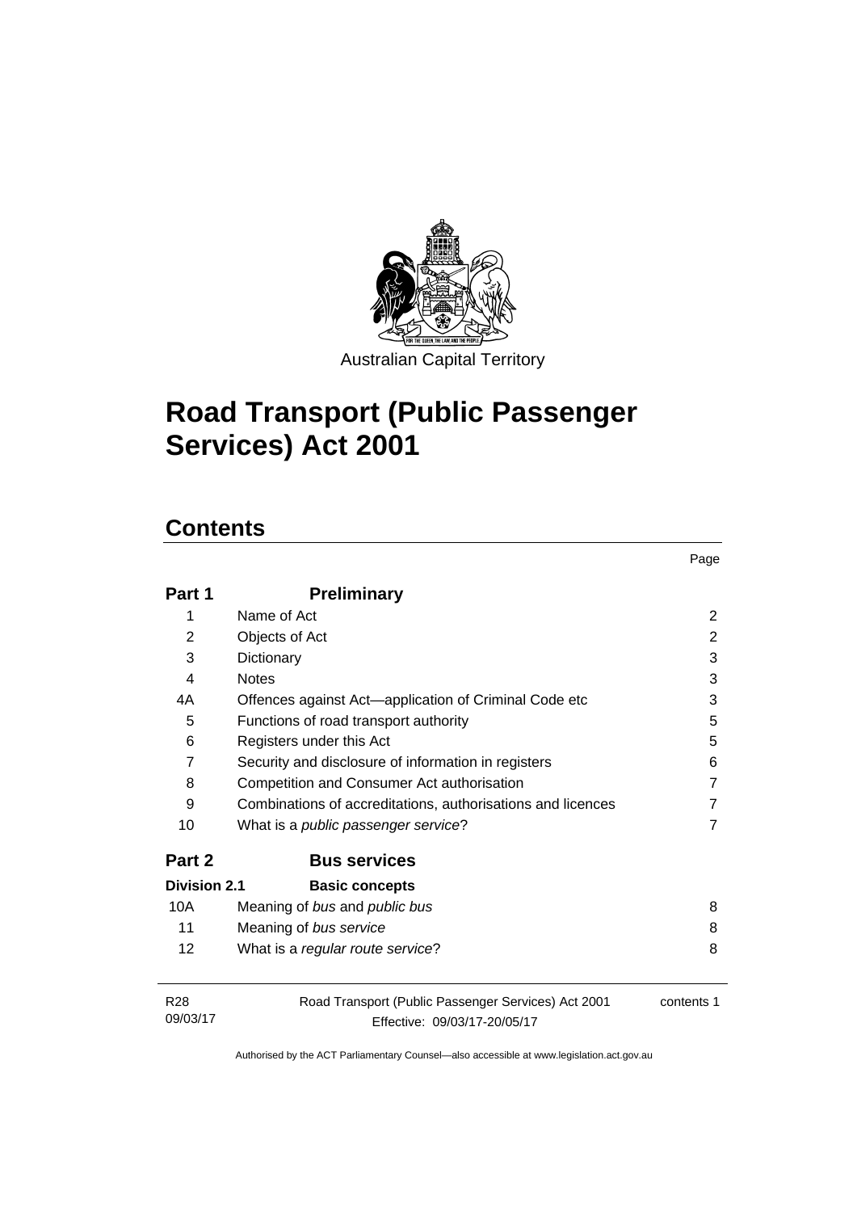Australian Capital Territory

# Road Transport (Public Passenger Services) Act 2001

## Contents

| | | Page |
|---|---|---|
| **Part 1** | **Preliminary** | |
| 1 | Name of Act | 2 |
| 2 | Objects of Act | 2 |
| 3 | Dictionary | 3 |
| 4 | Notes | 3 |
| 4A | Offences against Act—application of Criminal Code etc | 3 |
| 5 | Functions of road transport authority | 5 |
| 6 | Registers under this Act | 5 |
| 7 | Security and disclosure of information in registers | 6 |
| 8 | Competition and Consumer Act authorisation | 7 |
| 9 | Combinations of accreditations, authorisations and licences | 7 |
| 10 | What is a *public passenger service*? | 7 |
| **Part 2** | **Bus services** | |
| **Division 2.1** | **Basic concepts** | |
| 10A | Meaning of *bus* and *public bus* | 8 |
| 11 | Meaning of *bus service* | 8 |
| 12 | What is a *regular route service*? | 8 |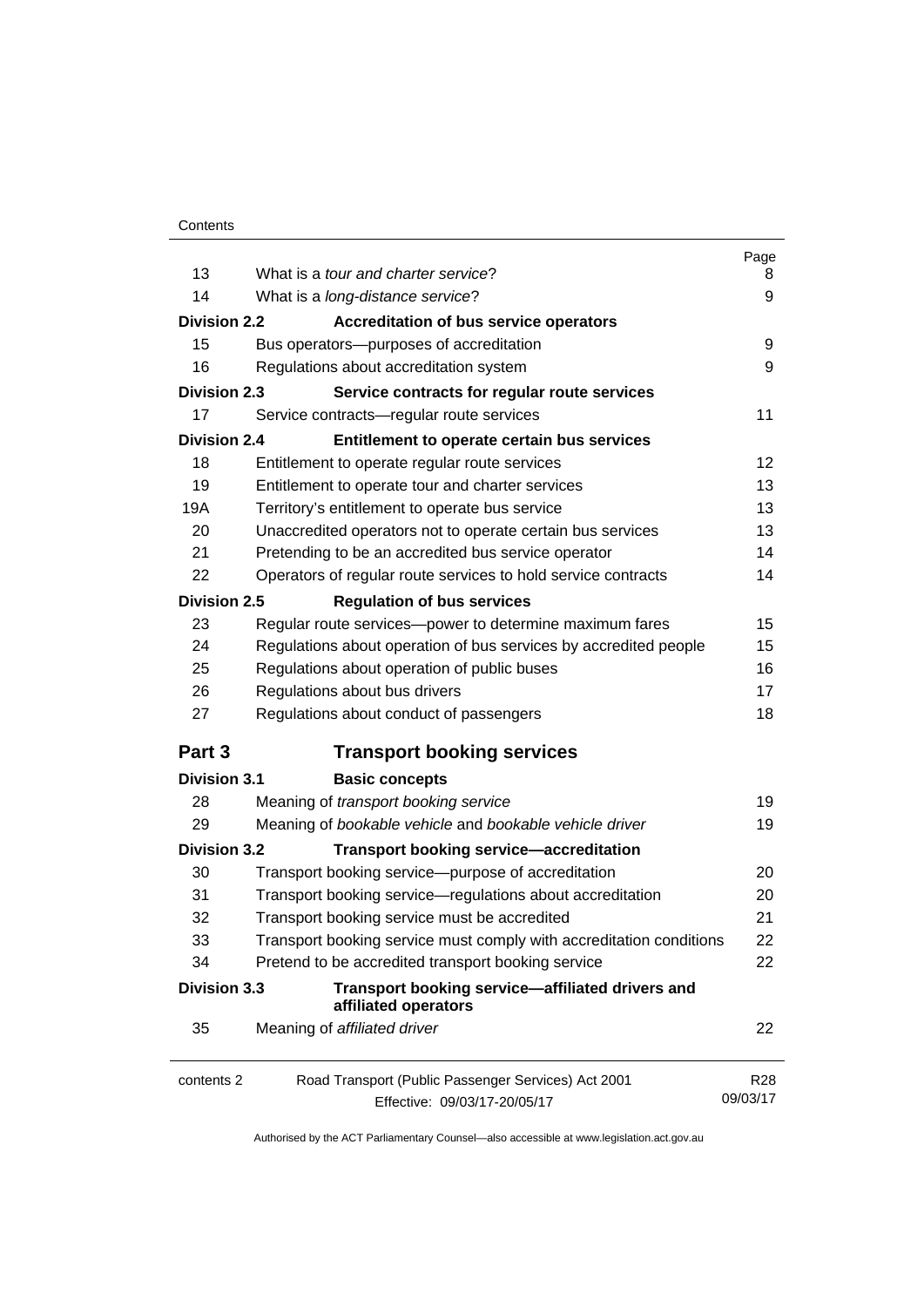| | | Page |
|---|---|---|
| 13 | What is a *tour and charter service*? | 8 |
| 14 | What is a *long-distance service*? | 9 |
| **Division 2.2** | **Accreditation of bus service operators** | |
| 15 | Bus operators—purposes of accreditation | 9 |
| 16 | Regulations about accreditation system | 9 |
| **Division 2.3** | **Service contracts for regular route services** | |
| 17 | Service contracts—regular route services | 11 |
| **Division 2.4** | **Entitlement to operate certain bus services** | |
| 18 | Entitlement to operate regular route services | 12 |
| 19 | Entitlement to operate tour and charter services | 13 |
| 19A | Territory's entitlement to operate bus service | 13 |
| 20 | Unaccredited operators not to operate certain bus services | 13 |
| 21 | Pretending to be an accredited bus service operator | 14 |
| 22 | Operators of regular route services to hold service contracts | 14 |
| **Division 2.5** | **Regulation of bus services** | |
| 23 | Regular route services—power to determine maximum fares | 15 |
| 24 | Regulations about operation of bus services by accredited people | 15 |
| 25 | Regulations about operation of public buses | 16 |
| 26 | Regulations about bus drivers | 17 |
| 27 | Regulations about conduct of passengers | 18 |
| **Part 3** | **Transport booking services** | |
| **Division 3.1** | **Basic concepts** | |
| 28 | Meaning of *transport booking service* | 19 |
| 29 | Meaning of *bookable vehicle* and *bookable vehicle driver* | 19 |
| **Division 3.2** | **Transport booking service—accreditation** | |
| 30 | Transport booking service—purpose of accreditation | 20 |
| 31 | Transport booking service—regulations about accreditation | 20 |
| 32 | Transport booking service must be accredited | 21 |
| 33 | Transport booking service must comply with accreditation conditions | 22 |
| 34 | Pretend to be accredited transport booking service | 22 |
| **Division 3.3** | **Transport booking service—affiliated drivers and affiliated operators** | |
| 35 | Meaning of *affiliated driver* | 22 |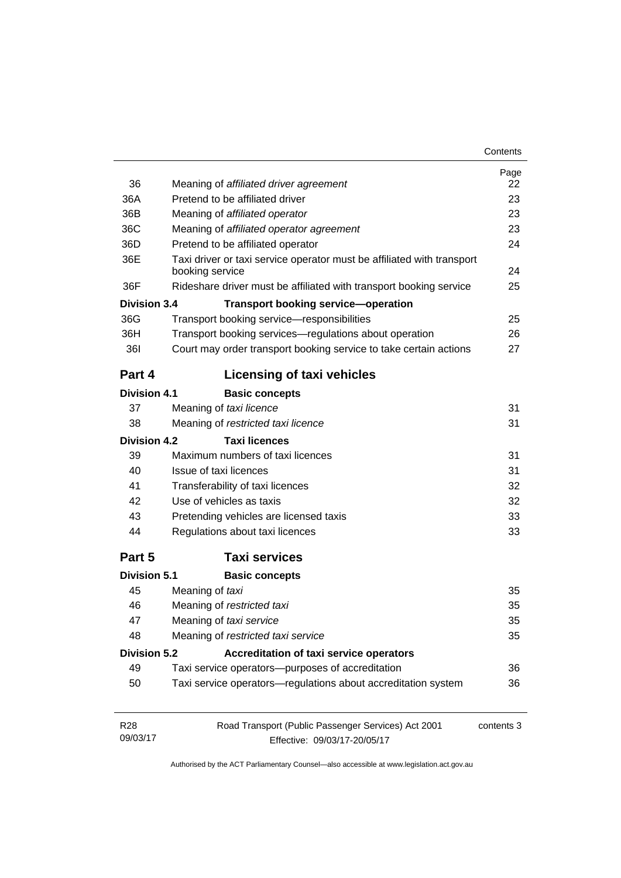| | | Page |
|---|---|---|
| 36 | Meaning of *affiliated driver agreement* | 22 |
| 36A | Pretend to be affiliated driver | 23 |
| 36B | Meaning of *affiliated operator* | 23 |
| 36C | Meaning of *affiliated operator agreement* | 23 |
| 36D | Pretend to be affiliated operator | 24 |
| 36E | Taxi driver or taxi service operator must be affiliated with transport booking service | 24 |
| 36F | Rideshare driver must be affiliated with transport booking service | 25 |
| **Division 3.4** | **Transport booking service—operation** | |
| 36G | Transport booking service—responsibilities | 25 |
| 36H | Transport booking services—regulations about operation | 26 |
| 36I | Court may order transport booking service to take certain actions | 27 |
| **Part 4** | **Licensing of taxi vehicles** | |
| **Division 4.1** | **Basic concepts** | |
| 37 | Meaning of *taxi licence* | 31 |
| 38 | Meaning of *restricted taxi licence* | 31 |
| **Division 4.2** | **Taxi licences** | |
| 39 | Maximum numbers of taxi licences | 31 |
| 40 | Issue of taxi licences | 31 |
| 41 | Transferability of taxi licences | 32 |
| 42 | Use of vehicles as taxis | 32 |
| 43 | Pretending vehicles are licensed taxis | 33 |
| 44 | Regulations about taxi licences | 33 |
| **Part 5** | **Taxi services** | |
| **Division 5.1** | **Basic concepts** | |
| 45 | Meaning of *taxi* | 35 |
| 46 | Meaning of *restricted taxi* | 35 |
| 47 | Meaning of *taxi service* | 35 |
| 48 | Meaning of *restricted taxi service* | 35 |
| **Division 5.2** | **Accreditation of taxi service operators** | |
| 49 | Taxi service operators—purposes of accreditation | 36 |
| 50 | Taxi service operators—regulations about accreditation system | 36 |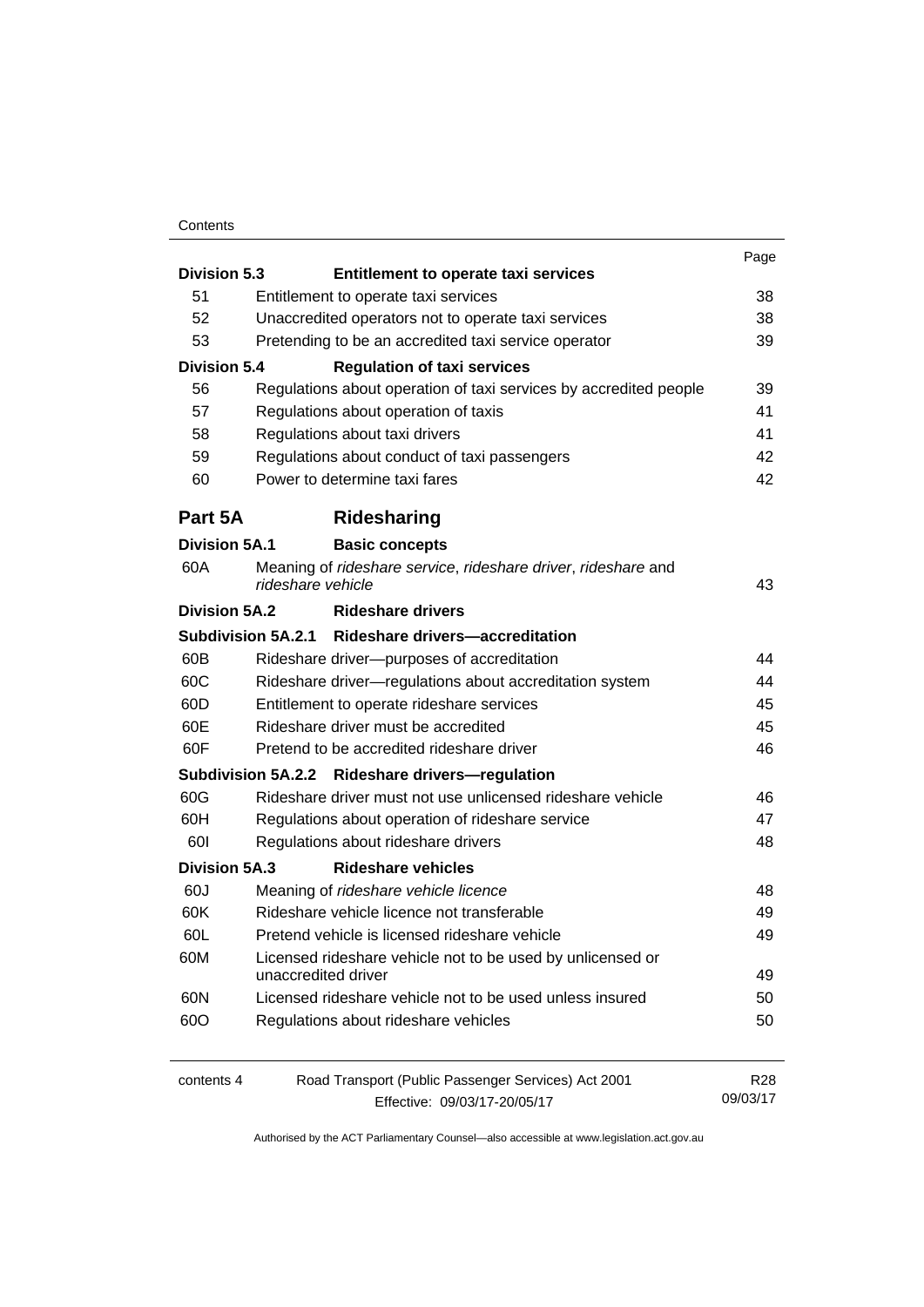| | | Page |
|---|---|---|
| **Division 5.3** | **Entitlement to operate taxi services** | |
| 51 | Entitlement to operate taxi services | 38 |
| 52 | Unaccredited operators not to operate taxi services | 38 |
| 53 | Pretending to be an accredited taxi service operator | 39 |
| **Division 5.4** | **Regulation of taxi services** | |
| 56 | Regulations about operation of taxi services by accredited people | 39 |
| 57 | Regulations about operation of taxis | 41 |
| 58 | Regulations about taxi drivers | 41 |
| 59 | Regulations about conduct of taxi passengers | 42 |
| 60 | Power to determine taxi fares | 42 |
| **Part 5A** | **Ridesharing** | |
| **Division 5A.1** | **Basic concepts** | |
| 60A | Meaning of *rideshare service*, *rideshare driver*, *rideshare* and *rideshare vehicle* | 43 |
| **Division 5A.2** | **Rideshare drivers** | |
| **Subdivision 5A.2.1** | **Rideshare drivers—accreditation** | |
| 60B | Rideshare driver—purposes of accreditation | 44 |
| 60C | Rideshare driver—regulations about accreditation system | 44 |
| 60D | Entitlement to operate rideshare services | 45 |
| 60E | Rideshare driver must be accredited | 45 |
| 60F | Pretend to be accredited rideshare driver | 46 |
| **Subdivision 5A.2.2** | **Rideshare drivers—regulation** | |
| 60G | Rideshare driver must not use unlicensed rideshare vehicle | 46 |
| 60H | Regulations about operation of rideshare service | 47 |
| 60I | Regulations about rideshare drivers | 48 |
| **Division 5A.3** | **Rideshare vehicles** | |
| 60J | Meaning of *rideshare vehicle licence* | 48 |
| 60K | Rideshare vehicle licence not transferable | 49 |
| 60L | Pretend vehicle is licensed rideshare vehicle | 49 |
| 60M | Licensed rideshare vehicle not to be used by unlicensed or unaccredited driver | 49 |
| 60N | Licensed rideshare vehicle not to be used unless insured | 50 |
| 60O | Regulations about rideshare vehicles | 50 |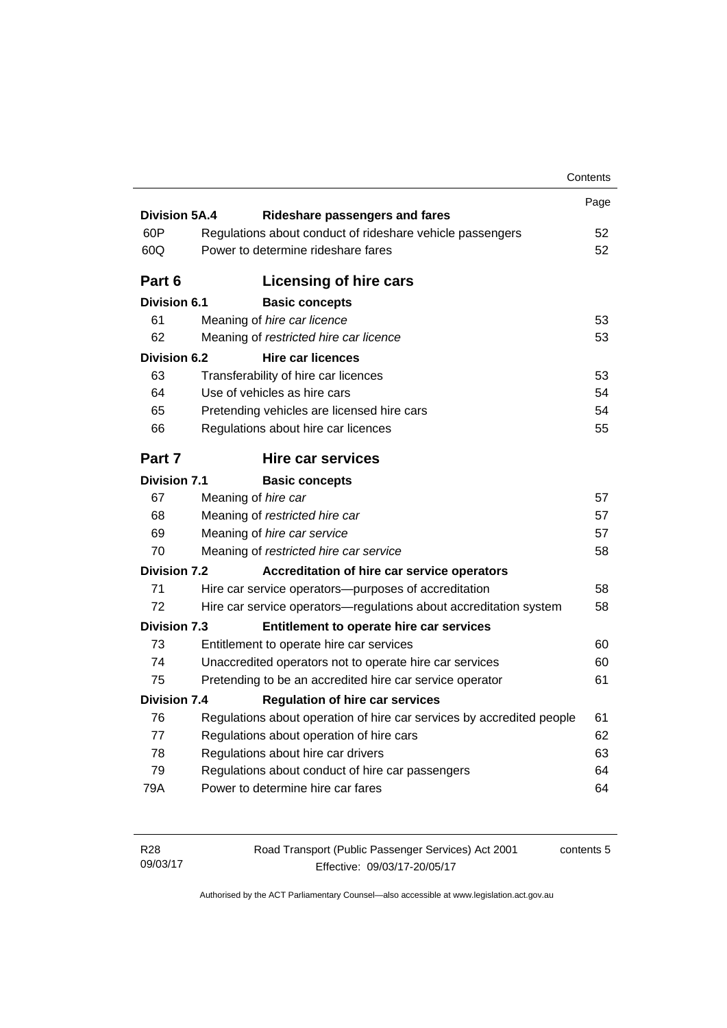| | | Page |
|---|---|---|
| **Division 5A.4** | **Rideshare passengers and fares** | |
| 60P | Regulations about conduct of rideshare vehicle passengers | 52 |
| 60Q | Power to determine rideshare fares | 52 |
| **Part 6** | **Licensing of hire cars** | |
| **Division 6.1** | **Basic concepts** | |
| 61 | Meaning of *hire car licence* | 53 |
| 62 | Meaning of *restricted hire car licence* | 53 |
| **Division 6.2** | **Hire car licences** | |
| 63 | Transferability of hire car licences | 53 |
| 64 | Use of vehicles as hire cars | 54 |
| 65 | Pretending vehicles are licensed hire cars | 54 |
| 66 | Regulations about hire car licences | 55 |
| **Part 7** | **Hire car services** | |
| **Division 7.1** | **Basic concepts** | |
| 67 | Meaning of *hire car* | 57 |
| 68 | Meaning of *restricted hire car* | 57 |
| 69 | Meaning of *hire car service* | 57 |
| 70 | Meaning of *restricted hire car service* | 58 |
| **Division 7.2** | **Accreditation of hire car service operators** | |
| 71 | Hire car service operators—purposes of accreditation | 58 |
| 72 | Hire car service operators—regulations about accreditation system | 58 |
| **Division 7.3** | **Entitlement to operate hire car services** | |
| 73 | Entitlement to operate hire car services | 60 |
| 74 | Unaccredited operators not to operate hire car services | 60 |
| 75 | Pretending to be an accredited hire car service operator | 61 |
| **Division 7.4** | **Regulation of hire car services** | |
| 76 | Regulations about operation of hire car services by accredited people | 61 |
| 77 | Regulations about operation of hire cars | 62 |
| 78 | Regulations about hire car drivers | 63 |
| 79 | Regulations about conduct of hire car passengers | 64 |
| 79A | Power to determine hire car fares | 64 |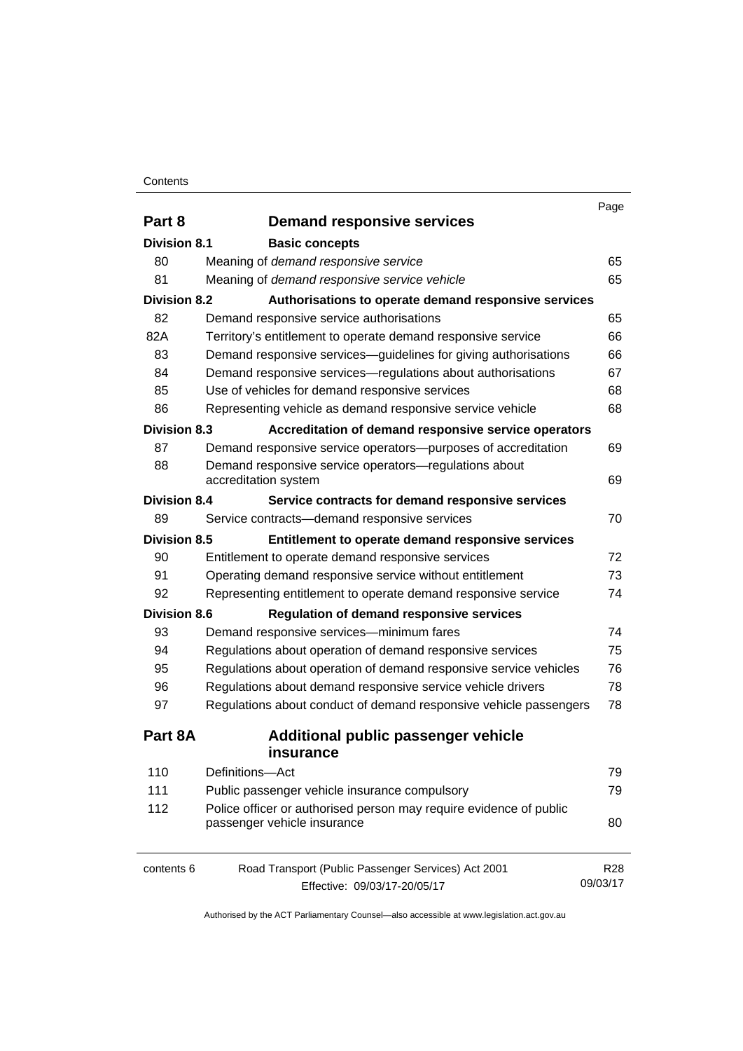| | | Page |
|---|---|---|
| **Part 8** | **Demand responsive services** | |
| **Division 8.1** | **Basic concepts** | |
| 80 | Meaning of *demand responsive service* | 65 |
| 81 | Meaning of *demand responsive service vehicle* | 65 |
| **Division 8.2** | **Authorisations to operate demand responsive services** | |
| 82 | Demand responsive service authorisations | 65 |
| 82A | Territory's entitlement to operate demand responsive service | 66 |
| 83 | Demand responsive services—guidelines for giving authorisations | 66 |
| 84 | Demand responsive services—regulations about authorisations | 67 |
| 85 | Use of vehicles for demand responsive services | 68 |
| 86 | Representing vehicle as demand responsive service vehicle | 68 |
| **Division 8.3** | **Accreditation of demand responsive service operators** | |
| 87 | Demand responsive service operators—purposes of accreditation | 69 |
| 88 | Demand responsive service operators—regulations about accreditation system | 69 |
| **Division 8.4** | **Service contracts for demand responsive services** | |
| 89 | Service contracts—demand responsive services | 70 |
| **Division 8.5** | **Entitlement to operate demand responsive services** | |
| 90 | Entitlement to operate demand responsive services | 72 |
| 91 | Operating demand responsive service without entitlement | 73 |
| 92 | Representing entitlement to operate demand responsive service | 74 |
| **Division 8.6** | **Regulation of demand responsive services** | |
| 93 | Demand responsive services—minimum fares | 74 |
| 94 | Regulations about operation of demand responsive services | 75 |
| 95 | Regulations about operation of demand responsive service vehicles | 76 |
| 96 | Regulations about demand responsive service vehicle drivers | 78 |
| 97 | Regulations about conduct of demand responsive vehicle passengers | 78 |
| **Part 8A** | **Additional public passenger vehicle insurance** | |
| 110 | Definitions—Act | 79 |
| 111 | Public passenger vehicle insurance compulsory | 79 |
| 112 | Police officer or authorised person may require evidence of public passenger vehicle insurance | 80 |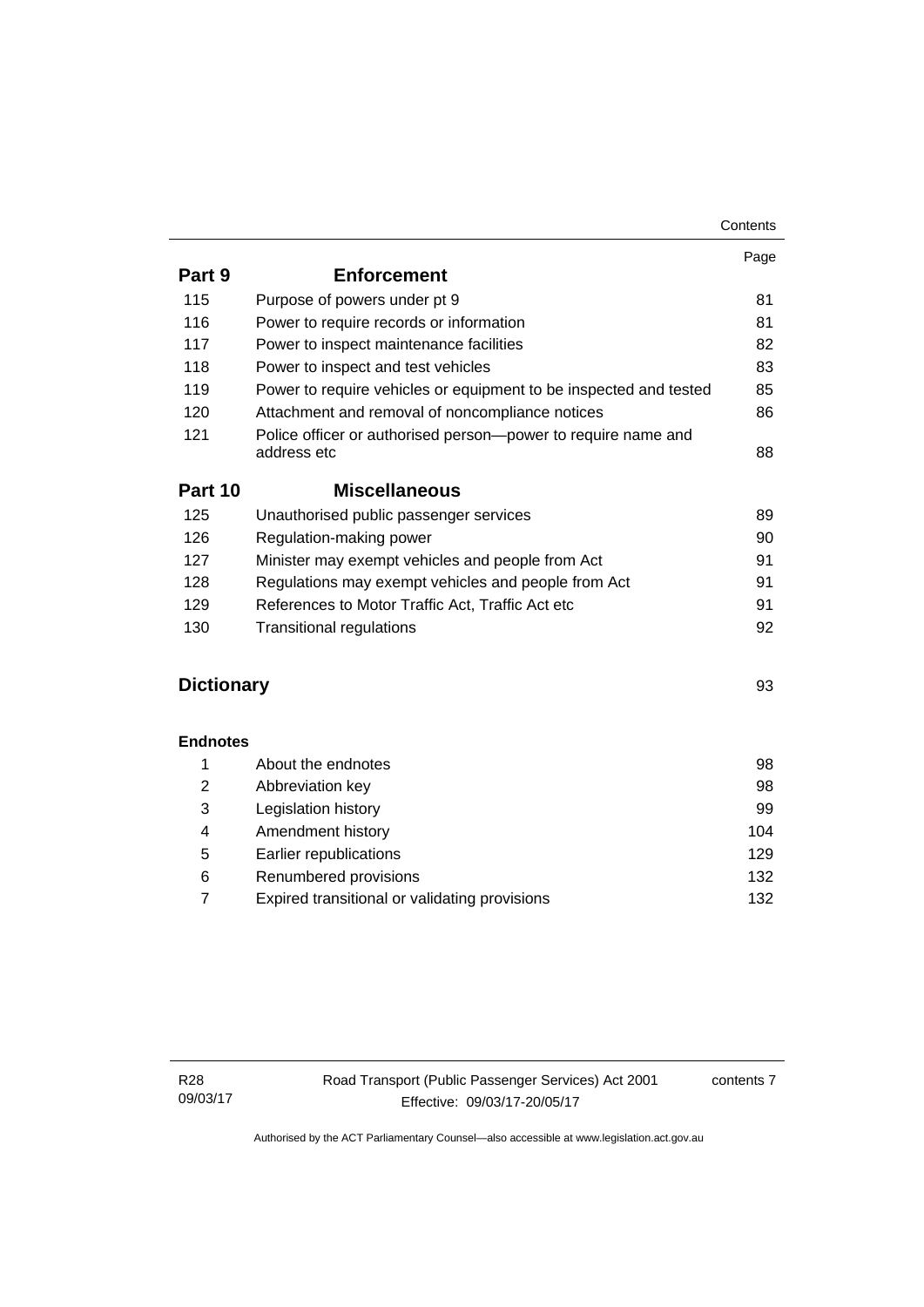| | | Page |
|---|---|---|
| **Part 9** | **Enforcement** | |
| 115 | Purpose of powers under pt 9 | 81 |
| 116 | Power to require records or information | 81 |
| 117 | Power to inspect maintenance facilities | 82 |
| 118 | Power to inspect and test vehicles | 83 |
| 119 | Power to require vehicles or equipment to be inspected and tested | 85 |
| 120 | Attachment and removal of noncompliance notices | 86 |
| 121 | Police officer or authorised person—power to require name and address etc | 88 |
| **Part 10** | **Miscellaneous** | |
| 125 | Unauthorised public passenger services | 89 |
| 126 | Regulation-making power | 90 |
| 127 | Minister may exempt vehicles and people from Act | 91 |
| 128 | Regulations may exempt vehicles and people from Act | 91 |
| 129 | References to Motor Traffic Act, Traffic Act etc | 91 |
| 130 | Transitional regulations | 92 |
| **Dictionary** | | 93 |
| **Endnotes** | | |
| 1 | About the endnotes | 98 |
| 2 | Abbreviation key | 98 |
| 3 | Legislation history | 99 |
| 4 | Amendment history | 104 |
| 5 | Earlier republications | 129 |
| 6 | Renumbered provisions | 132 |
| 7 | Expired transitional or validating provisions | 132 |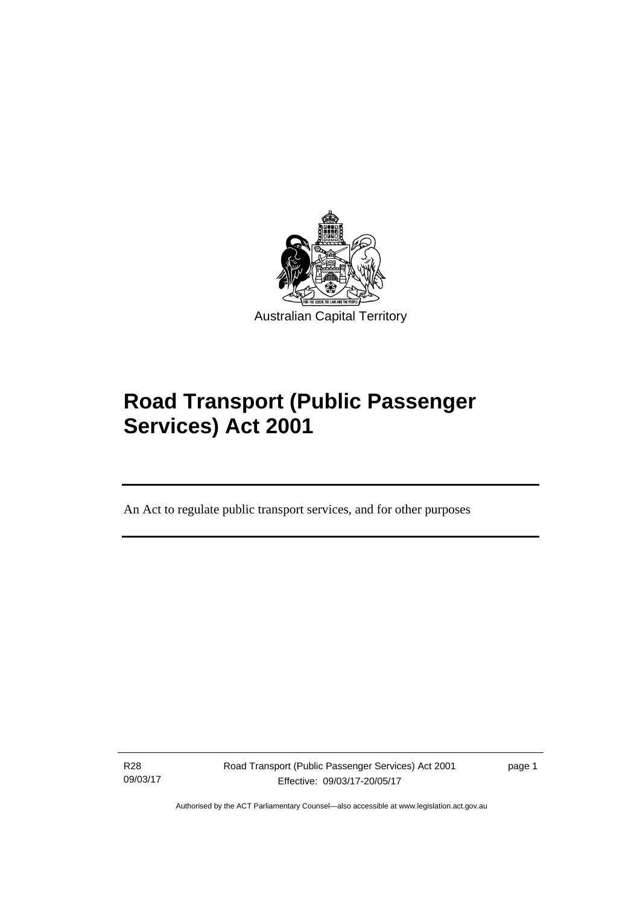Australian Capital Territory

# Road Transport (Public Passenger Services) Act 2001

An Act to regulate public transport services, and for other purposes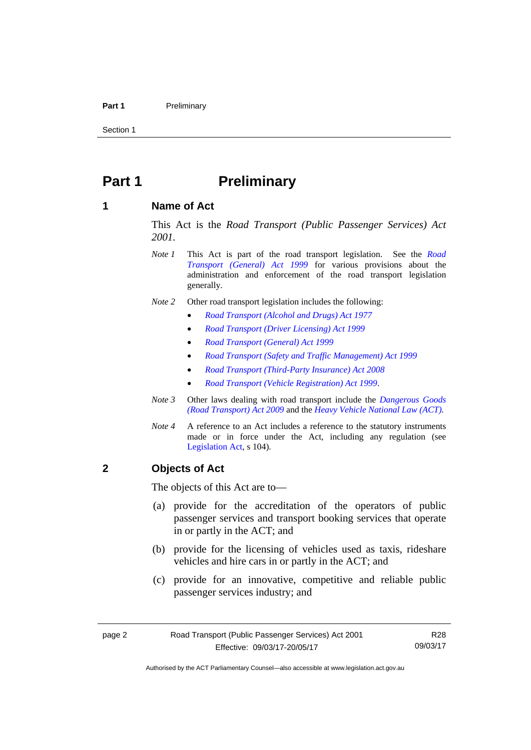# Part 1 Preliminary

## 1 Name of Act

This Act is the *Road Transport (Public Passenger Services) Act 2001*.

*Note 1* This Act is part of the road transport legislation. See the *Road Transport (General) Act 1999* for various provisions about the administration and enforcement of the road transport legislation generally.

*Note 2* Other road transport legislation includes the following:

- *Road Transport (Alcohol and Drugs) Act 1977*
- *Road Transport (Driver Licensing) Act 1999*
- *Road Transport (General) Act 1999*
- *Road Transport (Safety and Traffic Management) Act 1999*
- *Road Transport (Third-Party Insurance) Act 2008*
- *Road Transport (Vehicle Registration) Act 1999*.

*Note 3* Other laws dealing with road transport include the *Dangerous Goods (Road Transport) Act 2009* and the *Heavy Vehicle National Law (ACT)*.

*Note 4* A reference to an Act includes a reference to the statutory instruments made or in force under the Act, including any regulation (see Legislation Act, s 104).

## 2 Objects of Act

The objects of this Act are to—

(a) provide for the accreditation of the operators of public passenger services and transport booking services that operate in or partly in the ACT; and

(b) provide for the licensing of vehicles used as taxis, rideshare vehicles and hire cars in or partly in the ACT; and

(c) provide for an innovative, competitive and reliable public passenger services industry; and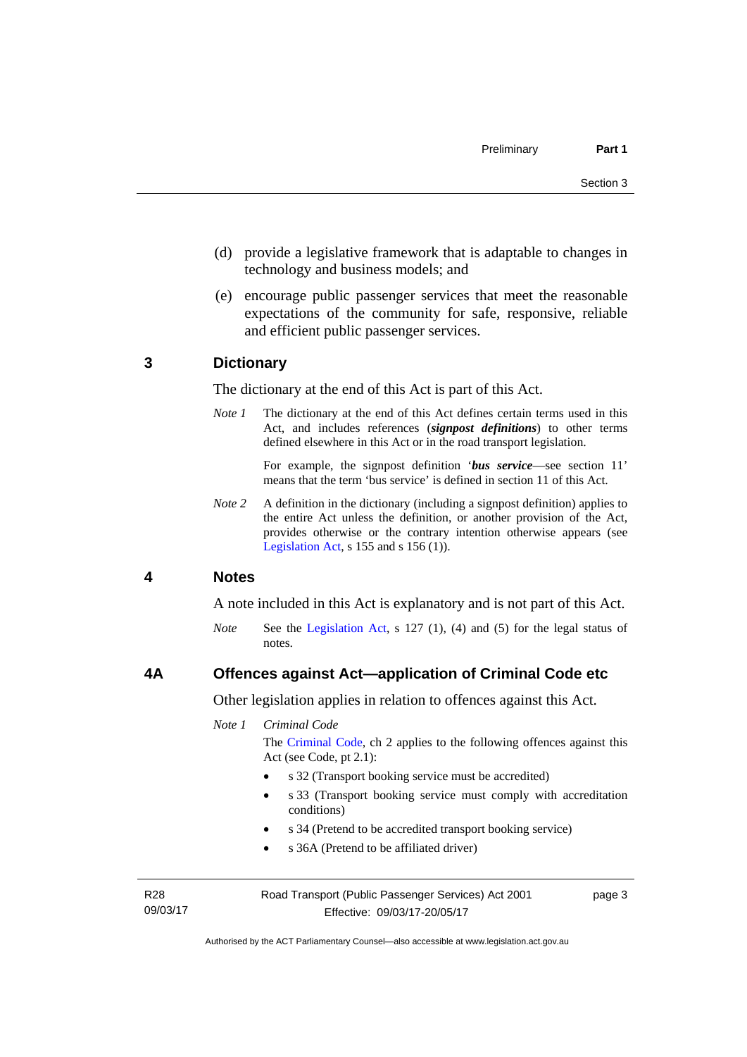(d) provide a legislative framework that is adaptable to changes in technology and business models; and

(e) encourage public passenger services that meet the reasonable expectations of the community for safe, responsive, reliable and efficient public passenger services.

## 3 Dictionary

The dictionary at the end of this Act is part of this Act.

*Note 1* The dictionary at the end of this Act defines certain terms used in this Act, and includes references (***signpost definitions***) to other terms defined elsewhere in this Act or in the road transport legislation.

For example, the signpost definition '***bus service***—see section 11' means that the term 'bus service' is defined in section 11 of this Act.

*Note 2* A definition in the dictionary (including a signpost definition) applies to the entire Act unless the definition, or another provision of the Act, provides otherwise or the contrary intention otherwise appears (see Legislation Act, s 155 and s 156 (1)).

## 4 Notes

A note included in this Act is explanatory and is not part of this Act.

*Note* See the Legislation Act, s 127 (1), (4) and (5) for the legal status of notes.

## 4A Offences against Act—application of Criminal Code etc

Other legislation applies in relation to offences against this Act.

*Note 1* *Criminal Code*

The Criminal Code, ch 2 applies to the following offences against this Act (see Code, pt 2.1):

- s 32 (Transport booking service must be accredited)
- s 33 (Transport booking service must comply with accreditation conditions)
- s 34 (Pretend to be accredited transport booking service)
- s 36A (Pretend to be affiliated driver)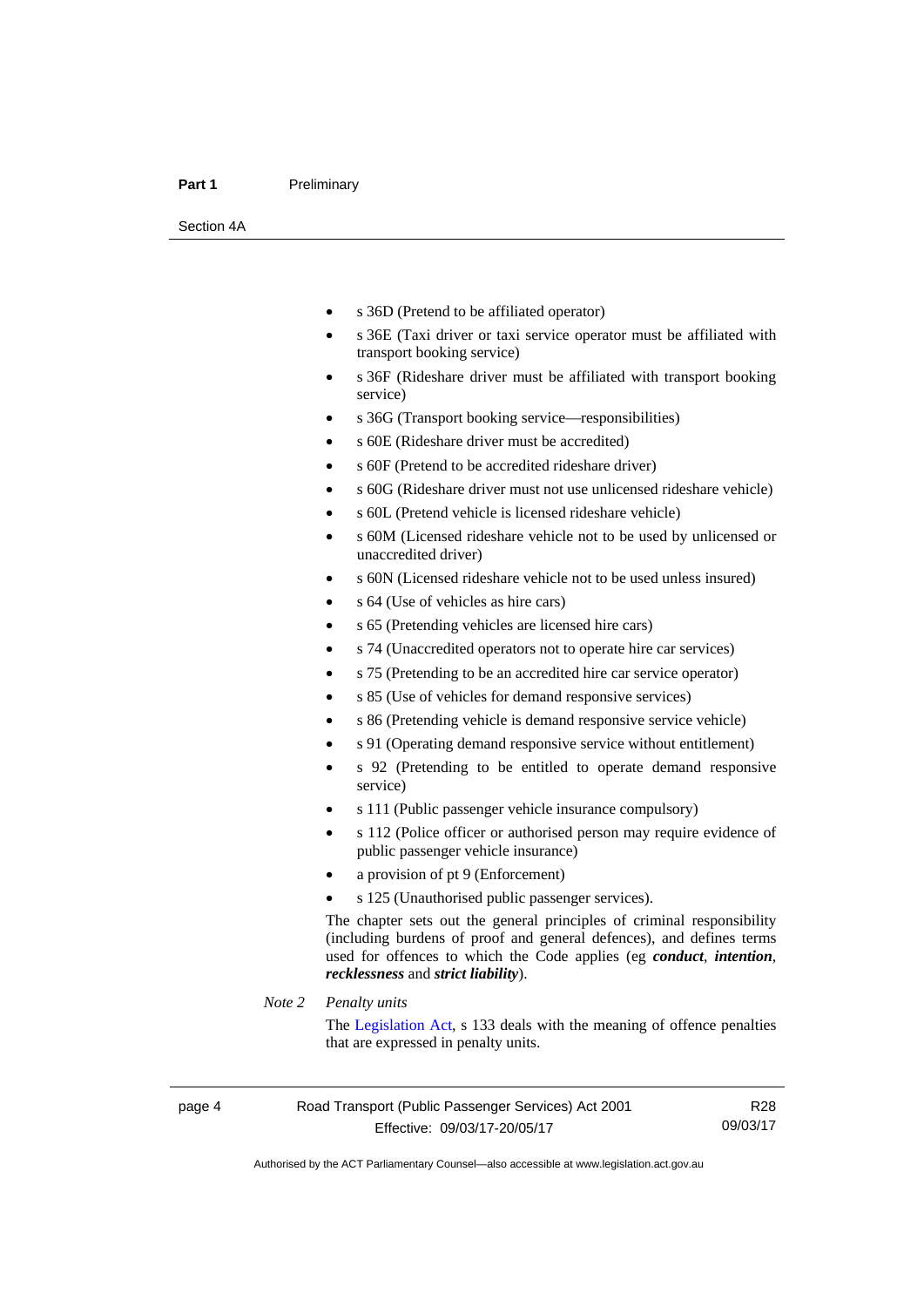- s 36D (Pretend to be affiliated operator)
- s 36E (Taxi driver or taxi service operator must be affiliated with transport booking service)
- s 36F (Rideshare driver must be affiliated with transport booking service)
- s 36G (Transport booking service—responsibilities)
- s 60E (Rideshare driver must be accredited)
- s 60F (Pretend to be accredited rideshare driver)
- s 60G (Rideshare driver must not use unlicensed rideshare vehicle)
- s 60L (Pretend vehicle is licensed rideshare vehicle)
- s 60M (Licensed rideshare vehicle not to be used by unlicensed or unaccredited driver)
- s 60N (Licensed rideshare vehicle not to be used unless insured)
- s 64 (Use of vehicles as hire cars)
- s 65 (Pretending vehicles are licensed hire cars)
- s 74 (Unaccredited operators not to operate hire car services)
- s 75 (Pretending to be an accredited hire car service operator)
- s 85 (Use of vehicles for demand responsive services)
- s 86 (Pretending vehicle is demand responsive service vehicle)
- s 91 (Operating demand responsive service without entitlement)
- s 92 (Pretending to be entitled to operate demand responsive service)
- s 111 (Public passenger vehicle insurance compulsory)
- s 112 (Police officer or authorised person may require evidence of public passenger vehicle insurance)
- a provision of pt 9 (Enforcement)
- s 125 (Unauthorised public passenger services).

The chapter sets out the general principles of criminal responsibility (including burdens of proof and general defences), and defines terms used for offences to which the Code applies (eg ***conduct***, ***intention***, ***recklessness*** and ***strict liability***).

*Note 2* *Penalty units*

The Legislation Act, s 133 deals with the meaning of offence penalties that are expressed in penalty units.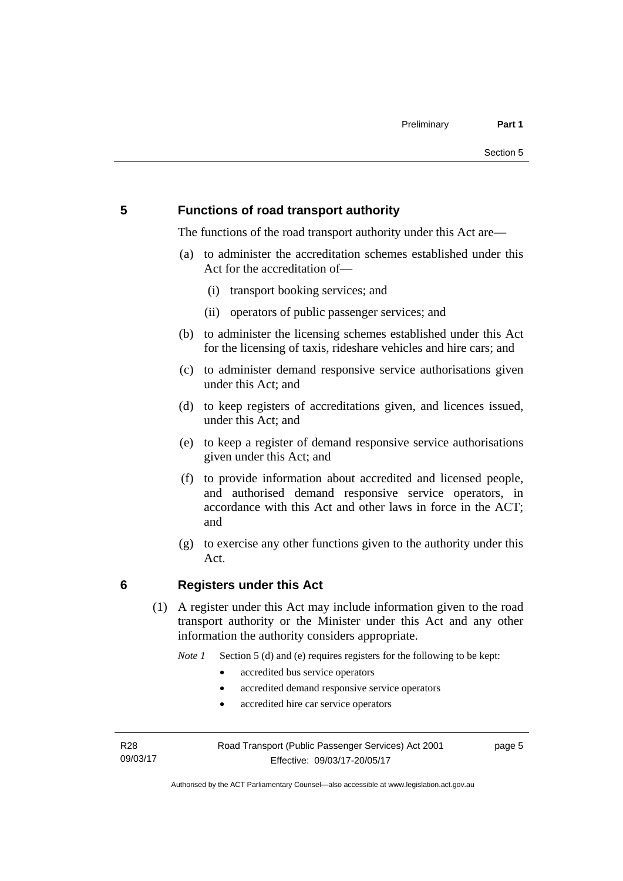## 5 Functions of road transport authority

The functions of the road transport authority under this Act are—

(a) to administer the accreditation schemes established under this Act for the accreditation of—

 (i) transport booking services; and

 (ii) operators of public passenger services; and

(b) to administer the licensing schemes established under this Act for the licensing of taxis, rideshare vehicles and hire cars; and

(c) to administer demand responsive service authorisations given under this Act; and

(d) to keep registers of accreditations given, and licences issued, under this Act; and

(e) to keep a register of demand responsive service authorisations given under this Act; and

(f) to provide information about accredited and licensed people, and authorised demand responsive service operators, in accordance with this Act and other laws in force in the ACT; and

(g) to exercise any other functions given to the authority under this Act.

## 6 Registers under this Act

(1) A register under this Act may include information given to the road transport authority or the Minister under this Act and any other information the authority considers appropriate.

*Note 1* Section 5 (d) and (e) requires registers for the following to be kept:

- accredited bus service operators
- accredited demand responsive service operators
- accredited hire car service operators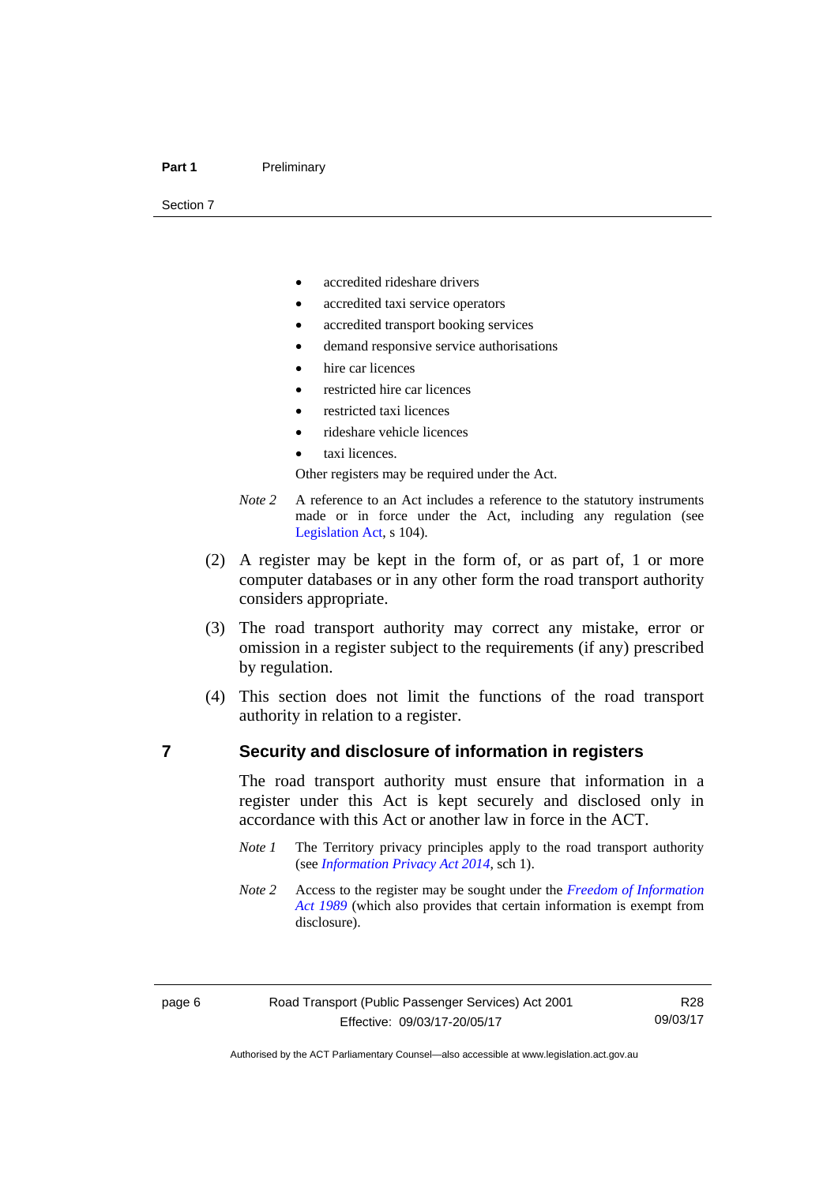- accredited rideshare drivers
- accredited taxi service operators
- accredited transport booking services
- demand responsive service authorisations
- hire car licences
- restricted hire car licences
- restricted taxi licences
- rideshare vehicle licences
- taxi licences.

Other registers may be required under the Act.

*Note 2* A reference to an Act includes a reference to the statutory instruments made or in force under the Act, including any regulation (see Legislation Act, s 104).

(2) A register may be kept in the form of, or as part of, 1 or more computer databases or in any other form the road transport authority considers appropriate.

(3) The road transport authority may correct any mistake, error or omission in a register subject to the requirements (if any) prescribed by regulation.

(4) This section does not limit the functions of the road transport authority in relation to a register.

## 7 Security and disclosure of information in registers

The road transport authority must ensure that information in a register under this Act is kept securely and disclosed only in accordance with this Act or another law in force in the ACT.

*Note 1* The Territory privacy principles apply to the road transport authority (see *Information Privacy Act 2014*, sch 1).

*Note 2* Access to the register may be sought under the *Freedom of Information Act 1989* (which also provides that certain information is exempt from disclosure).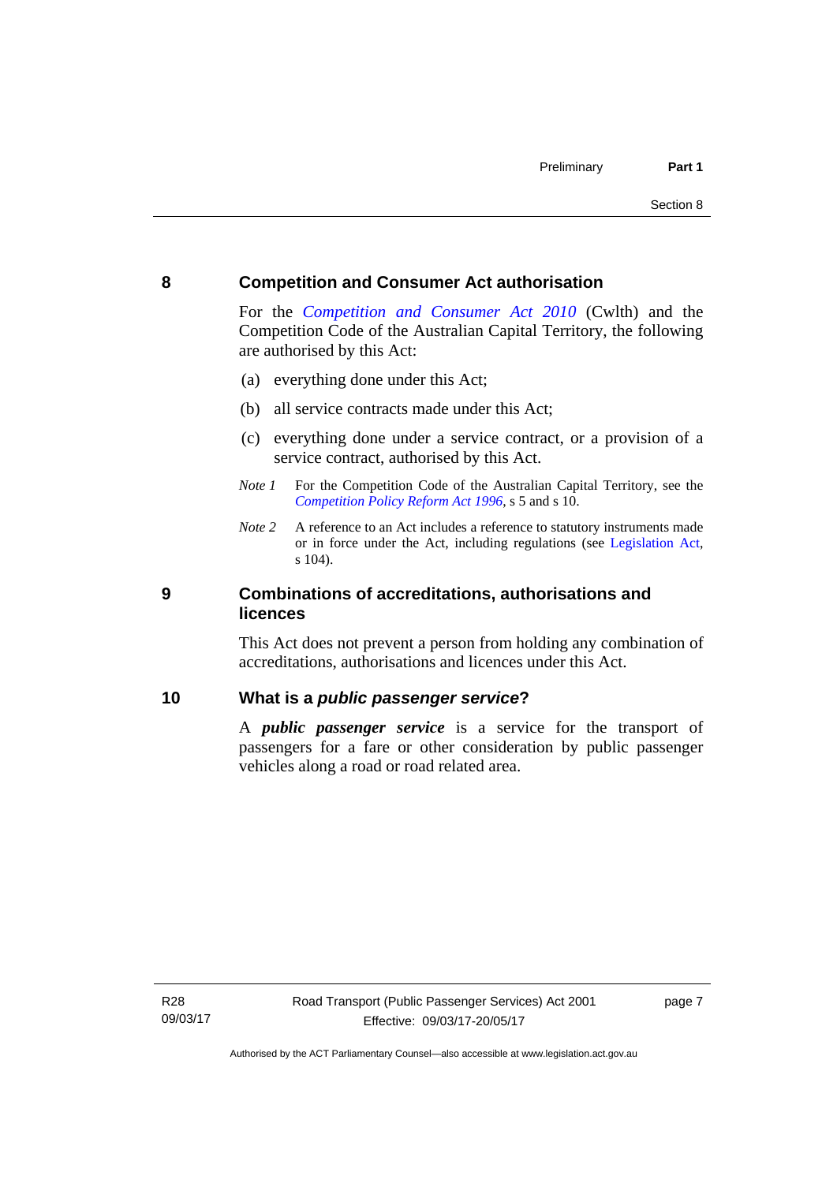## 8 Competition and Consumer Act authorisation

For the *Competition and Consumer Act 2010* (Cwlth) and the Competition Code of the Australian Capital Territory, the following are authorised by this Act:

(a) everything done under this Act;

(b) all service contracts made under this Act;

(c) everything done under a service contract, or a provision of a service contract, authorised by this Act.

*Note 1* For the Competition Code of the Australian Capital Territory, see the *Competition Policy Reform Act 1996*, s 5 and s 10.

*Note 2* A reference to an Act includes a reference to statutory instruments made or in force under the Act, including regulations (see Legislation Act, s 104).

## 9 Combinations of accreditations, authorisations and licences

This Act does not prevent a person from holding any combination of accreditations, authorisations and licences under this Act.

## 10 What is a *public passenger service*?

A ***public passenger service*** is a service for the transport of passengers for a fare or other consideration by public passenger vehicles along a road or road related area.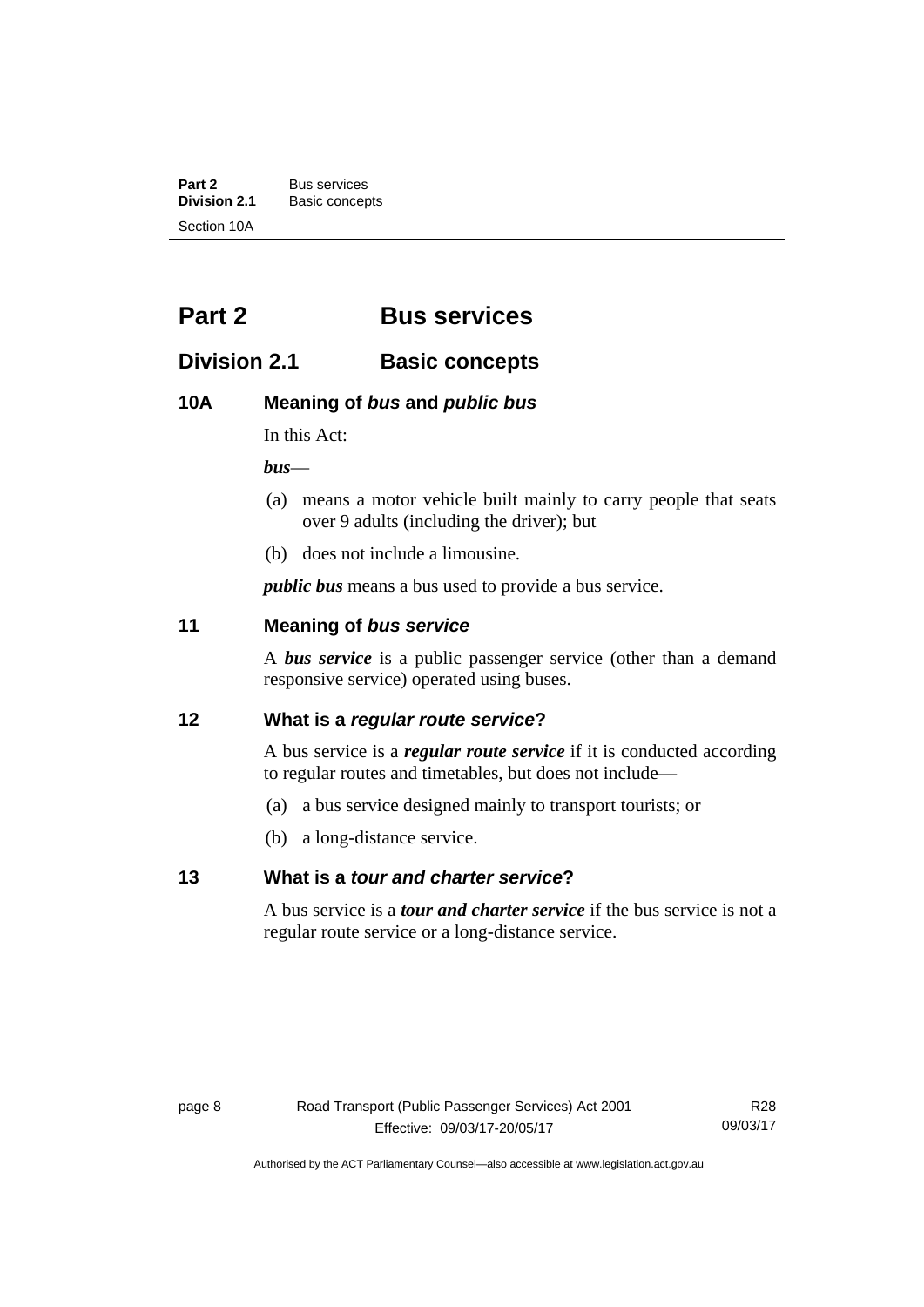# Part 2 Bus services

## Division 2.1 Basic concepts

### 10A Meaning of *bus* and *public bus*

In this Act:

***bus***—

(a) means a motor vehicle built mainly to carry people that seats over 9 adults (including the driver); but

(b) does not include a limousine.

***public bus*** means a bus used to provide a bus service.

### 11 Meaning of *bus service*

A ***bus service*** is a public passenger service (other than a demand responsive service) operated using buses.

### 12 What is a *regular route service*?

A bus service is a ***regular route service*** if it is conducted according to regular routes and timetables, but does not include—

(a) a bus service designed mainly to transport tourists; or

(b) a long-distance service.

### 13 What is a *tour and charter service*?

A bus service is a ***tour and charter service*** if the bus service is not a regular route service or a long-distance service.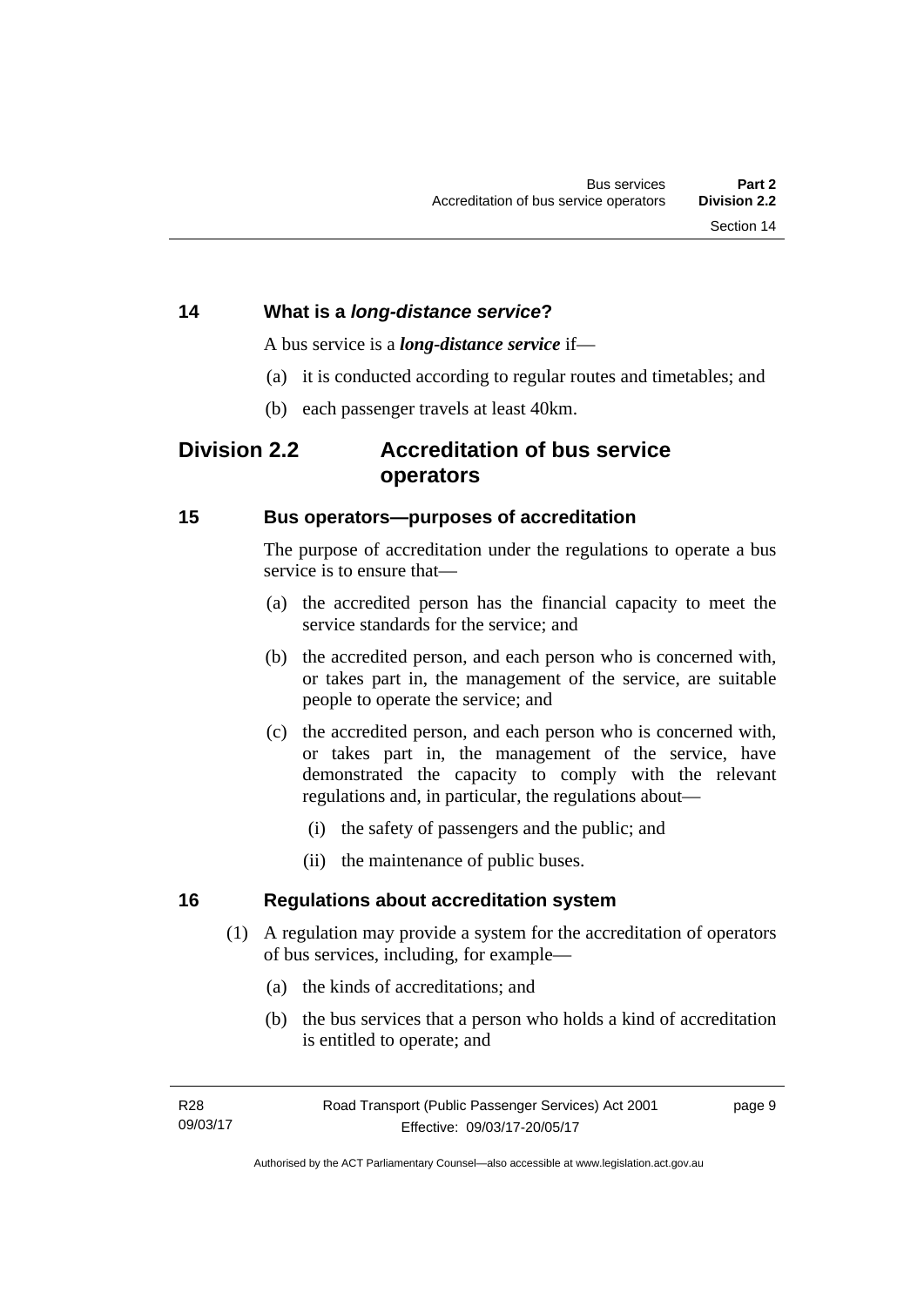### 14 What is a *long-distance service*?

A bus service is a ***long-distance service*** if—

(a) it is conducted according to regular routes and timetables; and

(b) each passenger travels at least 40km.

## Division 2.2 Accreditation of bus service operators

### 15 Bus operators—purposes of accreditation

The purpose of accreditation under the regulations to operate a bus service is to ensure that—

(a) the accredited person has the financial capacity to meet the service standards for the service; and

(b) the accredited person, and each person who is concerned with, or takes part in, the management of the service, are suitable people to operate the service; and

(c) the accredited person, and each person who is concerned with, or takes part in, the management of the service, have demonstrated the capacity to comply with the relevant regulations and, in particular, the regulations about—

(i) the safety of passengers and the public; and

(ii) the maintenance of public buses.

### 16 Regulations about accreditation system

(1) A regulation may provide a system for the accreditation of operators of bus services, including, for example—

(a) the kinds of accreditations; and

(b) the bus services that a person who holds a kind of accreditation is entitled to operate; and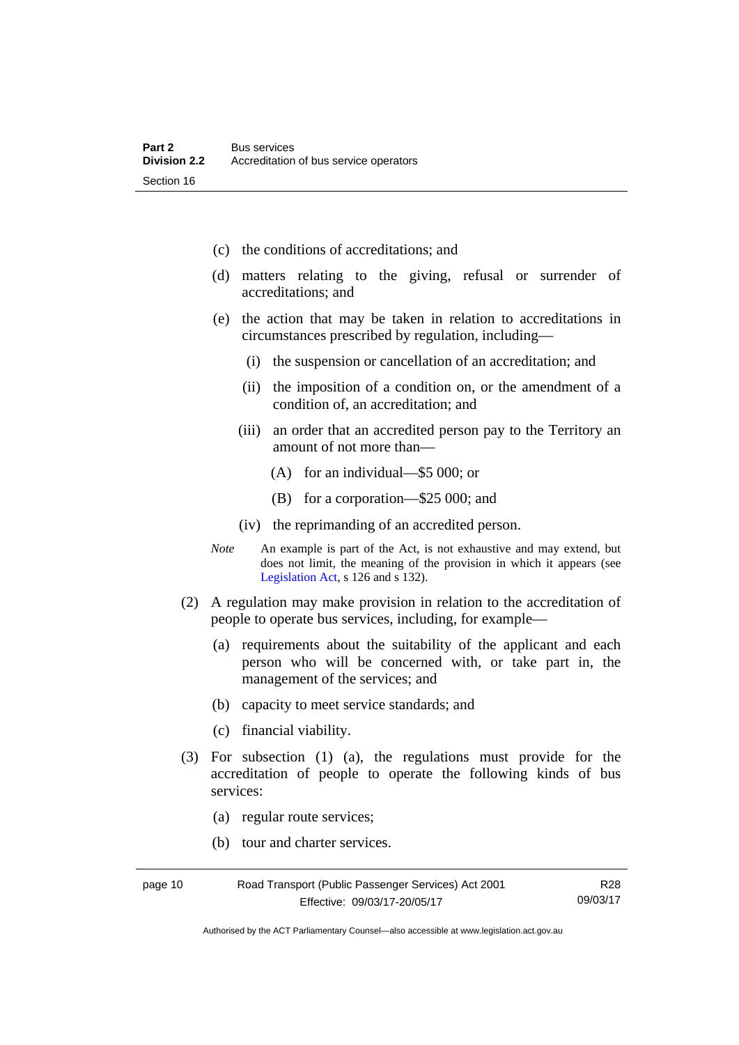(c) the conditions of accreditations; and

(d) matters relating to the giving, refusal or surrender of accreditations; and

(e) the action that may be taken in relation to accreditations in circumstances prescribed by regulation, including—

(i) the suspension or cancellation of an accreditation; and

(ii) the imposition of a condition on, or the amendment of a condition of, an accreditation; and

(iii) an order that an accredited person pay to the Territory an amount of not more than—

(A) for an individual—$5 000; or

(B) for a corporation—$25 000; and

(iv) the reprimanding of an accredited person.

*Note* An example is part of the Act, is not exhaustive and may extend, but does not limit, the meaning of the provision in which it appears (see Legislation Act, s 126 and s 132).

(2) A regulation may make provision in relation to the accreditation of people to operate bus services, including, for example—

(a) requirements about the suitability of the applicant and each person who will be concerned with, or take part in, the management of the services; and

(b) capacity to meet service standards; and

(c) financial viability.

(3) For subsection (1) (a), the regulations must provide for the accreditation of people to operate the following kinds of bus services:

(a) regular route services;

(b) tour and charter services.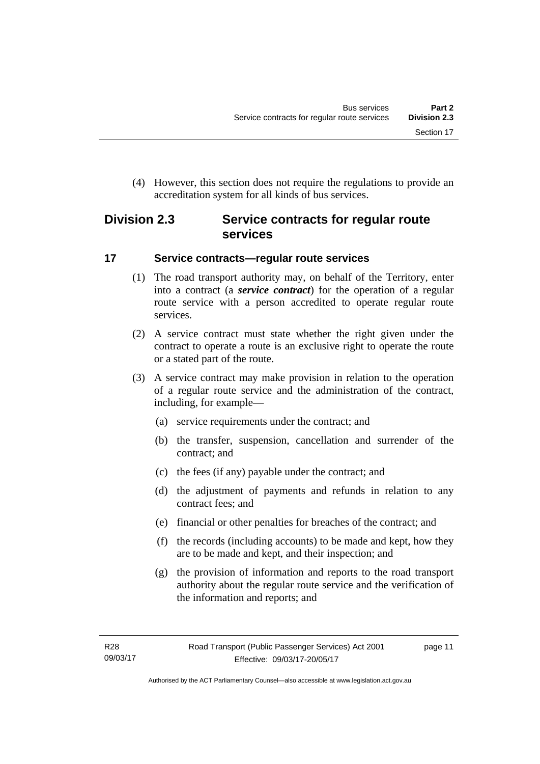(4) However, this section does not require the regulations to provide an accreditation system for all kinds of bus services.

## Division 2.3 Service contracts for regular route services

### 17 Service contracts—regular route services

(1) The road transport authority may, on behalf of the Territory, enter into a contract (a ***service contract***) for the operation of a regular route service with a person accredited to operate regular route services.

(2) A service contract must state whether the right given under the contract to operate a route is an exclusive right to operate the route or a stated part of the route.

(3) A service contract may make provision in relation to the operation of a regular route service and the administration of the contract, including, for example—

(a) service requirements under the contract; and

(b) the transfer, suspension, cancellation and surrender of the contract; and

(c) the fees (if any) payable under the contract; and

(d) the adjustment of payments and refunds in relation to any contract fees; and

(e) financial or other penalties for breaches of the contract; and

(f) the records (including accounts) to be made and kept, how they are to be made and kept, and their inspection; and

(g) the provision of information and reports to the road transport authority about the regular route service and the verification of the information and reports; and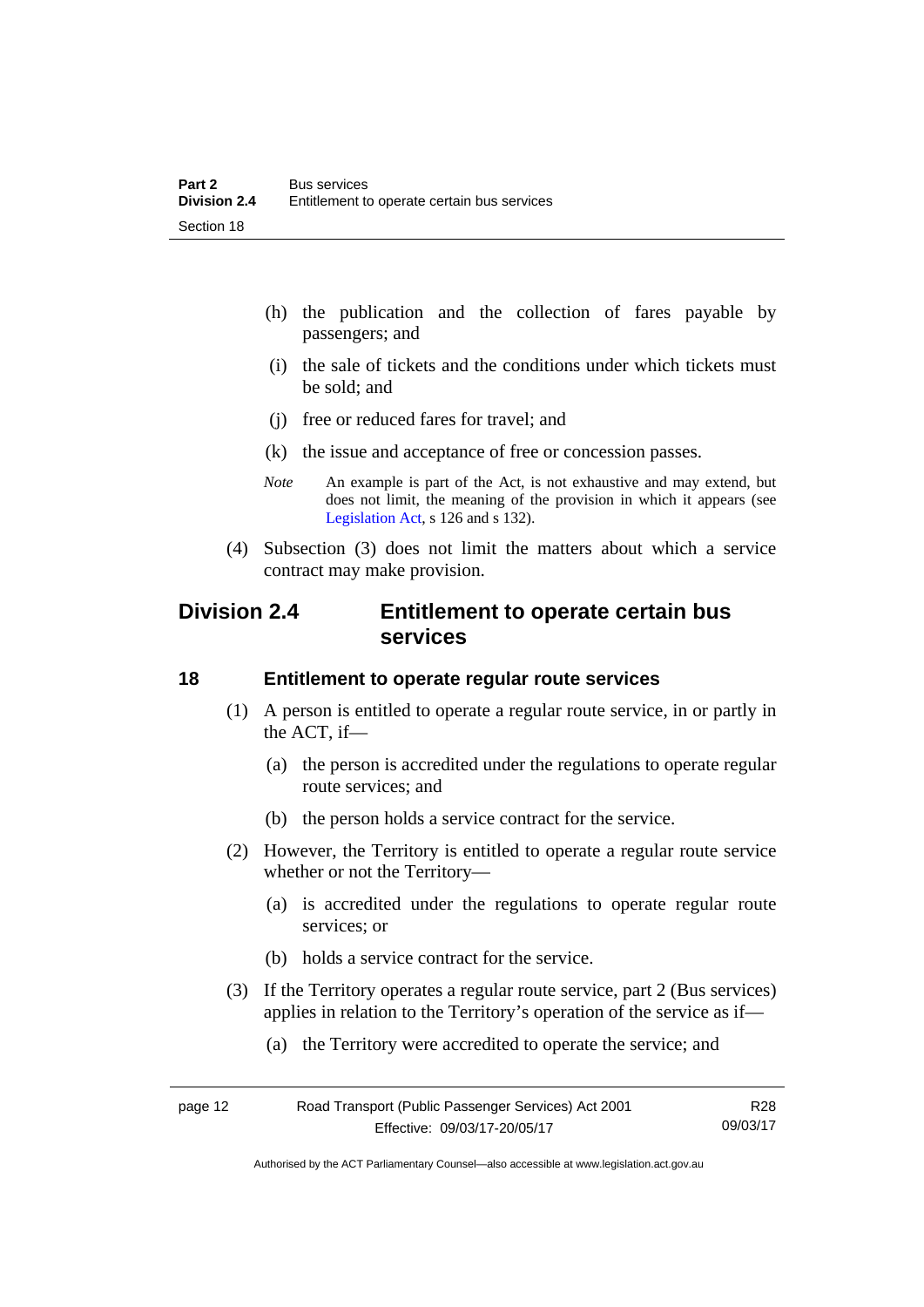(h) the publication and the collection of fares payable by passengers; and

(i) the sale of tickets and the conditions under which tickets must be sold; and

(j) free or reduced fares for travel; and

(k) the issue and acceptance of free or concession passes.

*Note* An example is part of the Act, is not exhaustive and may extend, but does not limit, the meaning of the provision in which it appears (see Legislation Act, s 126 and s 132).

(4) Subsection (3) does not limit the matters about which a service contract may make provision.

## Division 2.4 Entitlement to operate certain bus services

### 18 Entitlement to operate regular route services

(1) A person is entitled to operate a regular route service, in or partly in the ACT, if—

(a) the person is accredited under the regulations to operate regular route services; and

(b) the person holds a service contract for the service.

(2) However, the Territory is entitled to operate a regular route service whether or not the Territory—

(a) is accredited under the regulations to operate regular route services; or

(b) holds a service contract for the service.

(3) If the Territory operates a regular route service, part 2 (Bus services) applies in relation to the Territory's operation of the service as if—

(a) the Territory were accredited to operate the service; and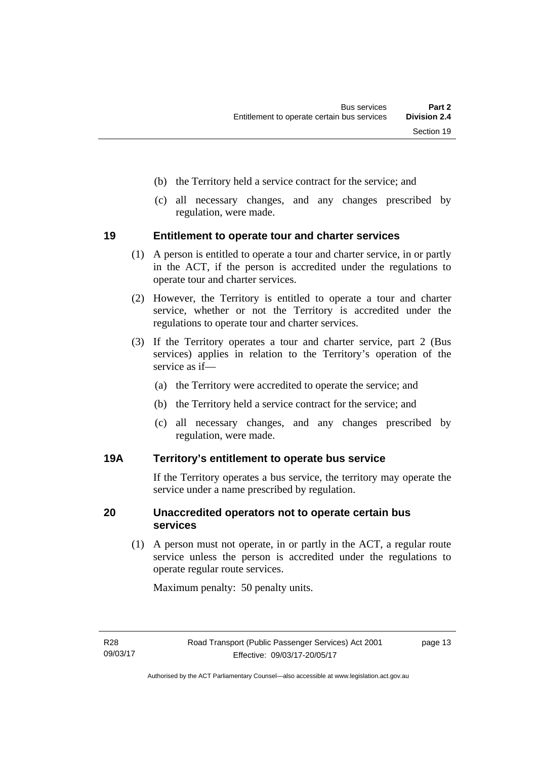(b) the Territory held a service contract for the service; and

(c) all necessary changes, and any changes prescribed by regulation, were made.

## 19 Entitlement to operate tour and charter services

(1) A person is entitled to operate a tour and charter service, in or partly in the ACT, if the person is accredited under the regulations to operate tour and charter services.

(2) However, the Territory is entitled to operate a tour and charter service, whether or not the Territory is accredited under the regulations to operate tour and charter services.

(3) If the Territory operates a tour and charter service, part 2 (Bus services) applies in relation to the Territory's operation of the service as if—

(a) the Territory were accredited to operate the service; and

(b) the Territory held a service contract for the service; and

(c) all necessary changes, and any changes prescribed by regulation, were made.

## 19A Territory's entitlement to operate bus service

If the Territory operates a bus service, the territory may operate the service under a name prescribed by regulation.

## 20 Unaccredited operators not to operate certain bus services

(1) A person must not operate, in or partly in the ACT, a regular route service unless the person is accredited under the regulations to operate regular route services.

Maximum penalty: 50 penalty units.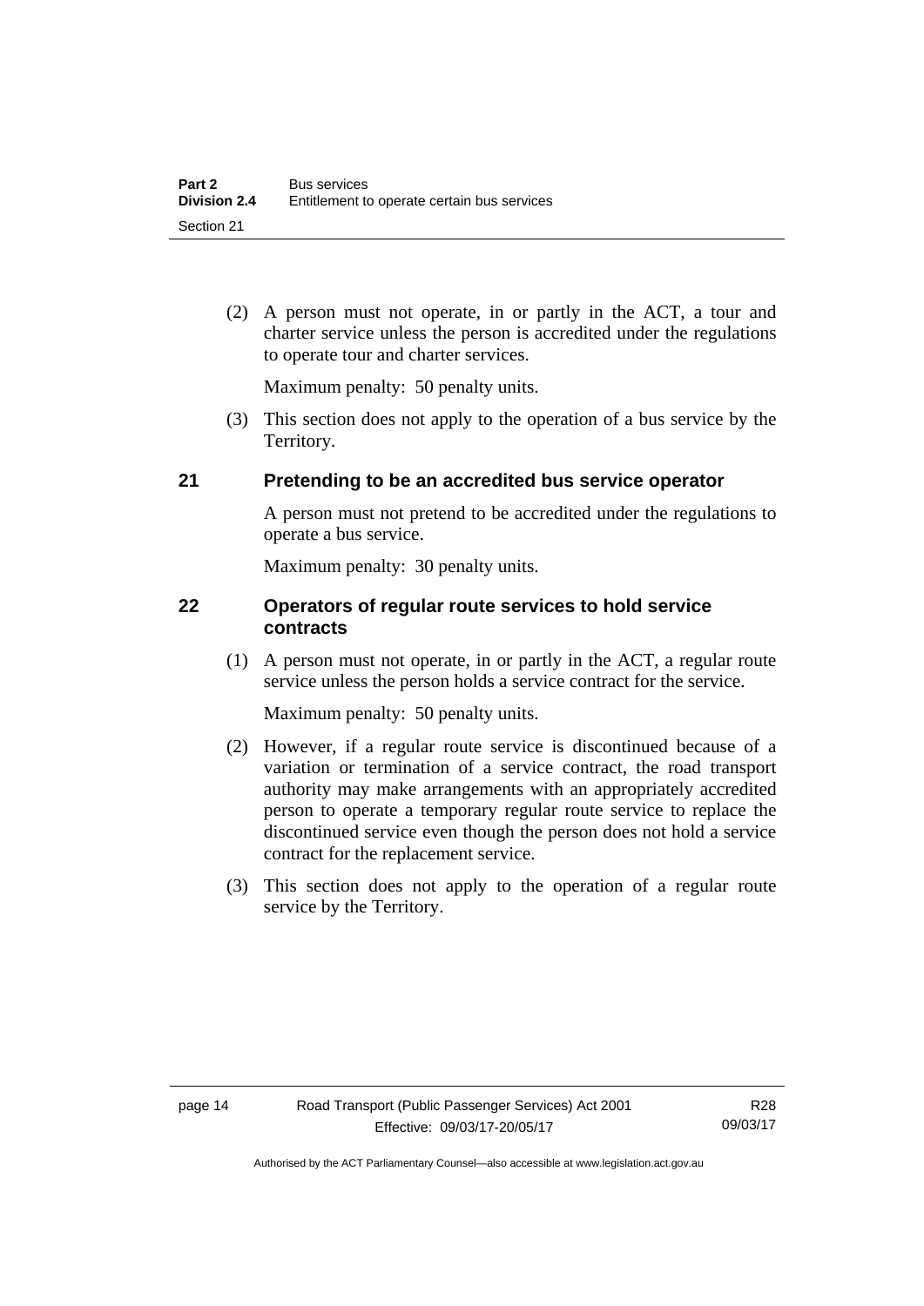(2) A person must not operate, in or partly in the ACT, a tour and charter service unless the person is accredited under the regulations to operate tour and charter services.

Maximum penalty: 50 penalty units.

(3) This section does not apply to the operation of a bus service by the Territory.

### 21 Pretending to be an accredited bus service operator

A person must not pretend to be accredited under the regulations to operate a bus service.

Maximum penalty: 30 penalty units.

### 22 Operators of regular route services to hold service contracts

(1) A person must not operate, in or partly in the ACT, a regular route service unless the person holds a service contract for the service.

Maximum penalty: 50 penalty units.

(2) However, if a regular route service is discontinued because of a variation or termination of a service contract, the road transport authority may make arrangements with an appropriately accredited person to operate a temporary regular route service to replace the discontinued service even though the person does not hold a service contract for the replacement service.

(3) This section does not apply to the operation of a regular route service by the Territory.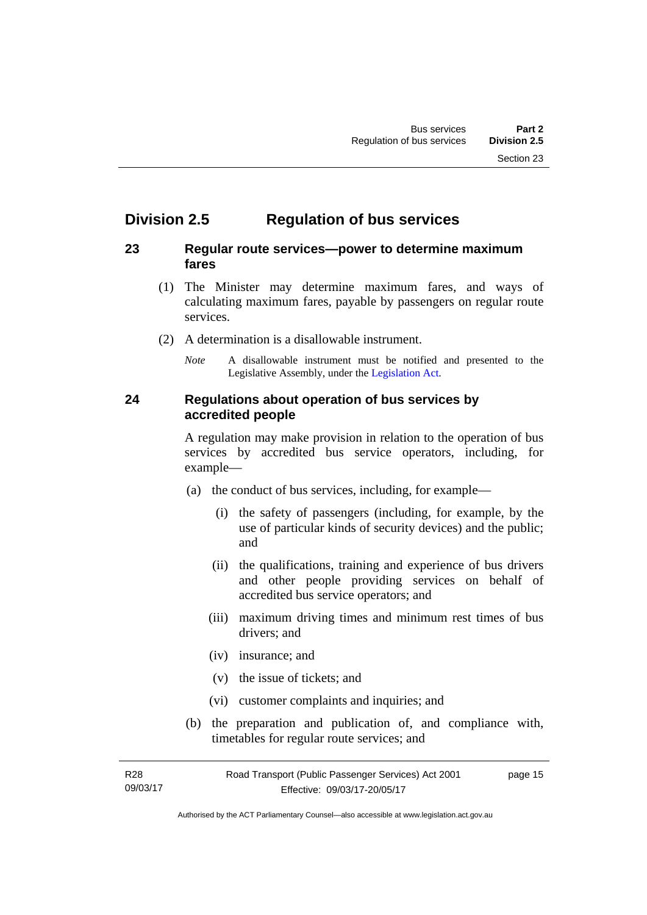## Division 2.5 Regulation of bus services

### 23 Regular route services—power to determine maximum fares

(1) The Minister may determine maximum fares, and ways of calculating maximum fares, payable by passengers on regular route services.

(2) A determination is a disallowable instrument.

*Note* A disallowable instrument must be notified and presented to the Legislative Assembly, under the Legislation Act.

### 24 Regulations about operation of bus services by accredited people

A regulation may make provision in relation to the operation of bus services by accredited bus service operators, including, for example—

(a) the conduct of bus services, including, for example—

(i) the safety of passengers (including, for example, by the use of particular kinds of security devices) and the public; and

(ii) the qualifications, training and experience of bus drivers and other people providing services on behalf of accredited bus service operators; and

(iii) maximum driving times and minimum rest times of bus drivers; and

(iv) insurance; and

(v) the issue of tickets; and

(vi) customer complaints and inquiries; and

(b) the preparation and publication of, and compliance with, timetables for regular route services; and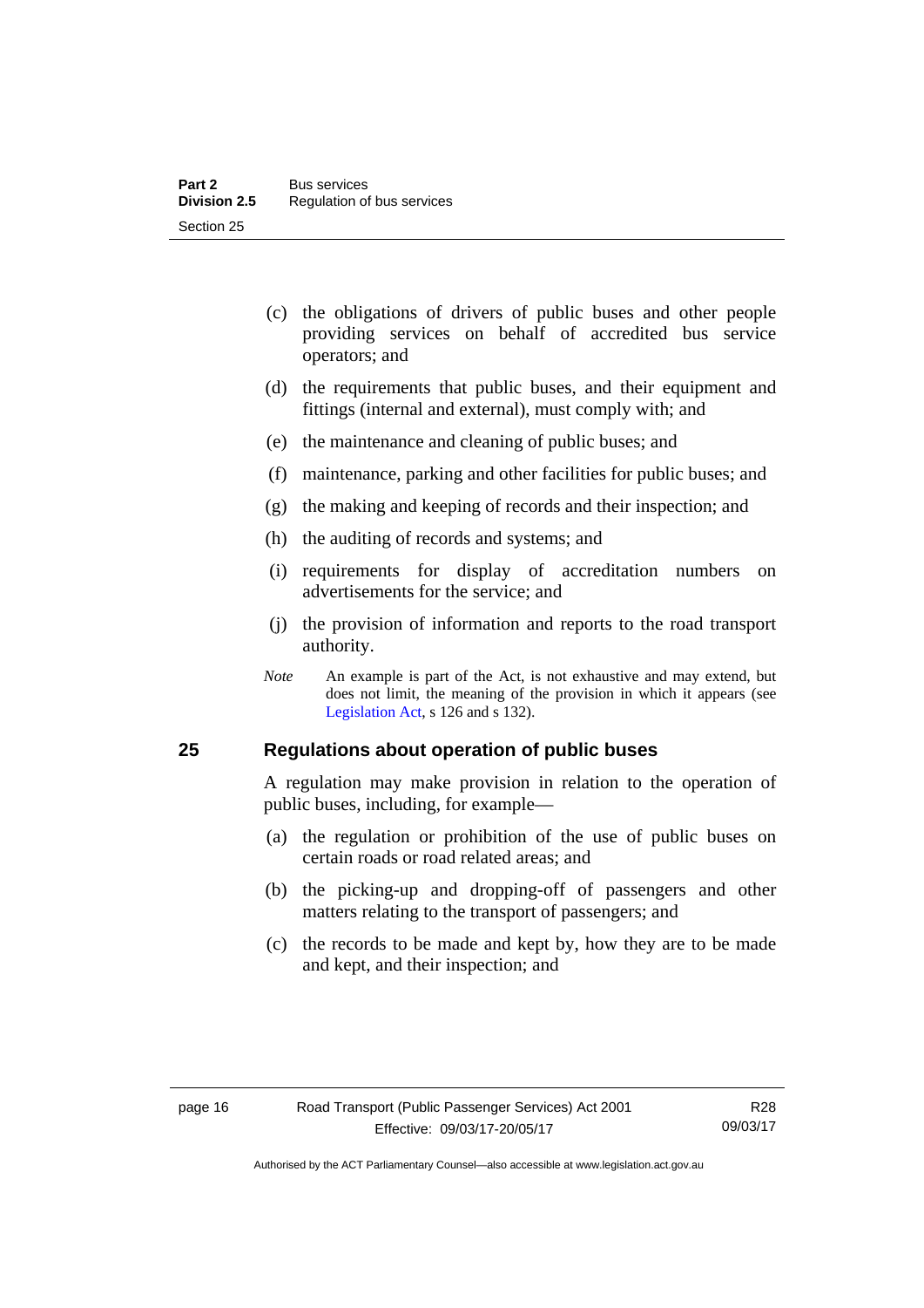(c) the obligations of drivers of public buses and other people providing services on behalf of accredited bus service operators; and

(d) the requirements that public buses, and their equipment and fittings (internal and external), must comply with; and

(e) the maintenance and cleaning of public buses; and

(f) maintenance, parking and other facilities for public buses; and

(g) the making and keeping of records and their inspection; and

(h) the auditing of records and systems; and

(i) requirements for display of accreditation numbers on advertisements for the service; and

(j) the provision of information and reports to the road transport authority.

*Note* An example is part of the Act, is not exhaustive and may extend, but does not limit, the meaning of the provision in which it appears (see Legislation Act, s 126 and s 132).

## 25 Regulations about operation of public buses

A regulation may make provision in relation to the operation of public buses, including, for example—

(a) the regulation or prohibition of the use of public buses on certain roads or road related areas; and

(b) the picking-up and dropping-off of passengers and other matters relating to the transport of passengers; and

(c) the records to be made and kept by, how they are to be made and kept, and their inspection; and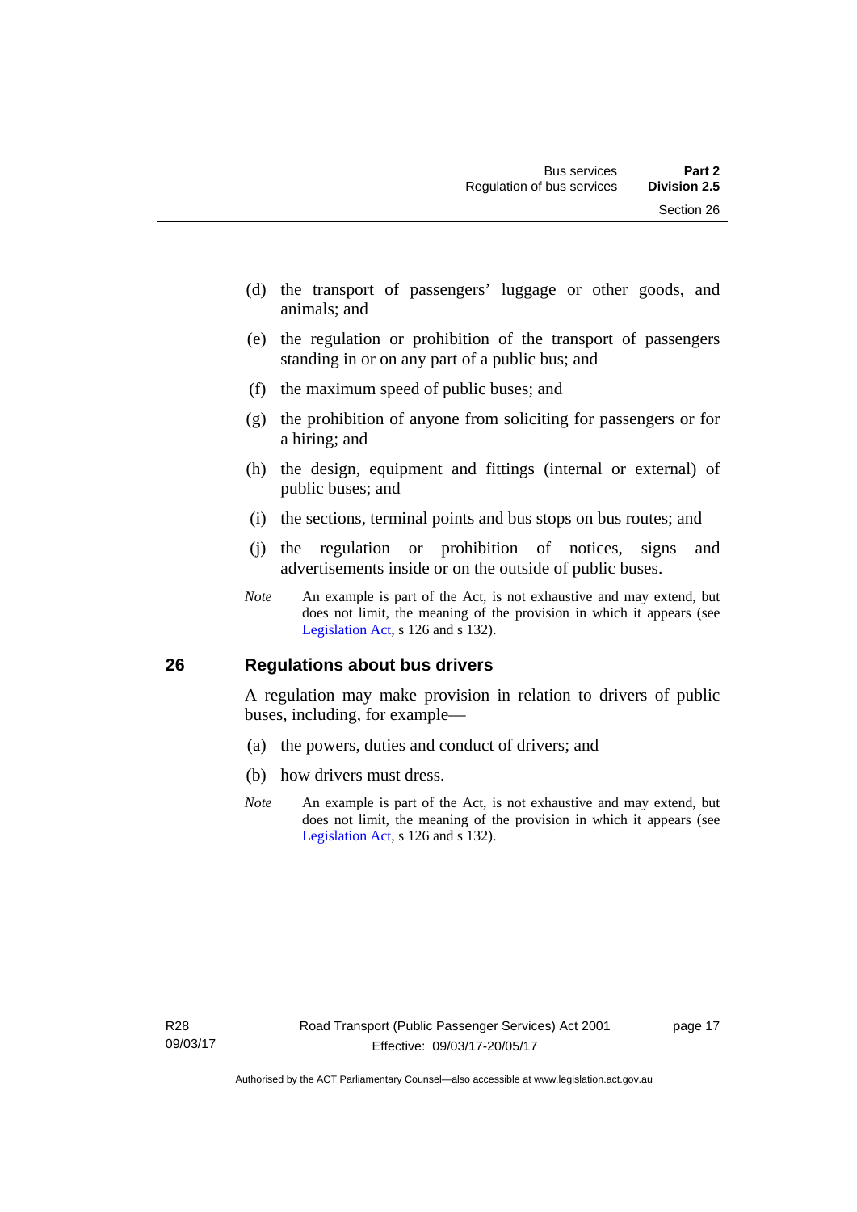(d) the transport of passengers' luggage or other goods, and animals; and

(e) the regulation or prohibition of the transport of passengers standing in or on any part of a public bus; and

(f) the maximum speed of public buses; and

(g) the prohibition of anyone from soliciting for passengers or for a hiring; and

(h) the design, equipment and fittings (internal or external) of public buses; and

(i) the sections, terminal points and bus stops on bus routes; and

(j) the regulation or prohibition of notices, signs and advertisements inside or on the outside of public buses.

*Note* An example is part of the Act, is not exhaustive and may extend, but does not limit, the meaning of the provision in which it appears (see Legislation Act, s 126 and s 132).

## 26 Regulations about bus drivers

A regulation may make provision in relation to drivers of public buses, including, for example—

(a) the powers, duties and conduct of drivers; and

(b) how drivers must dress.

*Note* An example is part of the Act, is not exhaustive and may extend, but does not limit, the meaning of the provision in which it appears (see Legislation Act, s 126 and s 132).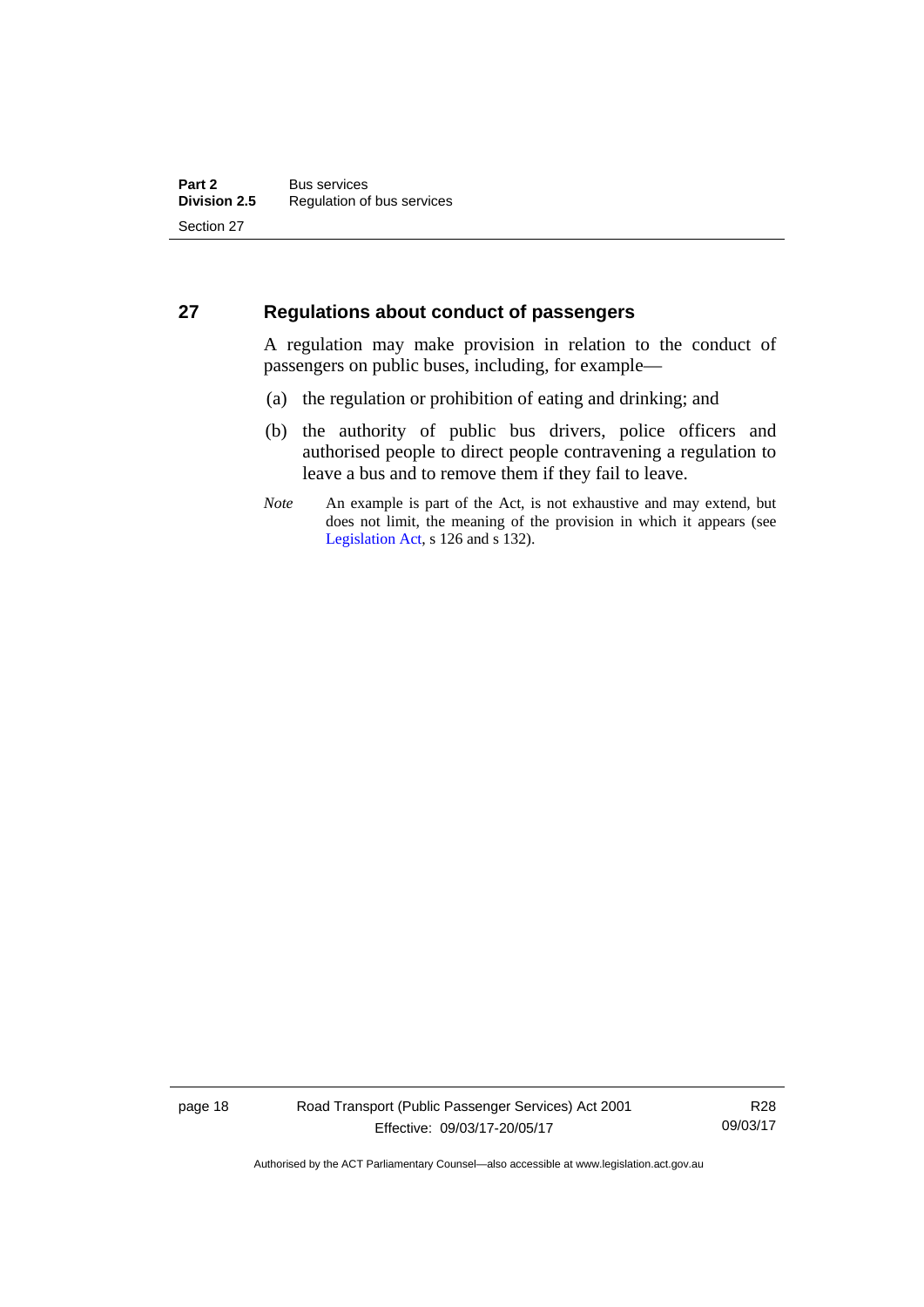## 27 Regulations about conduct of passengers

A regulation may make provision in relation to the conduct of passengers on public buses, including, for example—

(a) the regulation or prohibition of eating and drinking; and

(b) the authority of public bus drivers, police officers and authorised people to direct people contravening a regulation to leave a bus and to remove them if they fail to leave.

*Note* An example is part of the Act, is not exhaustive and may extend, but does not limit, the meaning of the provision in which it appears (see Legislation Act, s 126 and s 132).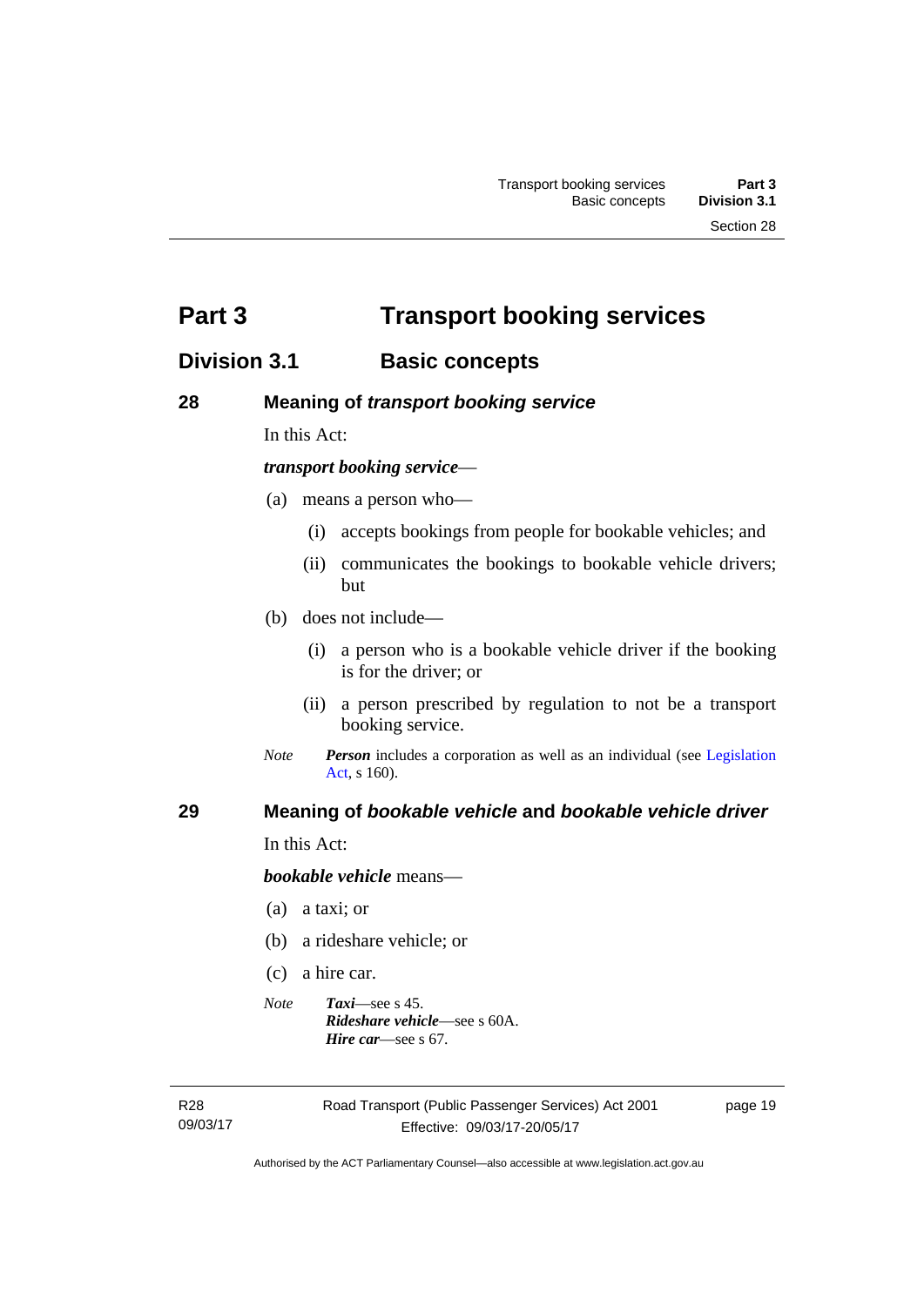# Part 3 Transport booking services

## Division 3.1 Basic concepts

### 28 Meaning of *transport booking service*

In this Act:

***transport booking service***—

(a) means a person who—

(i) accepts bookings from people for bookable vehicles; and

(ii) communicates the bookings to bookable vehicle drivers; but

(b) does not include—

(i) a person who is a bookable vehicle driver if the booking is for the driver; or

(ii) a person prescribed by regulation to not be a transport booking service.

*Note* ***Person*** includes a corporation as well as an individual (see Legislation Act, s 160).

### 29 Meaning of *bookable vehicle* and *bookable vehicle driver*

In this Act:

***bookable vehicle*** means—

(a) a taxi; or

(b) a rideshare vehicle; or

(c) a hire car.

*Note* ***Taxi***—see s 45.
***Rideshare vehicle***—see s 60A.
***Hire car***—see s 67.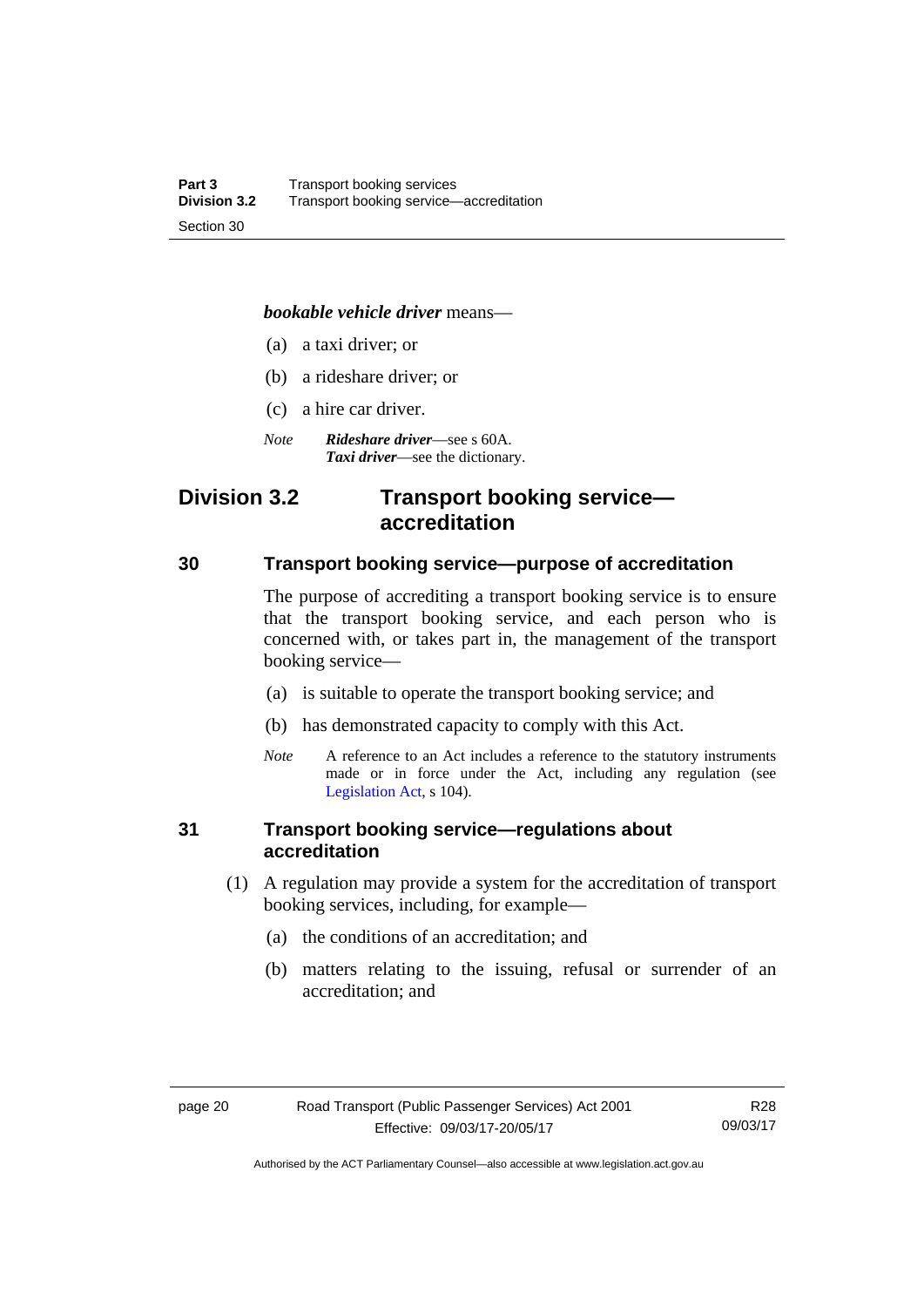***bookable vehicle driver*** means—

(a) a taxi driver; or

(b) a rideshare driver; or

(c) a hire car driver.

*Note* ***Rideshare driver***—see s 60A.
***Taxi driver***—see the dictionary.

## Division 3.2 Transport booking service—accreditation

### 30 Transport booking service—purpose of accreditation

The purpose of accrediting a transport booking service is to ensure that the transport booking service, and each person who is concerned with, or takes part in, the management of the transport booking service—

(a) is suitable to operate the transport booking service; and

(b) has demonstrated capacity to comply with this Act.

*Note* A reference to an Act includes a reference to the statutory instruments made or in force under the Act, including any regulation (see Legislation Act, s 104).

### 31 Transport booking service—regulations about accreditation

(1) A regulation may provide a system for the accreditation of transport booking services, including, for example—

(a) the conditions of an accreditation; and

(b) matters relating to the issuing, refusal or surrender of an accreditation; and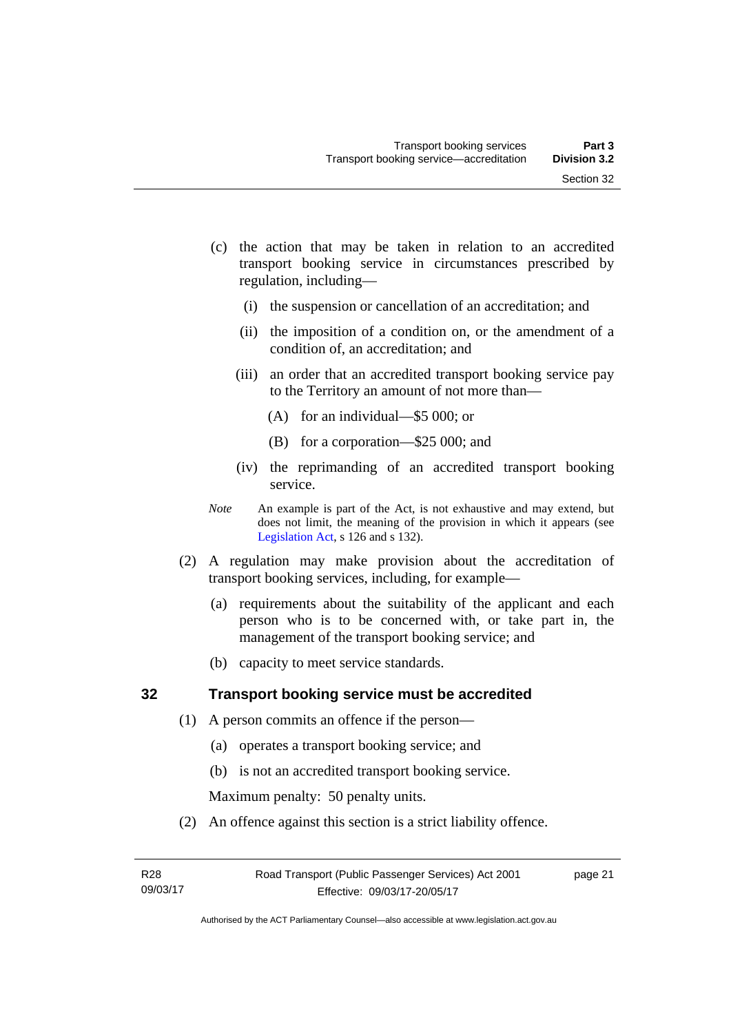(c) the action that may be taken in relation to an accredited transport booking service in circumstances prescribed by regulation, including—

(i) the suspension or cancellation of an accreditation; and

(ii) the imposition of a condition on, or the amendment of a condition of, an accreditation; and

(iii) an order that an accredited transport booking service pay to the Territory an amount of not more than—

(A) for an individual—$5 000; or

(B) for a corporation—$25 000; and

(iv) the reprimanding of an accredited transport booking service.

*Note* An example is part of the Act, is not exhaustive and may extend, but does not limit, the meaning of the provision in which it appears (see Legislation Act, s 126 and s 132).

(2) A regulation may make provision about the accreditation of transport booking services, including, for example—

(a) requirements about the suitability of the applicant and each person who is to be concerned with, or take part in, the management of the transport booking service; and

(b) capacity to meet service standards.

## 32 Transport booking service must be accredited

(1) A person commits an offence if the person—

(a) operates a transport booking service; and

(b) is not an accredited transport booking service.

Maximum penalty: 50 penalty units.

(2) An offence against this section is a strict liability offence.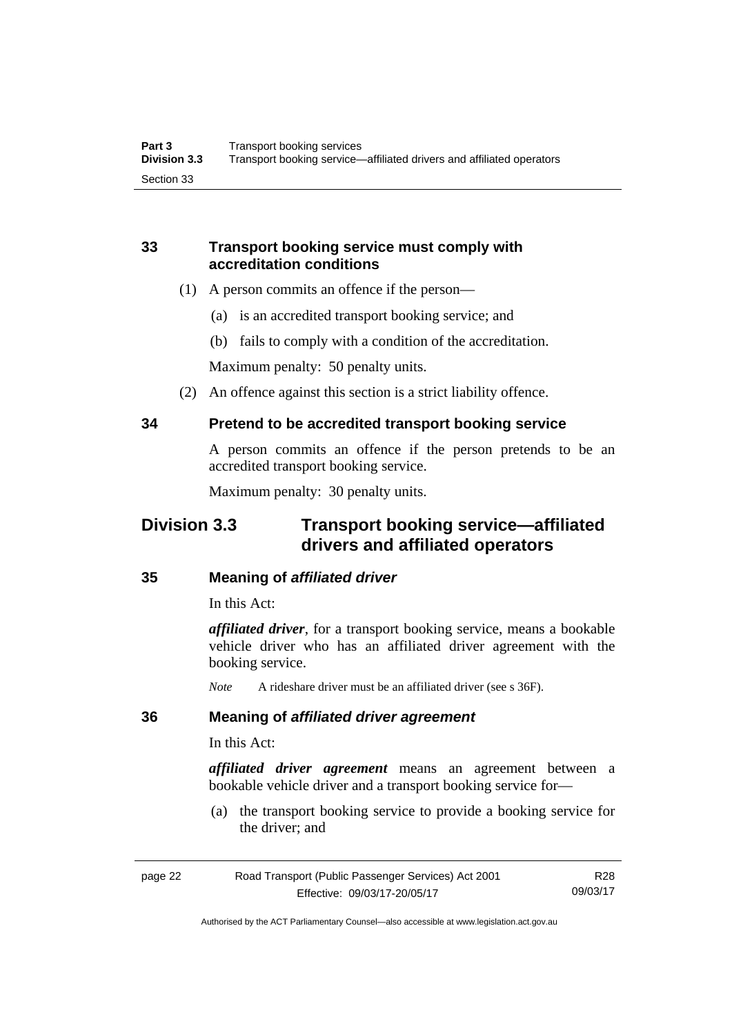### 33 Transport booking service must comply with accreditation conditions

(1) A person commits an offence if the person—

(a) is an accredited transport booking service; and

(b) fails to comply with a condition of the accreditation.

Maximum penalty: 50 penalty units.

(2) An offence against this section is a strict liability offence.

### 34 Pretend to be accredited transport booking service

A person commits an offence if the person pretends to be an accredited transport booking service.

Maximum penalty: 30 penalty units.

## Division 3.3 Transport booking service—affiliated drivers and affiliated operators

### 35 Meaning of *affiliated driver*

In this Act:

***affiliated driver***, for a transport booking service, means a bookable vehicle driver who has an affiliated driver agreement with the booking service.

*Note* A rideshare driver must be an affiliated driver (see s 36F).

### 36 Meaning of *affiliated driver agreement*

In this Act:

***affiliated driver agreement*** means an agreement between a bookable vehicle driver and a transport booking service for—

(a) the transport booking service to provide a booking service for the driver; and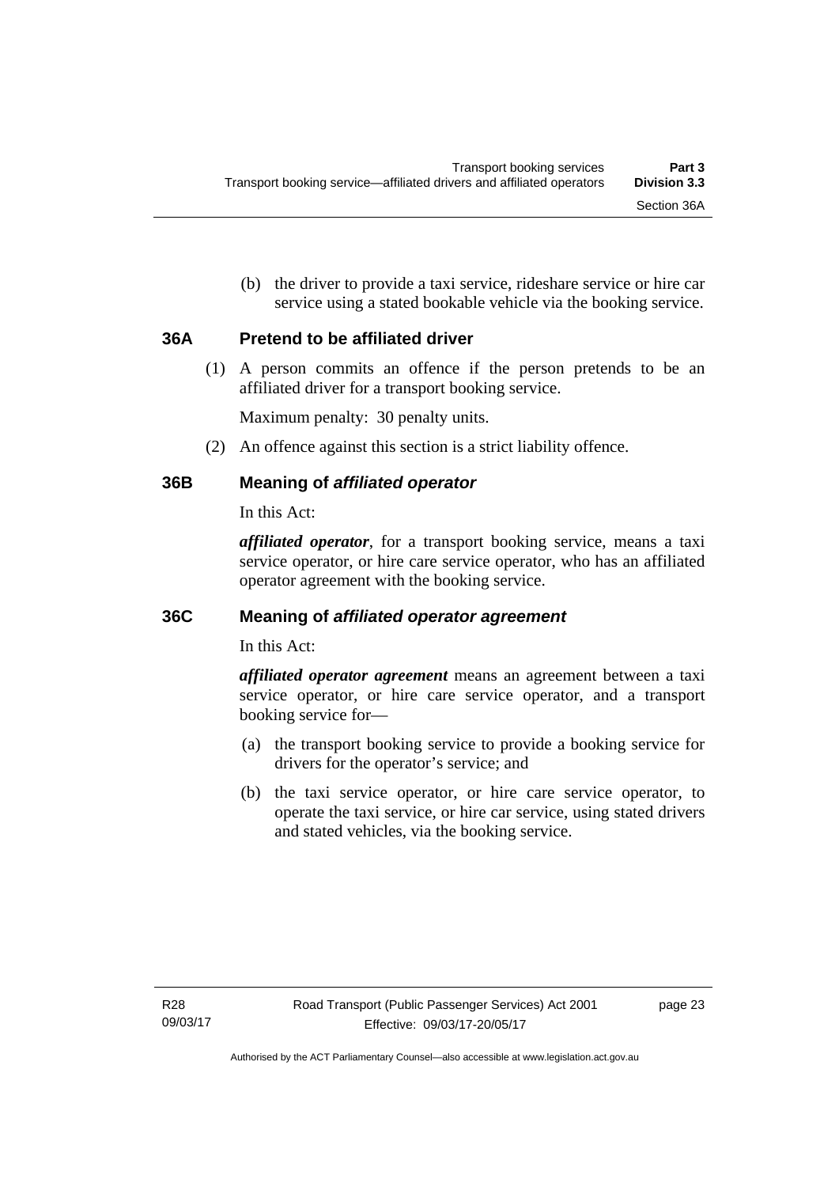(b) the driver to provide a taxi service, rideshare service or hire car service using a stated bookable vehicle via the booking service.

### 36A Pretend to be affiliated driver

(1) A person commits an offence if the person pretends to be an affiliated driver for a transport booking service.

Maximum penalty: 30 penalty units.

(2) An offence against this section is a strict liability offence.

### 36B Meaning of *affiliated operator*

In this Act:

***affiliated operator***, for a transport booking service, means a taxi service operator, or hire care service operator, who has an affiliated operator agreement with the booking service.

### 36C Meaning of *affiliated operator agreement*

In this Act:

***affiliated operator agreement*** means an agreement between a taxi service operator, or hire care service operator, and a transport booking service for—

(a) the transport booking service to provide a booking service for drivers for the operator's service; and

(b) the taxi service operator, or hire care service operator, to operate the taxi service, or hire car service, using stated drivers and stated vehicles, via the booking service.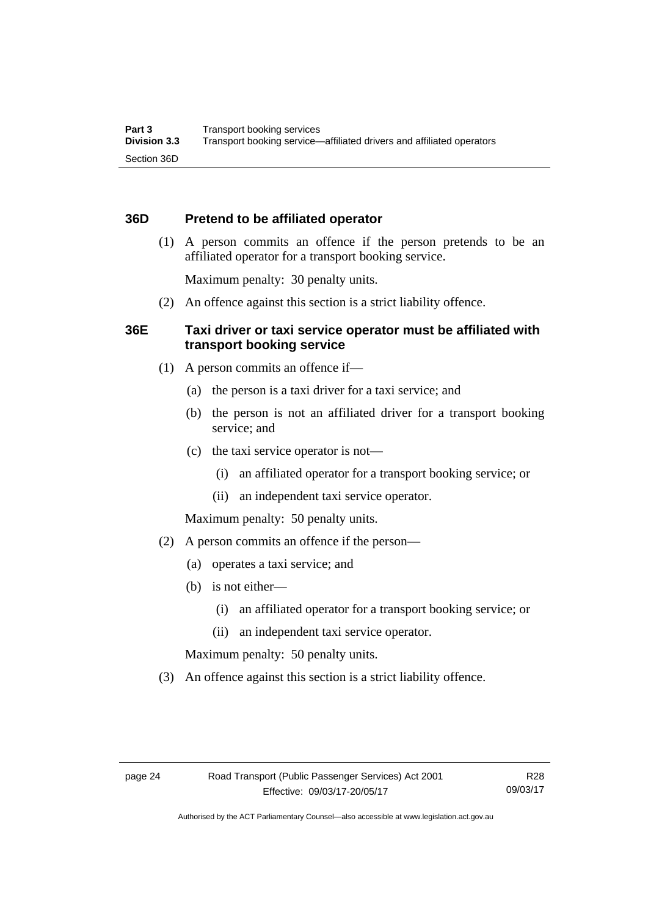### 36D Pretend to be affiliated operator

(1) A person commits an offence if the person pretends to be an affiliated operator for a transport booking service.

Maximum penalty: 30 penalty units.

(2) An offence against this section is a strict liability offence.

### 36E Taxi driver or taxi service operator must be affiliated with transport booking service

(1) A person commits an offence if—

(a) the person is a taxi driver for a taxi service; and

(b) the person is not an affiliated driver for a transport booking service; and

(c) the taxi service operator is not—

(i) an affiliated operator for a transport booking service; or

(ii) an independent taxi service operator.

Maximum penalty: 50 penalty units.

(2) A person commits an offence if the person—

(a) operates a taxi service; and

(b) is not either—

(i) an affiliated operator for a transport booking service; or

(ii) an independent taxi service operator.

Maximum penalty: 50 penalty units.

(3) An offence against this section is a strict liability offence.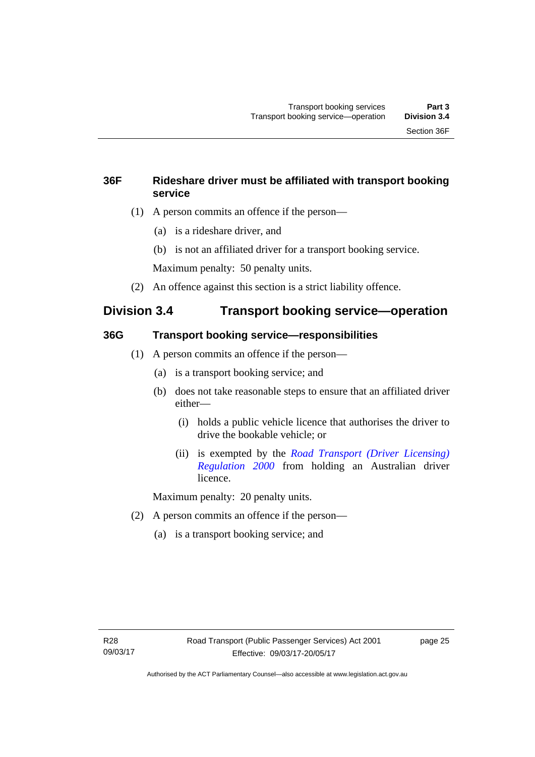### 36F Rideshare driver must be affiliated with transport booking service

(1) A person commits an offence if the person—

(a) is a rideshare driver, and

(b) is not an affiliated driver for a transport booking service.

Maximum penalty: 50 penalty units.

(2) An offence against this section is a strict liability offence.

## Division 3.4 Transport booking service—operation

### 36G Transport booking service—responsibilities

(1) A person commits an offence if the person—

(a) is a transport booking service; and

(b) does not take reasonable steps to ensure that an affiliated driver either—

(i) holds a public vehicle licence that authorises the driver to drive the bookable vehicle; or

(ii) is exempted by the *Road Transport (Driver Licensing) Regulation 2000* from holding an Australian driver licence.

Maximum penalty: 20 penalty units.

(2) A person commits an offence if the person—

(a) is a transport booking service; and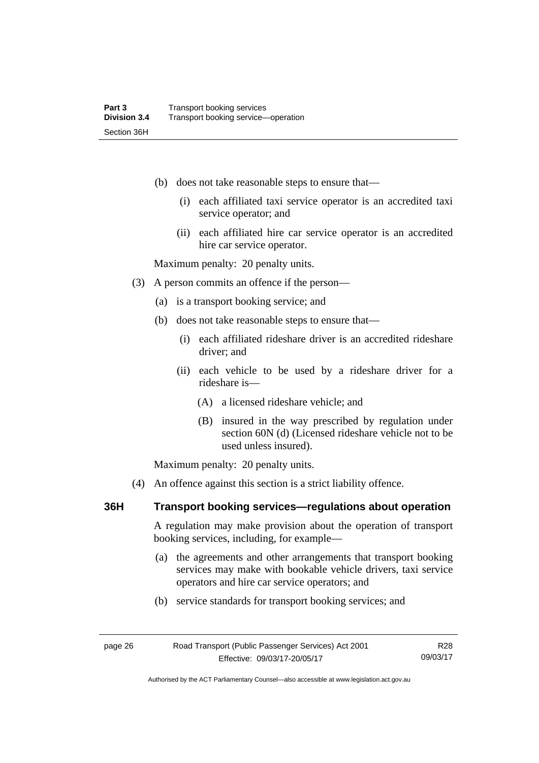(b) does not take reasonable steps to ensure that—

  (i) each affiliated taxi service operator is an accredited taxi service operator; and

  (ii) each affiliated hire car service operator is an accredited hire car service operator.

Maximum penalty: 20 penalty units.

(3) A person commits an offence if the person—

  (a) is a transport booking service; and

  (b) does not take reasonable steps to ensure that—

    (i) each affiliated rideshare driver is an accredited rideshare driver; and

    (ii) each vehicle to be used by a rideshare driver for a rideshare is—

      (A) a licensed rideshare vehicle; and

      (B) insured in the way prescribed by regulation under section 60N (d) (Licensed rideshare vehicle not to be used unless insured).

Maximum penalty: 20 penalty units.

(4) An offence against this section is a strict liability offence.

### 36H Transport booking services—regulations about operation

A regulation may make provision about the operation of transport booking services, including, for example—

(a) the agreements and other arrangements that transport booking services may make with bookable vehicle drivers, taxi service operators and hire car service operators; and

(b) service standards for transport booking services; and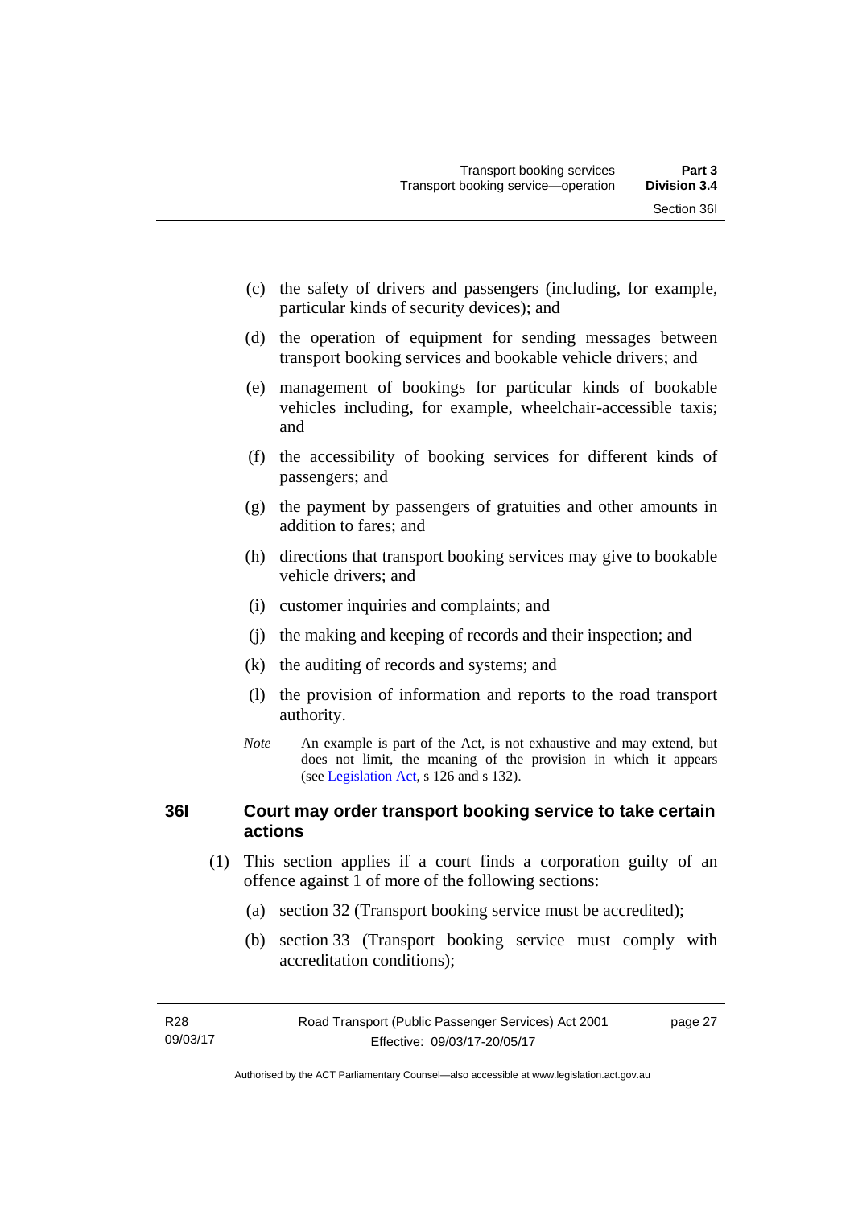(c) the safety of drivers and passengers (including, for example, particular kinds of security devices); and

(d) the operation of equipment for sending messages between transport booking services and bookable vehicle drivers; and

(e) management of bookings for particular kinds of bookable vehicles including, for example, wheelchair-accessible taxis; and

(f) the accessibility of booking services for different kinds of passengers; and

(g) the payment by passengers of gratuities and other amounts in addition to fares; and

(h) directions that transport booking services may give to bookable vehicle drivers; and

(i) customer inquiries and complaints; and

(j) the making and keeping of records and their inspection; and

(k) the auditing of records and systems; and

(l) the provision of information and reports to the road transport authority.

*Note* An example is part of the Act, is not exhaustive and may extend, but does not limit, the meaning of the provision in which it appears (see Legislation Act, s 126 and s 132).

### 36I Court may order transport booking service to take certain actions

(1) This section applies if a court finds a corporation guilty of an offence against 1 of more of the following sections:

(a) section 32 (Transport booking service must be accredited);

(b) section 33 (Transport booking service must comply with accreditation conditions);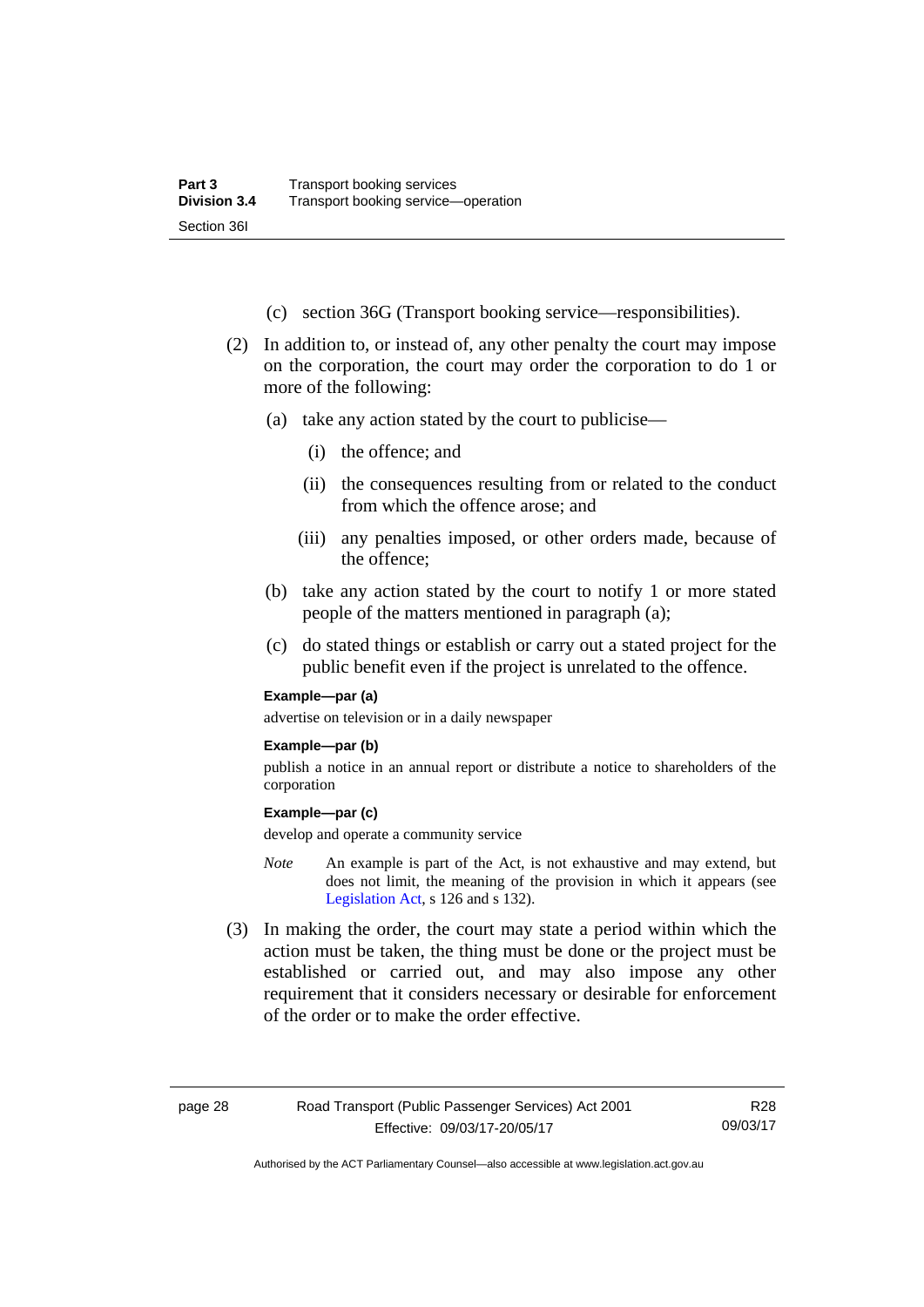(c) section 36G (Transport booking service—responsibilities).

(2) In addition to, or instead of, any other penalty the court may impose on the corporation, the court may order the corporation to do 1 or more of the following:

(a) take any action stated by the court to publicise—

(i) the offence; and

(ii) the consequences resulting from or related to the conduct from which the offence arose; and

(iii) any penalties imposed, or other orders made, because of the offence;

(b) take any action stated by the court to notify 1 or more stated people of the matters mentioned in paragraph (a);

(c) do stated things or establish or carry out a stated project for the public benefit even if the project is unrelated to the offence.

**Example—par (a)**

advertise on television or in a daily newspaper

**Example—par (b)**

publish a notice in an annual report or distribute a notice to shareholders of the corporation

**Example—par (c)**

develop and operate a community service

*Note* An example is part of the Act, is not exhaustive and may extend, but does not limit, the meaning of the provision in which it appears (see Legislation Act, s 126 and s 132).

(3) In making the order, the court may state a period within which the action must be taken, the thing must be done or the project must be established or carried out, and may also impose any other requirement that it considers necessary or desirable for enforcement of the order or to make the order effective.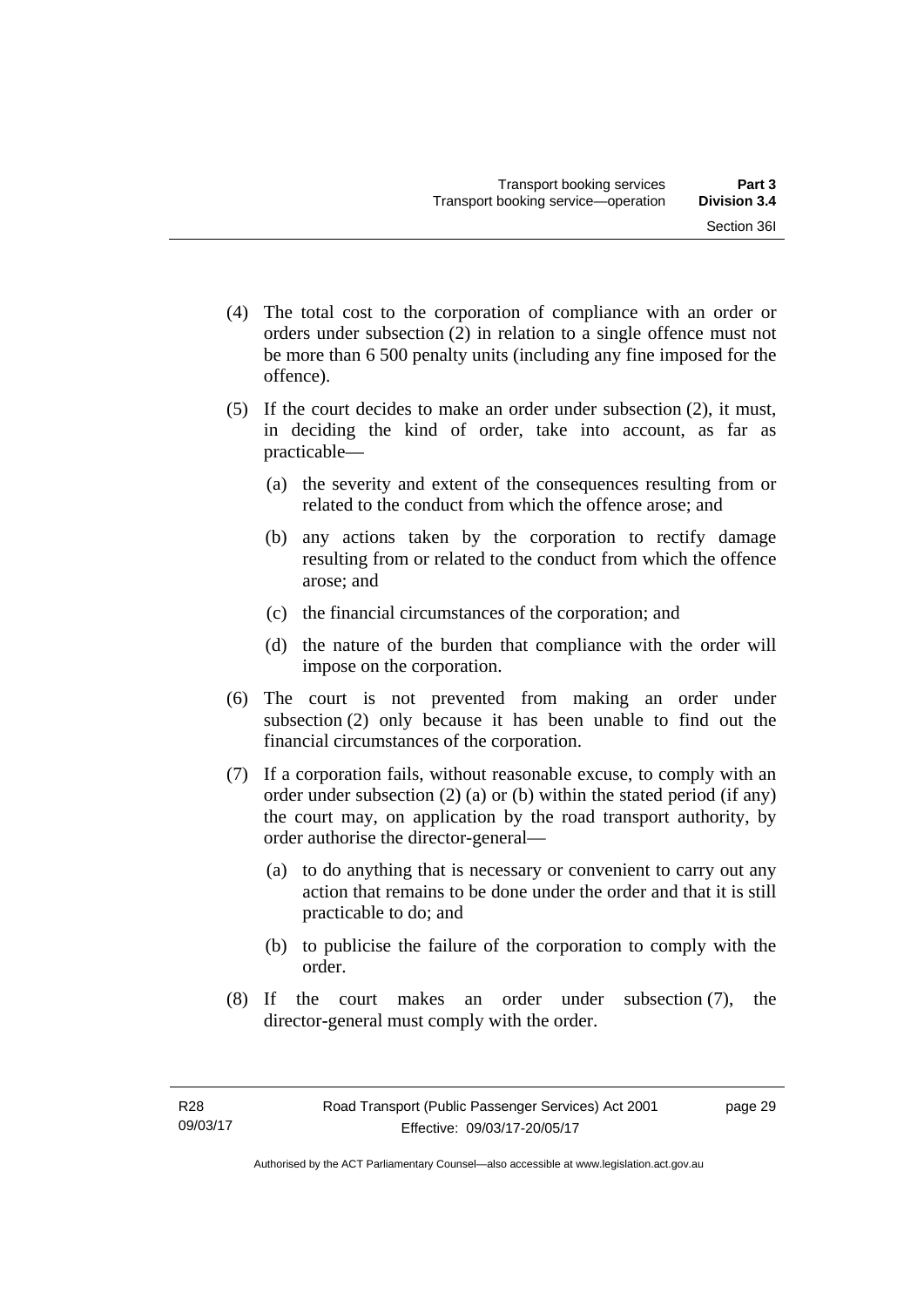(4) The total cost to the corporation of compliance with an order or orders under subsection (2) in relation to a single offence must not be more than 6 500 penalty units (including any fine imposed for the offence).

(5) If the court decides to make an order under subsection (2), it must, in deciding the kind of order, take into account, as far as practicable—

- (a) the severity and extent of the consequences resulting from or related to the conduct from which the offence arose; and
- (b) any actions taken by the corporation to rectify damage resulting from or related to the conduct from which the offence arose; and
- (c) the financial circumstances of the corporation; and
- (d) the nature of the burden that compliance with the order will impose on the corporation.

(6) The court is not prevented from making an order under subsection (2) only because it has been unable to find out the financial circumstances of the corporation.

(7) If a corporation fails, without reasonable excuse, to comply with an order under subsection (2) (a) or (b) within the stated period (if any) the court may, on application by the road transport authority, by order authorise the director-general—

- (a) to do anything that is necessary or convenient to carry out any action that remains to be done under the order and that it is still practicable to do; and
- (b) to publicise the failure of the corporation to comply with the order.

(8) If the court makes an order under subsection (7), the director-general must comply with the order.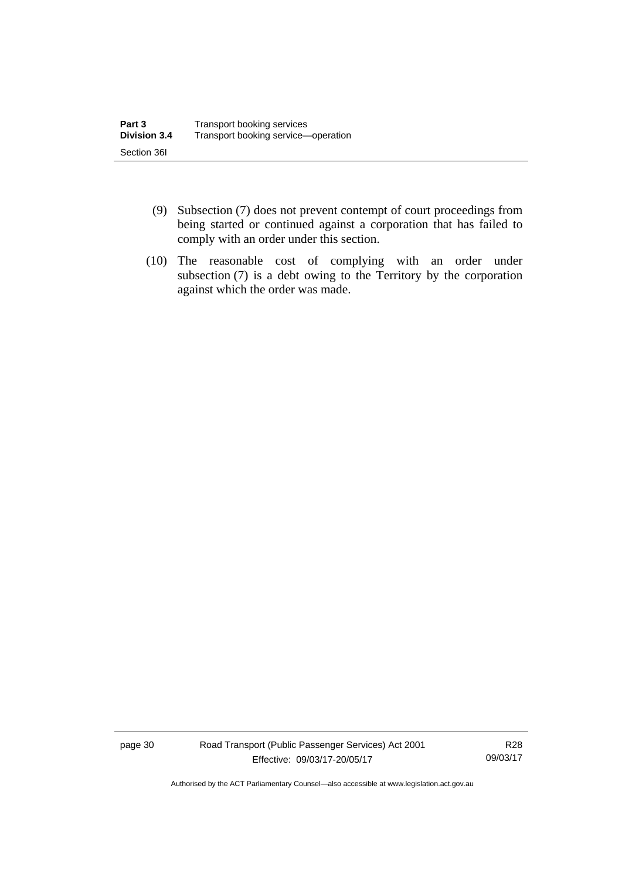(9) Subsection (7) does not prevent contempt of court proceedings from being started or continued against a corporation that has failed to comply with an order under this section.

(10) The reasonable cost of complying with an order under subsection (7) is a debt owing to the Territory by the corporation against which the order was made.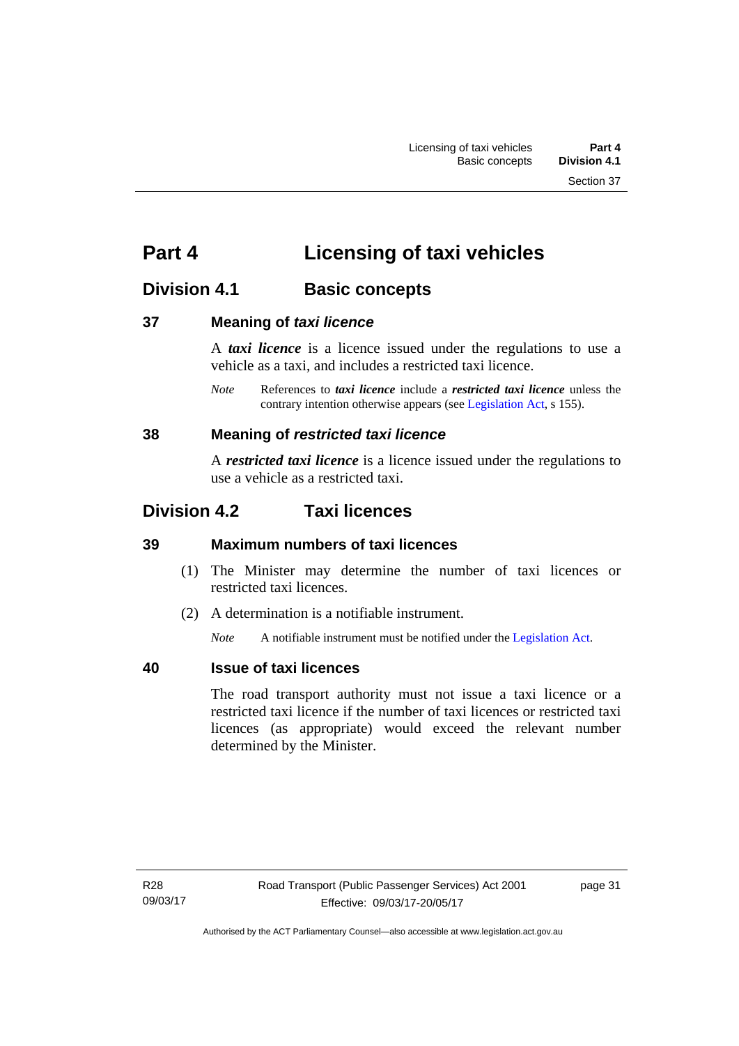# Part 4 Licensing of taxi vehicles

## Division 4.1 Basic concepts

### 37 Meaning of *taxi licence*

A ***taxi licence*** is a licence issued under the regulations to use a vehicle as a taxi, and includes a restricted taxi licence.

*Note* References to ***taxi licence*** include a ***restricted taxi licence*** unless the contrary intention otherwise appears (see Legislation Act, s 155).

### 38 Meaning of *restricted taxi licence*

A ***restricted taxi licence*** is a licence issued under the regulations to use a vehicle as a restricted taxi.

## Division 4.2 Taxi licences

### 39 Maximum numbers of taxi licences

(1) The Minister may determine the number of taxi licences or restricted taxi licences.

(2) A determination is a notifiable instrument.

*Note* A notifiable instrument must be notified under the Legislation Act.

### 40 Issue of taxi licences

The road transport authority must not issue a taxi licence or a restricted taxi licence if the number of taxi licences or restricted taxi licences (as appropriate) would exceed the relevant number determined by the Minister.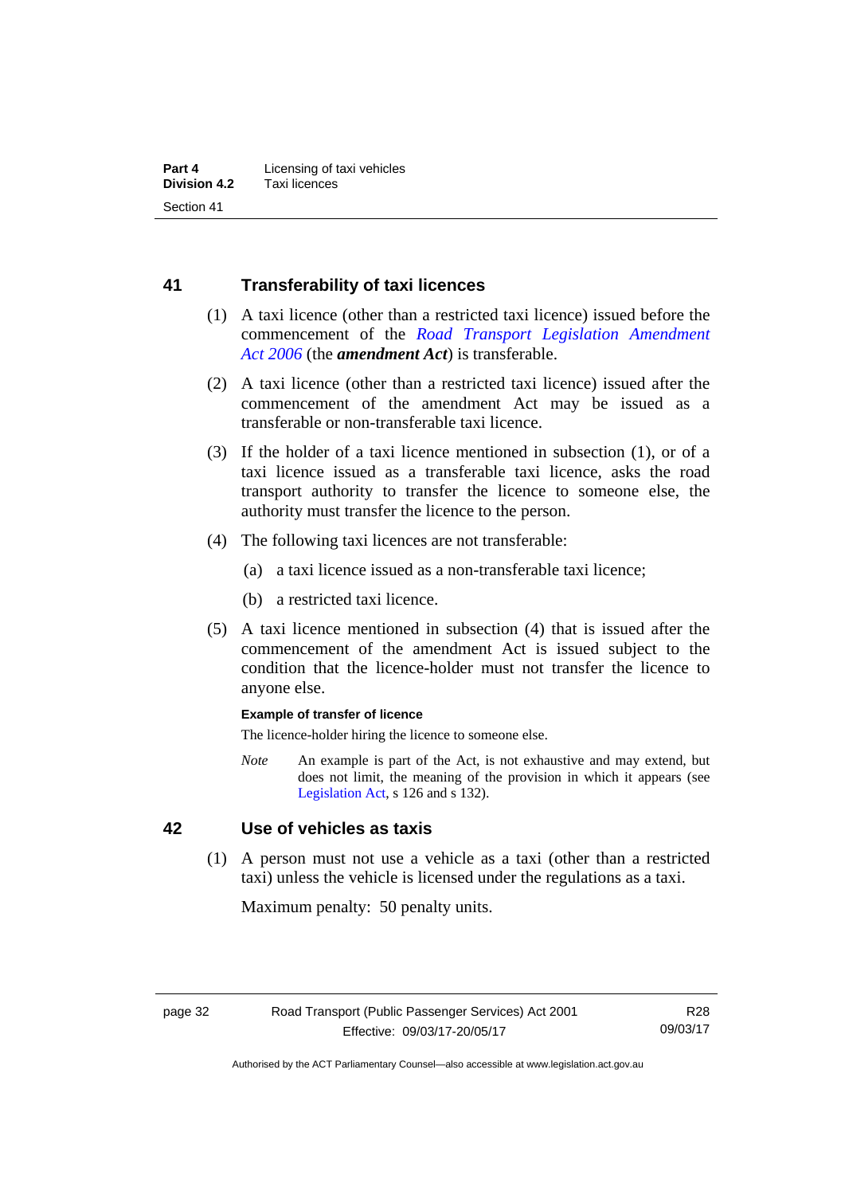## 41 Transferability of taxi licences

(1) A taxi licence (other than a restricted taxi licence) issued before the commencement of the *Road Transport Legislation Amendment Act 2006* (the ***amendment Act***) is transferable.

(2) A taxi licence (other than a restricted taxi licence) issued after the commencement of the amendment Act may be issued as a transferable or non-transferable taxi licence.

(3) If the holder of a taxi licence mentioned in subsection (1), or of a taxi licence issued as a transferable taxi licence, asks the road transport authority to transfer the licence to someone else, the authority must transfer the licence to the person.

(4) The following taxi licences are not transferable:

(a) a taxi licence issued as a non-transferable taxi licence;

(b) a restricted taxi licence.

(5) A taxi licence mentioned in subsection (4) that is issued after the commencement of the amendment Act is issued subject to the condition that the licence-holder must not transfer the licence to anyone else.

**Example of transfer of licence**

The licence-holder hiring the licence to someone else.

*Note* An example is part of the Act, is not exhaustive and may extend, but does not limit, the meaning of the provision in which it appears (see Legislation Act, s 126 and s 132).

## 42 Use of vehicles as taxis

(1) A person must not use a vehicle as a taxi (other than a restricted taxi) unless the vehicle is licensed under the regulations as a taxi.

Maximum penalty: 50 penalty units.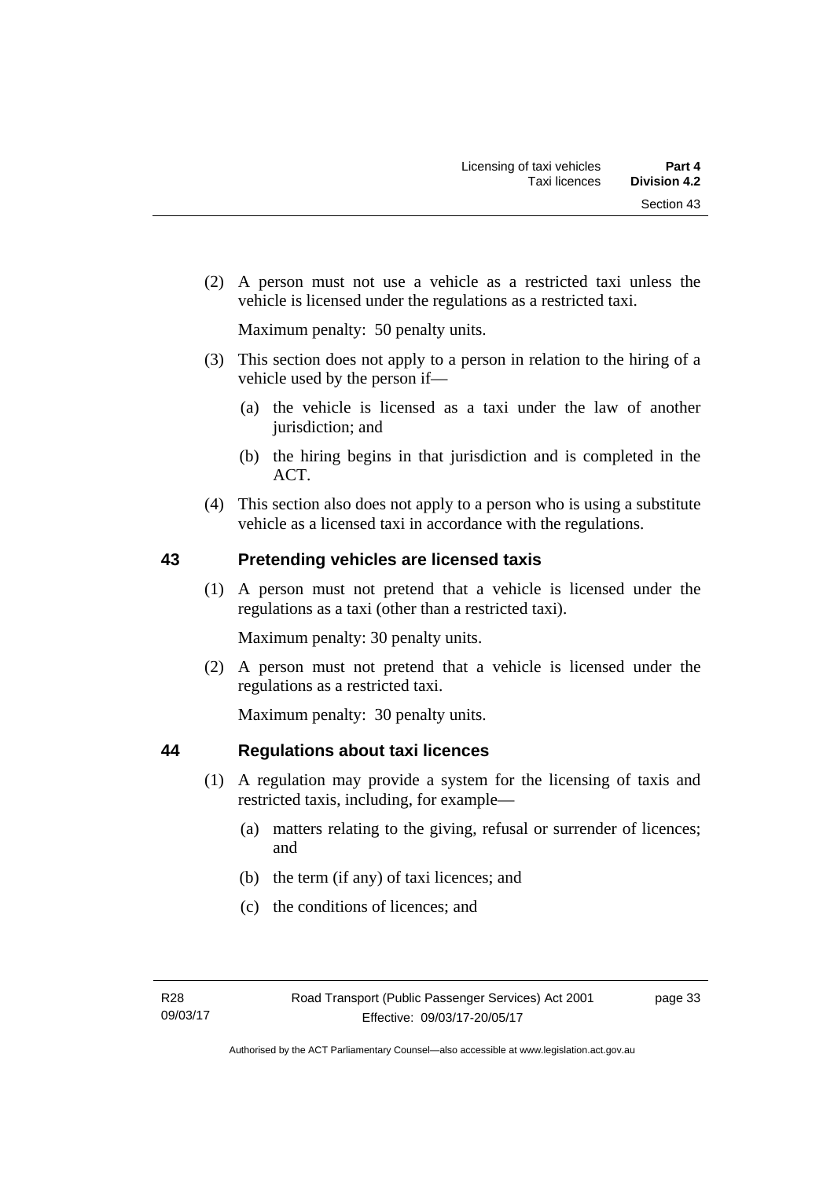(2) A person must not use a vehicle as a restricted taxi unless the vehicle is licensed under the regulations as a restricted taxi.

Maximum penalty: 50 penalty units.

(3) This section does not apply to a person in relation to the hiring of a vehicle used by the person if—

(a) the vehicle is licensed as a taxi under the law of another jurisdiction; and

(b) the hiring begins in that jurisdiction and is completed in the ACT.

(4) This section also does not apply to a person who is using a substitute vehicle as a licensed taxi in accordance with the regulations.

## 43 Pretending vehicles are licensed taxis

(1) A person must not pretend that a vehicle is licensed under the regulations as a taxi (other than a restricted taxi).

Maximum penalty: 30 penalty units.

(2) A person must not pretend that a vehicle is licensed under the regulations as a restricted taxi.

Maximum penalty: 30 penalty units.

## 44 Regulations about taxi licences

(1) A regulation may provide a system for the licensing of taxis and restricted taxis, including, for example—

(a) matters relating to the giving, refusal or surrender of licences; and

(b) the term (if any) of taxi licences; and

(c) the conditions of licences; and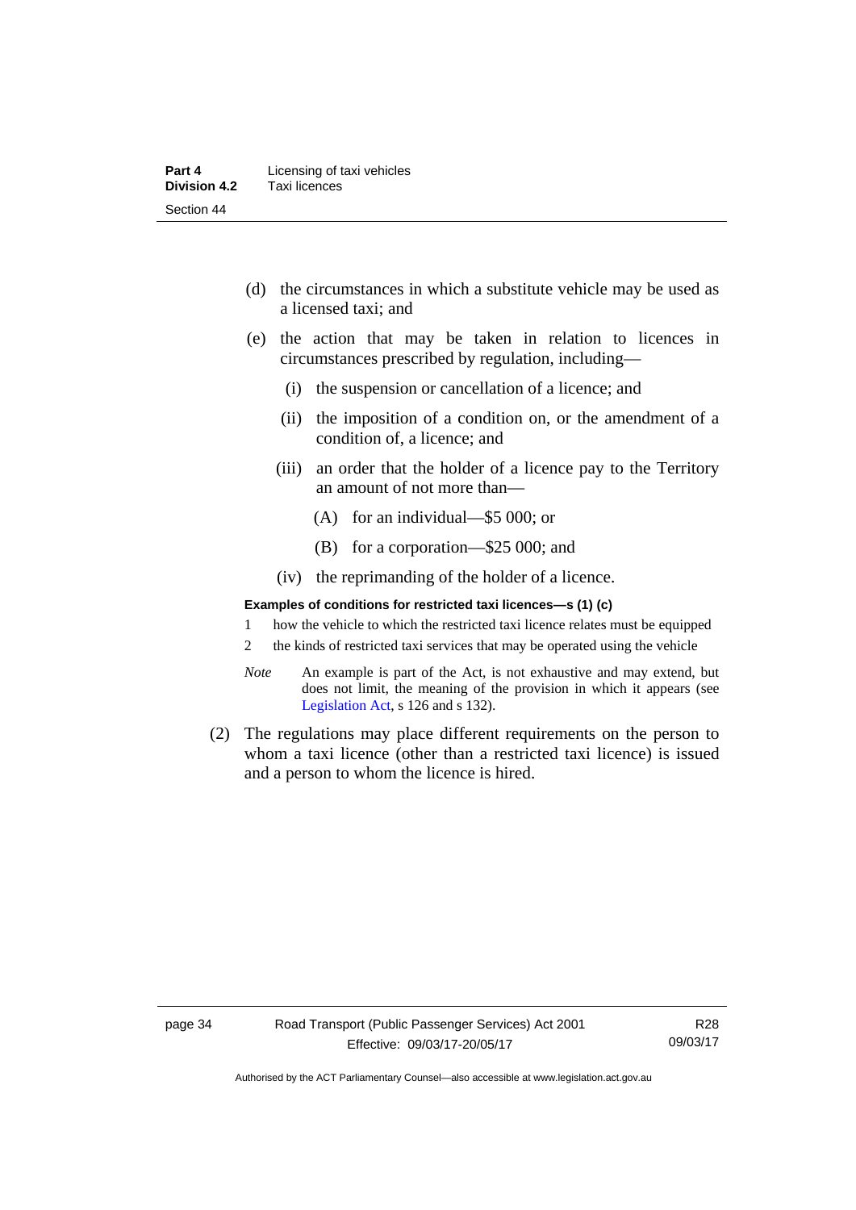(d) the circumstances in which a substitute vehicle may be used as a licensed taxi; and

(e) the action that may be taken in relation to licences in circumstances prescribed by regulation, including—

  (i) the suspension or cancellation of a licence; and

  (ii) the imposition of a condition on, or the amendment of a condition of, a licence; and

  (iii) an order that the holder of a licence pay to the Territory an amount of not more than—

    (A) for an individual—$5 000; or

    (B) for a corporation—$25 000; and

  (iv) the reprimanding of the holder of a licence.

**Examples of conditions for restricted taxi licences—s (1) (c)**

1 how the vehicle to which the restricted taxi licence relates must be equipped

2 the kinds of restricted taxi services that may be operated using the vehicle

*Note* An example is part of the Act, is not exhaustive and may extend, but does not limit, the meaning of the provision in which it appears (see Legislation Act, s 126 and s 132).

(2) The regulations may place different requirements on the person to whom a taxi licence (other than a restricted taxi licence) is issued and a person to whom the licence is hired.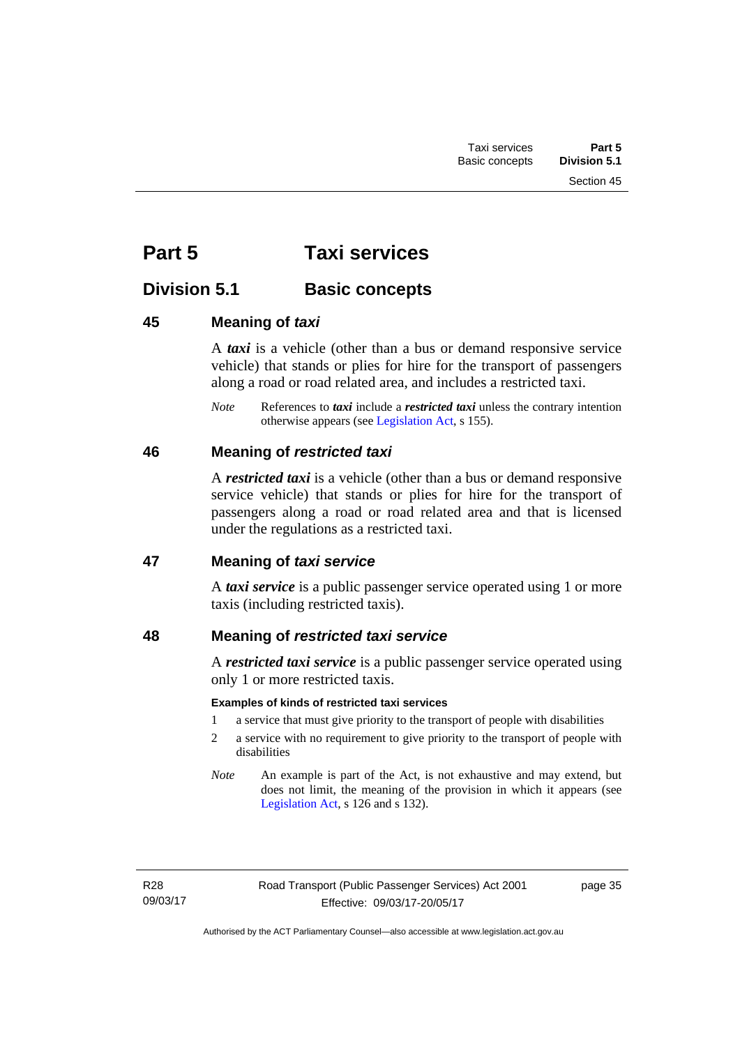# Part 5 Taxi services

## Division 5.1 Basic concepts

### 45 Meaning of *taxi*

A ***taxi*** is a vehicle (other than a bus or demand responsive service vehicle) that stands or plies for hire for the transport of passengers along a road or road related area, and includes a restricted taxi.

*Note* References to ***taxi*** include a ***restricted taxi*** unless the contrary intention otherwise appears (see Legislation Act, s 155).

### 46 Meaning of *restricted taxi*

A ***restricted taxi*** is a vehicle (other than a bus or demand responsive service vehicle) that stands or plies for hire for the transport of passengers along a road or road related area and that is licensed under the regulations as a restricted taxi.

### 47 Meaning of *taxi service*

A ***taxi service*** is a public passenger service operated using 1 or more taxis (including restricted taxis).

### 48 Meaning of *restricted taxi service*

A ***restricted taxi service*** is a public passenger service operated using only 1 or more restricted taxis.

**Examples of kinds of restricted taxi services**

1 a service that must give priority to the transport of people with disabilities

2 a service with no requirement to give priority to the transport of people with disabilities

*Note* An example is part of the Act, is not exhaustive and may extend, but does not limit, the meaning of the provision in which it appears (see Legislation Act, s 126 and s 132).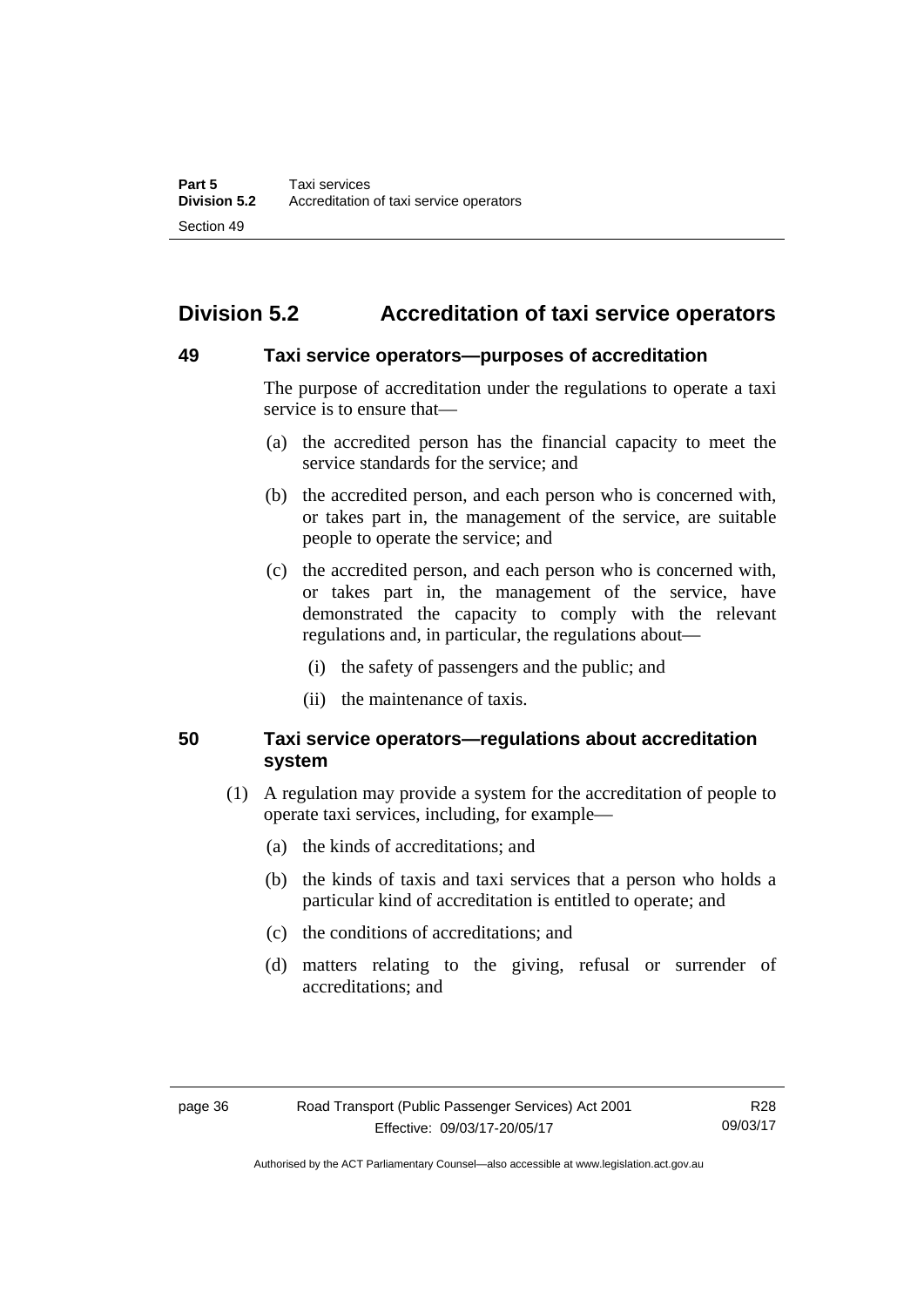## Division 5.2 Accreditation of taxi service operators

### 49 Taxi service operators—purposes of accreditation

The purpose of accreditation under the regulations to operate a taxi service is to ensure that—

(a) the accredited person has the financial capacity to meet the service standards for the service; and

(b) the accredited person, and each person who is concerned with, or takes part in, the management of the service, are suitable people to operate the service; and

(c) the accredited person, and each person who is concerned with, or takes part in, the management of the service, have demonstrated the capacity to comply with the relevant regulations and, in particular, the regulations about—

(i) the safety of passengers and the public; and

(ii) the maintenance of taxis.

### 50 Taxi service operators—regulations about accreditation system

(1) A regulation may provide a system for the accreditation of people to operate taxi services, including, for example—

(a) the kinds of accreditations; and

(b) the kinds of taxis and taxi services that a person who holds a particular kind of accreditation is entitled to operate; and

(c) the conditions of accreditations; and

(d) matters relating to the giving, refusal or surrender of accreditations; and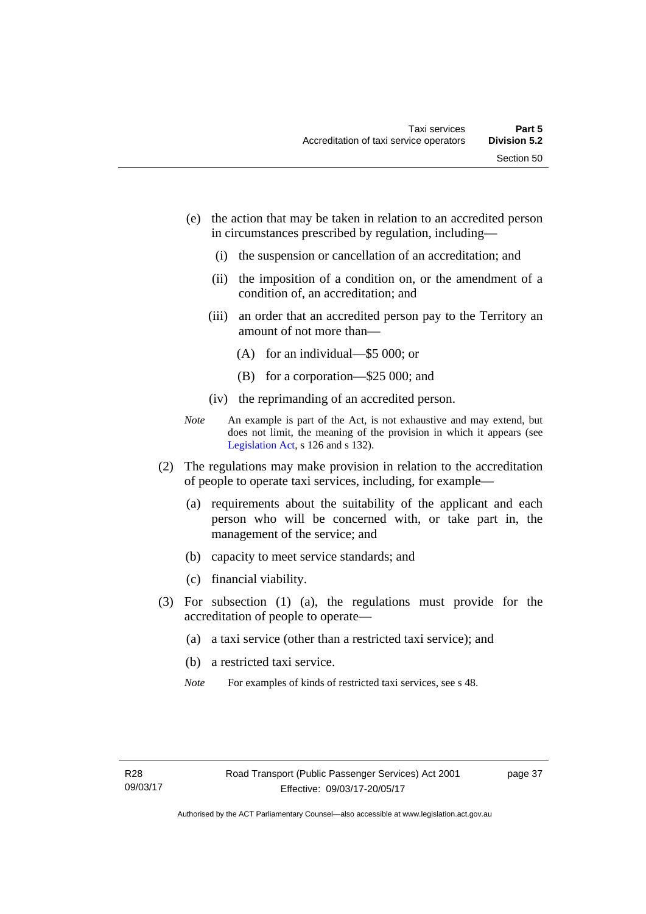(e) the action that may be taken in relation to an accredited person in circumstances prescribed by regulation, including—

   (i) the suspension or cancellation of an accreditation; and

   (ii) the imposition of a condition on, or the amendment of a condition of, an accreditation; and

   (iii) an order that an accredited person pay to the Territory an amount of not more than—

      (A) for an individual—$5 000; or

      (B) for a corporation—$25 000; and

   (iv) the reprimanding of an accredited person.

*Note* An example is part of the Act, is not exhaustive and may extend, but does not limit, the meaning of the provision in which it appears (see Legislation Act, s 126 and s 132).

(2) The regulations may make provision in relation to the accreditation of people to operate taxi services, including, for example—

   (a) requirements about the suitability of the applicant and each person who will be concerned with, or take part in, the management of the service; and

   (b) capacity to meet service standards; and

   (c) financial viability.

(3) For subsection (1) (a), the regulations must provide for the accreditation of people to operate—

   (a) a taxi service (other than a restricted taxi service); and

   (b) a restricted taxi service.

*Note* For examples of kinds of restricted taxi services, see s 48.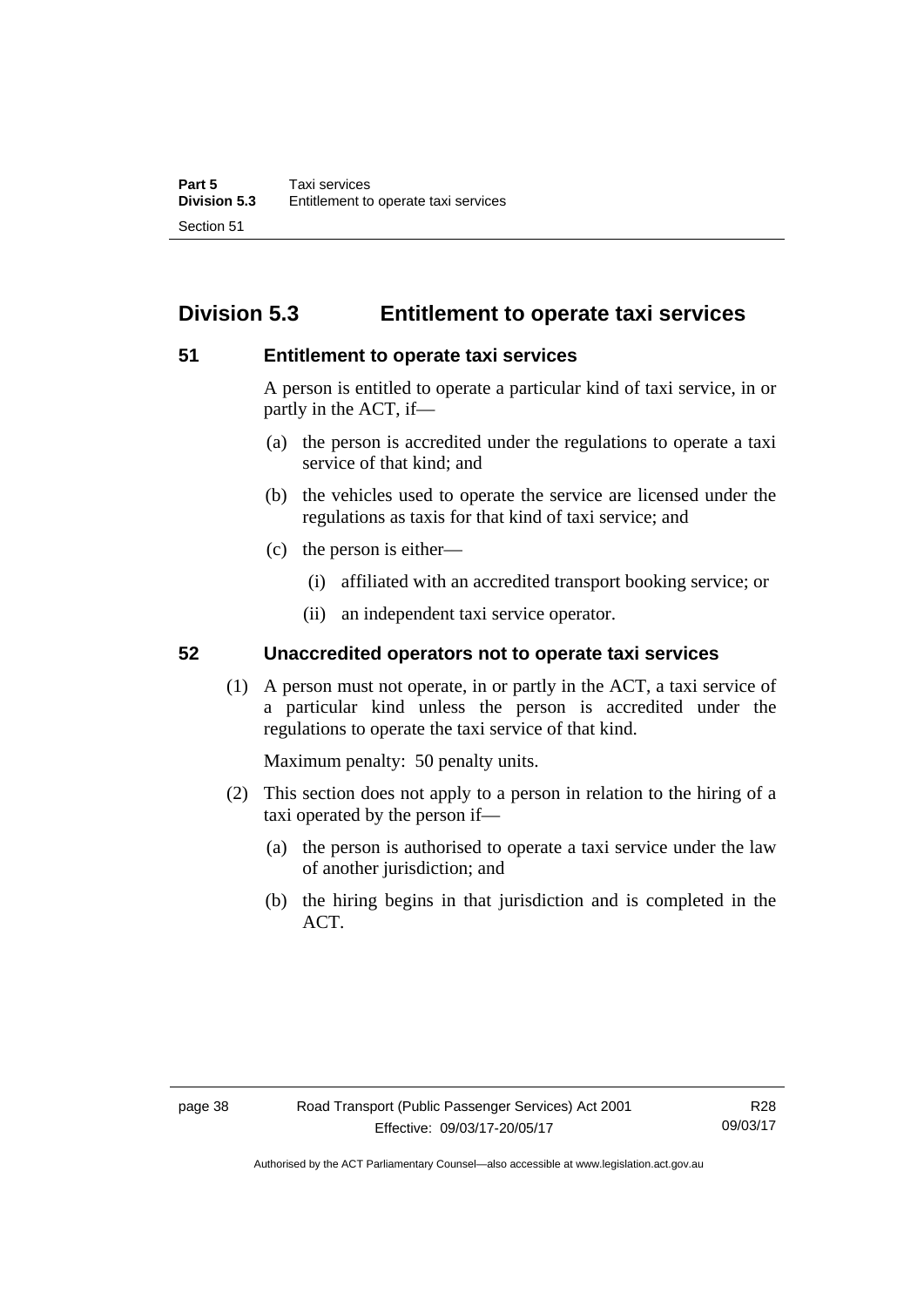## Division 5.3 Entitlement to operate taxi services

### 51 Entitlement to operate taxi services

A person is entitled to operate a particular kind of taxi service, in or partly in the ACT, if—

(a) the person is accredited under the regulations to operate a taxi service of that kind; and

(b) the vehicles used to operate the service are licensed under the regulations as taxis for that kind of taxi service; and

(c) the person is either—

  (i) affiliated with an accredited transport booking service; or

  (ii) an independent taxi service operator.

### 52 Unaccredited operators not to operate taxi services

(1) A person must not operate, in or partly in the ACT, a taxi service of a particular kind unless the person is accredited under the regulations to operate the taxi service of that kind.

Maximum penalty: 50 penalty units.

(2) This section does not apply to a person in relation to the hiring of a taxi operated by the person if—

  (a) the person is authorised to operate a taxi service under the law of another jurisdiction; and

  (b) the hiring begins in that jurisdiction and is completed in the ACT.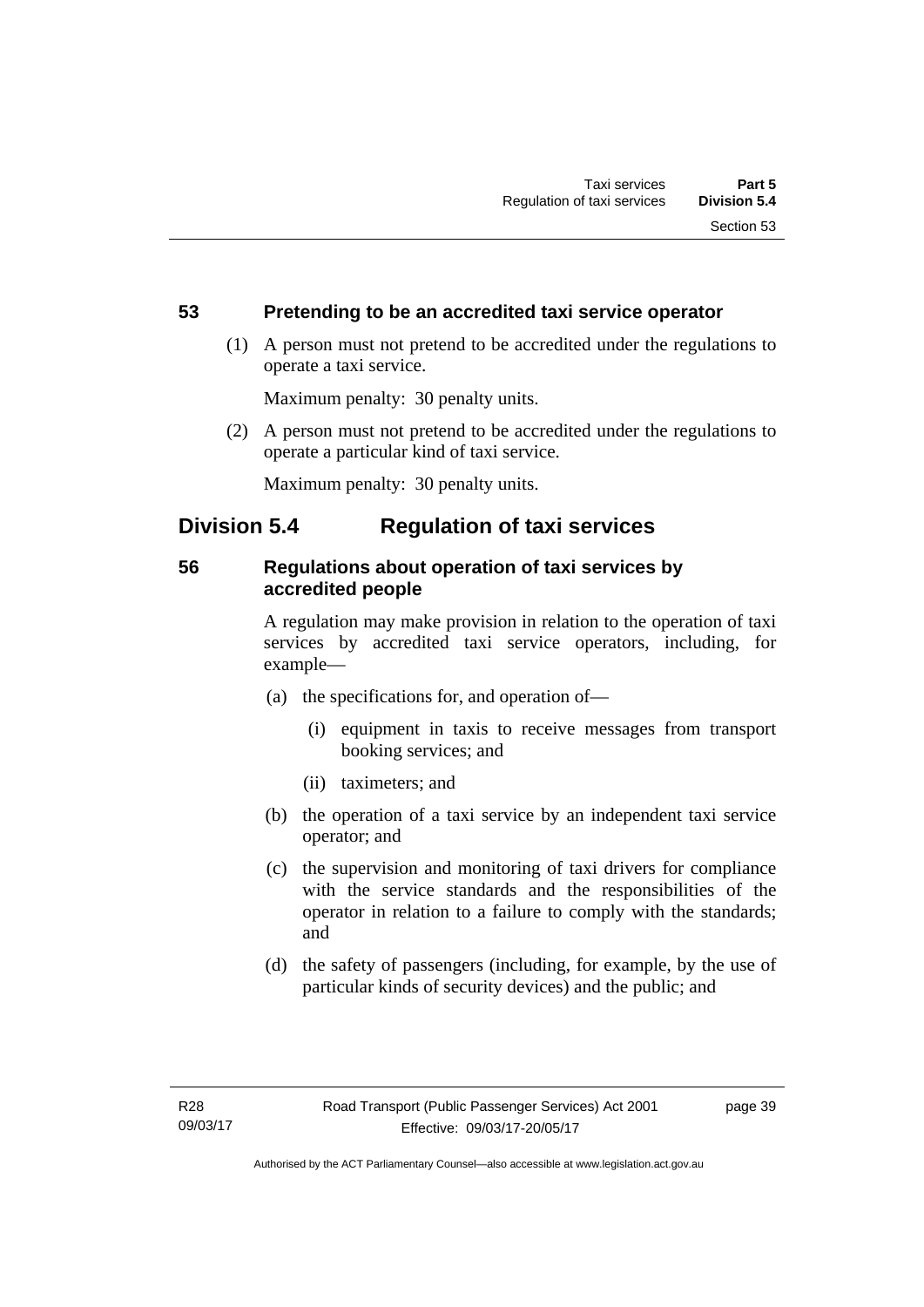### 53 Pretending to be an accredited taxi service operator

(1) A person must not pretend to be accredited under the regulations to operate a taxi service.

Maximum penalty: 30 penalty units.

(2) A person must not pretend to be accredited under the regulations to operate a particular kind of taxi service.

Maximum penalty: 30 penalty units.

## Division 5.4 Regulation of taxi services

### 56 Regulations about operation of taxi services by accredited people

A regulation may make provision in relation to the operation of taxi services by accredited taxi service operators, including, for example—

(a) the specifications for, and operation of—

  (i) equipment in taxis to receive messages from transport booking services; and

  (ii) taximeters; and

(b) the operation of a taxi service by an independent taxi service operator; and

(c) the supervision and monitoring of taxi drivers for compliance with the service standards and the responsibilities of the operator in relation to a failure to comply with the standards; and

(d) the safety of passengers (including, for example, by the use of particular kinds of security devices) and the public; and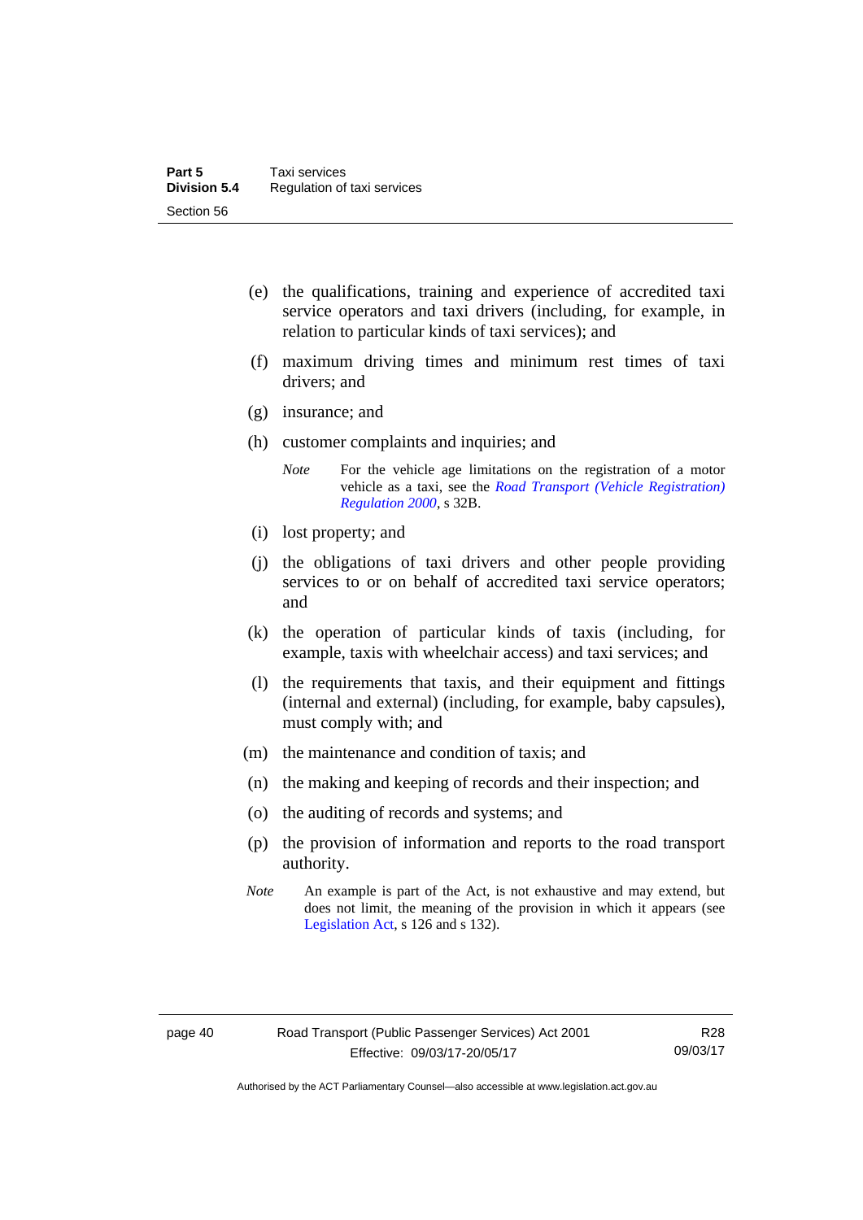(e) the qualifications, training and experience of accredited taxi service operators and taxi drivers (including, for example, in relation to particular kinds of taxi services); and

(f) maximum driving times and minimum rest times of taxi drivers; and

(g) insurance; and

(h) customer complaints and inquiries; and

*Note* For the vehicle age limitations on the registration of a motor vehicle as a taxi, see the *Road Transport (Vehicle Registration) Regulation 2000*, s 32B.

(i) lost property; and

(j) the obligations of taxi drivers and other people providing services to or on behalf of accredited taxi service operators; and

(k) the operation of particular kinds of taxis (including, for example, taxis with wheelchair access) and taxi services; and

(l) the requirements that taxis, and their equipment and fittings (internal and external) (including, for example, baby capsules), must comply with; and

(m) the maintenance and condition of taxis; and

(n) the making and keeping of records and their inspection; and

(o) the auditing of records and systems; and

(p) the provision of information and reports to the road transport authority.

*Note* An example is part of the Act, is not exhaustive and may extend, but does not limit, the meaning of the provision in which it appears (see Legislation Act, s 126 and s 132).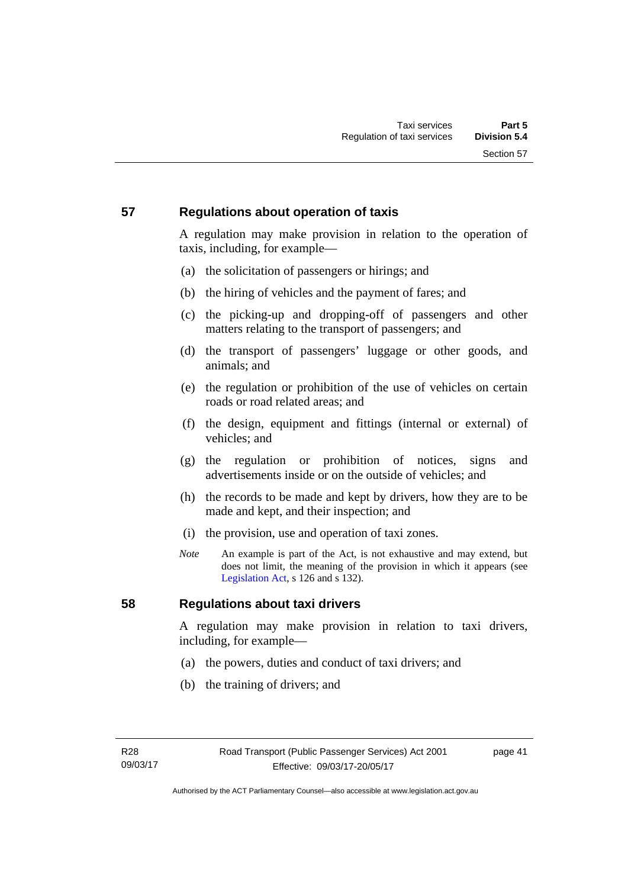## 57 Regulations about operation of taxis

A regulation may make provision in relation to the operation of taxis, including, for example—

(a) the solicitation of passengers or hirings; and

(b) the hiring of vehicles and the payment of fares; and

(c) the picking-up and dropping-off of passengers and other matters relating to the transport of passengers; and

(d) the transport of passengers' luggage or other goods, and animals; and

(e) the regulation or prohibition of the use of vehicles on certain roads or road related areas; and

(f) the design, equipment and fittings (internal or external) of vehicles; and

(g) the regulation or prohibition of notices, signs and advertisements inside or on the outside of vehicles; and

(h) the records to be made and kept by drivers, how they are to be made and kept, and their inspection; and

(i) the provision, use and operation of taxi zones.

*Note* An example is part of the Act, is not exhaustive and may extend, but does not limit, the meaning of the provision in which it appears (see Legislation Act, s 126 and s 132).

## 58 Regulations about taxi drivers

A regulation may make provision in relation to taxi drivers, including, for example—

(a) the powers, duties and conduct of taxi drivers; and

(b) the training of drivers; and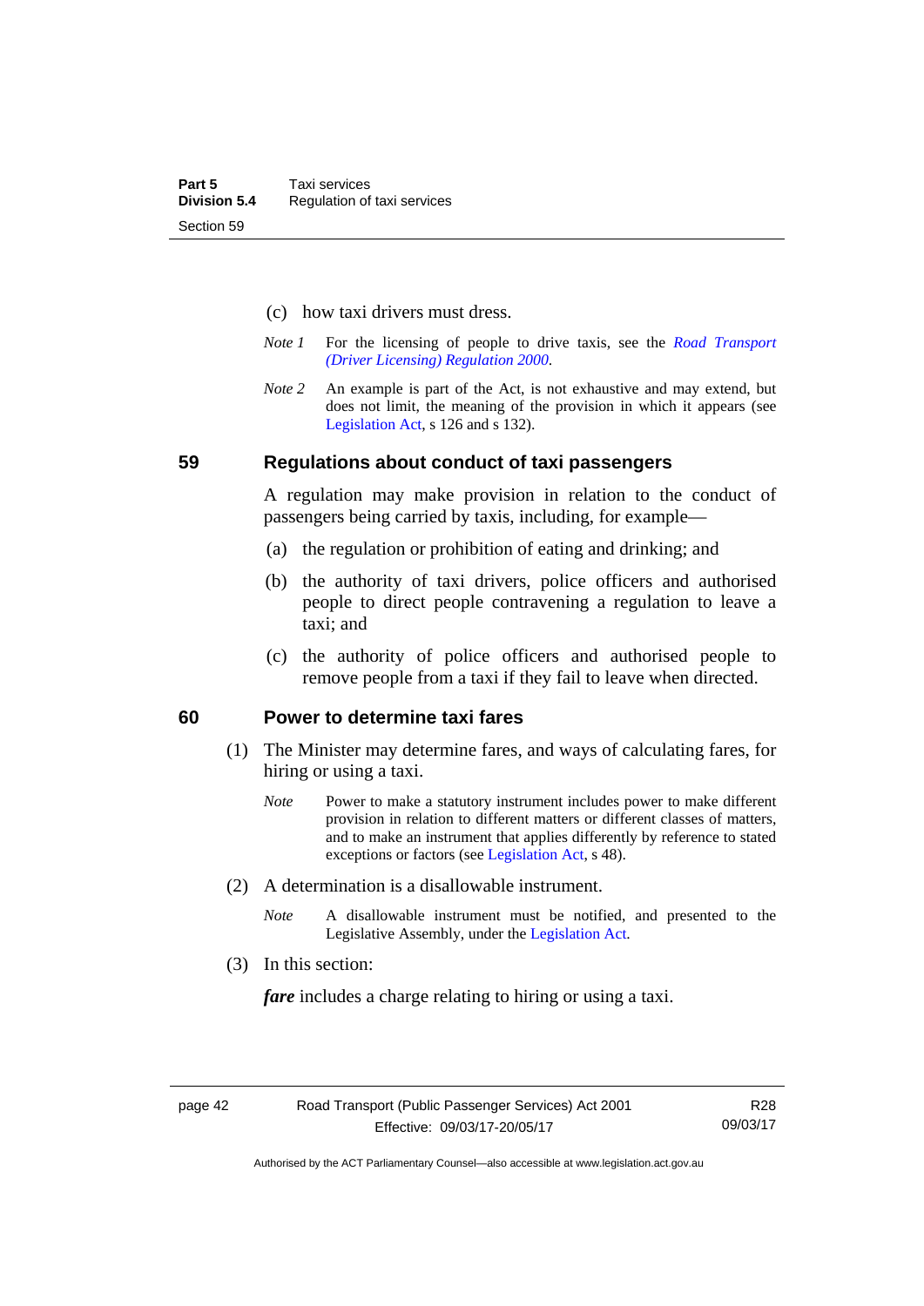(c) how taxi drivers must dress.

*Note 1* For the licensing of people to drive taxis, see the *Road Transport (Driver Licensing) Regulation 2000*.

*Note 2* An example is part of the Act, is not exhaustive and may extend, but does not limit, the meaning of the provision in which it appears (see Legislation Act, s 126 and s 132).

## 59 Regulations about conduct of taxi passengers

A regulation may make provision in relation to the conduct of passengers being carried by taxis, including, for example—

(a) the regulation or prohibition of eating and drinking; and

(b) the authority of taxi drivers, police officers and authorised people to direct people contravening a regulation to leave a taxi; and

(c) the authority of police officers and authorised people to remove people from a taxi if they fail to leave when directed.

## 60 Power to determine taxi fares

(1) The Minister may determine fares, and ways of calculating fares, for hiring or using a taxi.

*Note* Power to make a statutory instrument includes power to make different provision in relation to different matters or different classes of matters, and to make an instrument that applies differently by reference to stated exceptions or factors (see Legislation Act, s 48).

(2) A determination is a disallowable instrument.

*Note* A disallowable instrument must be notified, and presented to the Legislative Assembly, under the Legislation Act.

(3) In this section:

***fare*** includes a charge relating to hiring or using a taxi.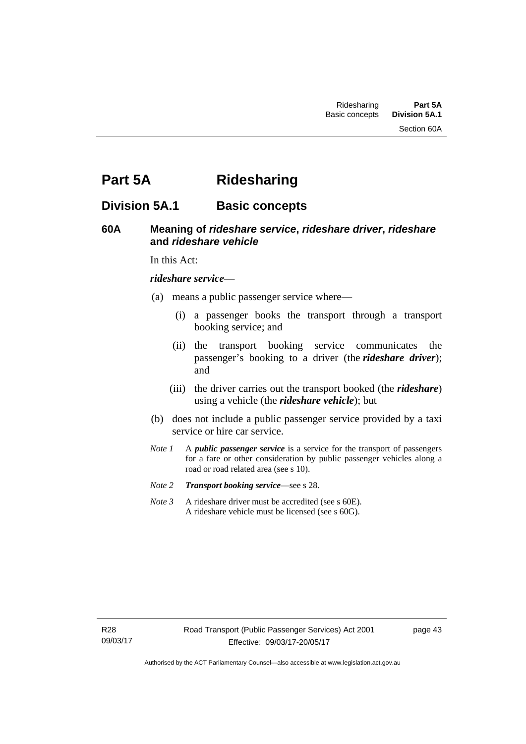# Part 5A Ridesharing

## Division 5A.1 Basic concepts

### 60A Meaning of *rideshare service*, *rideshare driver*, *rideshare* and *rideshare vehicle*

In this Act:

***rideshare service***—

(a) means a public passenger service where—

(i) a passenger books the transport through a transport booking service; and

(ii) the transport booking service communicates the passenger's booking to a driver (the ***rideshare driver***); and

(iii) the driver carries out the transport booked (the ***rideshare***) using a vehicle (the ***rideshare vehicle***); but

(b) does not include a public passenger service provided by a taxi service or hire car service.

*Note 1* A ***public passenger service*** is a service for the transport of passengers for a fare or other consideration by public passenger vehicles along a road or road related area (see s 10).

*Note 2* ***Transport booking service***—see s 28.

*Note 3* A rideshare driver must be accredited (see s 60E).
A rideshare vehicle must be licensed (see s 60G).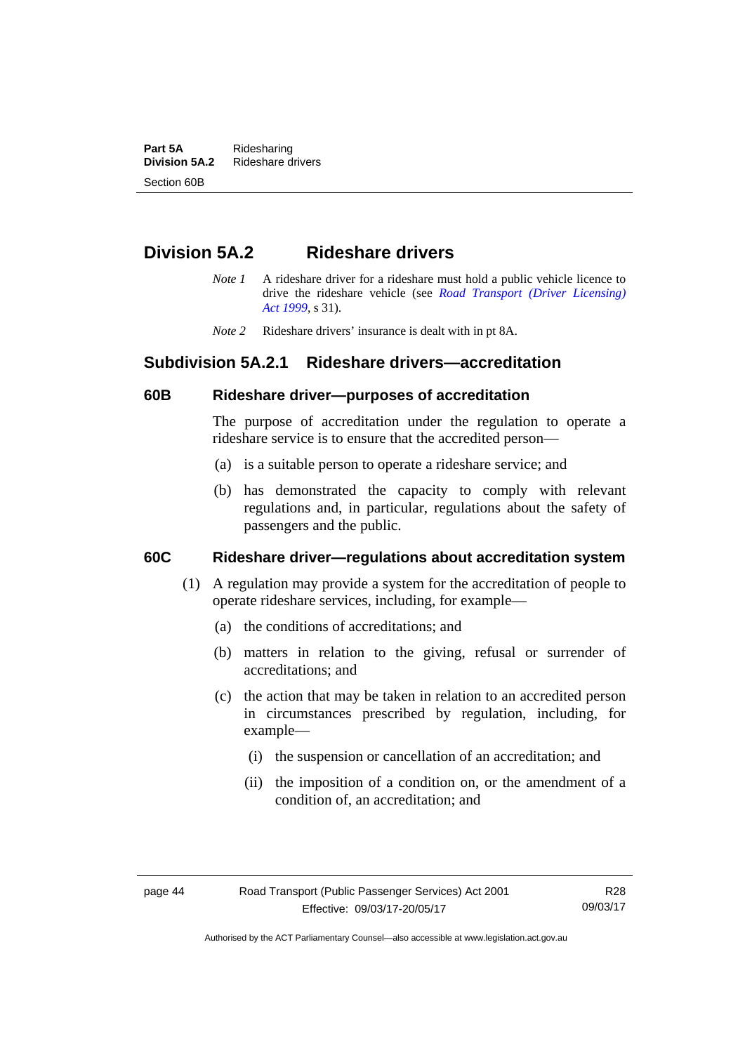## Division 5A.2 Rideshare drivers

*Note 1* A rideshare driver for a rideshare must hold a public vehicle licence to drive the rideshare vehicle (see *Road Transport (Driver Licensing) Act 1999*, s 31).

*Note 2* Rideshare drivers' insurance is dealt with in pt 8A.

### Subdivision 5A.2.1 Rideshare drivers—accreditation

#### 60B Rideshare driver—purposes of accreditation

The purpose of accreditation under the regulation to operate a rideshare service is to ensure that the accredited person—

(a) is a suitable person to operate a rideshare service; and

(b) has demonstrated the capacity to comply with relevant regulations and, in particular, regulations about the safety of passengers and the public.

#### 60C Rideshare driver—regulations about accreditation system

(1) A regulation may provide a system for the accreditation of people to operate rideshare services, including, for example—

(a) the conditions of accreditations; and

(b) matters in relation to the giving, refusal or surrender of accreditations; and

(c) the action that may be taken in relation to an accredited person in circumstances prescribed by regulation, including, for example—

(i) the suspension or cancellation of an accreditation; and

(ii) the imposition of a condition on, or the amendment of a condition of, an accreditation; and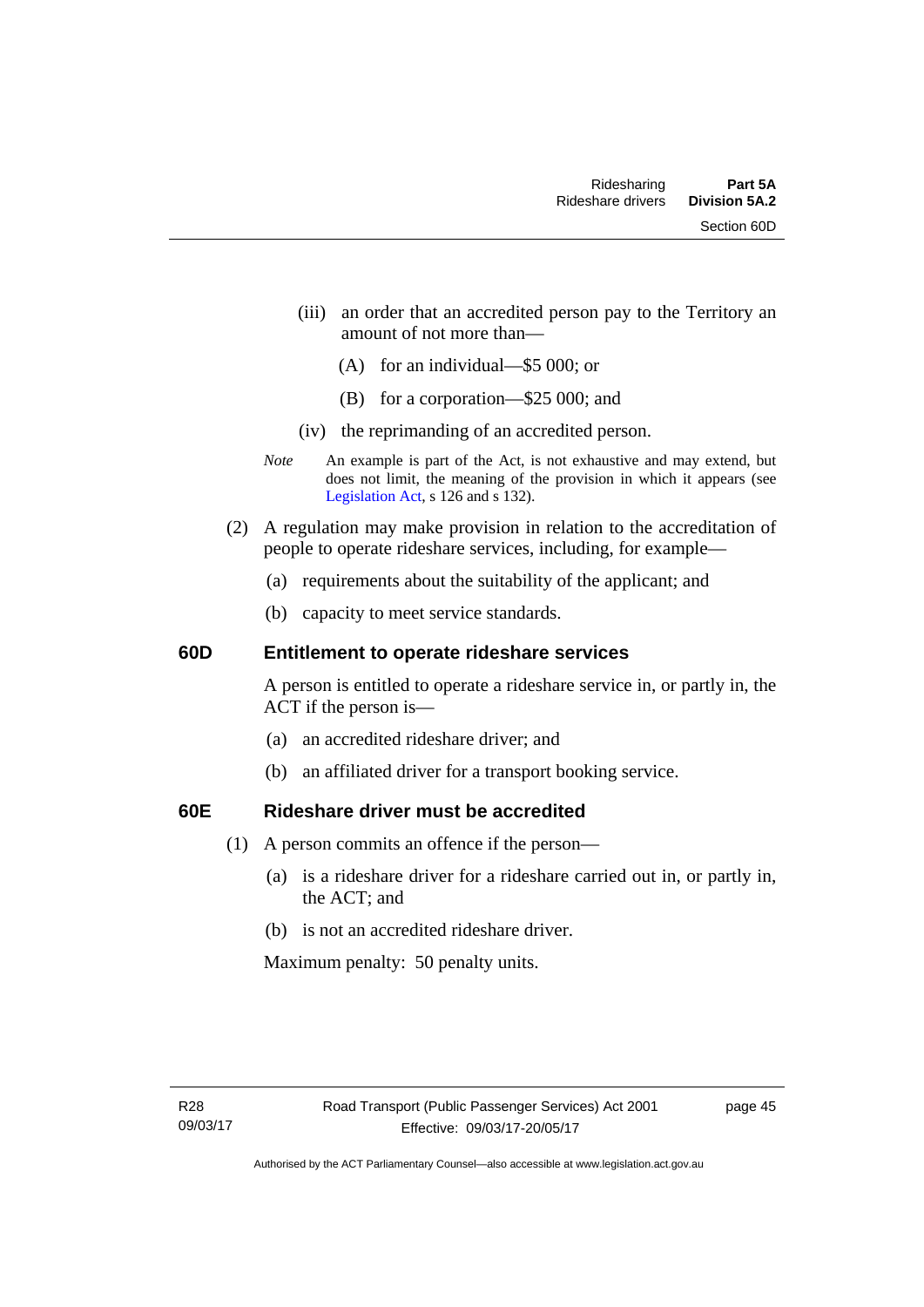(iii) an order that an accredited person pay to the Territory an amount of not more than—

(A) for an individual—$5 000; or

(B) for a corporation—$25 000; and

(iv) the reprimanding of an accredited person.

*Note* An example is part of the Act, is not exhaustive and may extend, but does not limit, the meaning of the provision in which it appears (see Legislation Act, s 126 and s 132).

(2) A regulation may make provision in relation to the accreditation of people to operate rideshare services, including, for example—

(a) requirements about the suitability of the applicant; and

(b) capacity to meet service standards.

## 60D Entitlement to operate rideshare services

A person is entitled to operate a rideshare service in, or partly in, the ACT if the person is—

(a) an accredited rideshare driver; and

(b) an affiliated driver for a transport booking service.

## 60E Rideshare driver must be accredited

(1) A person commits an offence if the person—

(a) is a rideshare driver for a rideshare carried out in, or partly in, the ACT; and

(b) is not an accredited rideshare driver.

Maximum penalty: 50 penalty units.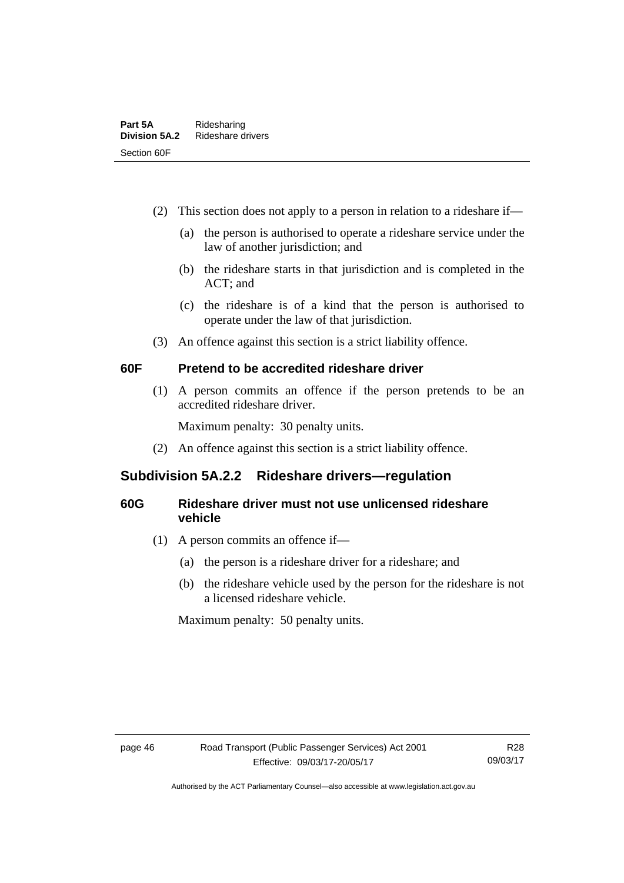(2) This section does not apply to a person in relation to a rideshare if—

(a) the person is authorised to operate a rideshare service under the law of another jurisdiction; and

(b) the rideshare starts in that jurisdiction and is completed in the ACT; and

(c) the rideshare is of a kind that the person is authorised to operate under the law of that jurisdiction.

(3) An offence against this section is a strict liability offence.

### 60F Pretend to be accredited rideshare driver

(1) A person commits an offence if the person pretends to be an accredited rideshare driver.

Maximum penalty: 30 penalty units.

(2) An offence against this section is a strict liability offence.

## Subdivision 5A.2.2 Rideshare drivers—regulation

### 60G Rideshare driver must not use unlicensed rideshare vehicle

(1) A person commits an offence if—

(a) the person is a rideshare driver for a rideshare; and

(b) the rideshare vehicle used by the person for the rideshare is not a licensed rideshare vehicle.

Maximum penalty: 50 penalty units.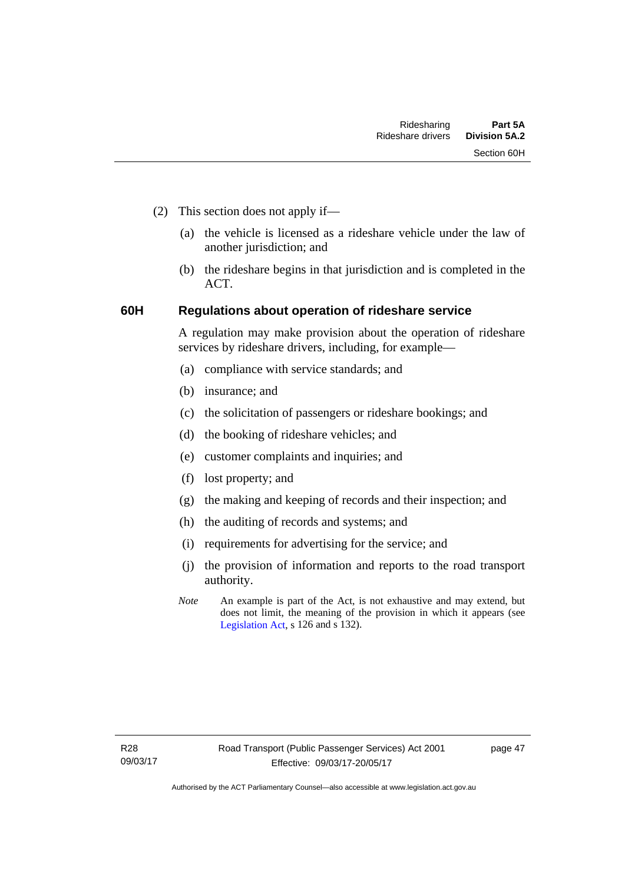(2) This section does not apply if—

(a) the vehicle is licensed as a rideshare vehicle under the law of another jurisdiction; and

(b) the rideshare begins in that jurisdiction and is completed in the ACT.

## 60H Regulations about operation of rideshare service

A regulation may make provision about the operation of rideshare services by rideshare drivers, including, for example—

(a) compliance with service standards; and

(b) insurance; and

(c) the solicitation of passengers or rideshare bookings; and

(d) the booking of rideshare vehicles; and

(e) customer complaints and inquiries; and

(f) lost property; and

(g) the making and keeping of records and their inspection; and

(h) the auditing of records and systems; and

(i) requirements for advertising for the service; and

(j) the provision of information and reports to the road transport authority.

*Note* An example is part of the Act, is not exhaustive and may extend, but does not limit, the meaning of the provision in which it appears (see Legislation Act, s 126 and s 132).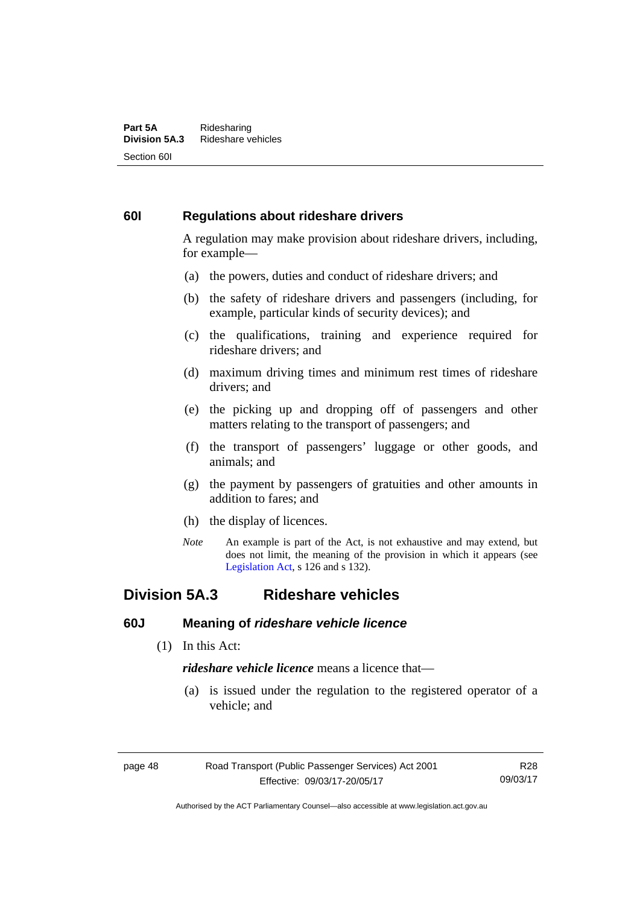### 60I Regulations about rideshare drivers

A regulation may make provision about rideshare drivers, including, for example—

(a) the powers, duties and conduct of rideshare drivers; and

(b) the safety of rideshare drivers and passengers (including, for example, particular kinds of security devices); and

(c) the qualifications, training and experience required for rideshare drivers; and

(d) maximum driving times and minimum rest times of rideshare drivers; and

(e) the picking up and dropping off of passengers and other matters relating to the transport of passengers; and

(f) the transport of passengers' luggage or other goods, and animals; and

(g) the payment by passengers of gratuities and other amounts in addition to fares; and

(h) the display of licences.

*Note* An example is part of the Act, is not exhaustive and may extend, but does not limit, the meaning of the provision in which it appears (see Legislation Act, s 126 and s 132).

## Division 5A.3 Rideshare vehicles

### 60J Meaning of *rideshare vehicle licence*

(1) In this Act:

***rideshare vehicle licence*** means a licence that—

(a) is issued under the regulation to the registered operator of a vehicle; and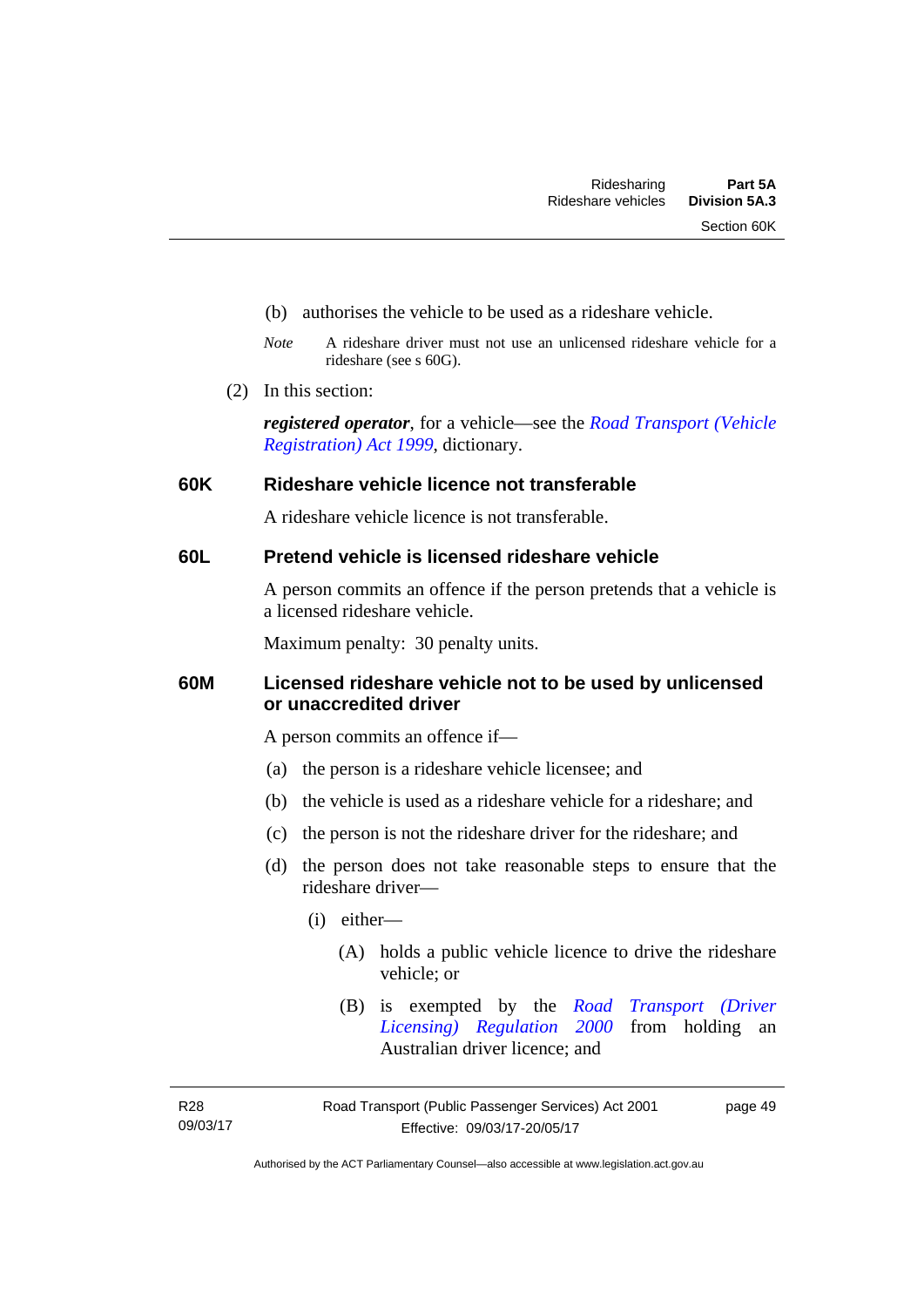(b) authorises the vehicle to be used as a rideshare vehicle.

*Note* A rideshare driver must not use an unlicensed rideshare vehicle for a rideshare (see s 60G).

(2) In this section:

***registered operator***, for a vehicle—see the *Road Transport (Vehicle Registration) Act 1999*, dictionary.

### 60K Rideshare vehicle licence not transferable

A rideshare vehicle licence is not transferable.

### 60L Pretend vehicle is licensed rideshare vehicle

A person commits an offence if the person pretends that a vehicle is a licensed rideshare vehicle.

Maximum penalty: 30 penalty units.

### 60M Licensed rideshare vehicle not to be used by unlicensed or unaccredited driver

A person commits an offence if—

(a) the person is a rideshare vehicle licensee; and

(b) the vehicle is used as a rideshare vehicle for a rideshare; and

(c) the person is not the rideshare driver for the rideshare; and

(d) the person does not take reasonable steps to ensure that the rideshare driver—

(i) either—

(A) holds a public vehicle licence to drive the rideshare vehicle; or

(B) is exempted by the *Road Transport (Driver Licensing) Regulation 2000* from holding an Australian driver licence; and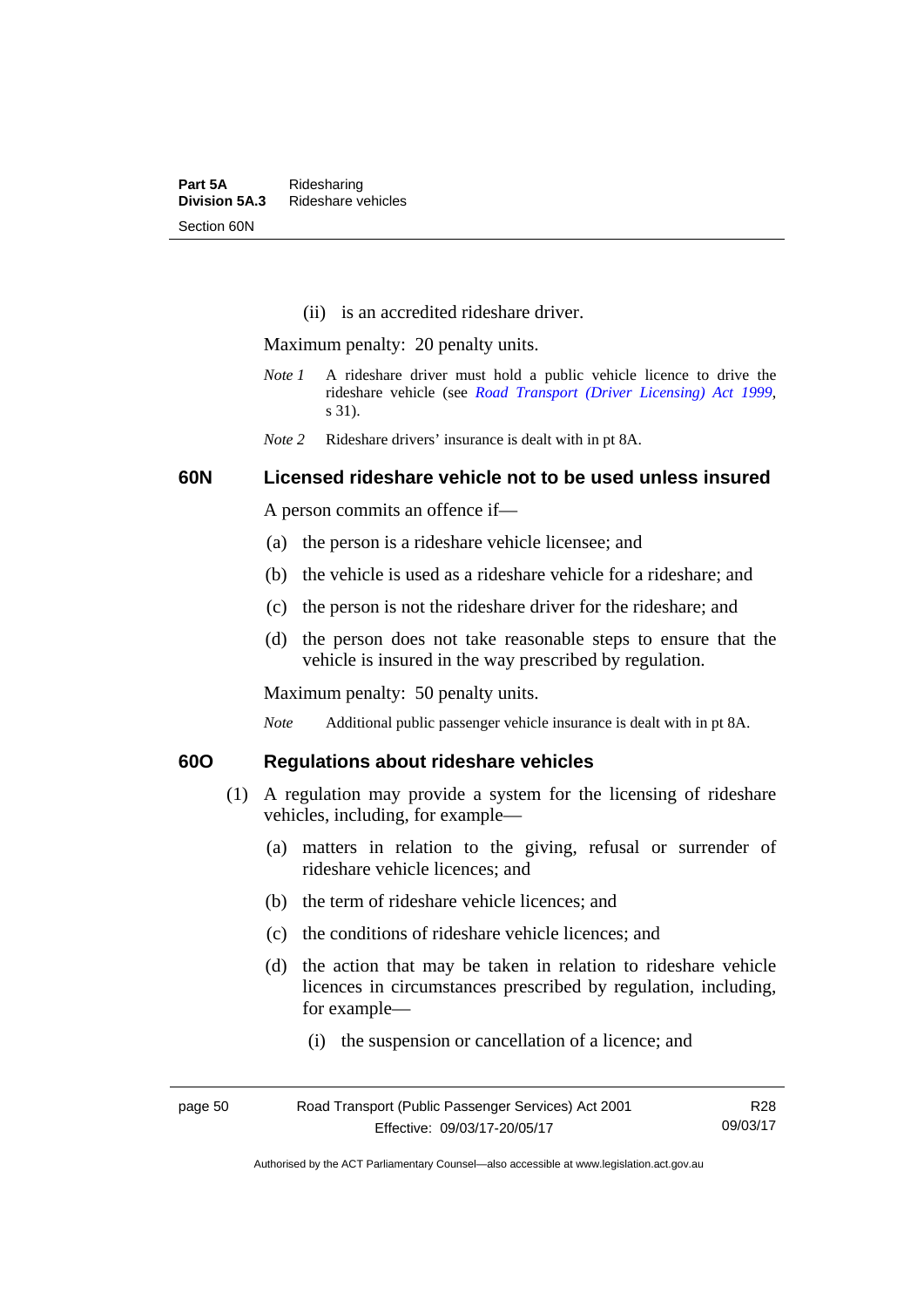(ii) is an accredited rideshare driver.

Maximum penalty: 20 penalty units.

*Note 1* A rideshare driver must hold a public vehicle licence to drive the rideshare vehicle (see *Road Transport (Driver Licensing) Act 1999*, s 31).

*Note 2* Rideshare drivers' insurance is dealt with in pt 8A.

### 60N Licensed rideshare vehicle not to be used unless insured

A person commits an offence if—

(a) the person is a rideshare vehicle licensee; and

(b) the vehicle is used as a rideshare vehicle for a rideshare; and

(c) the person is not the rideshare driver for the rideshare; and

(d) the person does not take reasonable steps to ensure that the vehicle is insured in the way prescribed by regulation.

Maximum penalty: 50 penalty units.

*Note* Additional public passenger vehicle insurance is dealt with in pt 8A.

### 60O Regulations about rideshare vehicles

(1) A regulation may provide a system for the licensing of rideshare vehicles, including, for example—

(a) matters in relation to the giving, refusal or surrender of rideshare vehicle licences; and

(b) the term of rideshare vehicle licences; and

(c) the conditions of rideshare vehicle licences; and

(d) the action that may be taken in relation to rideshare vehicle licences in circumstances prescribed by regulation, including, for example—

(i) the suspension or cancellation of a licence; and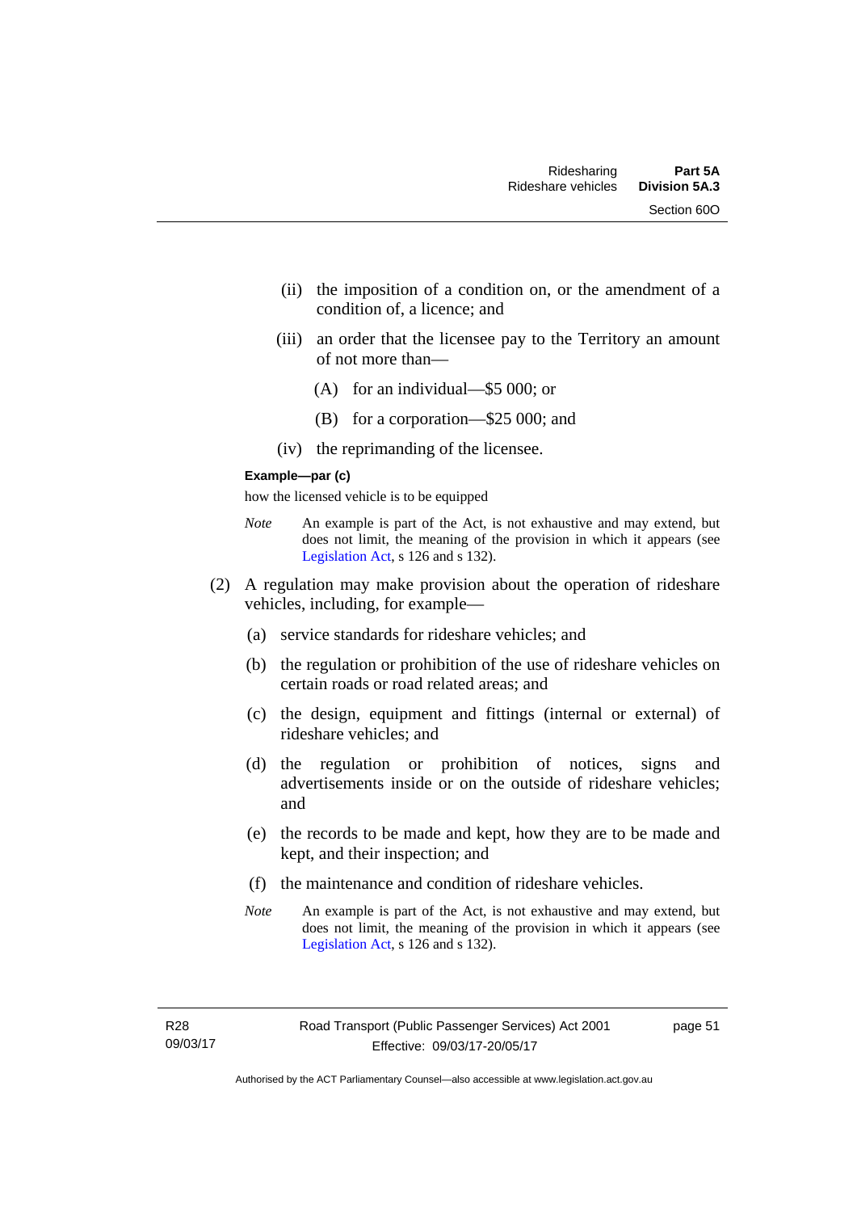(ii) the imposition of a condition on, or the amendment of a condition of, a licence; and

(iii) an order that the licensee pay to the Territory an amount of not more than—

(A) for an individual—$5 000; or

(B) for a corporation—$25 000; and

(iv) the reprimanding of the licensee.

**Example—par (c)**

how the licensed vehicle is to be equipped

*Note* An example is part of the Act, is not exhaustive and may extend, but does not limit, the meaning of the provision in which it appears (see Legislation Act, s 126 and s 132).

(2) A regulation may make provision about the operation of rideshare vehicles, including, for example—

(a) service standards for rideshare vehicles; and

(b) the regulation or prohibition of the use of rideshare vehicles on certain roads or road related areas; and

(c) the design, equipment and fittings (internal or external) of rideshare vehicles; and

(d) the regulation or prohibition of notices, signs and advertisements inside or on the outside of rideshare vehicles; and

(e) the records to be made and kept, how they are to be made and kept, and their inspection; and

(f) the maintenance and condition of rideshare vehicles.

*Note* An example is part of the Act, is not exhaustive and may extend, but does not limit, the meaning of the provision in which it appears (see Legislation Act, s 126 and s 132).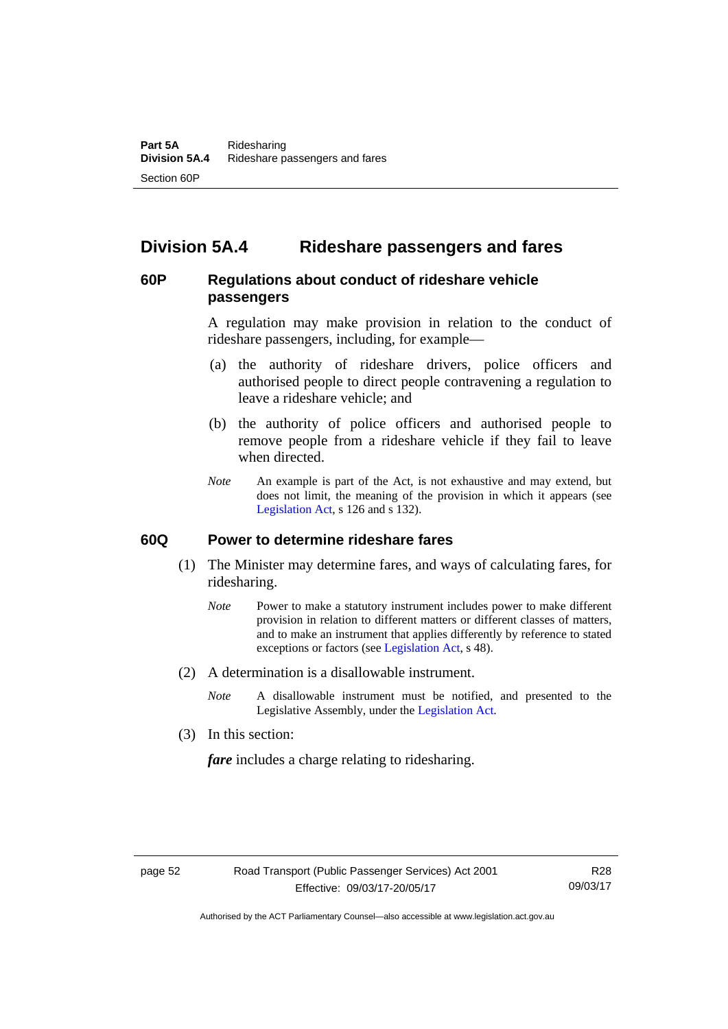## Division 5A.4 Rideshare passengers and fares

### 60P Regulations about conduct of rideshare vehicle passengers

A regulation may make provision in relation to the conduct of rideshare passengers, including, for example—

(a) the authority of rideshare drivers, police officers and authorised people to direct people contravening a regulation to leave a rideshare vehicle; and

(b) the authority of police officers and authorised people to remove people from a rideshare vehicle if they fail to leave when directed.

*Note* An example is part of the Act, is not exhaustive and may extend, but does not limit, the meaning of the provision in which it appears (see Legislation Act, s 126 and s 132).

### 60Q Power to determine rideshare fares

(1) The Minister may determine fares, and ways of calculating fares, for ridesharing.

*Note* Power to make a statutory instrument includes power to make different provision in relation to different matters or different classes of matters, and to make an instrument that applies differently by reference to stated exceptions or factors (see Legislation Act, s 48).

(2) A determination is a disallowable instrument.

*Note* A disallowable instrument must be notified, and presented to the Legislative Assembly, under the Legislation Act.

(3) In this section:

***fare*** includes a charge relating to ridesharing.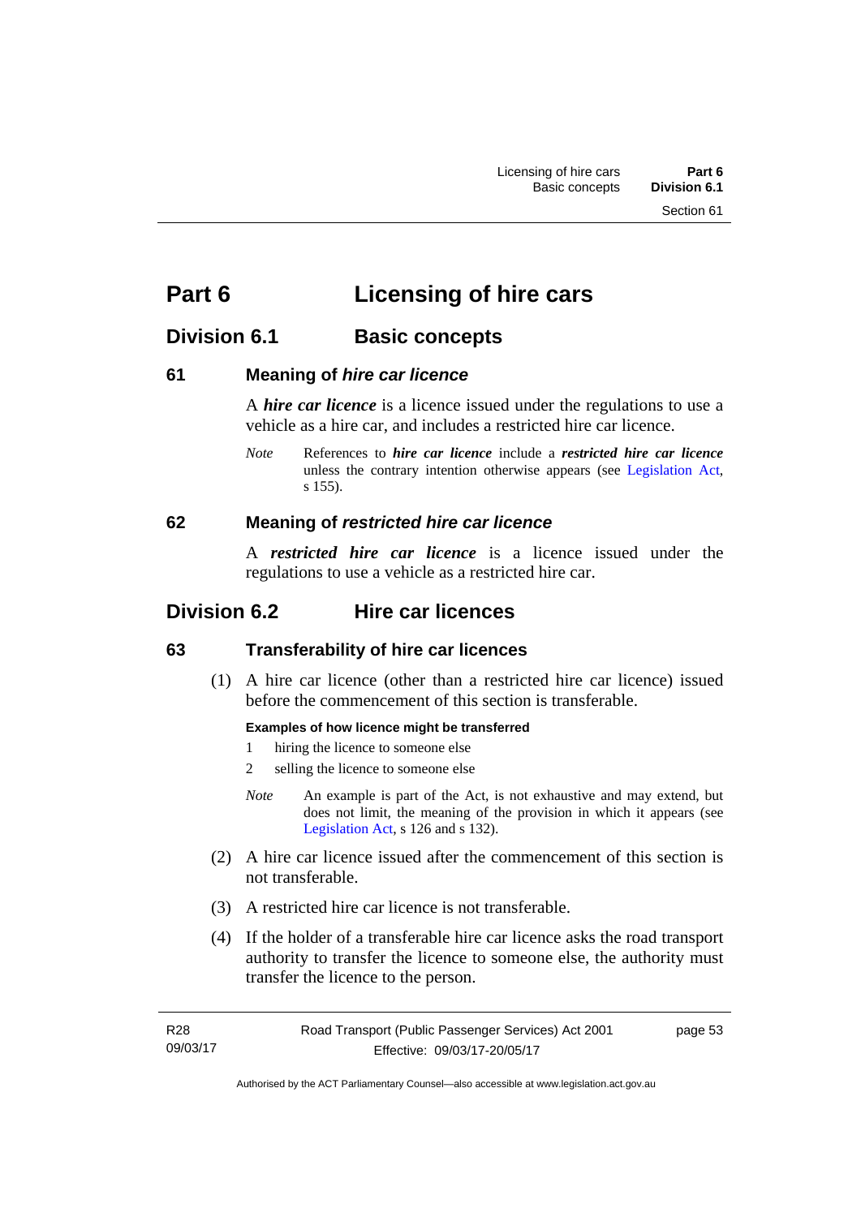# Part 6 Licensing of hire cars

## Division 6.1 Basic concepts

### 61 Meaning of *hire car licence*

A ***hire car licence*** is a licence issued under the regulations to use a vehicle as a hire car, and includes a restricted hire car licence.

*Note* References to ***hire car licence*** include a ***restricted hire car licence*** unless the contrary intention otherwise appears (see Legislation Act, s 155).

### 62 Meaning of *restricted hire car licence*

A ***restricted hire car licence*** is a licence issued under the regulations to use a vehicle as a restricted hire car.

## Division 6.2 Hire car licences

### 63 Transferability of hire car licences

(1) A hire car licence (other than a restricted hire car licence) issued before the commencement of this section is transferable.

**Examples of how licence might be transferred**

1 hiring the licence to someone else

2 selling the licence to someone else

*Note* An example is part of the Act, is not exhaustive and may extend, but does not limit, the meaning of the provision in which it appears (see Legislation Act, s 126 and s 132).

(2) A hire car licence issued after the commencement of this section is not transferable.

(3) A restricted hire car licence is not transferable.

(4) If the holder of a transferable hire car licence asks the road transport authority to transfer the licence to someone else, the authority must transfer the licence to the person.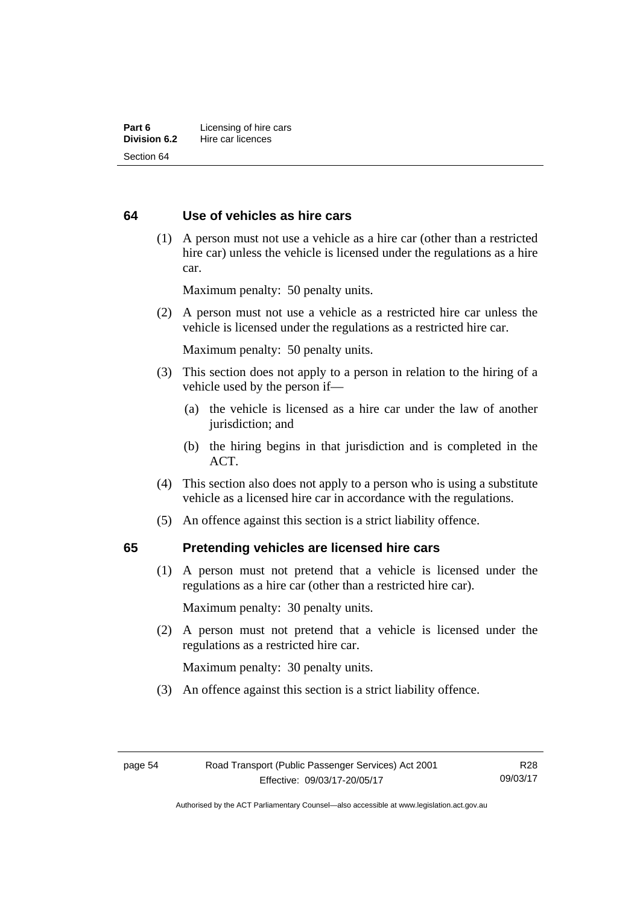### 64 Use of vehicles as hire cars

(1) A person must not use a vehicle as a hire car (other than a restricted hire car) unless the vehicle is licensed under the regulations as a hire car.

Maximum penalty: 50 penalty units.

(2) A person must not use a vehicle as a restricted hire car unless the vehicle is licensed under the regulations as a restricted hire car.

Maximum penalty: 50 penalty units.

(3) This section does not apply to a person in relation to the hiring of a vehicle used by the person if—

(a) the vehicle is licensed as a hire car under the law of another jurisdiction; and

(b) the hiring begins in that jurisdiction and is completed in the ACT.

(4) This section also does not apply to a person who is using a substitute vehicle as a licensed hire car in accordance with the regulations.

(5) An offence against this section is a strict liability offence.

### 65 Pretending vehicles are licensed hire cars

(1) A person must not pretend that a vehicle is licensed under the regulations as a hire car (other than a restricted hire car).

Maximum penalty: 30 penalty units.

(2) A person must not pretend that a vehicle is licensed under the regulations as a restricted hire car.

Maximum penalty: 30 penalty units.

(3) An offence against this section is a strict liability offence.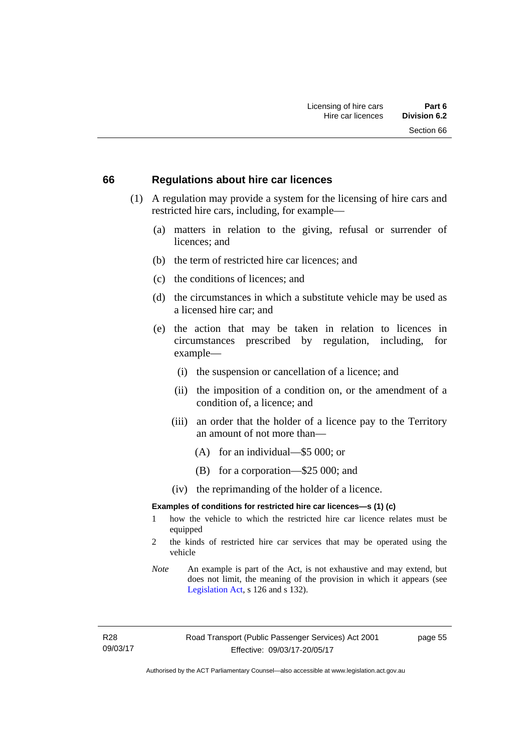## 66 Regulations about hire car licences

(1) A regulation may provide a system for the licensing of hire cars and restricted hire cars, including, for example—

(a) matters in relation to the giving, refusal or surrender of licences; and

(b) the term of restricted hire car licences; and

(c) the conditions of licences; and

(d) the circumstances in which a substitute vehicle may be used as a licensed hire car; and

(e) the action that may be taken in relation to licences in circumstances prescribed by regulation, including, for example—

(i) the suspension or cancellation of a licence; and

(ii) the imposition of a condition on, or the amendment of a condition of, a licence; and

(iii) an order that the holder of a licence pay to the Territory an amount of not more than—

(A) for an individual—$5 000; or

(B) for a corporation—$25 000; and

(iv) the reprimanding of the holder of a licence.

**Examples of conditions for restricted hire car licences—s (1) (c)**

1 how the vehicle to which the restricted hire car licence relates must be equipped

2 the kinds of restricted hire car services that may be operated using the vehicle

*Note* An example is part of the Act, is not exhaustive and may extend, but does not limit, the meaning of the provision in which it appears (see Legislation Act, s 126 and s 132).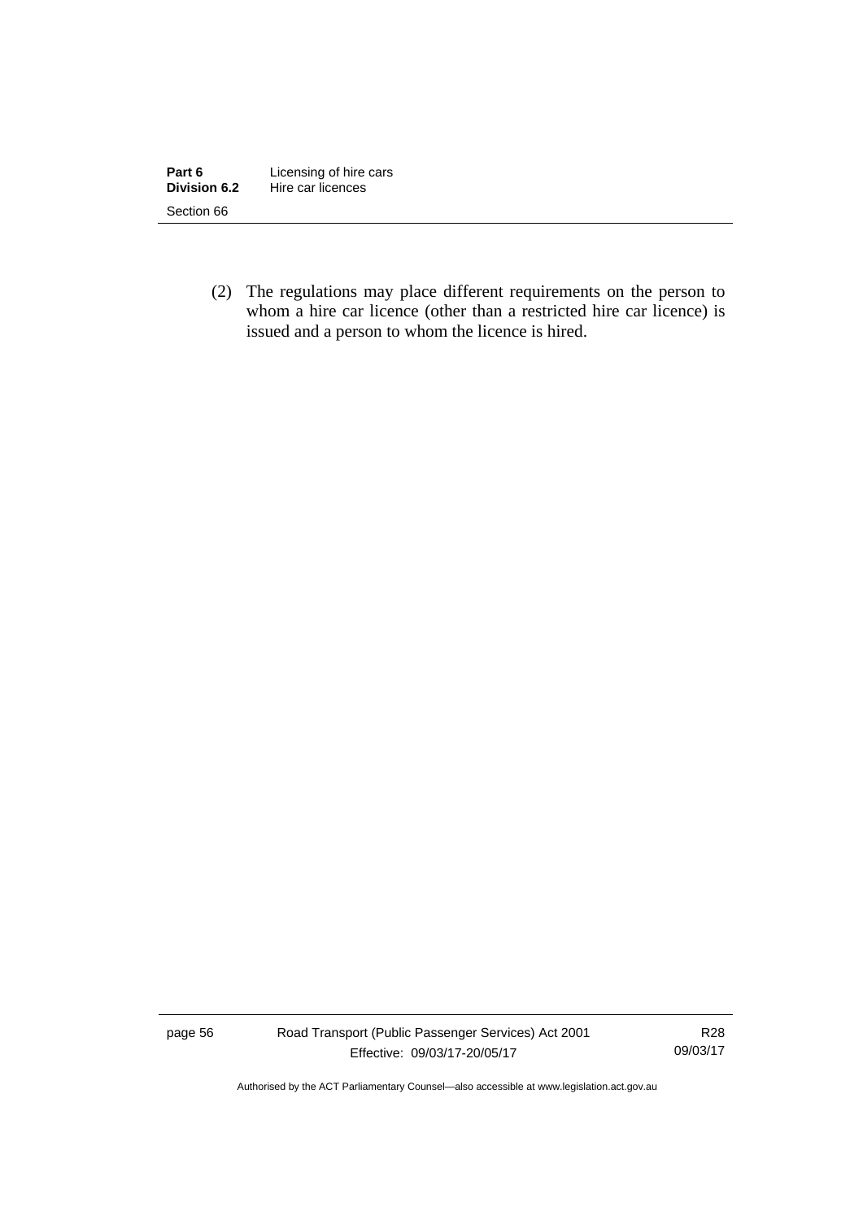(2) The regulations may place different requirements on the person to whom a hire car licence (other than a restricted hire car licence) is issued and a person to whom the licence is hired.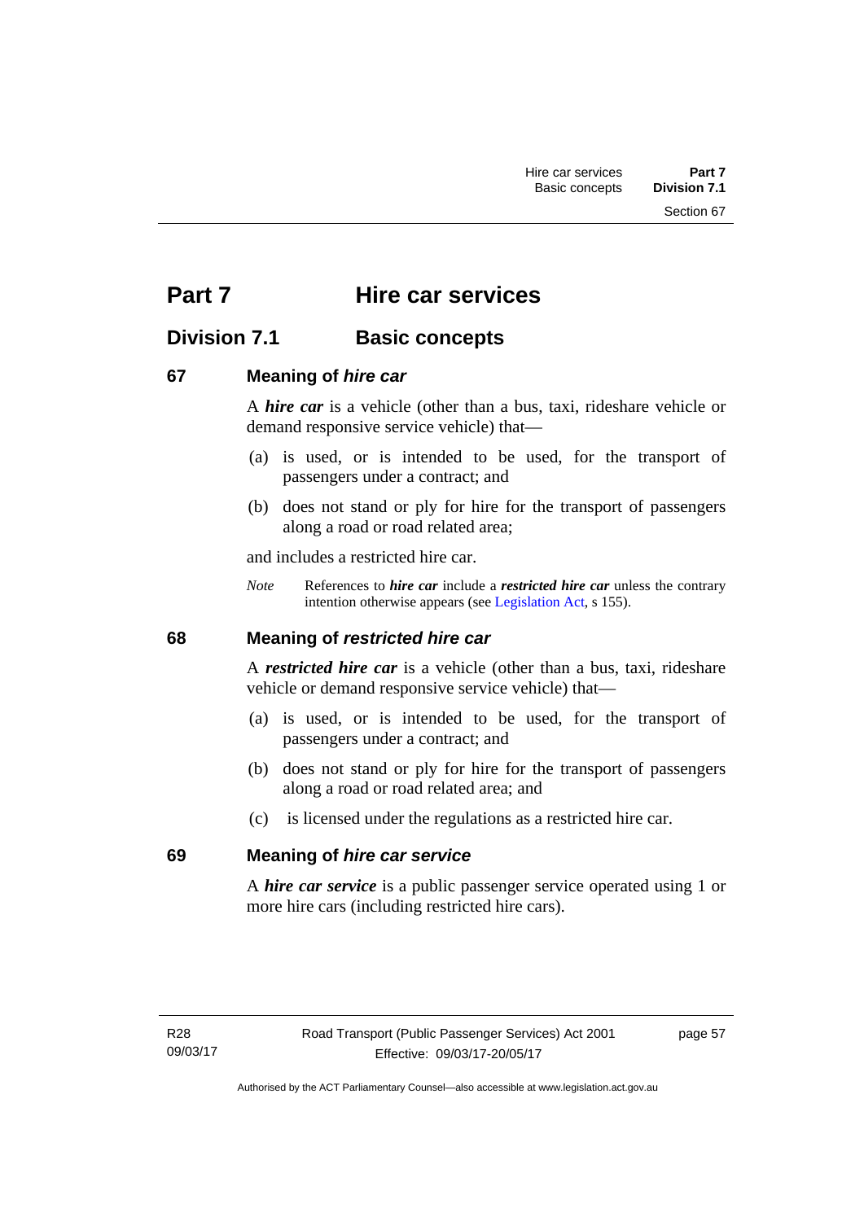# Part 7 Hire car services

## Division 7.1 Basic concepts

### 67 Meaning of *hire car*

A ***hire car*** is a vehicle (other than a bus, taxi, rideshare vehicle or demand responsive service vehicle) that—

(a) is used, or is intended to be used, for the transport of passengers under a contract; and

(b) does not stand or ply for hire for the transport of passengers along a road or road related area;

and includes a restricted hire car.

*Note* References to ***hire car*** include a ***restricted hire car*** unless the contrary intention otherwise appears (see Legislation Act, s 155).

### 68 Meaning of *restricted hire car*

A ***restricted hire car*** is a vehicle (other than a bus, taxi, rideshare vehicle or demand responsive service vehicle) that—

(a) is used, or is intended to be used, for the transport of passengers under a contract; and

(b) does not stand or ply for hire for the transport of passengers along a road or road related area; and

(c) is licensed under the regulations as a restricted hire car.

### 69 Meaning of *hire car service*

A ***hire car service*** is a public passenger service operated using 1 or more hire cars (including restricted hire cars).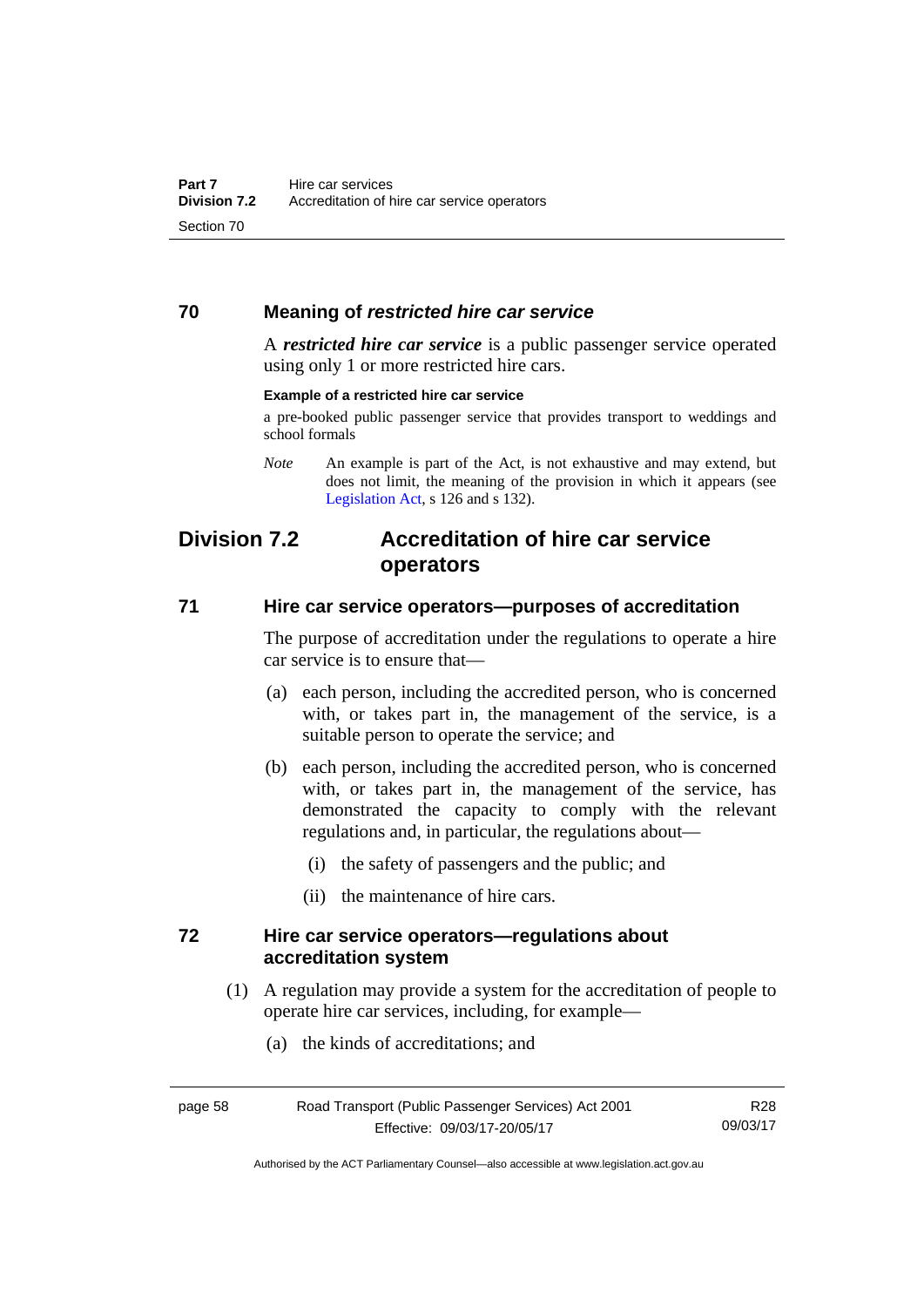### 70 Meaning of *restricted hire car service*

A ***restricted hire car service*** is a public passenger service operated using only 1 or more restricted hire cars.

**Example of a restricted hire car service**

a pre-booked public passenger service that provides transport to weddings and school formals

*Note* An example is part of the Act, is not exhaustive and may extend, but does not limit, the meaning of the provision in which it appears (see Legislation Act, s 126 and s 132).

## Division 7.2 Accreditation of hire car service operators

### 71 Hire car service operators—purposes of accreditation

The purpose of accreditation under the regulations to operate a hire car service is to ensure that—

(a) each person, including the accredited person, who is concerned with, or takes part in, the management of the service, is a suitable person to operate the service; and

(b) each person, including the accredited person, who is concerned with, or takes part in, the management of the service, has demonstrated the capacity to comply with the relevant regulations and, in particular, the regulations about—

(i) the safety of passengers and the public; and

(ii) the maintenance of hire cars.

### 72 Hire car service operators—regulations about accreditation system

(1) A regulation may provide a system for the accreditation of people to operate hire car services, including, for example—

(a) the kinds of accreditations; and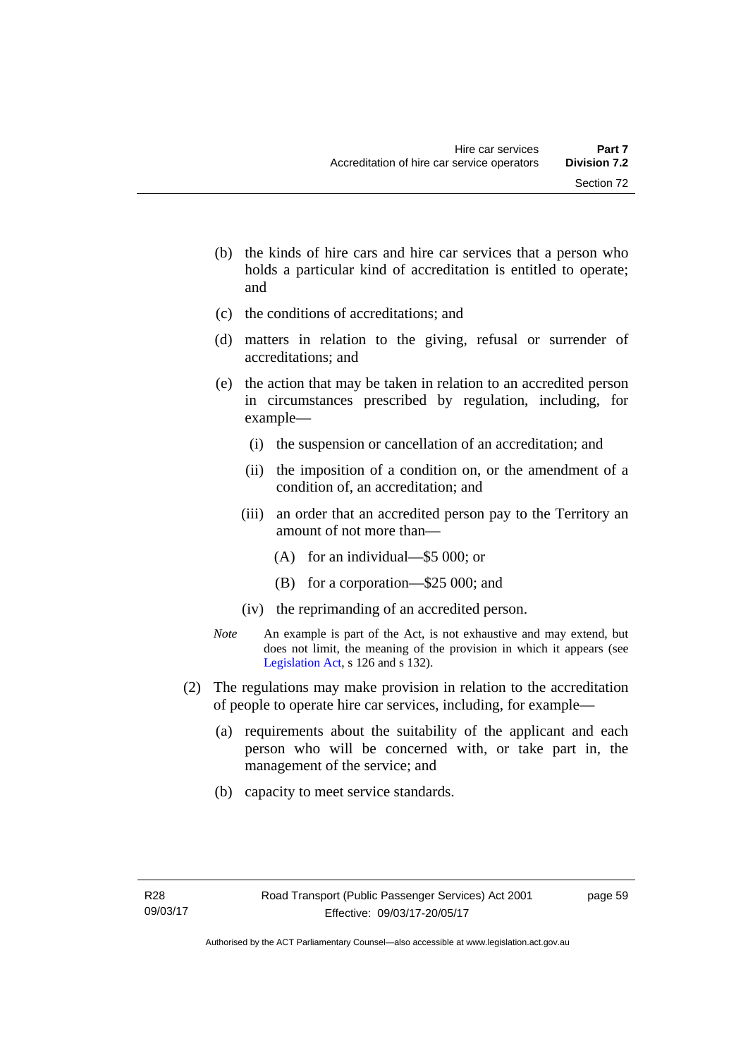(b) the kinds of hire cars and hire car services that a person who holds a particular kind of accreditation is entitled to operate; and

(c) the conditions of accreditations; and

(d) matters in relation to the giving, refusal or surrender of accreditations; and

(e) the action that may be taken in relation to an accredited person in circumstances prescribed by regulation, including, for example—

 (i) the suspension or cancellation of an accreditation; and

 (ii) the imposition of a condition on, or the amendment of a condition of, an accreditation; and

 (iii) an order that an accredited person pay to the Territory an amount of not more than—

  (A) for an individual—$5 000; or

  (B) for a corporation—$25 000; and

 (iv) the reprimanding of an accredited person.

*Note* An example is part of the Act, is not exhaustive and may extend, but does not limit, the meaning of the provision in which it appears (see Legislation Act, s 126 and s 132).

(2) The regulations may make provision in relation to the accreditation of people to operate hire car services, including, for example—

(a) requirements about the suitability of the applicant and each person who will be concerned with, or take part in, the management of the service; and

(b) capacity to meet service standards.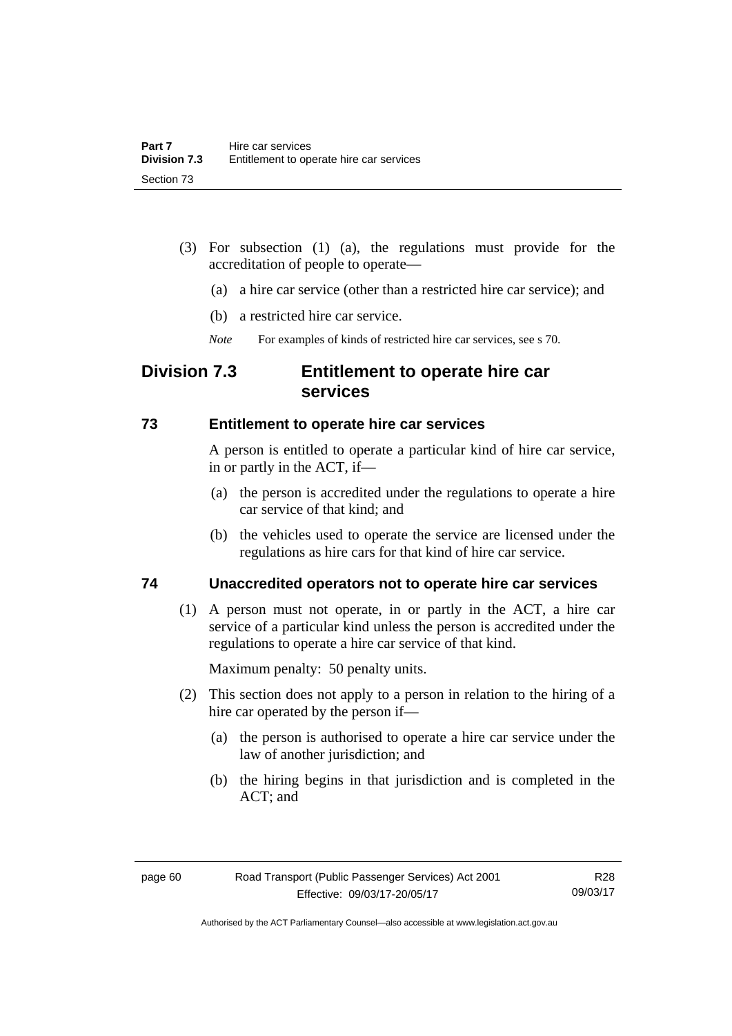(3) For subsection (1) (a), the regulations must provide for the accreditation of people to operate—

(a) a hire car service (other than a restricted hire car service); and

(b) a restricted hire car service.

*Note* For examples of kinds of restricted hire car services, see s 70.

## Division 7.3 Entitlement to operate hire car services

### 73 Entitlement to operate hire car services

A person is entitled to operate a particular kind of hire car service, in or partly in the ACT, if—

(a) the person is accredited under the regulations to operate a hire car service of that kind; and

(b) the vehicles used to operate the service are licensed under the regulations as hire cars for that kind of hire car service.

### 74 Unaccredited operators not to operate hire car services

(1) A person must not operate, in or partly in the ACT, a hire car service of a particular kind unless the person is accredited under the regulations to operate a hire car service of that kind.

Maximum penalty: 50 penalty units.

(2) This section does not apply to a person in relation to the hiring of a hire car operated by the person if—

(a) the person is authorised to operate a hire car service under the law of another jurisdiction; and

(b) the hiring begins in that jurisdiction and is completed in the ACT; and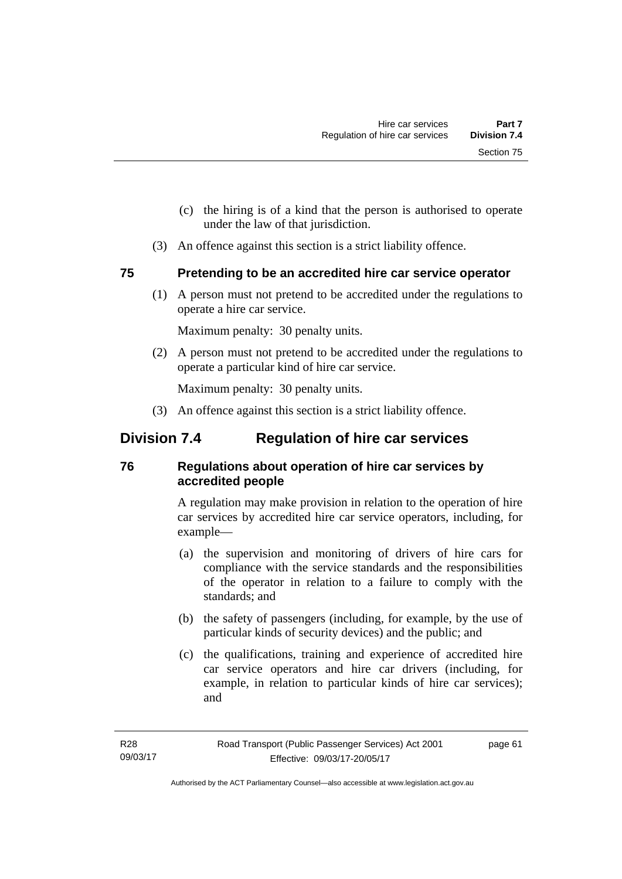(c) the hiring is of a kind that the person is authorised to operate under the law of that jurisdiction.

(3) An offence against this section is a strict liability offence.

### 75 Pretending to be an accredited hire car service operator

(1) A person must not pretend to be accredited under the regulations to operate a hire car service.

Maximum penalty: 30 penalty units.

(2) A person must not pretend to be accredited under the regulations to operate a particular kind of hire car service.

Maximum penalty: 30 penalty units.

(3) An offence against this section is a strict liability offence.

## Division 7.4 Regulation of hire car services

### 76 Regulations about operation of hire car services by accredited people

A regulation may make provision in relation to the operation of hire car services by accredited hire car service operators, including, for example—

(a) the supervision and monitoring of drivers of hire cars for compliance with the service standards and the responsibilities of the operator in relation to a failure to comply with the standards; and

(b) the safety of passengers (including, for example, by the use of particular kinds of security devices) and the public; and

(c) the qualifications, training and experience of accredited hire car service operators and hire car drivers (including, for example, in relation to particular kinds of hire car services); and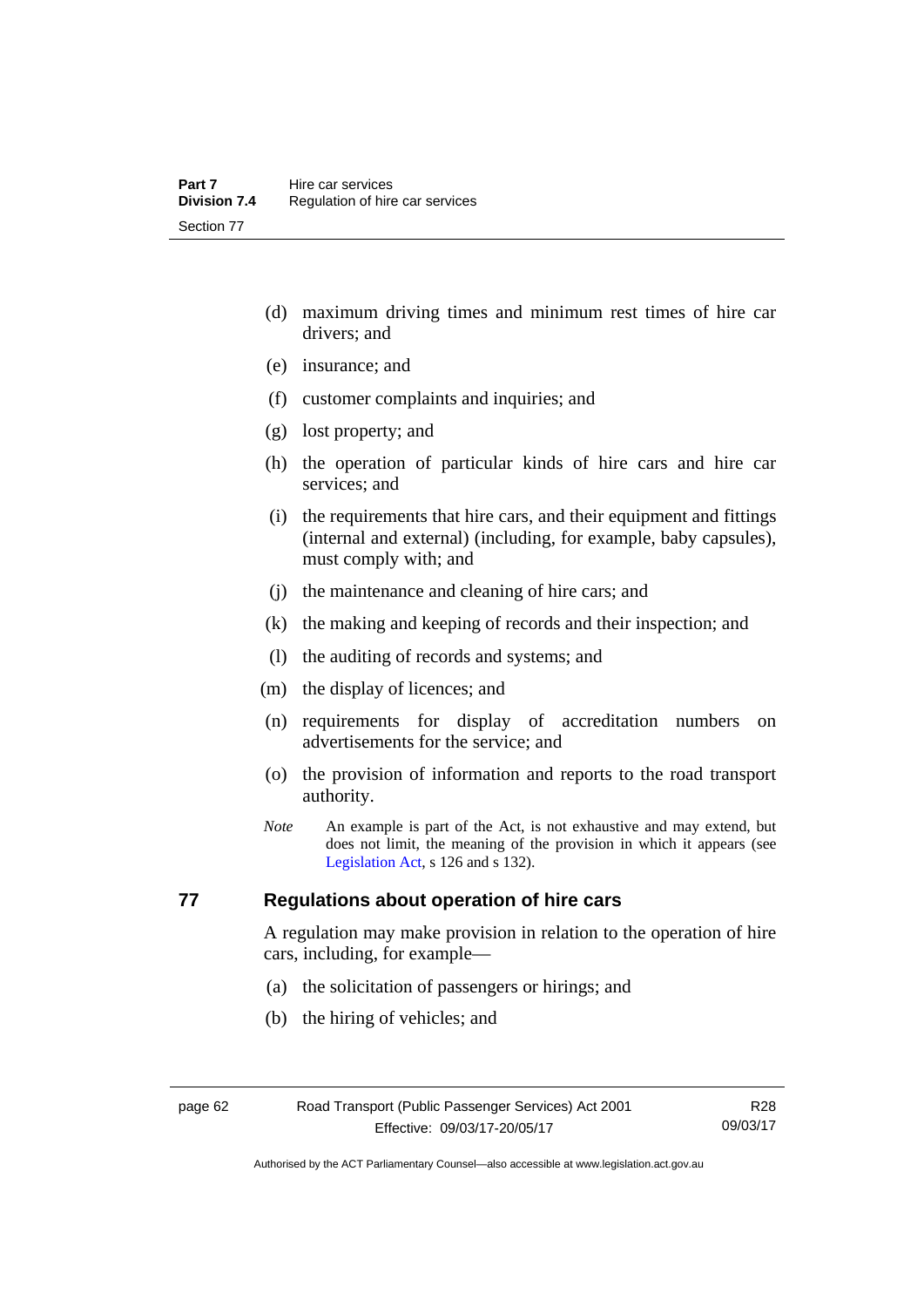(d) maximum driving times and minimum rest times of hire car drivers; and

(e) insurance; and

(f) customer complaints and inquiries; and

(g) lost property; and

(h) the operation of particular kinds of hire cars and hire car services; and

(i) the requirements that hire cars, and their equipment and fittings (internal and external) (including, for example, baby capsules), must comply with; and

(j) the maintenance and cleaning of hire cars; and

(k) the making and keeping of records and their inspection; and

(l) the auditing of records and systems; and

(m) the display of licences; and

(n) requirements for display of accreditation numbers on advertisements for the service; and

(o) the provision of information and reports to the road transport authority.

*Note* An example is part of the Act, is not exhaustive and may extend, but does not limit, the meaning of the provision in which it appears (see Legislation Act, s 126 and s 132).

## 77 Regulations about operation of hire cars

A regulation may make provision in relation to the operation of hire cars, including, for example—

(a) the solicitation of passengers or hirings; and

(b) the hiring of vehicles; and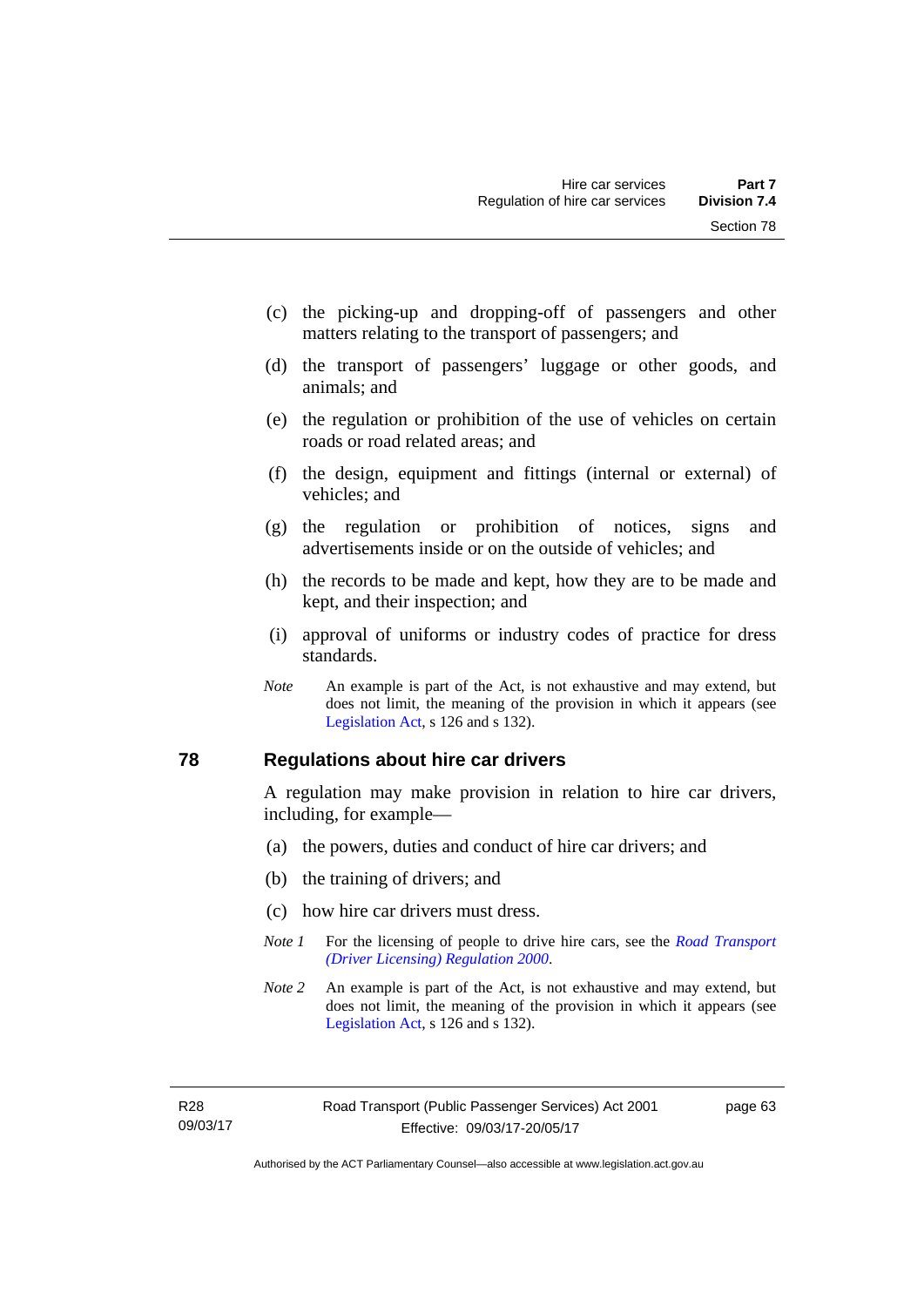(c) the picking-up and dropping-off of passengers and other matters relating to the transport of passengers; and

(d) the transport of passengers' luggage or other goods, and animals; and

(e) the regulation or prohibition of the use of vehicles on certain roads or road related areas; and

(f) the design, equipment and fittings (internal or external) of vehicles; and

(g) the regulation or prohibition of notices, signs and advertisements inside or on the outside of vehicles; and

(h) the records to be made and kept, how they are to be made and kept, and their inspection; and

(i) approval of uniforms or industry codes of practice for dress standards.

*Note* An example is part of the Act, is not exhaustive and may extend, but does not limit, the meaning of the provision in which it appears (see Legislation Act, s 126 and s 132).

## 78 Regulations about hire car drivers

A regulation may make provision in relation to hire car drivers, including, for example—

(a) the powers, duties and conduct of hire car drivers; and

(b) the training of drivers; and

(c) how hire car drivers must dress.

*Note 1* For the licensing of people to drive hire cars, see the *Road Transport (Driver Licensing) Regulation 2000*.

*Note 2* An example is part of the Act, is not exhaustive and may extend, but does not limit, the meaning of the provision in which it appears (see Legislation Act, s 126 and s 132).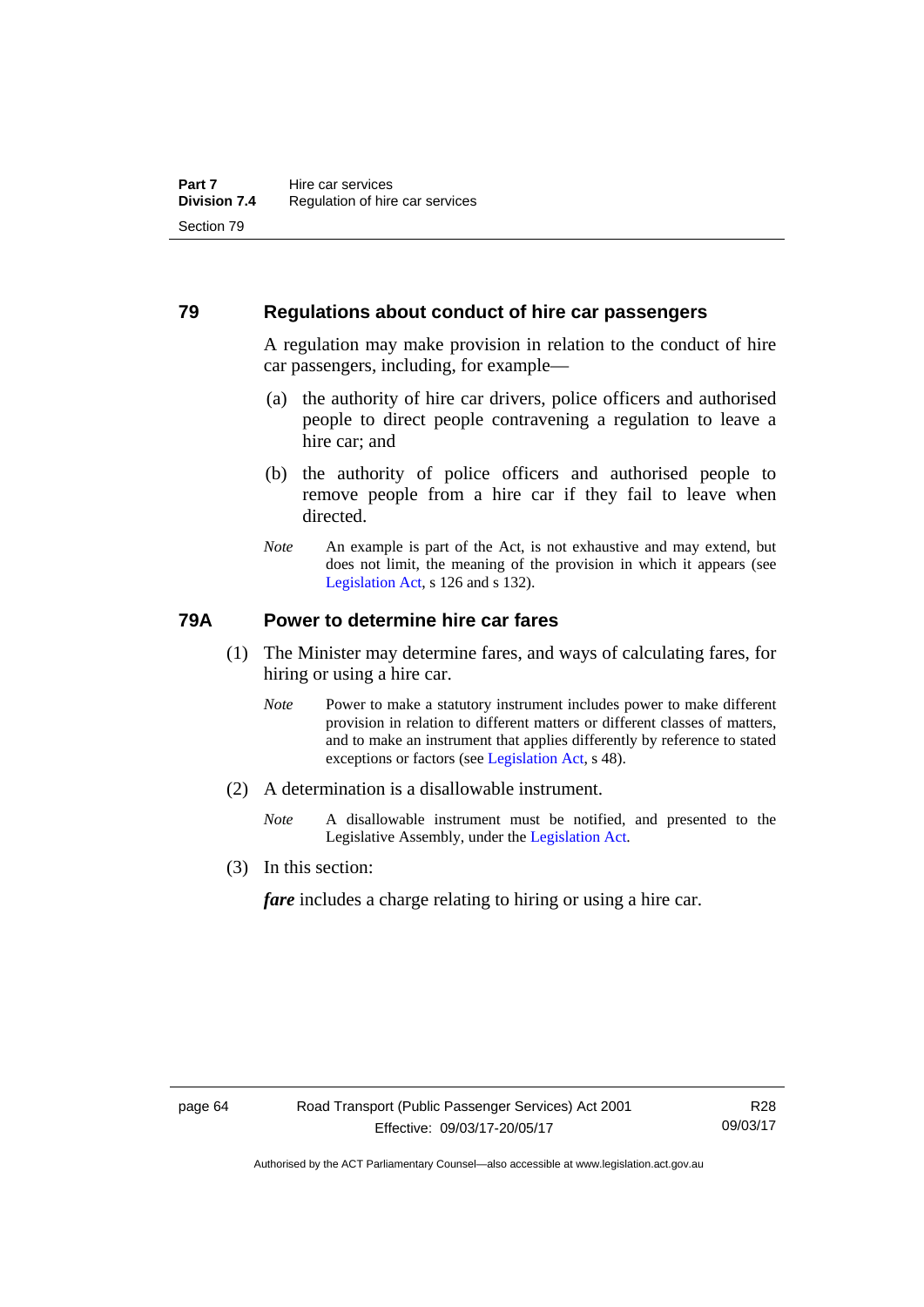## 79 Regulations about conduct of hire car passengers

A regulation may make provision in relation to the conduct of hire car passengers, including, for example—

(a) the authority of hire car drivers, police officers and authorised people to direct people contravening a regulation to leave a hire car; and

(b) the authority of police officers and authorised people to remove people from a hire car if they fail to leave when directed.

*Note* An example is part of the Act, is not exhaustive and may extend, but does not limit, the meaning of the provision in which it appears (see Legislation Act, s 126 and s 132).

## 79A Power to determine hire car fares

(1) The Minister may determine fares, and ways of calculating fares, for hiring or using a hire car.

*Note* Power to make a statutory instrument includes power to make different provision in relation to different matters or different classes of matters, and to make an instrument that applies differently by reference to stated exceptions or factors (see Legislation Act, s 48).

(2) A determination is a disallowable instrument.

*Note* A disallowable instrument must be notified, and presented to the Legislative Assembly, under the Legislation Act.

(3) In this section:

***fare*** includes a charge relating to hiring or using a hire car.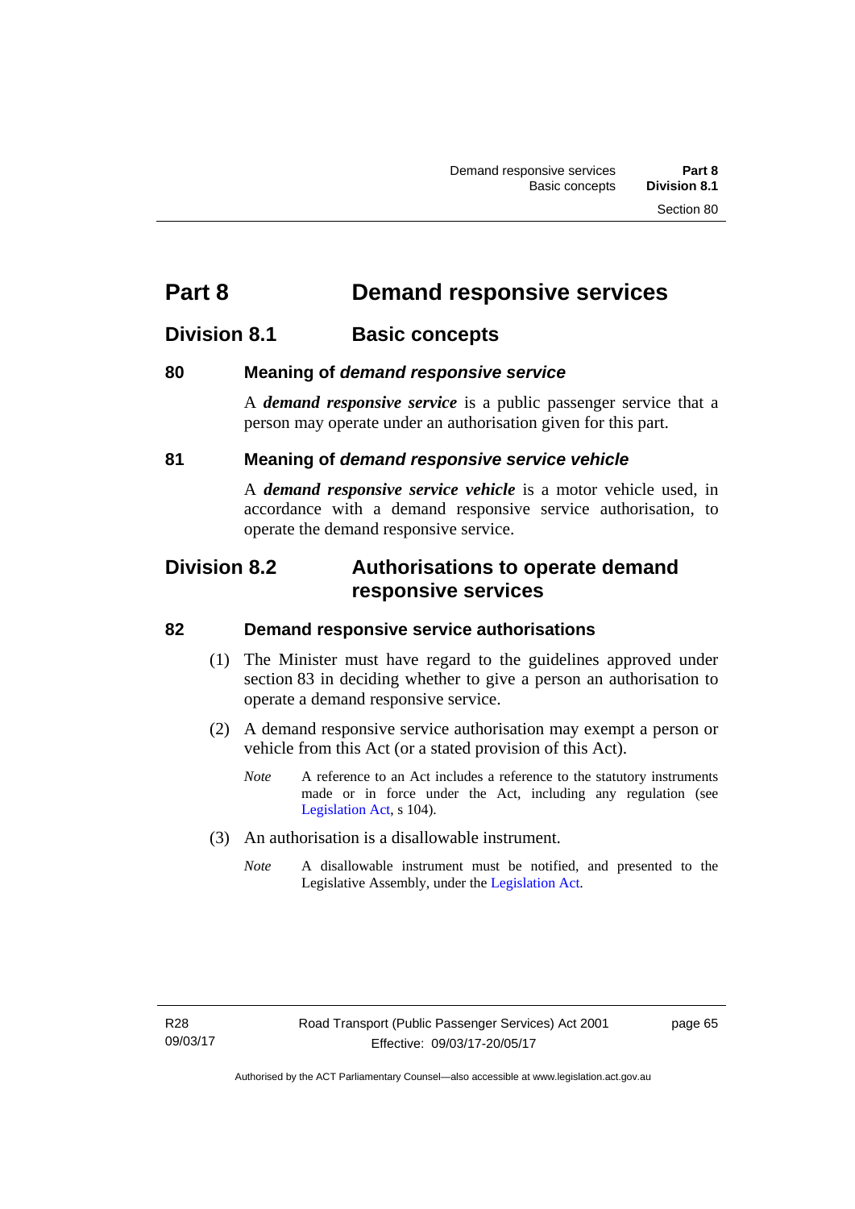# Part 8 Demand responsive services

## Division 8.1 Basic concepts

### 80 Meaning of *demand responsive service*

A ***demand responsive service*** is a public passenger service that a person may operate under an authorisation given for this part.

### 81 Meaning of *demand responsive service vehicle*

A ***demand responsive service vehicle*** is a motor vehicle used, in accordance with a demand responsive service authorisation, to operate the demand responsive service.

## Division 8.2 Authorisations to operate demand responsive services

### 82 Demand responsive service authorisations

(1) The Minister must have regard to the guidelines approved under section 83 in deciding whether to give a person an authorisation to operate a demand responsive service.

(2) A demand responsive service authorisation may exempt a person or vehicle from this Act (or a stated provision of this Act).

*Note* A reference to an Act includes a reference to the statutory instruments made or in force under the Act, including any regulation (see Legislation Act, s 104).

(3) An authorisation is a disallowable instrument.

*Note* A disallowable instrument must be notified, and presented to the Legislative Assembly, under the Legislation Act.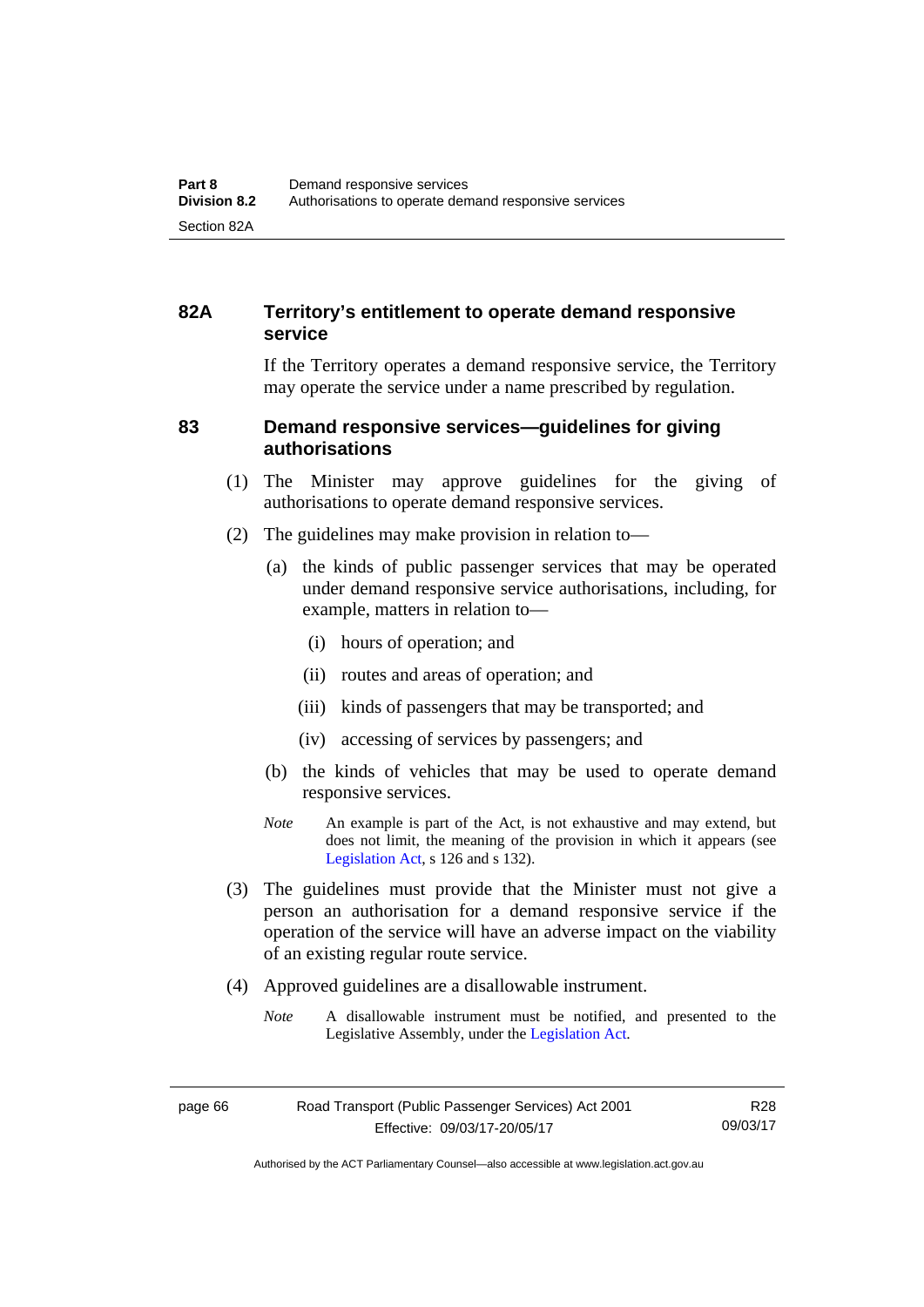### 82A Territory's entitlement to operate demand responsive service

If the Territory operates a demand responsive service, the Territory may operate the service under a name prescribed by regulation.

### 83 Demand responsive services—guidelines for giving authorisations

(1) The Minister may approve guidelines for the giving of authorisations to operate demand responsive services.

(2) The guidelines may make provision in relation to—

(a) the kinds of public passenger services that may be operated under demand responsive service authorisations, including, for example, matters in relation to—

(i) hours of operation; and

(ii) routes and areas of operation; and

(iii) kinds of passengers that may be transported; and

(iv) accessing of services by passengers; and

(b) the kinds of vehicles that may be used to operate demand responsive services.

*Note* An example is part of the Act, is not exhaustive and may extend, but does not limit, the meaning of the provision in which it appears (see Legislation Act, s 126 and s 132).

(3) The guidelines must provide that the Minister must not give a person an authorisation for a demand responsive service if the operation of the service will have an adverse impact on the viability of an existing regular route service.

(4) Approved guidelines are a disallowable instrument.

*Note* A disallowable instrument must be notified, and presented to the Legislative Assembly, under the Legislation Act.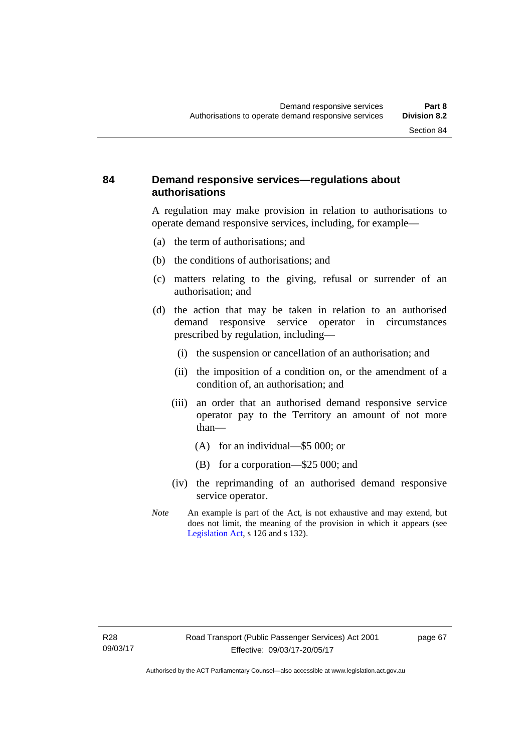## 84 Demand responsive services—regulations about authorisations

A regulation may make provision in relation to authorisations to operate demand responsive services, including, for example—

(a) the term of authorisations; and

(b) the conditions of authorisations; and

(c) matters relating to the giving, refusal or surrender of an authorisation; and

(d) the action that may be taken in relation to an authorised demand responsive service operator in circumstances prescribed by regulation, including—

 (i) the suspension or cancellation of an authorisation; and

 (ii) the imposition of a condition on, or the amendment of a condition of, an authorisation; and

 (iii) an order that an authorised demand responsive service operator pay to the Territory an amount of not more than—

  (A) for an individual—$5 000; or

  (B) for a corporation—$25 000; and

 (iv) the reprimanding of an authorised demand responsive service operator.

*Note* An example is part of the Act, is not exhaustive and may extend, but does not limit, the meaning of the provision in which it appears (see Legislation Act, s 126 and s 132).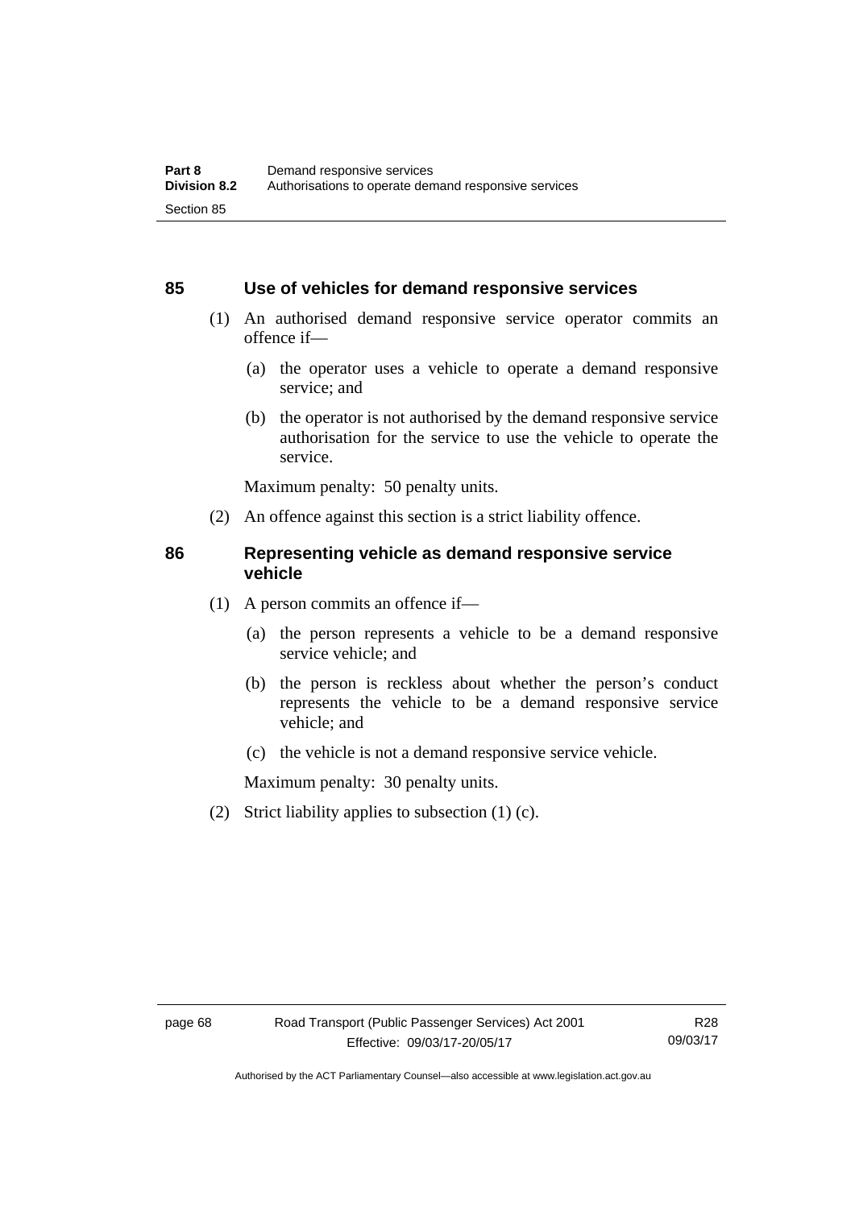## 85 Use of vehicles for demand responsive services

(1) An authorised demand responsive service operator commits an offence if—

(a) the operator uses a vehicle to operate a demand responsive service; and

(b) the operator is not authorised by the demand responsive service authorisation for the service to use the vehicle to operate the service.

Maximum penalty: 50 penalty units.

(2) An offence against this section is a strict liability offence.

## 86 Representing vehicle as demand responsive service vehicle

(1) A person commits an offence if—

(a) the person represents a vehicle to be a demand responsive service vehicle; and

(b) the person is reckless about whether the person's conduct represents the vehicle to be a demand responsive service vehicle; and

(c) the vehicle is not a demand responsive service vehicle.

Maximum penalty: 30 penalty units.

(2) Strict liability applies to subsection (1) (c).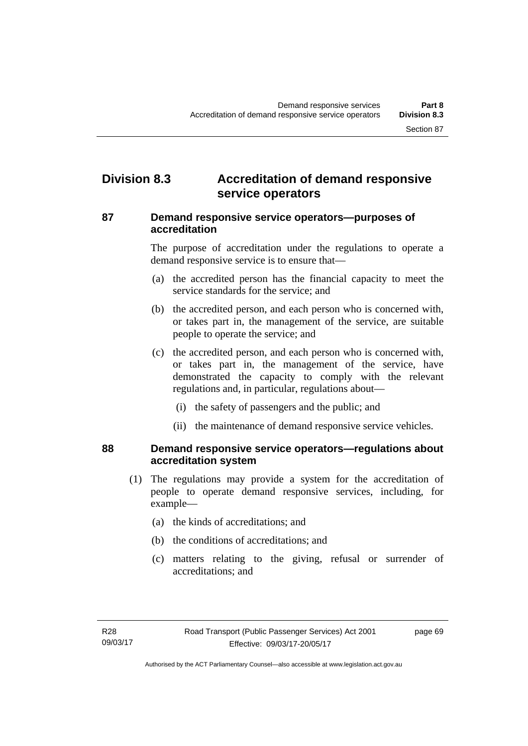## Division 8.3 Accreditation of demand responsive service operators

### 87 Demand responsive service operators—purposes of accreditation

The purpose of accreditation under the regulations to operate a demand responsive service is to ensure that—

(a) the accredited person has the financial capacity to meet the service standards for the service; and

(b) the accredited person, and each person who is concerned with, or takes part in, the management of the service, are suitable people to operate the service; and

(c) the accredited person, and each person who is concerned with, or takes part in, the management of the service, have demonstrated the capacity to comply with the relevant regulations and, in particular, regulations about—

(i) the safety of passengers and the public; and

(ii) the maintenance of demand responsive service vehicles.

### 88 Demand responsive service operators—regulations about accreditation system

(1) The regulations may provide a system for the accreditation of people to operate demand responsive services, including, for example—

(a) the kinds of accreditations; and

(b) the conditions of accreditations; and

(c) matters relating to the giving, refusal or surrender of accreditations; and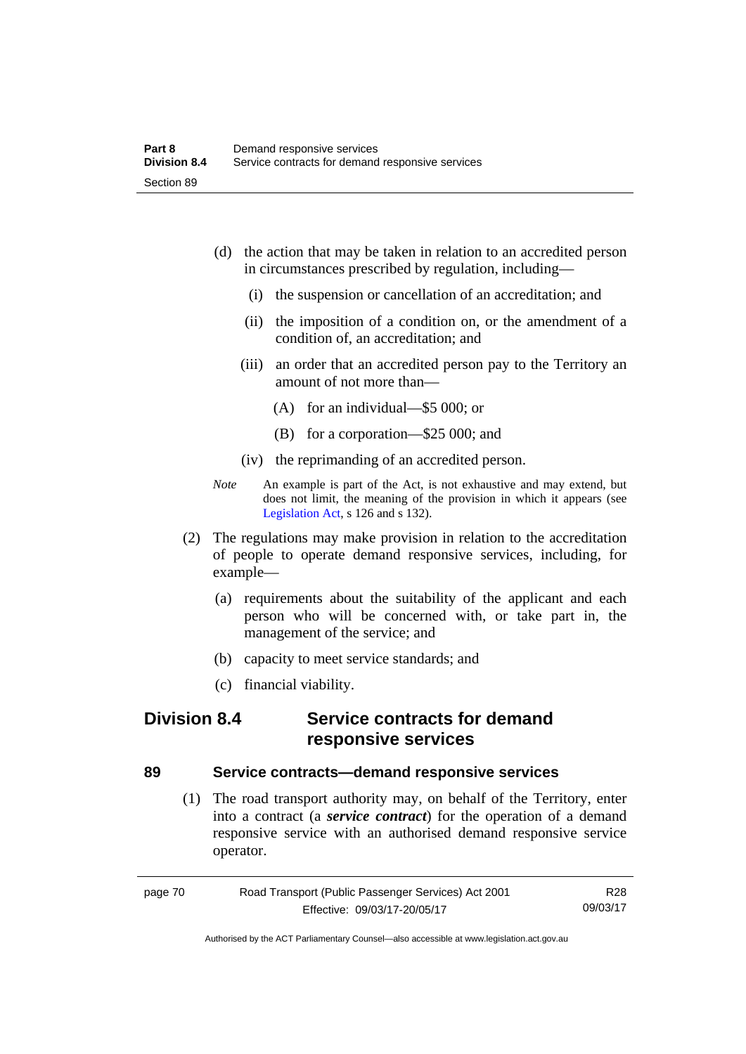(d) the action that may be taken in relation to an accredited person in circumstances prescribed by regulation, including—

  (i) the suspension or cancellation of an accreditation; and

  (ii) the imposition of a condition on, or the amendment of a condition of, an accreditation; and

  (iii) an order that an accredited person pay to the Territory an amount of not more than—

    (A) for an individual—$5 000; or

    (B) for a corporation—$25 000; and

  (iv) the reprimanding of an accredited person.

*Note* An example is part of the Act, is not exhaustive and may extend, but does not limit, the meaning of the provision in which it appears (see Legislation Act, s 126 and s 132).

(2) The regulations may make provision in relation to the accreditation of people to operate demand responsive services, including, for example—

  (a) requirements about the suitability of the applicant and each person who will be concerned with, or take part in, the management of the service; and

  (b) capacity to meet service standards; and

  (c) financial viability.

## Division 8.4 Service contracts for demand responsive services

### 89 Service contracts—demand responsive services

(1) The road transport authority may, on behalf of the Territory, enter into a contract (a ***service contract***) for the operation of a demand responsive service with an authorised demand responsive service operator.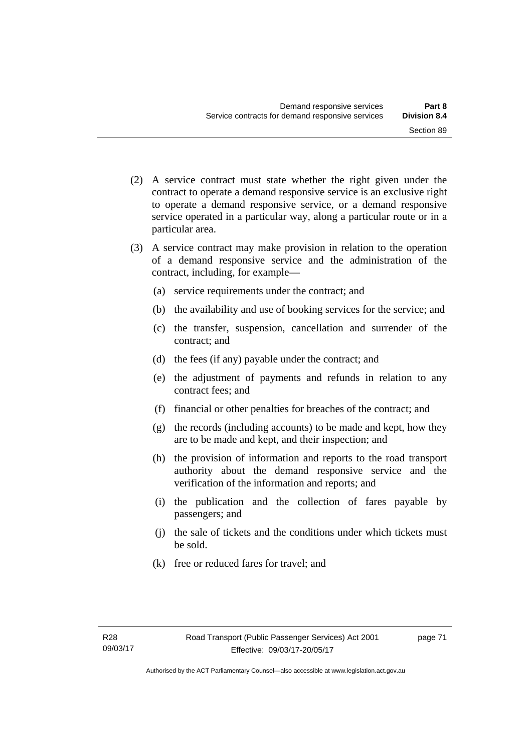(2) A service contract must state whether the right given under the contract to operate a demand responsive service is an exclusive right to operate a demand responsive service, or a demand responsive service operated in a particular way, along a particular route or in a particular area.

(3) A service contract may make provision in relation to the operation of a demand responsive service and the administration of the contract, including, for example—

(a) service requirements under the contract; and

(b) the availability and use of booking services for the service; and

(c) the transfer, suspension, cancellation and surrender of the contract; and

(d) the fees (if any) payable under the contract; and

(e) the adjustment of payments and refunds in relation to any contract fees; and

(f) financial or other penalties for breaches of the contract; and

(g) the records (including accounts) to be made and kept, how they are to be made and kept, and their inspection; and

(h) the provision of information and reports to the road transport authority about the demand responsive service and the verification of the information and reports; and

(i) the publication and the collection of fares payable by passengers; and

(j) the sale of tickets and the conditions under which tickets must be sold.

(k) free or reduced fares for travel; and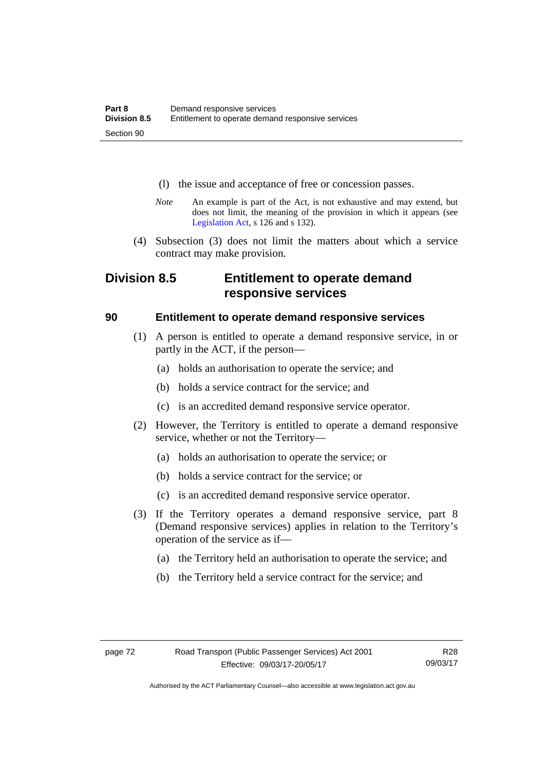(l) the issue and acceptance of free or concession passes.

*Note* An example is part of the Act, is not exhaustive and may extend, but does not limit, the meaning of the provision in which it appears (see Legislation Act, s 126 and s 132).

(4) Subsection (3) does not limit the matters about which a service contract may make provision.

## Division 8.5 Entitlement to operate demand responsive services

### 90 Entitlement to operate demand responsive services

(1) A person is entitled to operate a demand responsive service, in or partly in the ACT, if the person—

(a) holds an authorisation to operate the service; and

(b) holds a service contract for the service; and

(c) is an accredited demand responsive service operator.

(2) However, the Territory is entitled to operate a demand responsive service, whether or not the Territory—

(a) holds an authorisation to operate the service; or

(b) holds a service contract for the service; or

(c) is an accredited demand responsive service operator.

(3) If the Territory operates a demand responsive service, part 8 (Demand responsive services) applies in relation to the Territory's operation of the service as if—

(a) the Territory held an authorisation to operate the service; and

(b) the Territory held a service contract for the service; and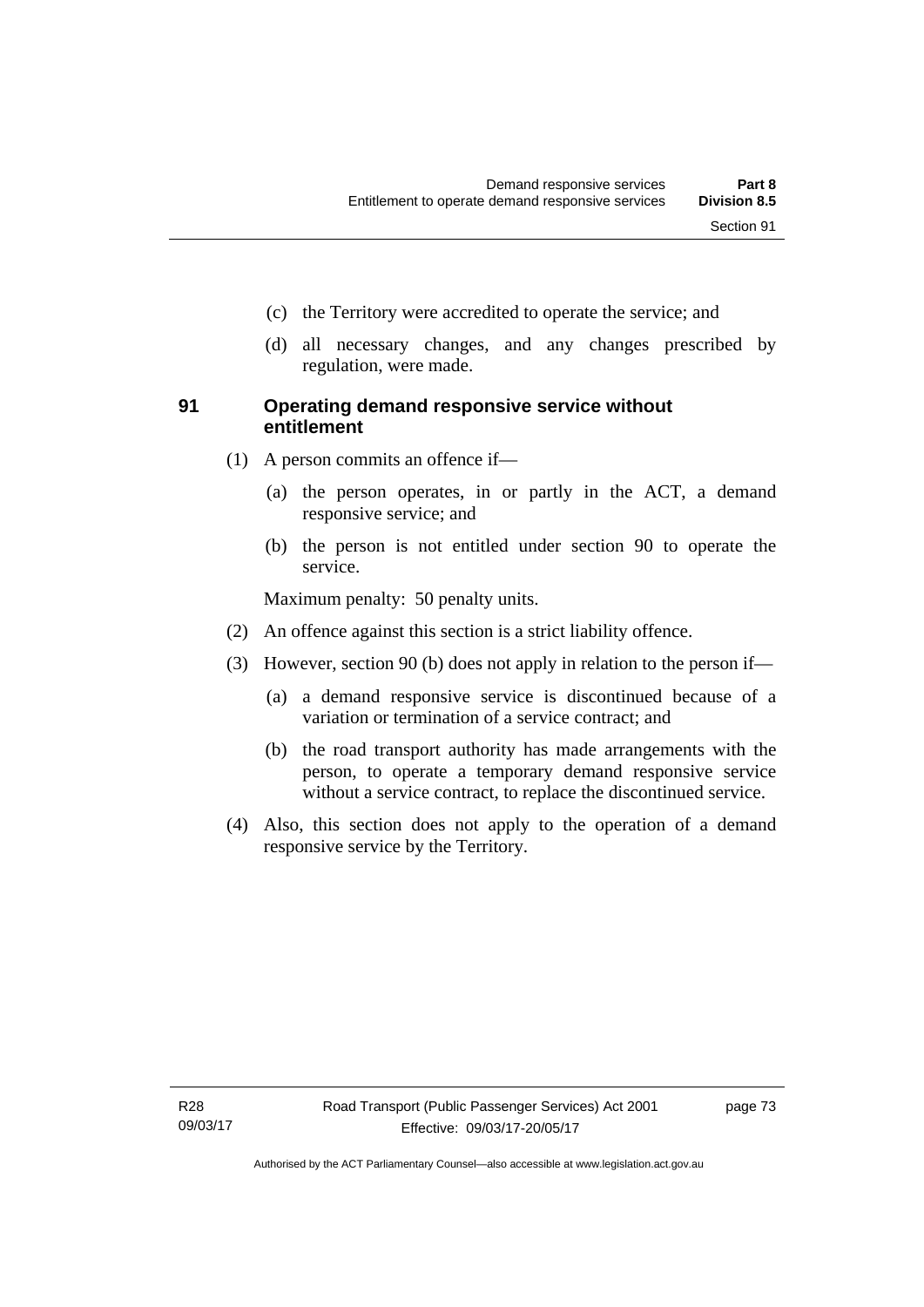(c) the Territory were accredited to operate the service; and

(d) all necessary changes, and any changes prescribed by regulation, were made.

## 91 Operating demand responsive service without entitlement

(1) A person commits an offence if—

(a) the person operates, in or partly in the ACT, a demand responsive service; and

(b) the person is not entitled under section 90 to operate the service.

Maximum penalty: 50 penalty units.

(2) An offence against this section is a strict liability offence.

(3) However, section 90 (b) does not apply in relation to the person if—

(a) a demand responsive service is discontinued because of a variation or termination of a service contract; and

(b) the road transport authority has made arrangements with the person, to operate a temporary demand responsive service without a service contract, to replace the discontinued service.

(4) Also, this section does not apply to the operation of a demand responsive service by the Territory.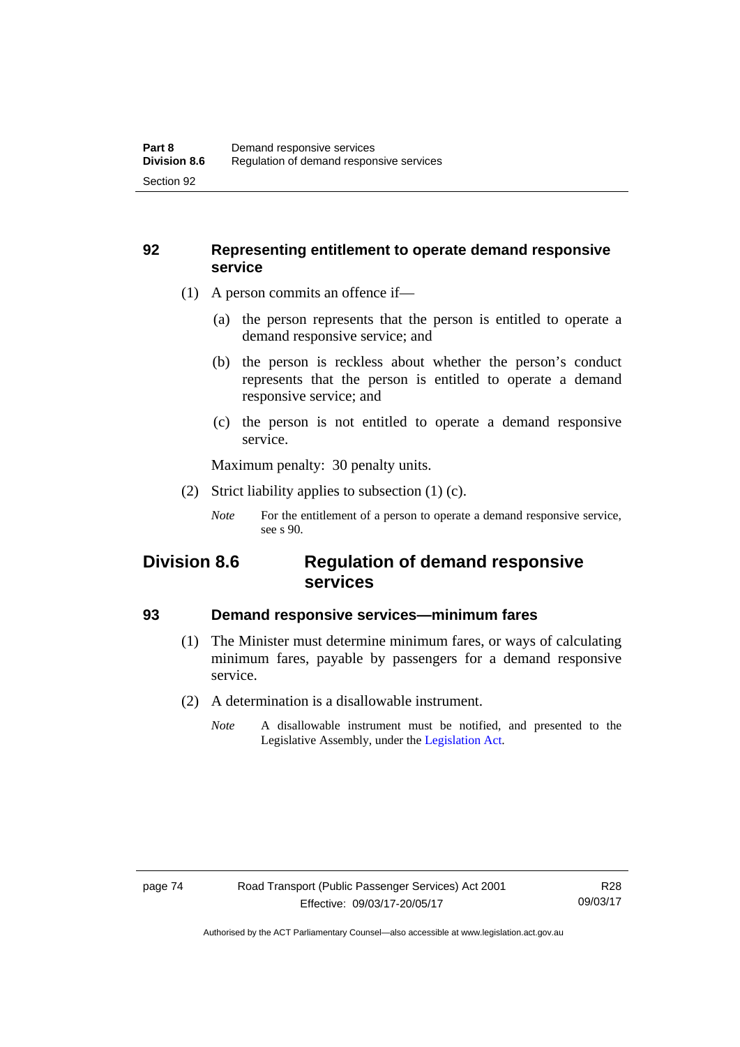### 92 Representing entitlement to operate demand responsive service

(1) A person commits an offence if—

(a) the person represents that the person is entitled to operate a demand responsive service; and

(b) the person is reckless about whether the person's conduct represents that the person is entitled to operate a demand responsive service; and

(c) the person is not entitled to operate a demand responsive service.

Maximum penalty: 30 penalty units.

(2) Strict liability applies to subsection (1) (c).

*Note* For the entitlement of a person to operate a demand responsive service, see s 90.

## Division 8.6 Regulation of demand responsive services

### 93 Demand responsive services—minimum fares

(1) The Minister must determine minimum fares, or ways of calculating minimum fares, payable by passengers for a demand responsive service.

(2) A determination is a disallowable instrument.

*Note* A disallowable instrument must be notified, and presented to the Legislative Assembly, under the Legislation Act.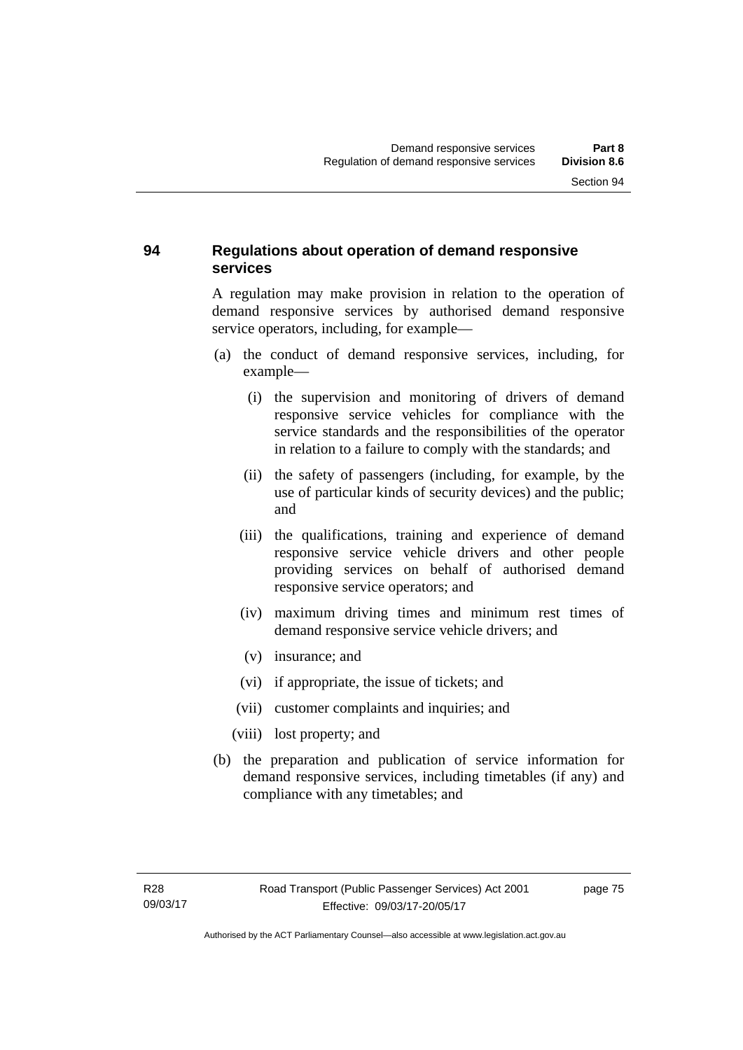## 94 Regulations about operation of demand responsive services

A regulation may make provision in relation to the operation of demand responsive services by authorised demand responsive service operators, including, for example—

(a) the conduct of demand responsive services, including, for example—

   (i) the supervision and monitoring of drivers of demand responsive service vehicles for compliance with the service standards and the responsibilities of the operator in relation to a failure to comply with the standards; and

   (ii) the safety of passengers (including, for example, by the use of particular kinds of security devices) and the public; and

   (iii) the qualifications, training and experience of demand responsive service vehicle drivers and other people providing services on behalf of authorised demand responsive service operators; and

   (iv) maximum driving times and minimum rest times of demand responsive service vehicle drivers; and

   (v) insurance; and

   (vi) if appropriate, the issue of tickets; and

   (vii) customer complaints and inquiries; and

   (viii) lost property; and

(b) the preparation and publication of service information for demand responsive services, including timetables (if any) and compliance with any timetables; and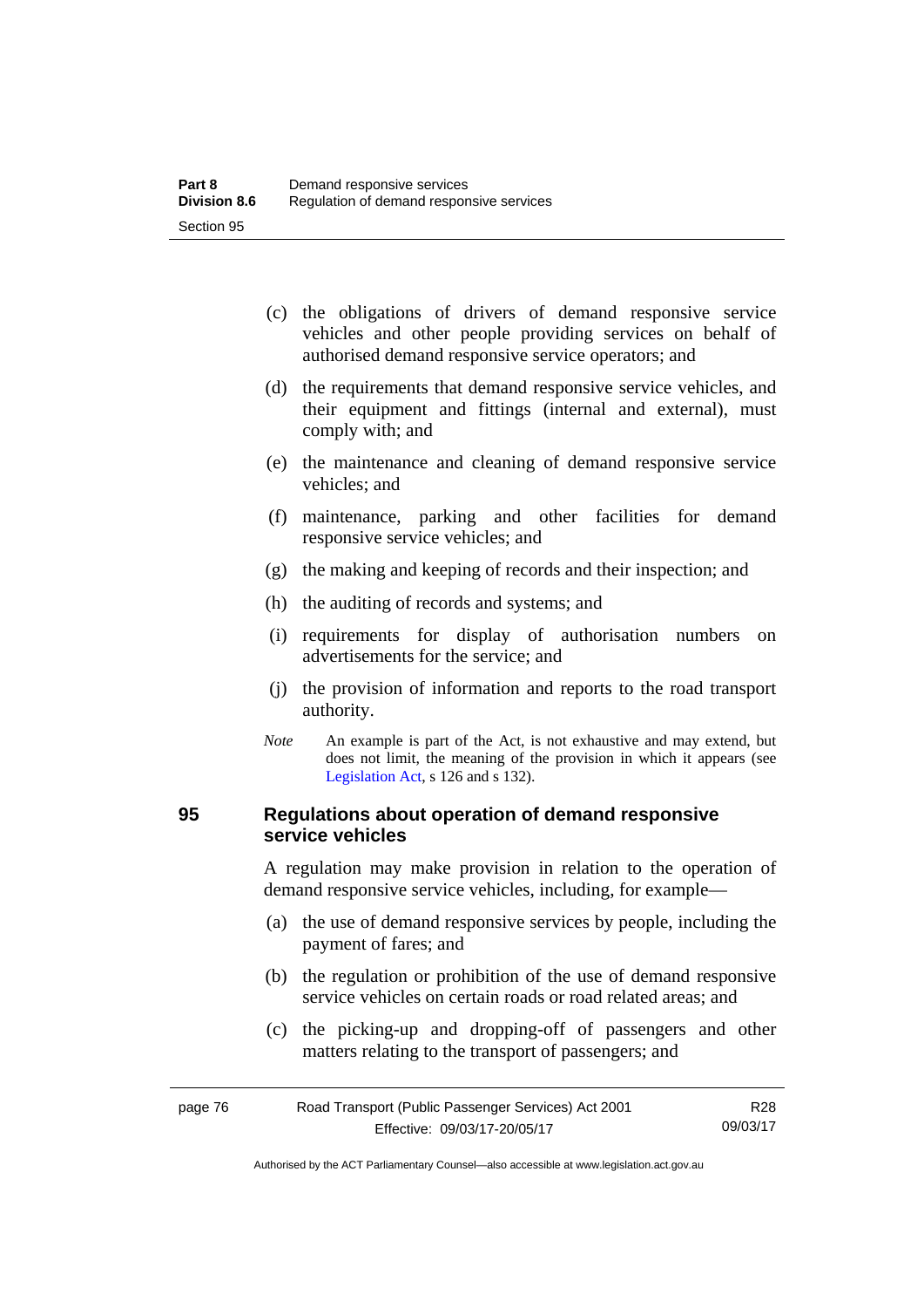(c) the obligations of drivers of demand responsive service vehicles and other people providing services on behalf of authorised demand responsive service operators; and

(d) the requirements that demand responsive service vehicles, and their equipment and fittings (internal and external), must comply with; and

(e) the maintenance and cleaning of demand responsive service vehicles; and

(f) maintenance, parking and other facilities for demand responsive service vehicles; and

(g) the making and keeping of records and their inspection; and

(h) the auditing of records and systems; and

(i) requirements for display of authorisation numbers on advertisements for the service; and

(j) the provision of information and reports to the road transport authority.

*Note* An example is part of the Act, is not exhaustive and may extend, but does not limit, the meaning of the provision in which it appears (see Legislation Act, s 126 and s 132).

## 95 Regulations about operation of demand responsive service vehicles

A regulation may make provision in relation to the operation of demand responsive service vehicles, including, for example—

(a) the use of demand responsive services by people, including the payment of fares; and

(b) the regulation or prohibition of the use of demand responsive service vehicles on certain roads or road related areas; and

(c) the picking-up and dropping-off of passengers and other matters relating to the transport of passengers; and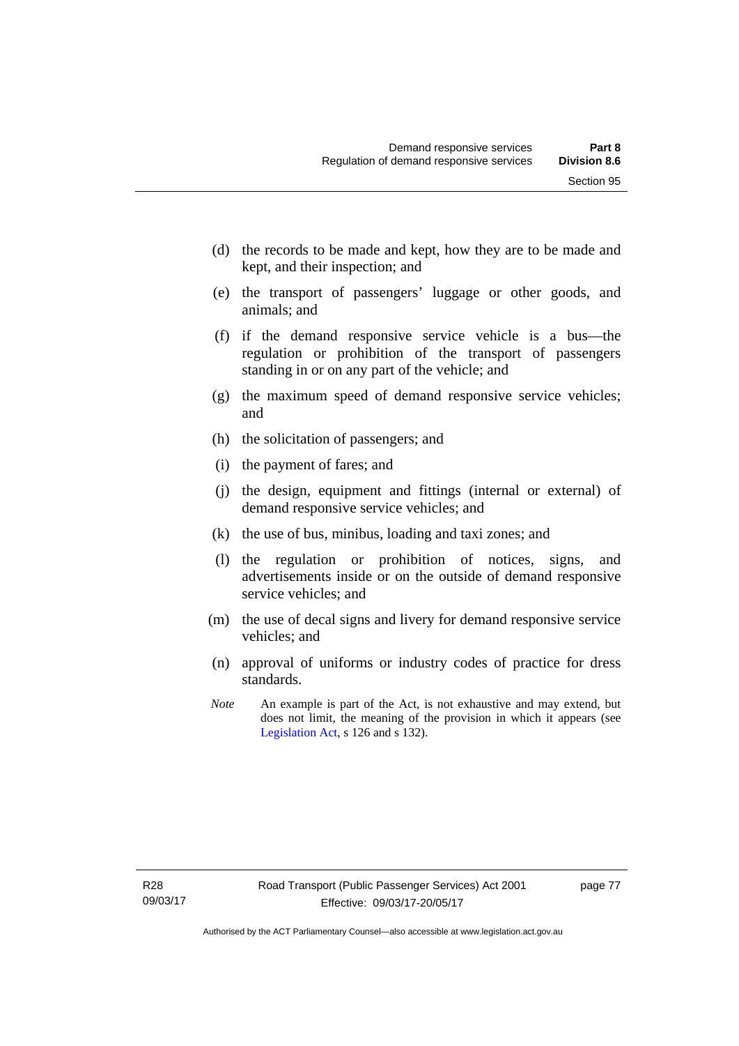(d) the records to be made and kept, how they are to be made and kept, and their inspection; and

(e) the transport of passengers' luggage or other goods, and animals; and

(f) if the demand responsive service vehicle is a bus—the regulation or prohibition of the transport of passengers standing in or on any part of the vehicle; and

(g) the maximum speed of demand responsive service vehicles; and

(h) the solicitation of passengers; and

(i) the payment of fares; and

(j) the design, equipment and fittings (internal or external) of demand responsive service vehicles; and

(k) the use of bus, minibus, loading and taxi zones; and

(l) the regulation or prohibition of notices, signs, and advertisements inside or on the outside of demand responsive service vehicles; and

(m) the use of decal signs and livery for demand responsive service vehicles; and

(n) approval of uniforms or industry codes of practice for dress standards.

*Note* An example is part of the Act, is not exhaustive and may extend, but does not limit, the meaning of the provision in which it appears (see Legislation Act, s 126 and s 132).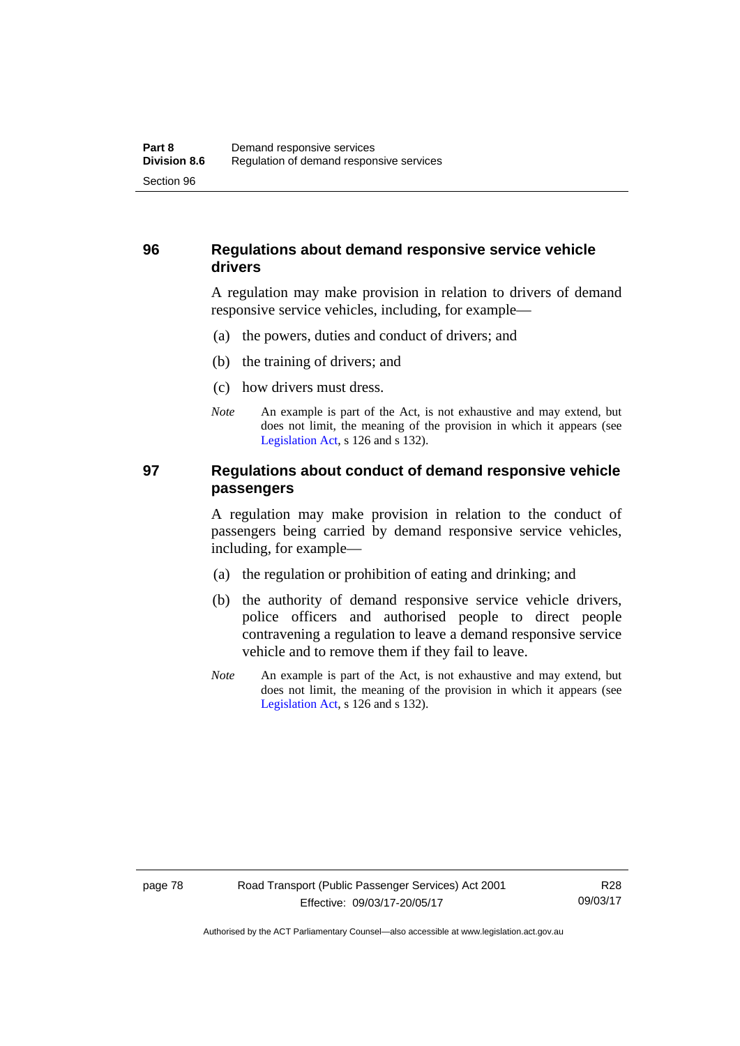## 96 Regulations about demand responsive service vehicle drivers

A regulation may make provision in relation to drivers of demand responsive service vehicles, including, for example—

(a) the powers, duties and conduct of drivers; and

(b) the training of drivers; and

(c) how drivers must dress.

*Note* An example is part of the Act, is not exhaustive and may extend, but does not limit, the meaning of the provision in which it appears (see Legislation Act, s 126 and s 132).

## 97 Regulations about conduct of demand responsive vehicle passengers

A regulation may make provision in relation to the conduct of passengers being carried by demand responsive service vehicles, including, for example—

(a) the regulation or prohibition of eating and drinking; and

(b) the authority of demand responsive service vehicle drivers, police officers and authorised people to direct people contravening a regulation to leave a demand responsive service vehicle and to remove them if they fail to leave.

*Note* An example is part of the Act, is not exhaustive and may extend, but does not limit, the meaning of the provision in which it appears (see Legislation Act, s 126 and s 132).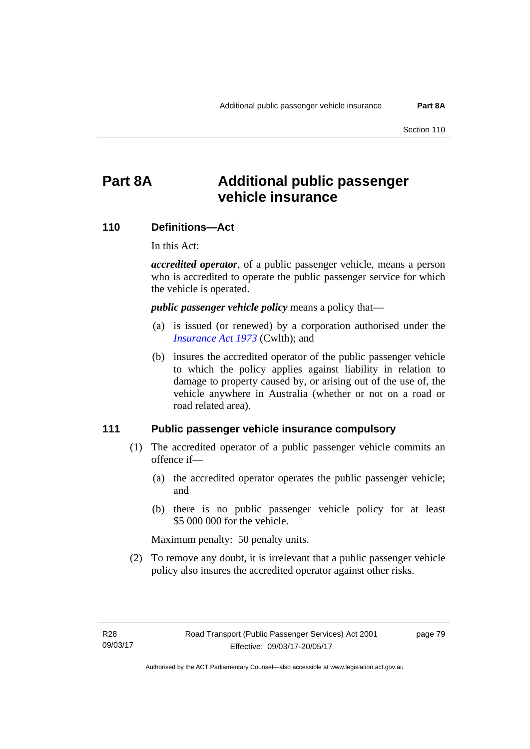# Part 8A Additional public passenger vehicle insurance

## 110 Definitions—Act

In this Act:

***accredited operator***, of a public passenger vehicle, means a person who is accredited to operate the public passenger service for which the vehicle is operated.

***public passenger vehicle policy*** means a policy that—

(a) is issued (or renewed) by a corporation authorised under the *Insurance Act 1973* (Cwlth); and

(b) insures the accredited operator of the public passenger vehicle to which the policy applies against liability in relation to damage to property caused by, or arising out of the use of, the vehicle anywhere in Australia (whether or not on a road or road related area).

## 111 Public passenger vehicle insurance compulsory

(1) The accredited operator of a public passenger vehicle commits an offence if—

(a) the accredited operator operates the public passenger vehicle; and

(b) there is no public passenger vehicle policy for at least $5 000 000 for the vehicle.

Maximum penalty: 50 penalty units.

(2) To remove any doubt, it is irrelevant that a public passenger vehicle policy also insures the accredited operator against other risks.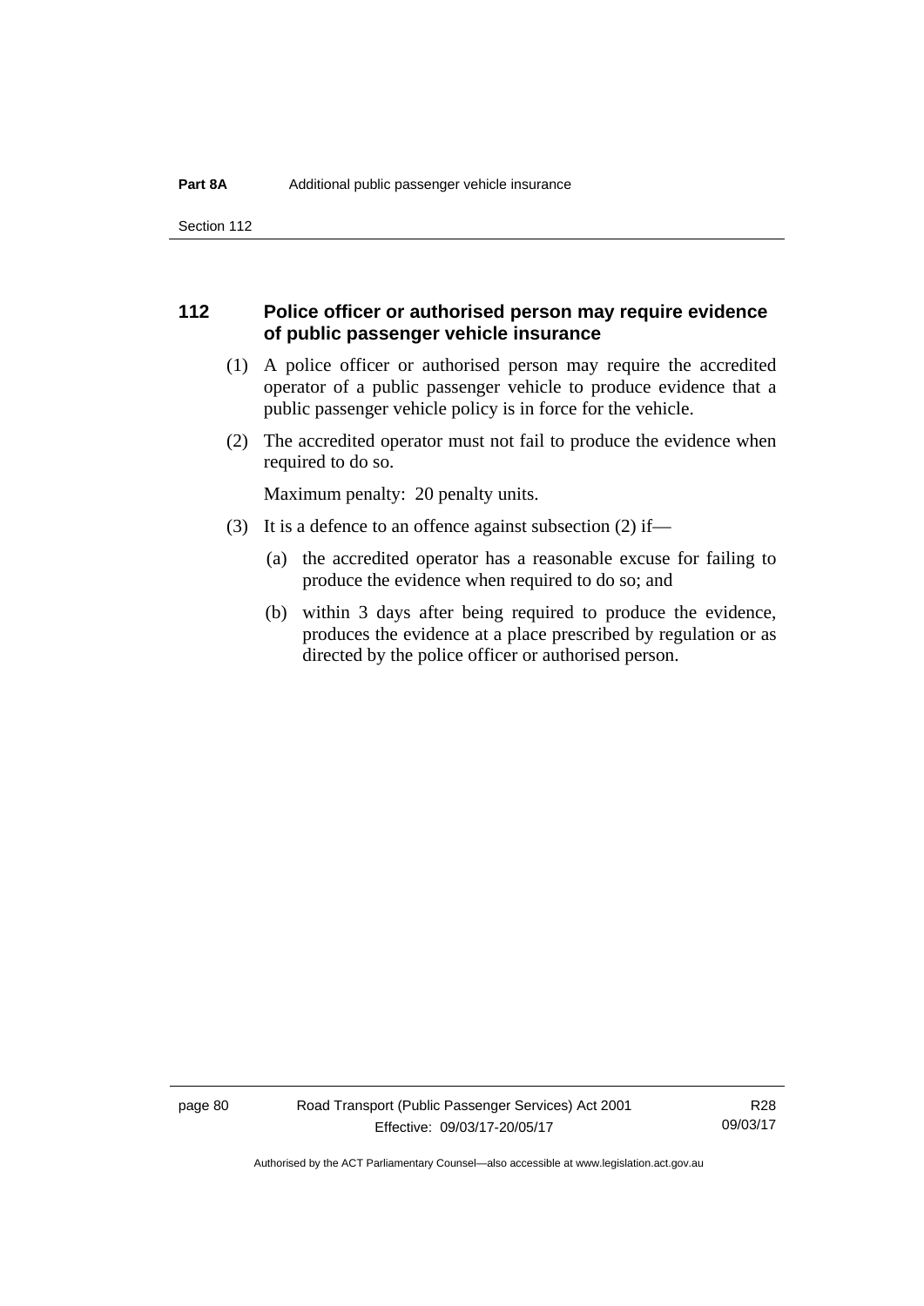## 112 Police officer or authorised person may require evidence of public passenger vehicle insurance

(1) A police officer or authorised person may require the accredited operator of a public passenger vehicle to produce evidence that a public passenger vehicle policy is in force for the vehicle.

(2) The accredited operator must not fail to produce the evidence when required to do so.

Maximum penalty: 20 penalty units.

(3) It is a defence to an offence against subsection (2) if—

(a) the accredited operator has a reasonable excuse for failing to produce the evidence when required to do so; and

(b) within 3 days after being required to produce the evidence, produces the evidence at a place prescribed by regulation or as directed by the police officer or authorised person.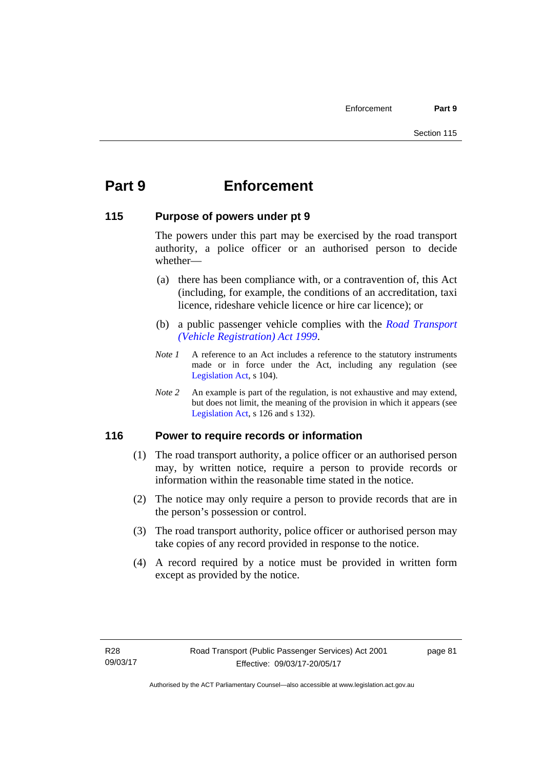# Part 9 Enforcement

## 115 Purpose of powers under pt 9

The powers under this part may be exercised by the road transport authority, a police officer or an authorised person to decide whether—

(a) there has been compliance with, or a contravention of, this Act (including, for example, the conditions of an accreditation, taxi licence, rideshare vehicle licence or hire car licence); or

(b) a public passenger vehicle complies with the *Road Transport (Vehicle Registration) Act 1999*.

*Note 1* A reference to an Act includes a reference to the statutory instruments made or in force under the Act, including any regulation (see Legislation Act, s 104).

*Note 2* An example is part of the regulation, is not exhaustive and may extend, but does not limit, the meaning of the provision in which it appears (see Legislation Act, s 126 and s 132).

## 116 Power to require records or information

(1) The road transport authority, a police officer or an authorised person may, by written notice, require a person to provide records or information within the reasonable time stated in the notice.

(2) The notice may only require a person to provide records that are in the person's possession or control.

(3) The road transport authority, police officer or authorised person may take copies of any record provided in response to the notice.

(4) A record required by a notice must be provided in written form except as provided by the notice.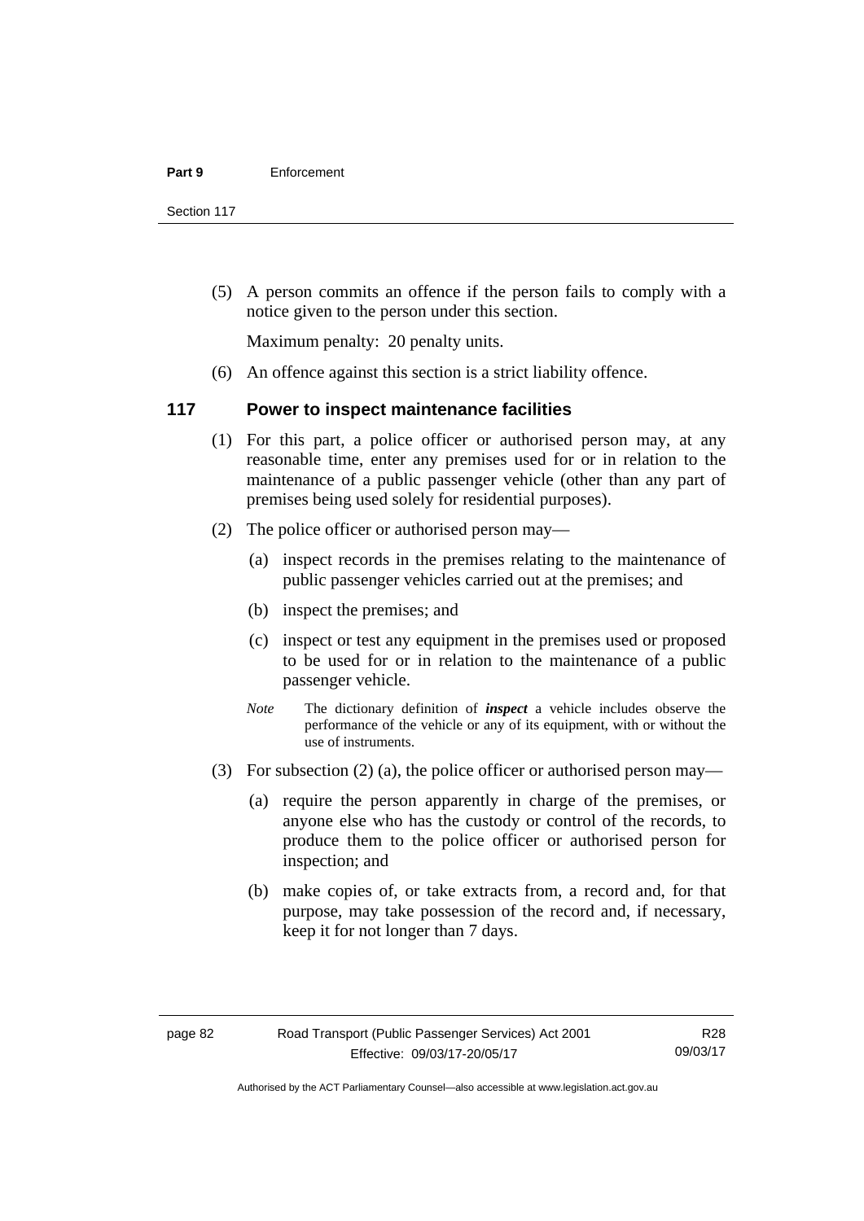(5) A person commits an offence if the person fails to comply with a notice given to the person under this section.

Maximum penalty: 20 penalty units.

(6) An offence against this section is a strict liability offence.

### 117 Power to inspect maintenance facilities

(1) For this part, a police officer or authorised person may, at any reasonable time, enter any premises used for or in relation to the maintenance of a public passenger vehicle (other than any part of premises being used solely for residential purposes).

(2) The police officer or authorised person may—

(a) inspect records in the premises relating to the maintenance of public passenger vehicles carried out at the premises; and

(b) inspect the premises; and

(c) inspect or test any equipment in the premises used or proposed to be used for or in relation to the maintenance of a public passenger vehicle.

*Note* The dictionary definition of ***inspect*** a vehicle includes observe the performance of the vehicle or any of its equipment, with or without the use of instruments.

(3) For subsection (2) (a), the police officer or authorised person may—

(a) require the person apparently in charge of the premises, or anyone else who has the custody or control of the records, to produce them to the police officer or authorised person for inspection; and

(b) make copies of, or take extracts from, a record and, for that purpose, may take possession of the record and, if necessary, keep it for not longer than 7 days.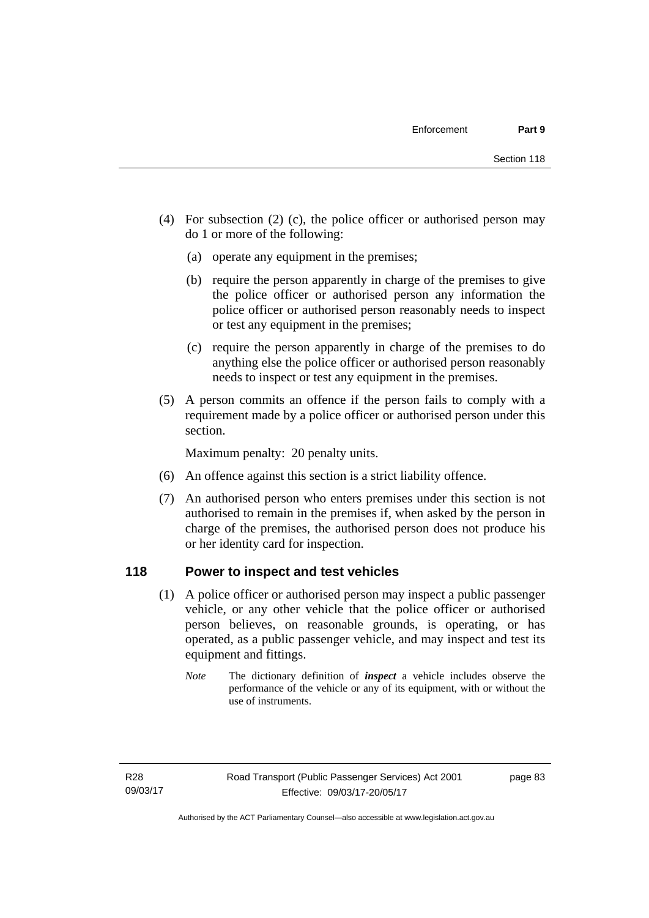(4) For subsection (2) (c), the police officer or authorised person may do 1 or more of the following:

   (a) operate any equipment in the premises;

   (b) require the person apparently in charge of the premises to give the police officer or authorised person any information the police officer or authorised person reasonably needs to inspect or test any equipment in the premises;

   (c) require the person apparently in charge of the premises to do anything else the police officer or authorised person reasonably needs to inspect or test any equipment in the premises.

(5) A person commits an offence if the person fails to comply with a requirement made by a police officer or authorised person under this section.

Maximum penalty: 20 penalty units.

(6) An offence against this section is a strict liability offence.

(7) An authorised person who enters premises under this section is not authorised to remain in the premises if, when asked by the person in charge of the premises, the authorised person does not produce his or her identity card for inspection.

## 118 Power to inspect and test vehicles

(1) A police officer or authorised person may inspect a public passenger vehicle, or any other vehicle that the police officer or authorised person believes, on reasonable grounds, is operating, or has operated, as a public passenger vehicle, and may inspect and test its equipment and fittings.

*Note* The dictionary definition of ***inspect*** a vehicle includes observe the performance of the vehicle or any of its equipment, with or without the use of instruments.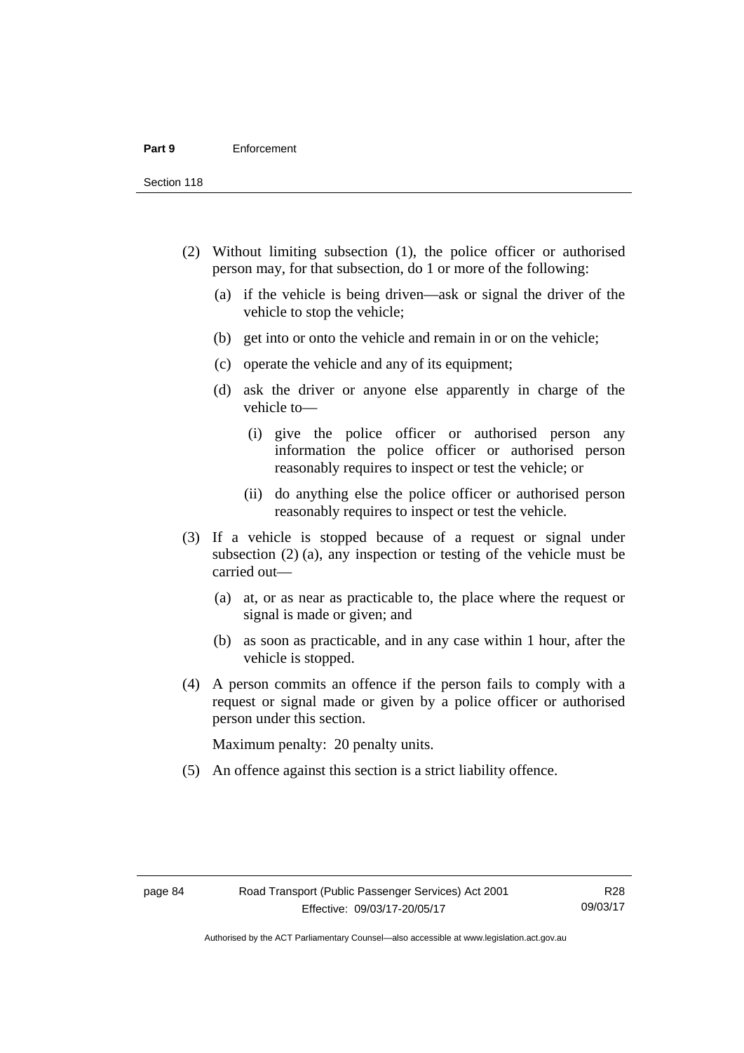(2) Without limiting subsection (1), the police officer or authorised person may, for that subsection, do 1 or more of the following:

(a) if the vehicle is being driven—ask or signal the driver of the vehicle to stop the vehicle;

(b) get into or onto the vehicle and remain in or on the vehicle;

(c) operate the vehicle and any of its equipment;

(d) ask the driver or anyone else apparently in charge of the vehicle to—

(i) give the police officer or authorised person any information the police officer or authorised person reasonably requires to inspect or test the vehicle; or

(ii) do anything else the police officer or authorised person reasonably requires to inspect or test the vehicle.

(3) If a vehicle is stopped because of a request or signal under subsection (2) (a), any inspection or testing of the vehicle must be carried out—

(a) at, or as near as practicable to, the place where the request or signal is made or given; and

(b) as soon as practicable, and in any case within 1 hour, after the vehicle is stopped.

(4) A person commits an offence if the person fails to comply with a request or signal made or given by a police officer or authorised person under this section.

Maximum penalty: 20 penalty units.

(5) An offence against this section is a strict liability offence.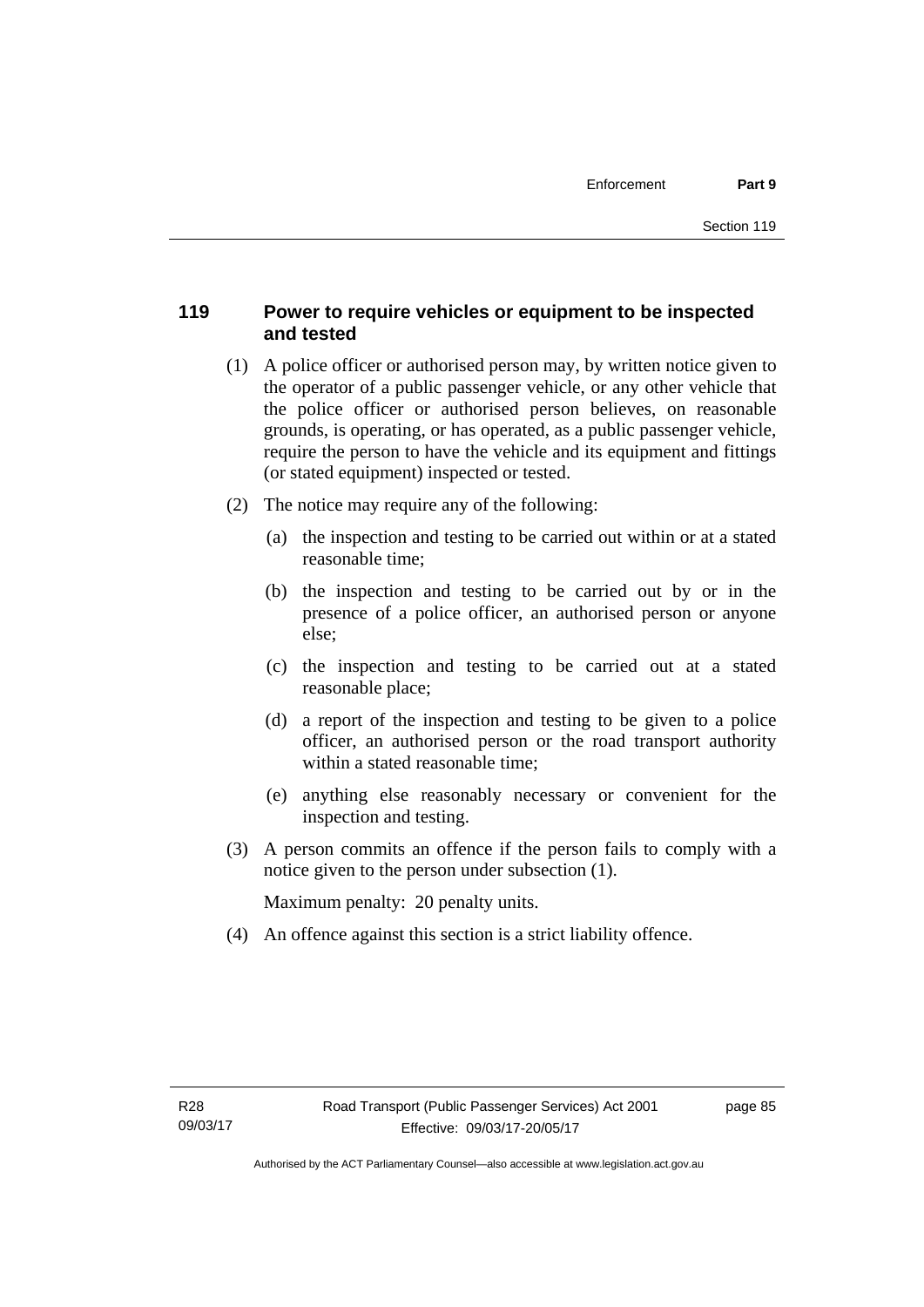## 119 Power to require vehicles or equipment to be inspected and tested

(1) A police officer or authorised person may, by written notice given to the operator of a public passenger vehicle, or any other vehicle that the police officer or authorised person believes, on reasonable grounds, is operating, or has operated, as a public passenger vehicle, require the person to have the vehicle and its equipment and fittings (or stated equipment) inspected or tested.

(2) The notice may require any of the following:

- (a) the inspection and testing to be carried out within or at a stated reasonable time;
- (b) the inspection and testing to be carried out by or in the presence of a police officer, an authorised person or anyone else;
- (c) the inspection and testing to be carried out at a stated reasonable place;
- (d) a report of the inspection and testing to be given to a police officer, an authorised person or the road transport authority within a stated reasonable time;
- (e) anything else reasonably necessary or convenient for the inspection and testing.

(3) A person commits an offence if the person fails to comply with a notice given to the person under subsection (1).

Maximum penalty: 20 penalty units.

(4) An offence against this section is a strict liability offence.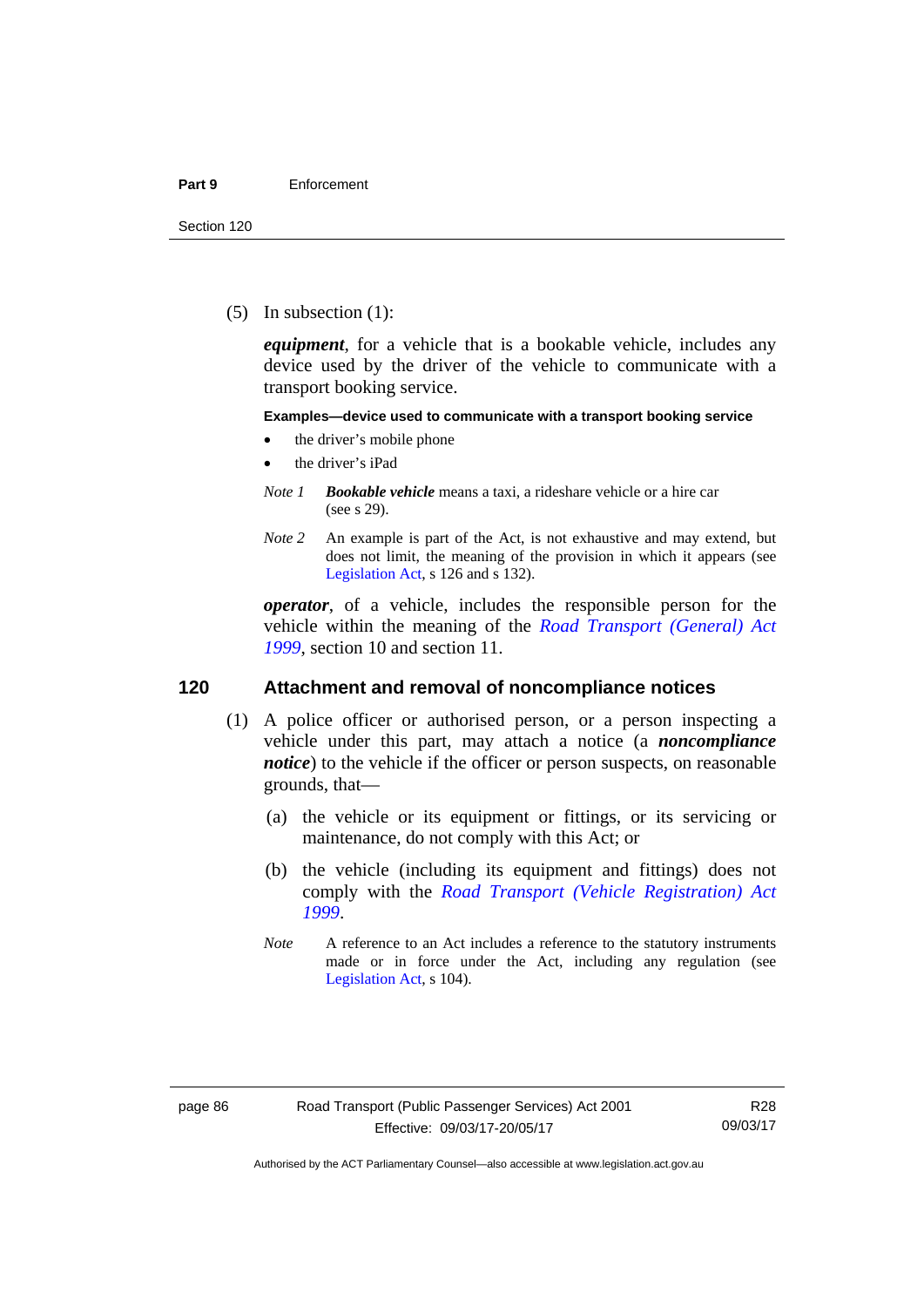(5) In subsection (1):

***equipment***, for a vehicle that is a bookable vehicle, includes any device used by the driver of the vehicle to communicate with a transport booking service.

**Examples—device used to communicate with a transport booking service**

- the driver's mobile phone
- the driver's iPad

*Note 1* ***Bookable vehicle*** means a taxi, a rideshare vehicle or a hire car (see s 29).

*Note 2* An example is part of the Act, is not exhaustive and may extend, but does not limit, the meaning of the provision in which it appears (see Legislation Act, s 126 and s 132).

***operator***, of a vehicle, includes the responsible person for the vehicle within the meaning of the *Road Transport (General) Act 1999*, section 10 and section 11.

## 120 Attachment and removal of noncompliance notices

(1) A police officer or authorised person, or a person inspecting a vehicle under this part, may attach a notice (a ***noncompliance notice***) to the vehicle if the officer or person suspects, on reasonable grounds, that—

(a) the vehicle or its equipment or fittings, or its servicing or maintenance, do not comply with this Act; or

(b) the vehicle (including its equipment and fittings) does not comply with the *Road Transport (Vehicle Registration) Act 1999*.

*Note* A reference to an Act includes a reference to the statutory instruments made or in force under the Act, including any regulation (see Legislation Act, s 104).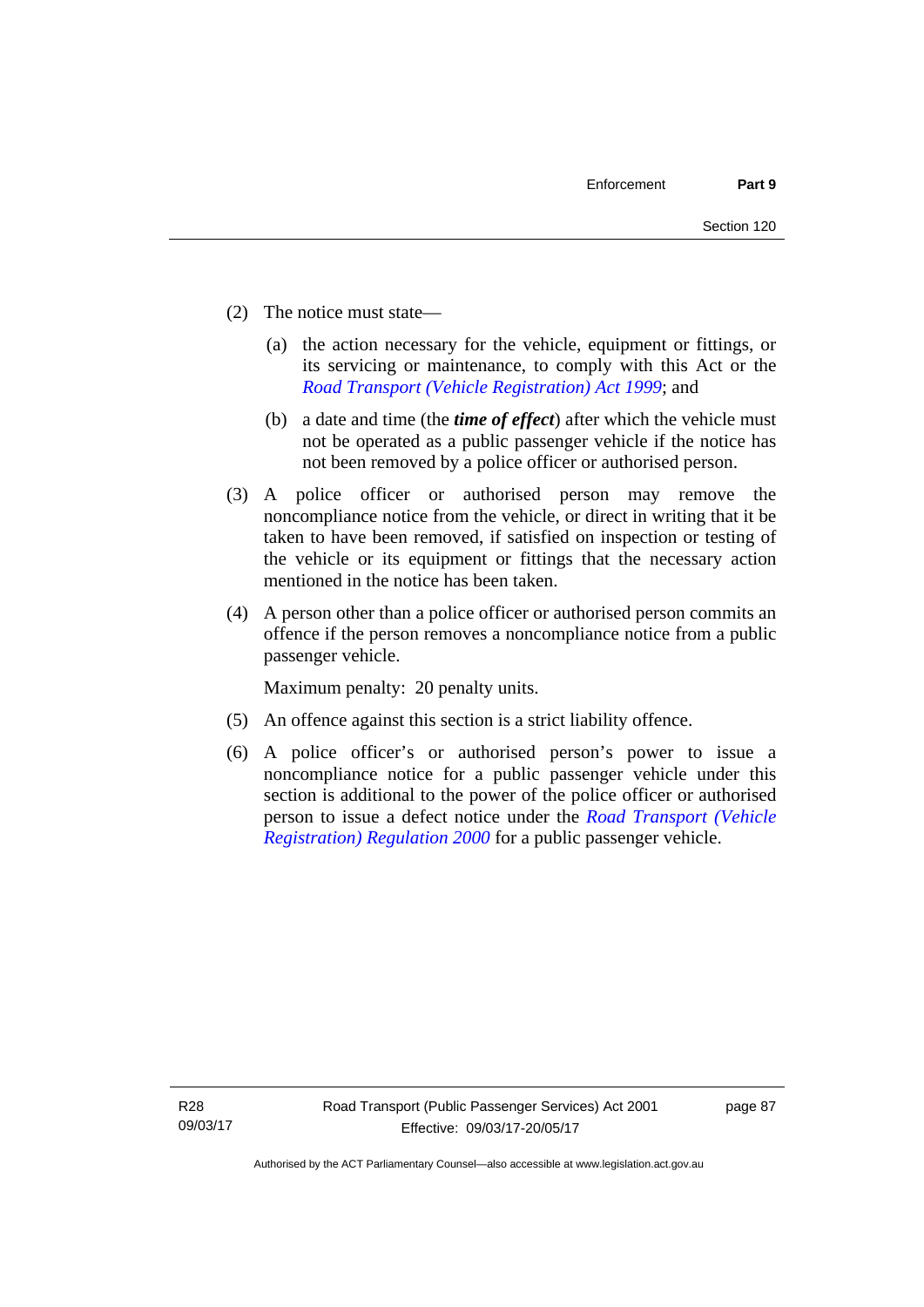(2) The notice must state—

(a) the action necessary for the vehicle, equipment or fittings, or its servicing or maintenance, to comply with this Act or the *Road Transport (Vehicle Registration) Act 1999*; and

(b) a date and time (the ***time of effect***) after which the vehicle must not be operated as a public passenger vehicle if the notice has not been removed by a police officer or authorised person.

(3) A police officer or authorised person may remove the noncompliance notice from the vehicle, or direct in writing that it be taken to have been removed, if satisfied on inspection or testing of the vehicle or its equipment or fittings that the necessary action mentioned in the notice has been taken.

(4) A person other than a police officer or authorised person commits an offence if the person removes a noncompliance notice from a public passenger vehicle.

Maximum penalty: 20 penalty units.

(5) An offence against this section is a strict liability offence.

(6) A police officer's or authorised person's power to issue a noncompliance notice for a public passenger vehicle under this section is additional to the power of the police officer or authorised person to issue a defect notice under the *Road Transport (Vehicle Registration) Regulation 2000* for a public passenger vehicle.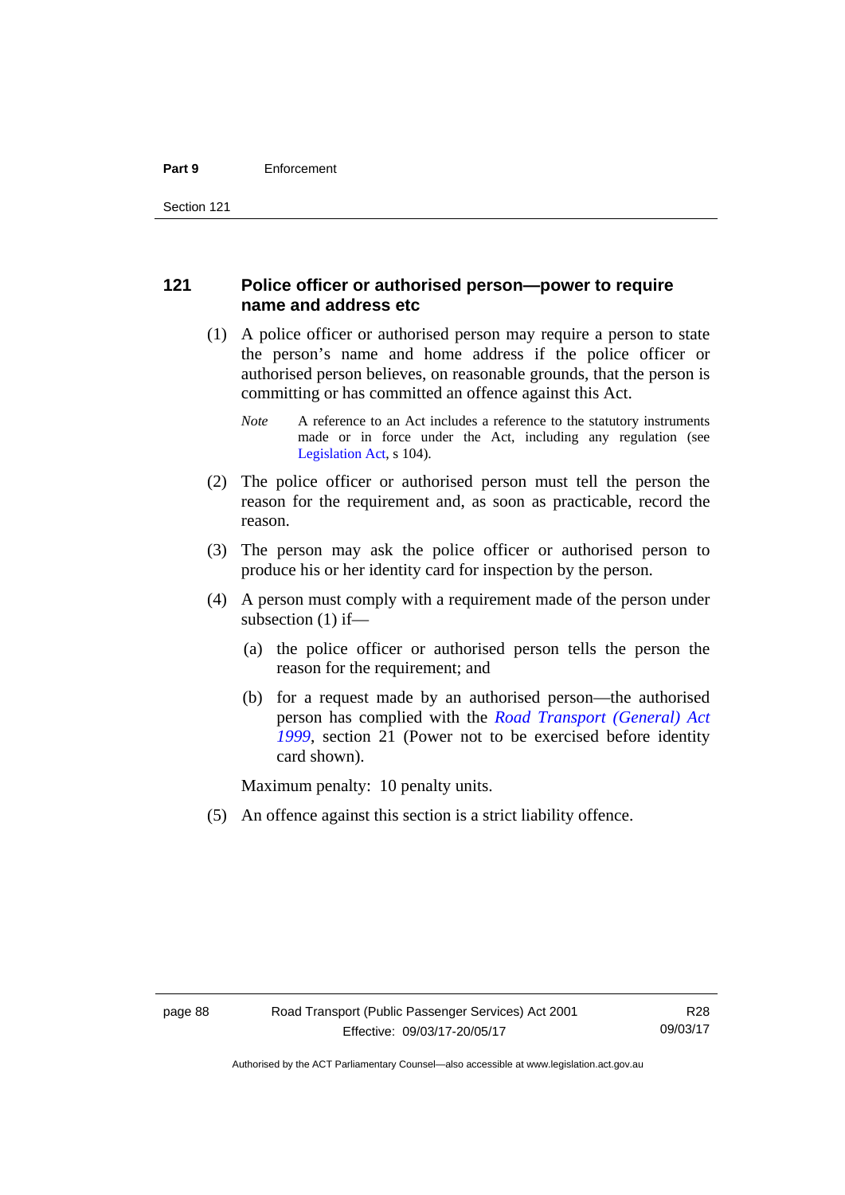## 121 Police officer or authorised person—power to require name and address etc

(1) A police officer or authorised person may require a person to state the person's name and home address if the police officer or authorised person believes, on reasonable grounds, that the person is committing or has committed an offence against this Act.

*Note* A reference to an Act includes a reference to the statutory instruments made or in force under the Act, including any regulation (see Legislation Act, s 104).

(2) The police officer or authorised person must tell the person the reason for the requirement and, as soon as practicable, record the reason.

(3) The person may ask the police officer or authorised person to produce his or her identity card for inspection by the person.

(4) A person must comply with a requirement made of the person under subsection (1) if—

(a) the police officer or authorised person tells the person the reason for the requirement; and

(b) for a request made by an authorised person—the authorised person has complied with the *Road Transport (General) Act 1999*, section 21 (Power not to be exercised before identity card shown).

Maximum penalty: 10 penalty units.

(5) An offence against this section is a strict liability offence.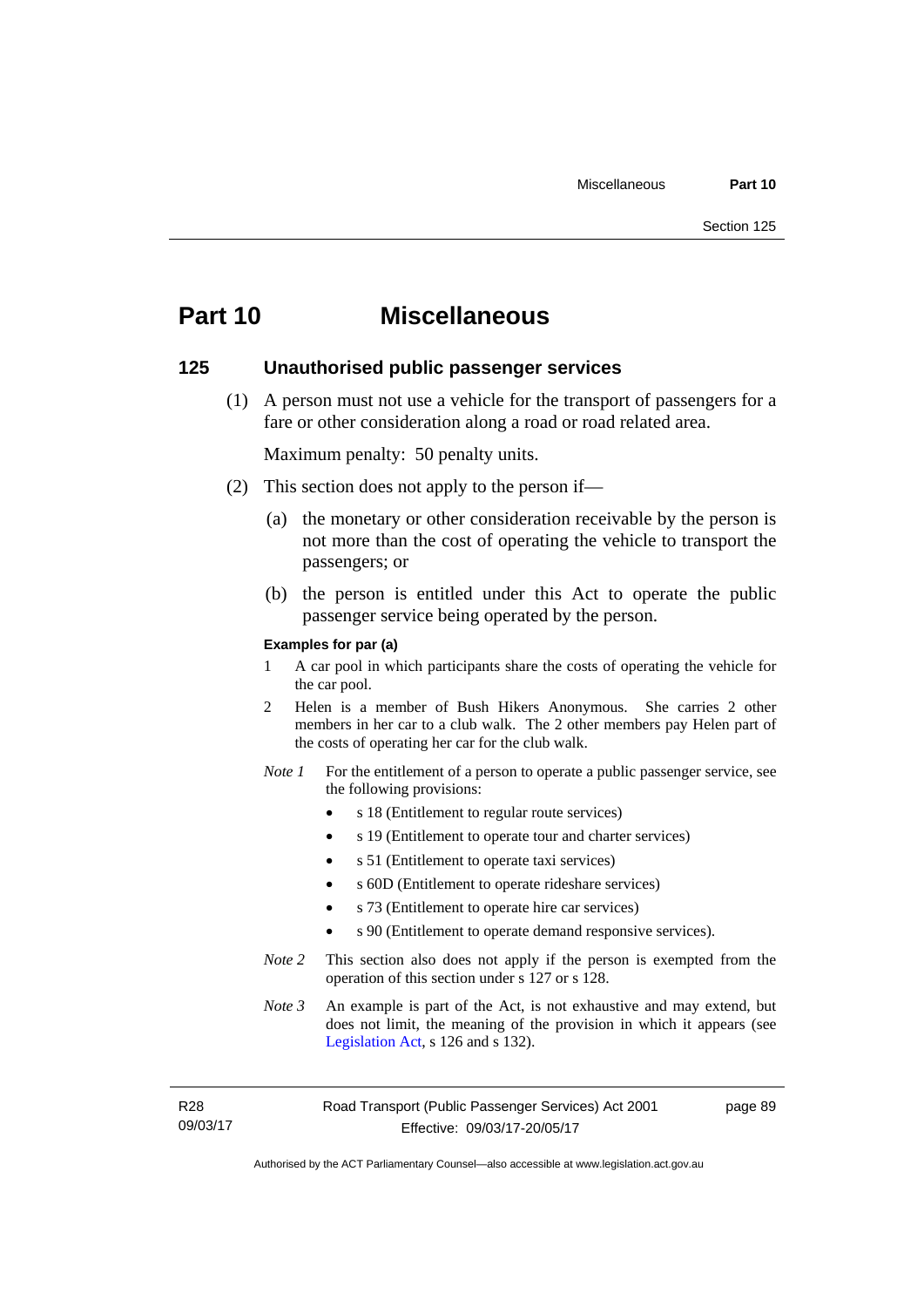# Part 10 Miscellaneous

## 125 Unauthorised public passenger services

(1) A person must not use a vehicle for the transport of passengers for a fare or other consideration along a road or road related area.

Maximum penalty: 50 penalty units.

(2) This section does not apply to the person if—

(a) the monetary or other consideration receivable by the person is not more than the cost of operating the vehicle to transport the passengers; or

(b) the person is entitled under this Act to operate the public passenger service being operated by the person.

**Examples for par (a)**

1 A car pool in which participants share the costs of operating the vehicle for the car pool.

2 Helen is a member of Bush Hikers Anonymous. She carries 2 other members in her car to a club walk. The 2 other members pay Helen part of the costs of operating her car for the club walk.

*Note 1* For the entitlement of a person to operate a public passenger service, see the following provisions:

- s 18 (Entitlement to regular route services)
- s 19 (Entitlement to operate tour and charter services)
- s 51 (Entitlement to operate taxi services)
- s 60D (Entitlement to operate rideshare services)
- s 73 (Entitlement to operate hire car services)
- s 90 (Entitlement to operate demand responsive services).

*Note 2* This section also does not apply if the person is exempted from the operation of this section under s 127 or s 128.

*Note 3* An example is part of the Act, is not exhaustive and may extend, but does not limit, the meaning of the provision in which it appears (see Legislation Act, s 126 and s 132).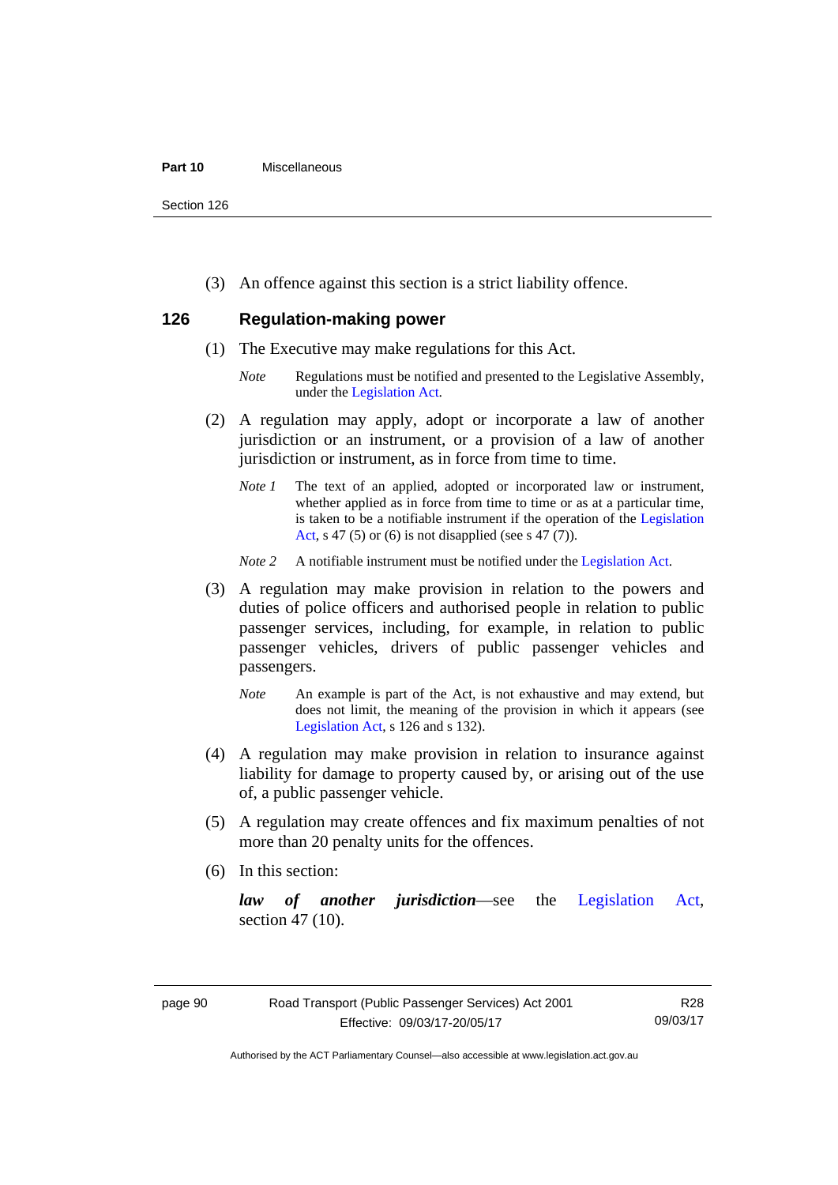(3) An offence against this section is a strict liability offence.

## 126 Regulation-making power

(1) The Executive may make regulations for this Act.

*Note* Regulations must be notified and presented to the Legislative Assembly, under the Legislation Act.

(2) A regulation may apply, adopt or incorporate a law of another jurisdiction or an instrument, or a provision of a law of another jurisdiction or instrument, as in force from time to time.

*Note 1* The text of an applied, adopted or incorporated law or instrument, whether applied as in force from time to time or as at a particular time, is taken to be a notifiable instrument if the operation of the Legislation Act, s 47 (5) or (6) is not disapplied (see s 47 (7)).

*Note 2* A notifiable instrument must be notified under the Legislation Act.

(3) A regulation may make provision in relation to the powers and duties of police officers and authorised people in relation to public passenger services, including, for example, in relation to public passenger vehicles, drivers of public passenger vehicles and passengers.

*Note* An example is part of the Act, is not exhaustive and may extend, but does not limit, the meaning of the provision in which it appears (see Legislation Act, s 126 and s 132).

(4) A regulation may make provision in relation to insurance against liability for damage to property caused by, or arising out of the use of, a public passenger vehicle.

(5) A regulation may create offences and fix maximum penalties of not more than 20 penalty units for the offences.

(6) In this section:

***law of another jurisdiction***—see the Legislation Act, section 47 (10).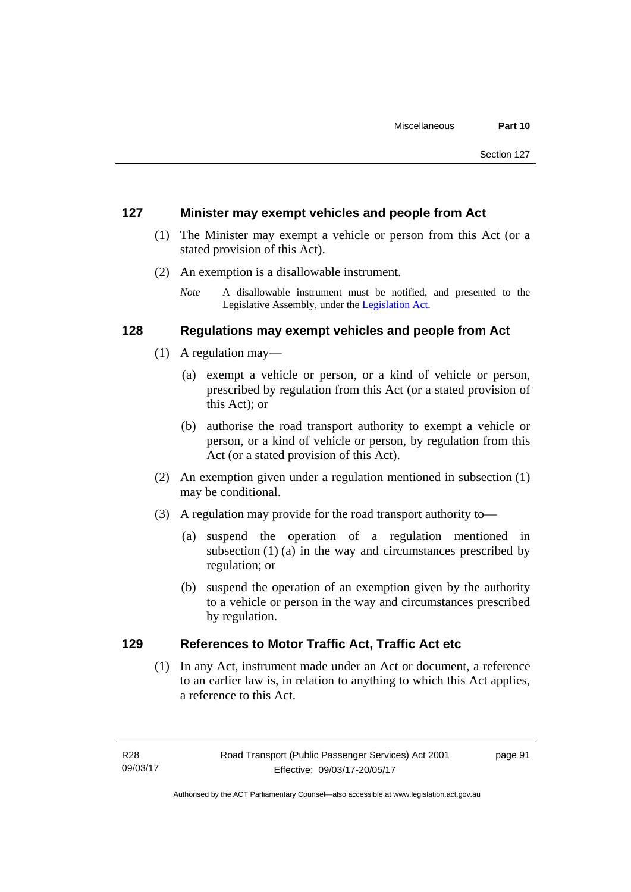## 127 Minister may exempt vehicles and people from Act

(1) The Minister may exempt a vehicle or person from this Act (or a stated provision of this Act).

(2) An exemption is a disallowable instrument.

*Note* A disallowable instrument must be notified, and presented to the Legislative Assembly, under the Legislation Act.

## 128 Regulations may exempt vehicles and people from Act

(1) A regulation may—

(a) exempt a vehicle or person, or a kind of vehicle or person, prescribed by regulation from this Act (or a stated provision of this Act); or

(b) authorise the road transport authority to exempt a vehicle or person, or a kind of vehicle or person, by regulation from this Act (or a stated provision of this Act).

(2) An exemption given under a regulation mentioned in subsection (1) may be conditional.

(3) A regulation may provide for the road transport authority to—

(a) suspend the operation of a regulation mentioned in subsection (1) (a) in the way and circumstances prescribed by regulation; or

(b) suspend the operation of an exemption given by the authority to a vehicle or person in the way and circumstances prescribed by regulation.

## 129 References to Motor Traffic Act, Traffic Act etc

(1) In any Act, instrument made under an Act or document, a reference to an earlier law is, in relation to anything to which this Act applies, a reference to this Act.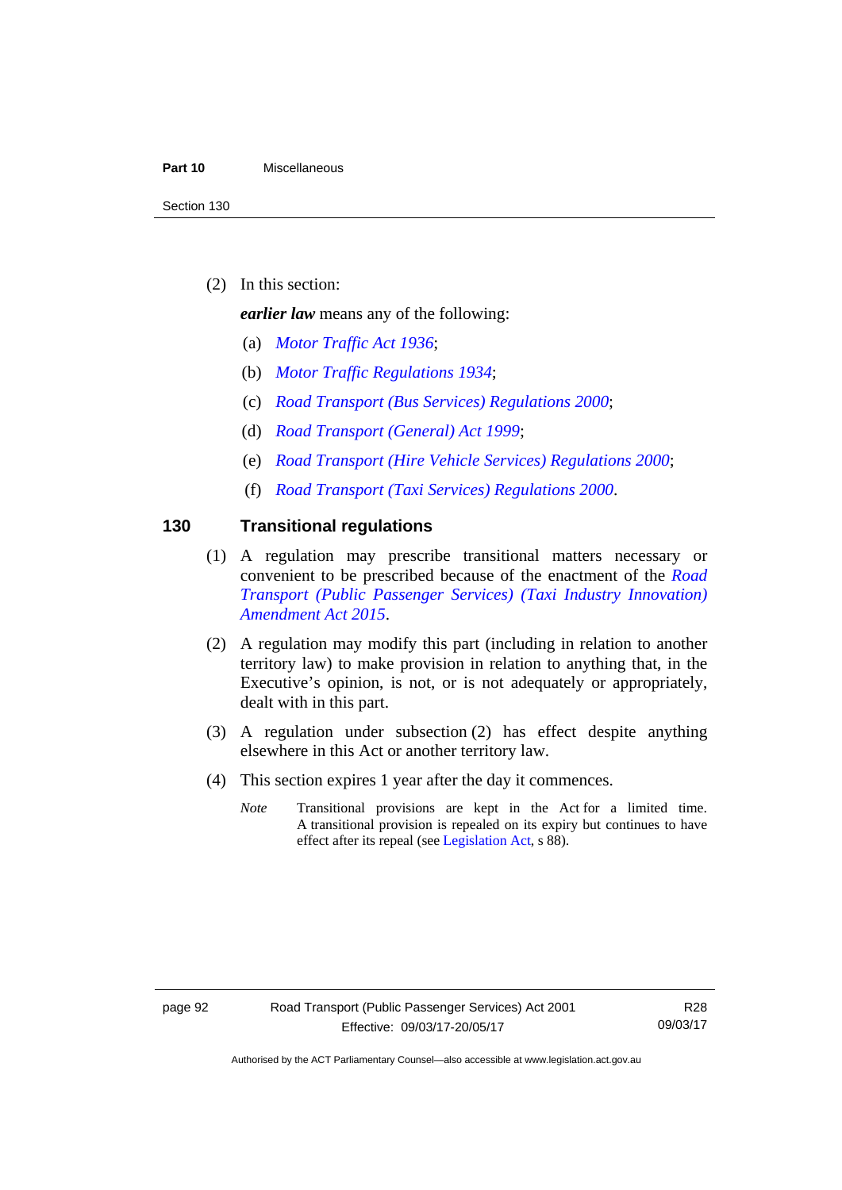(2) In this section:

***earlier law*** means any of the following:

(a) *Motor Traffic Act 1936*;

(b) *Motor Traffic Regulations 1934*;

(c) *Road Transport (Bus Services) Regulations 2000*;

(d) *Road Transport (General) Act 1999*;

(e) *Road Transport (Hire Vehicle Services) Regulations 2000*;

(f) *Road Transport (Taxi Services) Regulations 2000*.

## 130 Transitional regulations

(1) A regulation may prescribe transitional matters necessary or convenient to be prescribed because of the enactment of the *Road Transport (Public Passenger Services) (Taxi Industry Innovation) Amendment Act 2015*.

(2) A regulation may modify this part (including in relation to another territory law) to make provision in relation to anything that, in the Executive's opinion, is not, or is not adequately or appropriately, dealt with in this part.

(3) A regulation under subsection (2) has effect despite anything elsewhere in this Act or another territory law.

(4) This section expires 1 year after the day it commences.

*Note* Transitional provisions are kept in the Act for a limited time. A transitional provision is repealed on its expiry but continues to have effect after its repeal (see Legislation Act, s 88).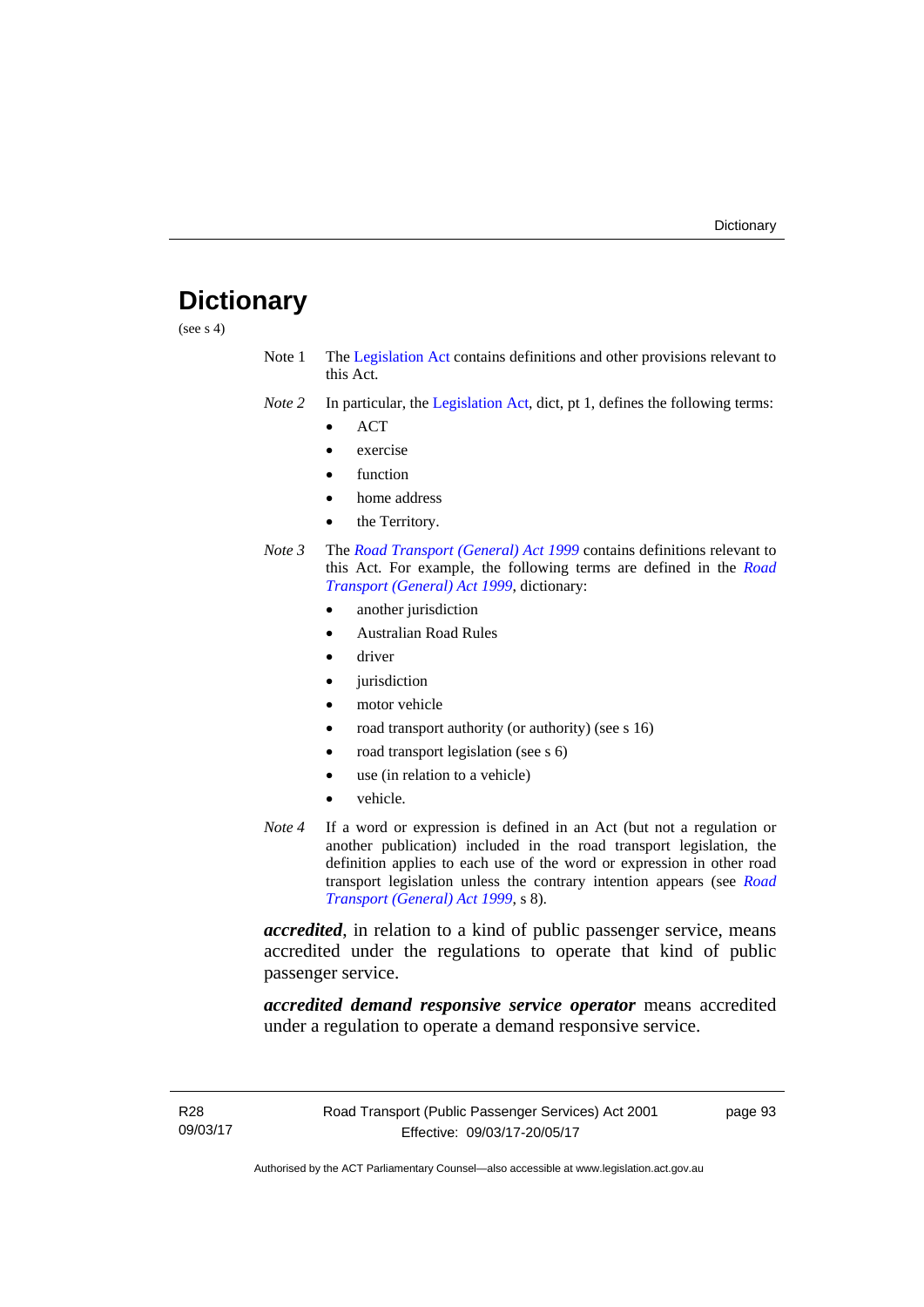# Dictionary

(see s 4)

Note 1 The Legislation Act contains definitions and other provisions relevant to this Act.

*Note 2* In particular, the Legislation Act, dict, pt 1, defines the following terms:

- ACT
- exercise
- function
- home address
- the Territory.

*Note 3* The *Road Transport (General) Act 1999* contains definitions relevant to this Act. For example, the following terms are defined in the *Road Transport (General) Act 1999*, dictionary:

- another jurisdiction
- Australian Road Rules
- driver
- jurisdiction
- motor vehicle
- road transport authority (or authority) (see s 16)
- road transport legislation (see s 6)
- use (in relation to a vehicle)
- vehicle.

*Note 4* If a word or expression is defined in an Act (but not a regulation or another publication) included in the road transport legislation, the definition applies to each use of the word or expression in other road transport legislation unless the contrary intention appears (see *Road Transport (General) Act 1999*, s 8).

***accredited***, in relation to a kind of public passenger service, means accredited under the regulations to operate that kind of public passenger service.

***accredited demand responsive service operator*** means accredited under a regulation to operate a demand responsive service.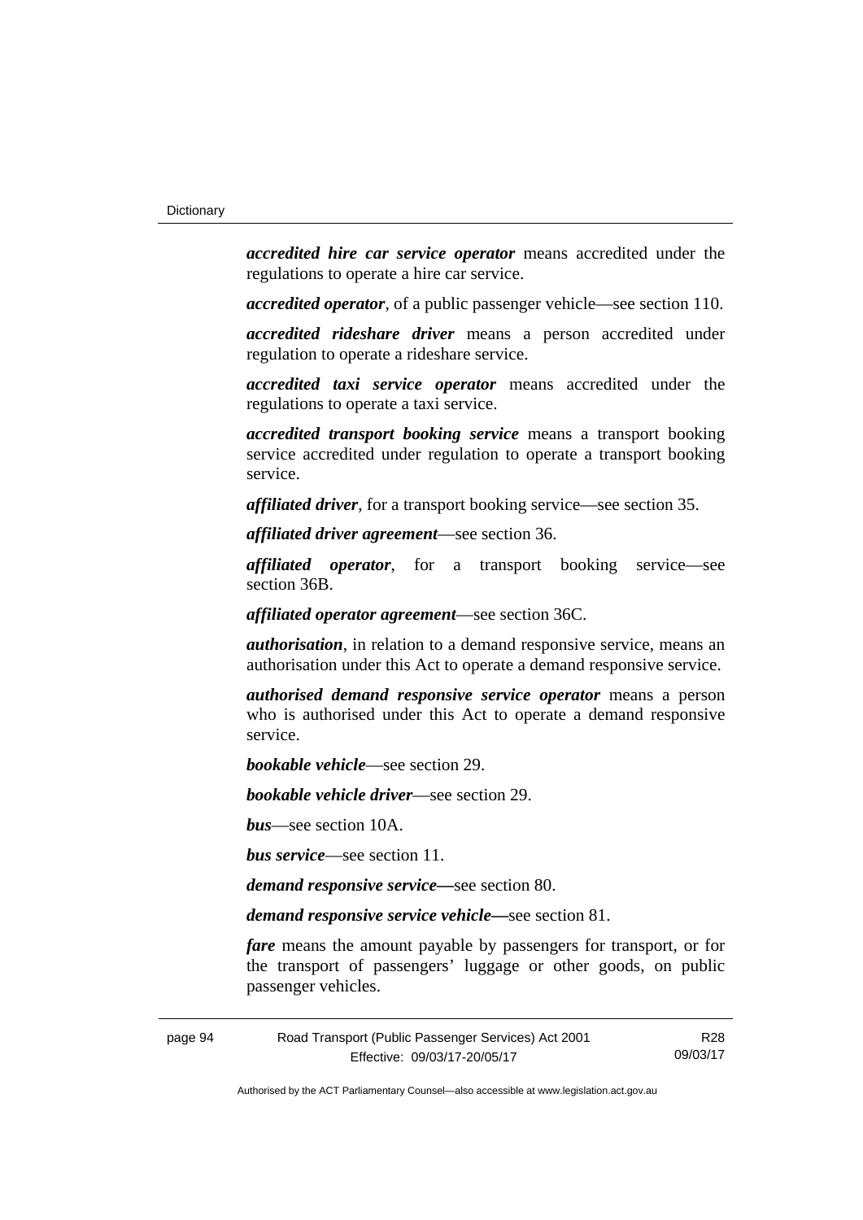***accredited hire car service operator*** means accredited under the regulations to operate a hire car service.

***accredited operator***, of a public passenger vehicle—see section 110.

***accredited rideshare driver*** means a person accredited under regulation to operate a rideshare service.

***accredited taxi service operator*** means accredited under the regulations to operate a taxi service.

***accredited transport booking service*** means a transport booking service accredited under regulation to operate a transport booking service.

***affiliated driver***, for a transport booking service—see section 35.

***affiliated driver agreement***—see section 36.

***affiliated operator***, for a transport booking service—see section 36B.

***affiliated operator agreement***—see section 36C.

***authorisation***, in relation to a demand responsive service, means an authorisation under this Act to operate a demand responsive service.

***authorised demand responsive service operator*** means a person who is authorised under this Act to operate a demand responsive service.

***bookable vehicle***—see section 29.

***bookable vehicle driver***—see section 29.

***bus***—see section 10A.

***bus service***—see section 11.

***demand responsive service—***see section 80.

***demand responsive service vehicle—***see section 81.

***fare*** means the amount payable by passengers for transport, or for the transport of passengers' luggage or other goods, on public passenger vehicles.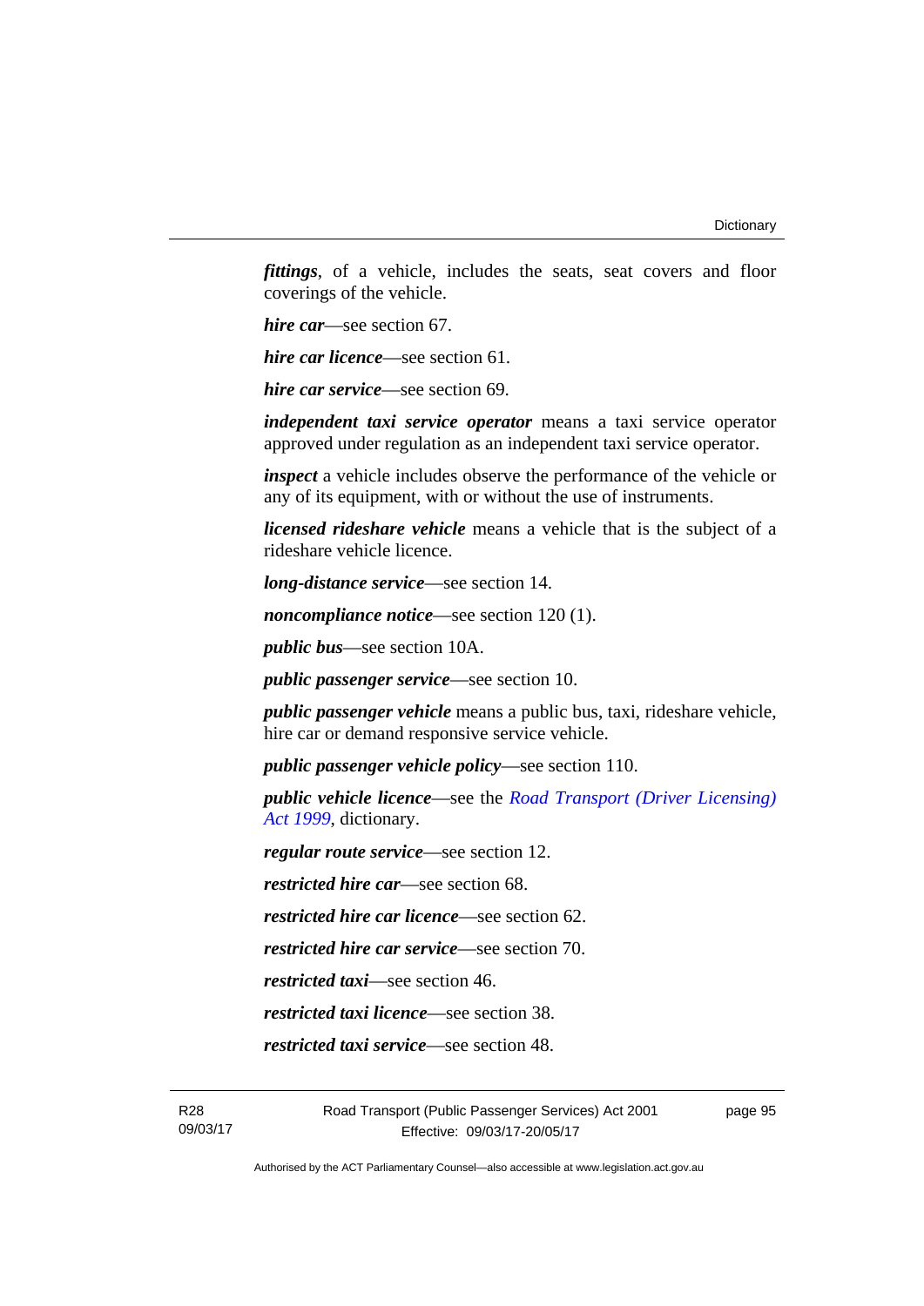***fittings***, of a vehicle, includes the seats, seat covers and floor coverings of the vehicle.

***hire car***—see section 67.

***hire car licence***—see section 61.

***hire car service***—see section 69.

***independent taxi service operator*** means a taxi service operator approved under regulation as an independent taxi service operator.

***inspect*** a vehicle includes observe the performance of the vehicle or any of its equipment, with or without the use of instruments.

***licensed rideshare vehicle*** means a vehicle that is the subject of a rideshare vehicle licence.

***long-distance service***—see section 14.

***noncompliance notice***—see section 120 (1).

***public bus***—see section 10A.

***public passenger service***—see section 10.

***public passenger vehicle*** means a public bus, taxi, rideshare vehicle, hire car or demand responsive service vehicle.

***public passenger vehicle policy***—see section 110.

***public vehicle licence***—see the *Road Transport (Driver Licensing) Act 1999*, dictionary.

***regular route service***—see section 12.

***restricted hire car***—see section 68.

***restricted hire car licence***—see section 62.

***restricted hire car service***—see section 70.

***restricted taxi***—see section 46.

***restricted taxi licence***—see section 38.

***restricted taxi service***—see section 48.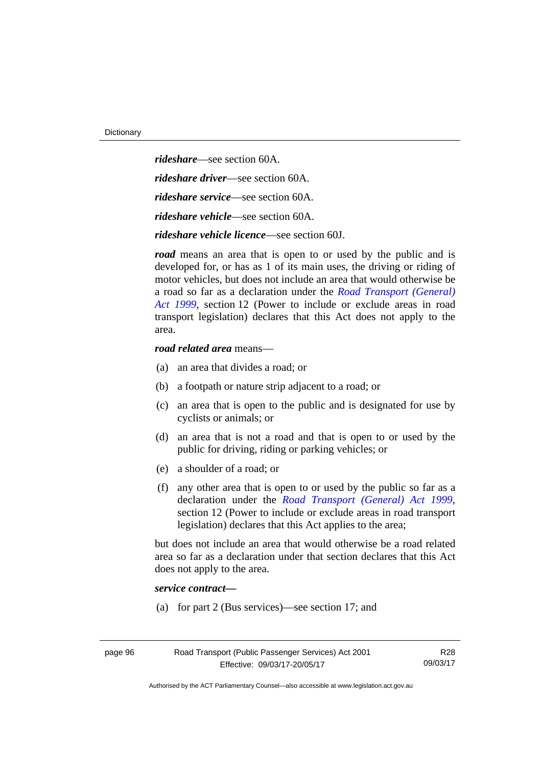***rideshare***—see section 60A.

***rideshare driver***—see section 60A.

***rideshare service***—see section 60A.

***rideshare vehicle***—see section 60A.

***rideshare vehicle licence***—see section 60J.

***road*** means an area that is open to or used by the public and is developed for, or has as 1 of its main uses, the driving or riding of motor vehicles, but does not include an area that would otherwise be a road so far as a declaration under the *Road Transport (General) Act 1999*, section 12 (Power to include or exclude areas in road transport legislation) declares that this Act does not apply to the area.

***road related area*** means—

(a) an area that divides a road; or

(b) a footpath or nature strip adjacent to a road; or

(c) an area that is open to the public and is designated for use by cyclists or animals; or

(d) an area that is not a road and that is open to or used by the public for driving, riding or parking vehicles; or

(e) a shoulder of a road; or

(f) any other area that is open to or used by the public so far as a declaration under the *Road Transport (General) Act 1999*, section 12 (Power to include or exclude areas in road transport legislation) declares that this Act applies to the area;

but does not include an area that would otherwise be a road related area so far as a declaration under that section declares that this Act does not apply to the area.

***service contract—***

(a) for part 2 (Bus services)—see section 17; and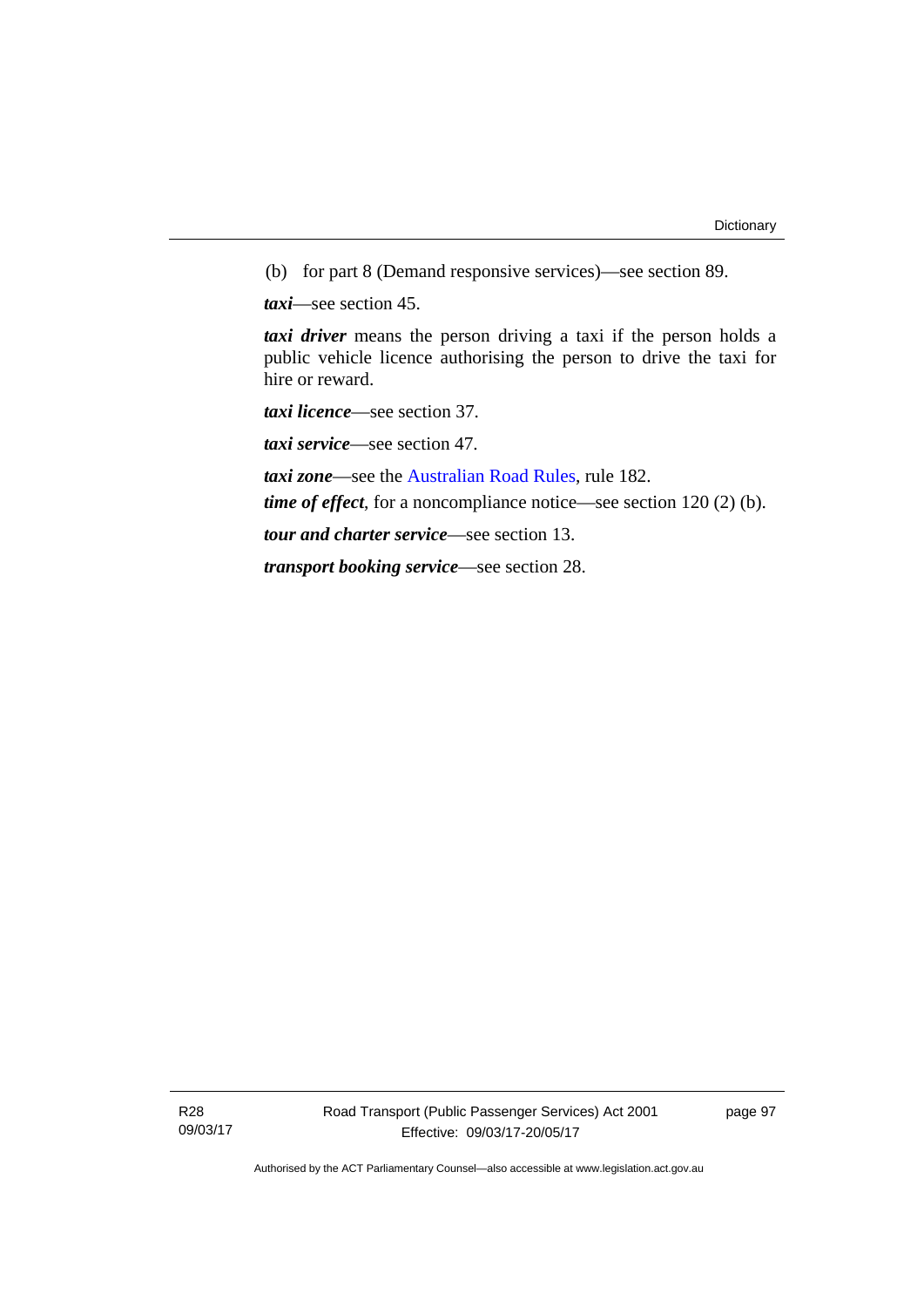(b) for part 8 (Demand responsive services)—see section 89.

***taxi***—see section 45.

***taxi driver*** means the person driving a taxi if the person holds a public vehicle licence authorising the person to drive the taxi for hire or reward.

***taxi licence***—see section 37.

***taxi service***—see section 47.

***taxi zone***—see the Australian Road Rules, rule 182.

***time of effect***, for a noncompliance notice—see section 120 (2) (b).

***tour and charter service***—see section 13.

***transport booking service***—see section 28.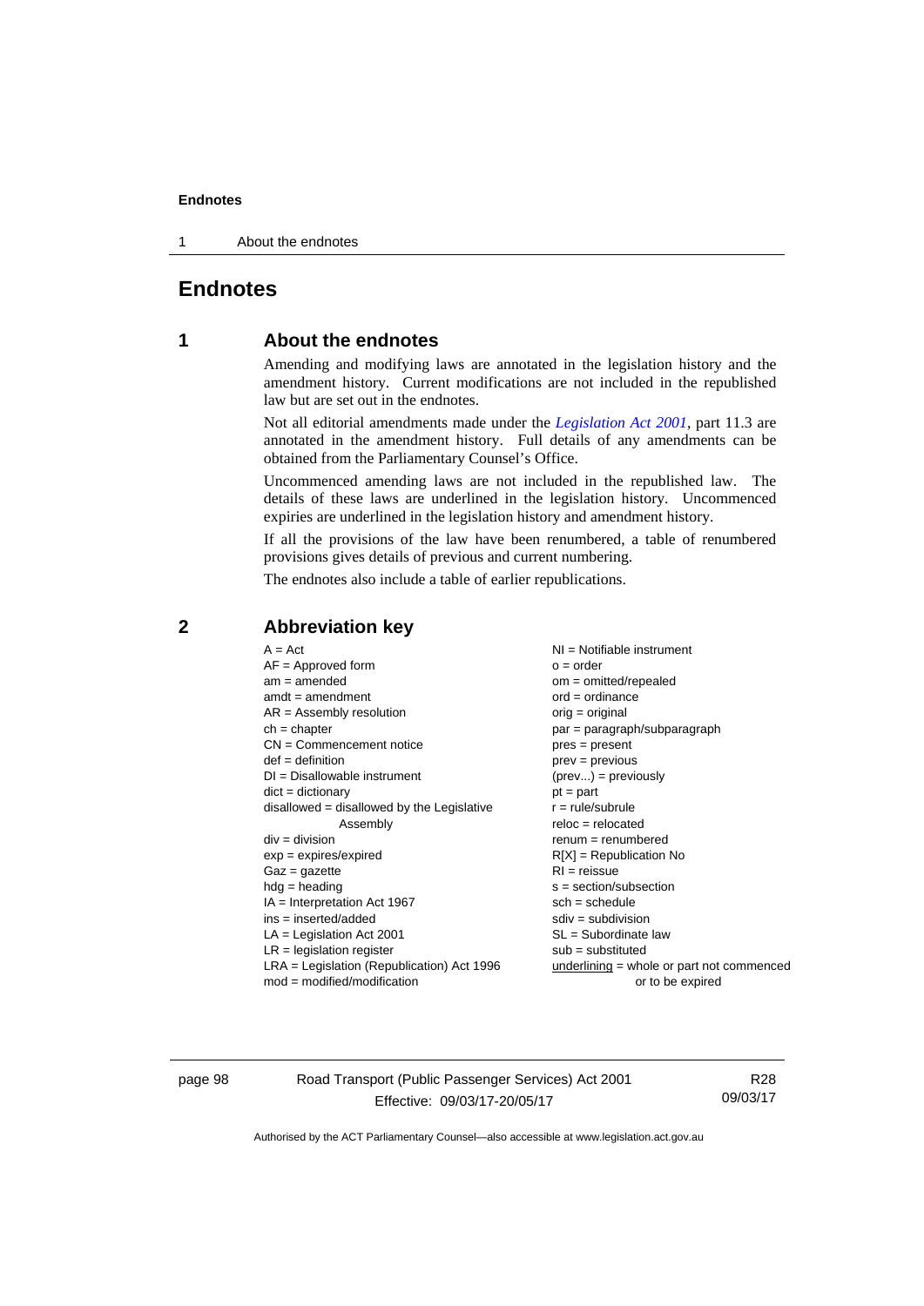# Endnotes

## 1 About the endnotes

Amending and modifying laws are annotated in the legislation history and the amendment history. Current modifications are not included in the republished law but are set out in the endnotes.

Not all editorial amendments made under the *Legislation Act 2001*, part 11.3 are annotated in the amendment history. Full details of any amendments can be obtained from the Parliamentary Counsel's Office.

Uncommenced amending laws are not included in the republished law. The details of these laws are underlined in the legislation history. Uncommenced expiries are underlined in the legislation history and amendment history.

If all the provisions of the law have been renumbered, a table of renumbered provisions gives details of previous and current numbering.

The endnotes also include a table of earlier republications.

## 2 Abbreviation key

A = Act
AF = Approved form
am = amended
amdt = amendment
AR = Assembly resolution
ch = chapter
CN = Commencement notice
def = definition
DI = Disallowable instrument
dict = dictionary
disallowed = disallowed by the Legislative Assembly
div = division
exp = expires/expired
Gaz = gazette
hdg = heading
IA = Interpretation Act 1967
ins = inserted/added
LA = Legislation Act 2001
LR = legislation register
LRA = Legislation (Republication) Act 1996
mod = modified/modification
NI = Notifiable instrument
o = order
om = omitted/repealed
ord = ordinance
orig = original
par = paragraph/subparagraph
pres = present
prev = previous
(prev...) = previously
pt = part
r = rule/subrule
reloc = relocated
renum = renumbered
R[X] = Republication No
RI = reissue
s = section/subsection
sch = schedule
sdiv = subdivision
SL = Subordinate law
sub = substituted
underlining = whole or part not commenced or to be expired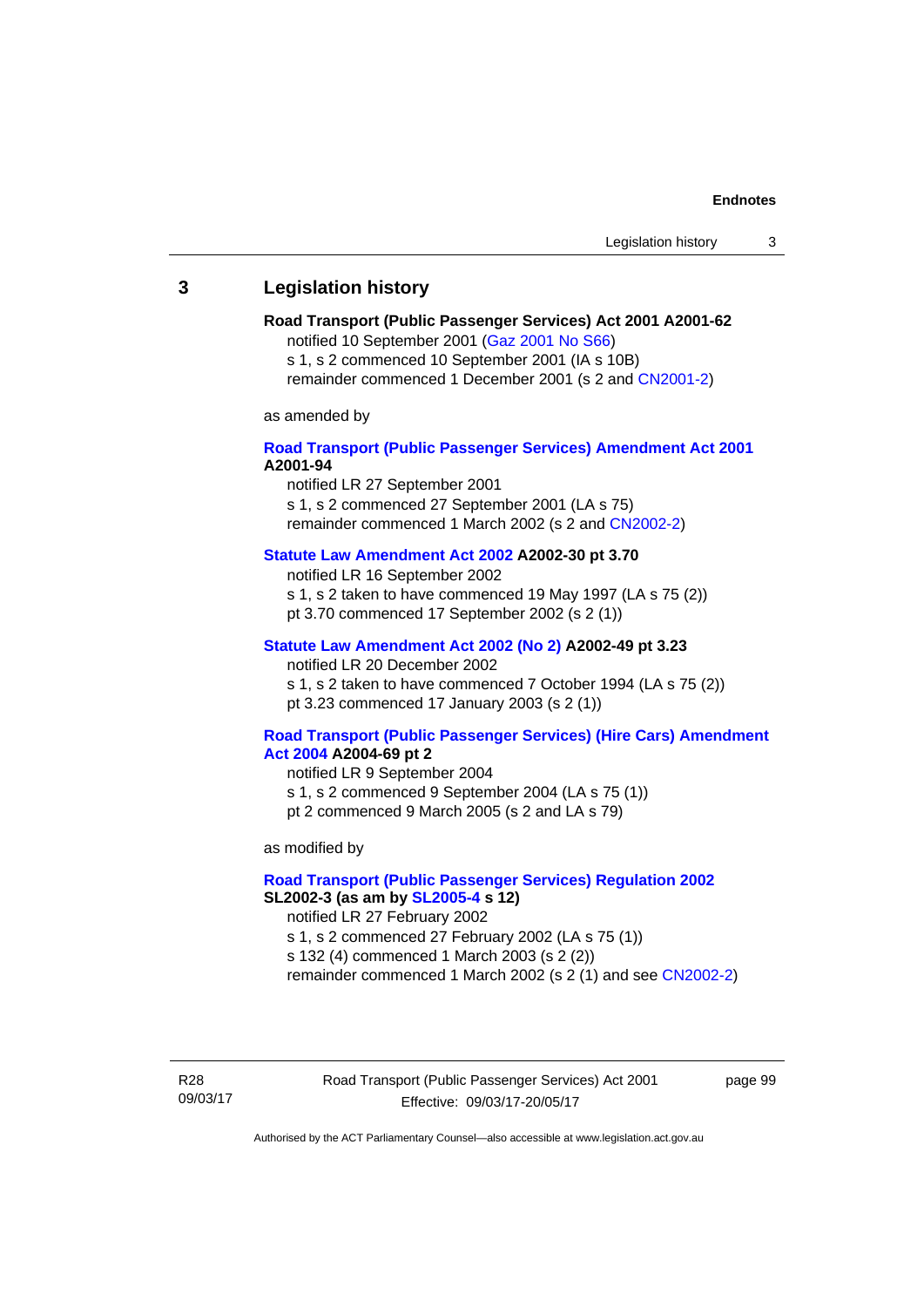## 3 Legislation history

**Road Transport (Public Passenger Services) Act 2001 A2001-62**

notified 10 September 2001 (Gaz 2001 No S66)
s 1, s 2 commenced 10 September 2001 (IA s 10B)
remainder commenced 1 December 2001 (s 2 and CN2001-2)

as amended by

**Road Transport (Public Passenger Services) Amendment Act 2001 A2001-94**

notified LR 27 September 2001
s 1, s 2 commenced 27 September 2001 (LA s 75)
remainder commenced 1 March 2002 (s 2 and CN2002-2)

**Statute Law Amendment Act 2002 A2002-30 pt 3.70**

notified LR 16 September 2002
s 1, s 2 taken to have commenced 19 May 1997 (LA s 75 (2))
pt 3.70 commenced 17 September 2002 (s 2 (1))

**Statute Law Amendment Act 2002 (No 2) A2002-49 pt 3.23**

notified LR 20 December 2002
s 1, s 2 taken to have commenced 7 October 1994 (LA s 75 (2))
pt 3.23 commenced 17 January 2003 (s 2 (1))

**Road Transport (Public Passenger Services) (Hire Cars) Amendment Act 2004 A2004-69 pt 2**

notified LR 9 September 2004
s 1, s 2 commenced 9 September 2004 (LA s 75 (1))
pt 2 commenced 9 March 2005 (s 2 and LA s 79)

as modified by

**Road Transport (Public Passenger Services) Regulation 2002 SL2002-3 (as am by SL2005-4 s 12)**

notified LR 27 February 2002
s 1, s 2 commenced 27 February 2002 (LA s 75 (1))
s 132 (4) commenced 1 March 2003 (s 2 (2))
remainder commenced 1 March 2002 (s 2 (1) and see CN2002-2)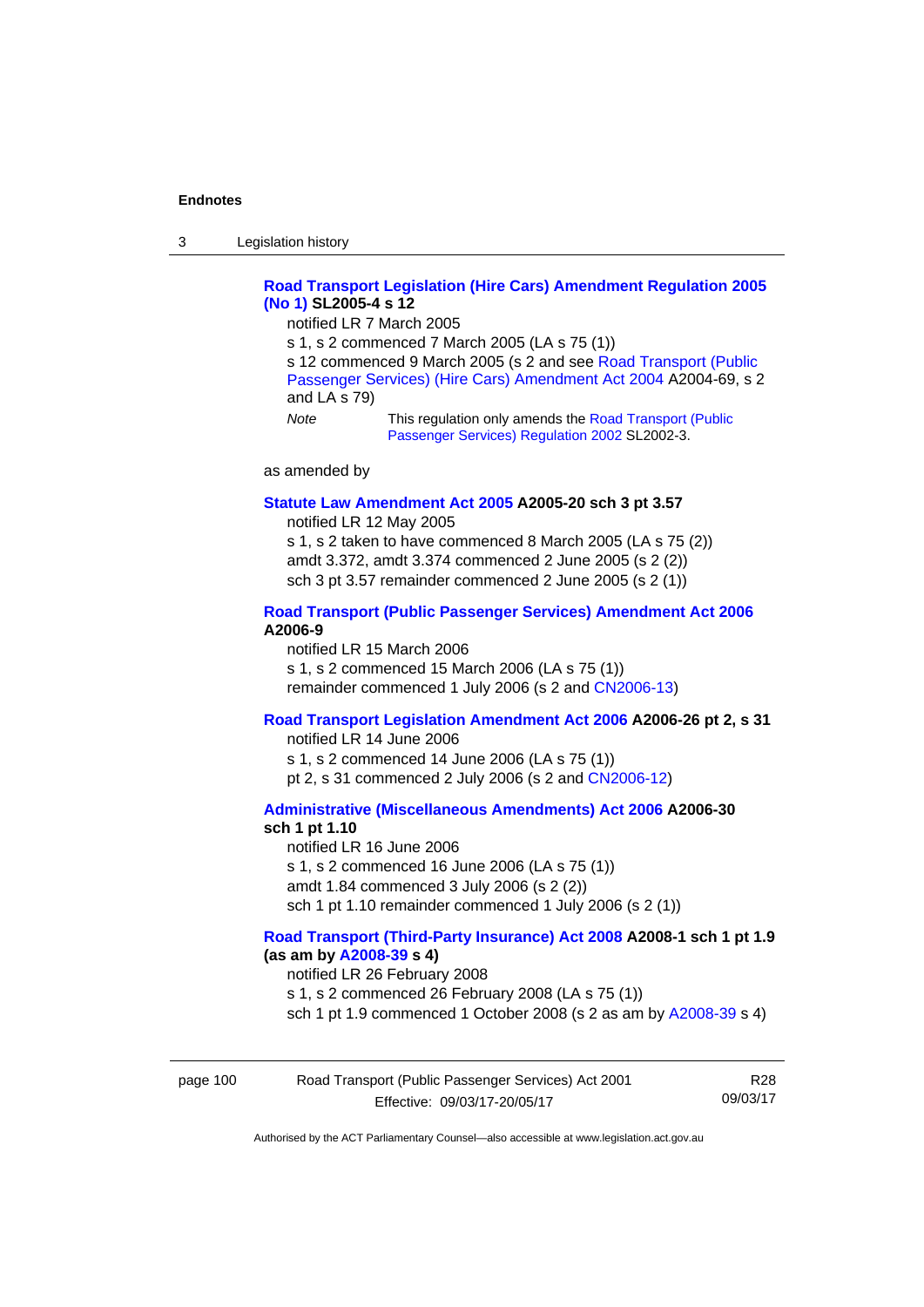**Road Transport Legislation (Hire Cars) Amendment Regulation 2005 (No 1) SL2005-4 s 12**

notified LR 7 March 2005

s 1, s 2 commenced 7 March 2005 (LA s 75 (1))

s 12 commenced 9 March 2005 (s 2 and see Road Transport (Public Passenger Services) (Hire Cars) Amendment Act 2004 A2004-69, s 2 and LA s 79)

*Note* This regulation only amends the Road Transport (Public Passenger Services) Regulation 2002 SL2002-3.

as amended by

**Statute Law Amendment Act 2005 A2005-20 sch 3 pt 3.57**

notified LR 12 May 2005

s 1, s 2 taken to have commenced 8 March 2005 (LA s 75 (2))

amdt 3.372, amdt 3.374 commenced 2 June 2005 (s 2 (2))

sch 3 pt 3.57 remainder commenced 2 June 2005 (s 2 (1))

**Road Transport (Public Passenger Services) Amendment Act 2006 A2006-9**

notified LR 15 March 2006

s 1, s 2 commenced 15 March 2006 (LA s 75 (1))

remainder commenced 1 July 2006 (s 2 and CN2006-13)

**Road Transport Legislation Amendment Act 2006 A2006-26 pt 2, s 31**

notified LR 14 June 2006

s 1, s 2 commenced 14 June 2006 (LA s 75 (1))

pt 2, s 31 commenced 2 July 2006 (s 2 and CN2006-12)

**Administrative (Miscellaneous Amendments) Act 2006 A2006-30 sch 1 pt 1.10**

notified LR 16 June 2006

s 1, s 2 commenced 16 June 2006 (LA s 75 (1))

amdt 1.84 commenced 3 July 2006 (s 2 (2))

sch 1 pt 1.10 remainder commenced 1 July 2006 (s 2 (1))

**Road Transport (Third-Party Insurance) Act 2008 A2008-1 sch 1 pt 1.9 (as am by A2008-39 s 4)**

notified LR 26 February 2008

s 1, s 2 commenced 26 February 2008 (LA s 75 (1))

sch 1 pt 1.9 commenced 1 October 2008 (s 2 as am by A2008-39 s 4)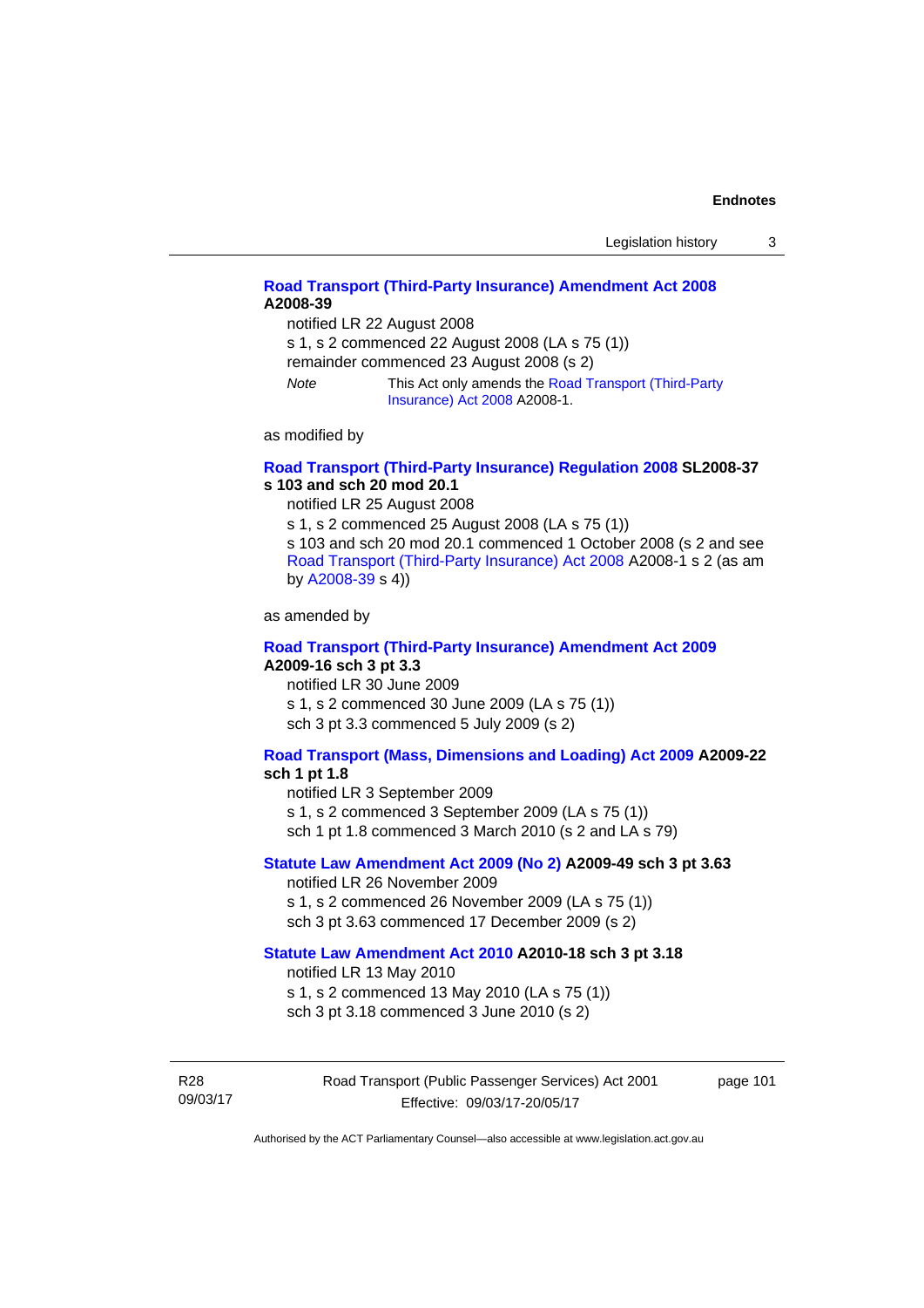**Road Transport (Third-Party Insurance) Amendment Act 2008 A2008-39**

notified LR 22 August 2008

s 1, s 2 commenced 22 August 2008 (LA s 75 (1))

remainder commenced 23 August 2008 (s 2)

*Note* This Act only amends the Road Transport (Third-Party Insurance) Act 2008 A2008-1.

as modified by

**Road Transport (Third-Party Insurance) Regulation 2008 SL2008-37 s 103 and sch 20 mod 20.1**

notified LR 25 August 2008

s 1, s 2 commenced 25 August 2008 (LA s 75 (1))

s 103 and sch 20 mod 20.1 commenced 1 October 2008 (s 2 and see Road Transport (Third-Party Insurance) Act 2008 A2008-1 s 2 (as am by A2008-39 s 4))

as amended by

**Road Transport (Third-Party Insurance) Amendment Act 2009 A2009-16 sch 3 pt 3.3**

notified LR 30 June 2009

s 1, s 2 commenced 30 June 2009 (LA s 75 (1))

sch 3 pt 3.3 commenced 5 July 2009 (s 2)

**Road Transport (Mass, Dimensions and Loading) Act 2009 A2009-22 sch 1 pt 1.8**

notified LR 3 September 2009

s 1, s 2 commenced 3 September 2009 (LA s 75 (1))

sch 1 pt 1.8 commenced 3 March 2010 (s 2 and LA s 79)

**Statute Law Amendment Act 2009 (No 2) A2009-49 sch 3 pt 3.63**

notified LR 26 November 2009

s 1, s 2 commenced 26 November 2009 (LA s 75 (1))

sch 3 pt 3.63 commenced 17 December 2009 (s 2)

**Statute Law Amendment Act 2010 A2010-18 sch 3 pt 3.18**

notified LR 13 May 2010

s 1, s 2 commenced 13 May 2010 (LA s 75 (1))

sch 3 pt 3.18 commenced 3 June 2010 (s 2)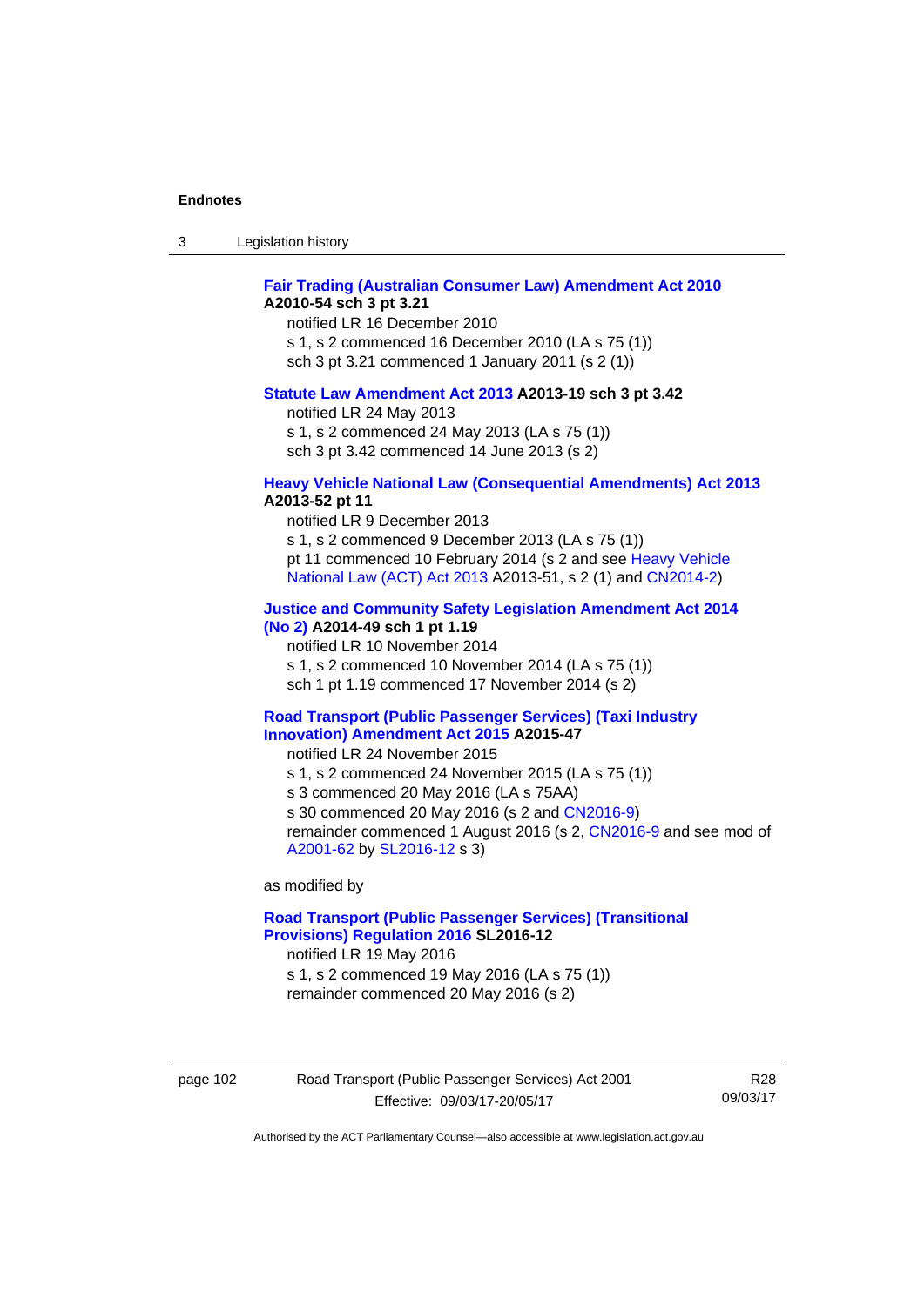**Fair Trading (Australian Consumer Law) Amendment Act 2010 A2010-54 sch 3 pt 3.21**

notified LR 16 December 2010
s 1, s 2 commenced 16 December 2010 (LA s 75 (1))
sch 3 pt 3.21 commenced 1 January 2011 (s 2 (1))

**Statute Law Amendment Act 2013 A2013-19 sch 3 pt 3.42**

notified LR 24 May 2013
s 1, s 2 commenced 24 May 2013 (LA s 75 (1))
sch 3 pt 3.42 commenced 14 June 2013 (s 2)

**Heavy Vehicle National Law (Consequential Amendments) Act 2013 A2013-52 pt 11**

notified LR 9 December 2013
s 1, s 2 commenced 9 December 2013 (LA s 75 (1))
pt 11 commenced 10 February 2014 (s 2 and see Heavy Vehicle National Law (ACT) Act 2013 A2013-51, s 2 (1) and CN2014-2)

**Justice and Community Safety Legislation Amendment Act 2014 (No 2) A2014-49 sch 1 pt 1.19**

notified LR 10 November 2014
s 1, s 2 commenced 10 November 2014 (LA s 75 (1))
sch 1 pt 1.19 commenced 17 November 2014 (s 2)

**Road Transport (Public Passenger Services) (Taxi Industry Innovation) Amendment Act 2015 A2015-47**

notified LR 24 November 2015
s 1, s 2 commenced 24 November 2015 (LA s 75 (1))
s 3 commenced 20 May 2016 (LA s 75AA)
s 30 commenced 20 May 2016 (s 2 and CN2016-9)
remainder commenced 1 August 2016 (s 2, CN2016-9 and see mod of A2001-62 by SL2016-12 s 3)

as modified by

**Road Transport (Public Passenger Services) (Transitional Provisions) Regulation 2016 SL2016-12**

notified LR 19 May 2016
s 1, s 2 commenced 19 May 2016 (LA s 75 (1))
remainder commenced 20 May 2016 (s 2)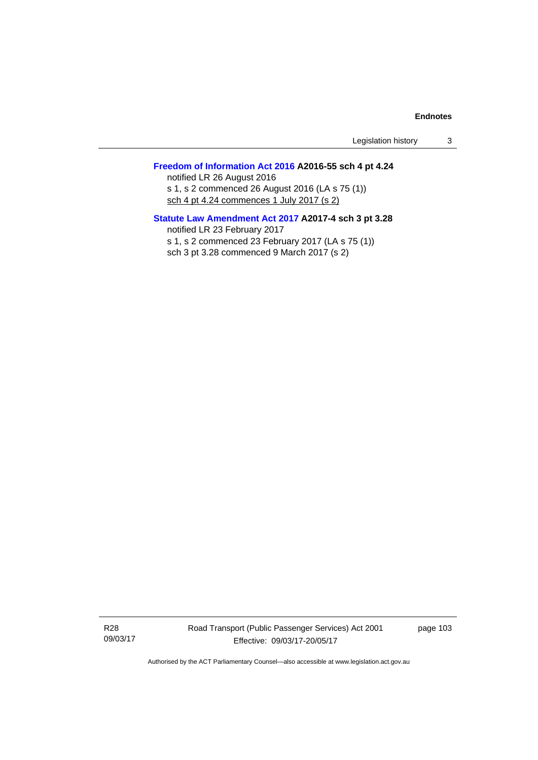**Freedom of Information Act 2016 A2016-55 sch 4 pt 4.24**

notified LR 26 August 2016

s 1, s 2 commenced 26 August 2016 (LA s 75 (1))

sch 4 pt 4.24 commences 1 July 2017 (s 2)

**Statute Law Amendment Act 2017 A2017-4 sch 3 pt 3.28**

notified LR 23 February 2017

s 1, s 2 commenced 23 February 2017 (LA s 75 (1))

sch 3 pt 3.28 commenced 9 March 2017 (s 2)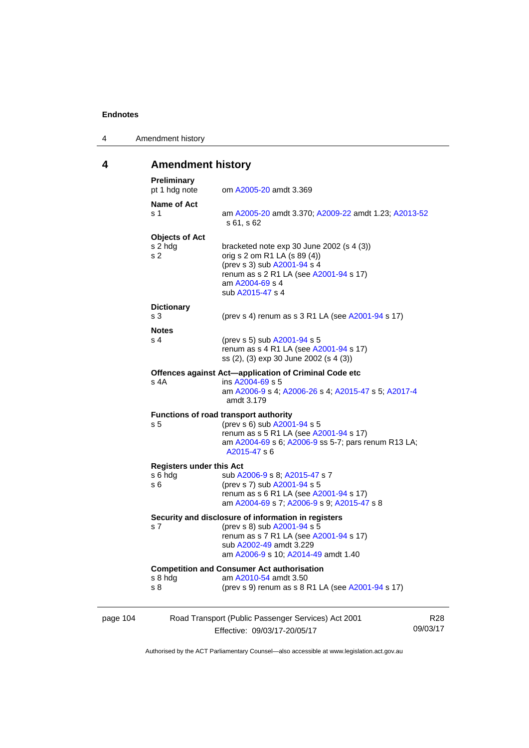# 4 Amendment history

**Preliminary**

pt 1 hdg note — om A2005-20 amdt 3.369

**Name of Act**

s 1 — am A2005-20 amdt 3.370; A2009-22 amdt 1.23; A2013-52 s 61, s 62

**Objects of Act**

s 2 hdg — bracketed note exp 30 June 2002 (s 4 (3))

s 2 — orig s 2 om R1 LA (s 89 (4))
(prev s 3) sub A2001-94 s 4
renum as s 2 R1 LA (see A2001-94 s 17)
am A2004-69 s 4
sub A2015-47 s 4

**Dictionary**

s 3 — (prev s 4) renum as s 3 R1 LA (see A2001-94 s 17)

**Notes**

s 4 — (prev s 5) sub A2001-94 s 5
renum as s 4 R1 LA (see A2001-94 s 17)
ss (2), (3) exp 30 June 2002 (s 4 (3))

**Offences against Act—application of Criminal Code etc**

s 4A — ins A2004-69 s 5
am A2006-9 s 4; A2006-26 s 4; A2015-47 s 5; A2017-4 amdt 3.179

**Functions of road transport authority**

s 5 — (prev s 6) sub A2001-94 s 5
renum as s 5 R1 LA (see A2001-94 s 17)
am A2004-69 s 6; A2006-9 ss 5-7; pars renum R13 LA; A2015-47 s 6

**Registers under this Act**

s 6 hdg — sub A2006-9 s 8; A2015-47 s 7

s 6 — (prev s 7) sub A2001-94 s 5
renum as s 6 R1 LA (see A2001-94 s 17)
am A2004-69 s 7; A2006-9 s 9; A2015-47 s 8

**Security and disclosure of information in registers**

s 7 — (prev s 8) sub A2001-94 s 5
renum as s 7 R1 LA (see A2001-94 s 17)
sub A2002-49 amdt 3.229
am A2006-9 s 10; A2014-49 amdt 1.40

**Competition and Consumer Act authorisation**

s 8 hdg — am A2010-54 amdt 3.50

s 8 — (prev s 9) renum as s 8 R1 LA (see A2001-94 s 17)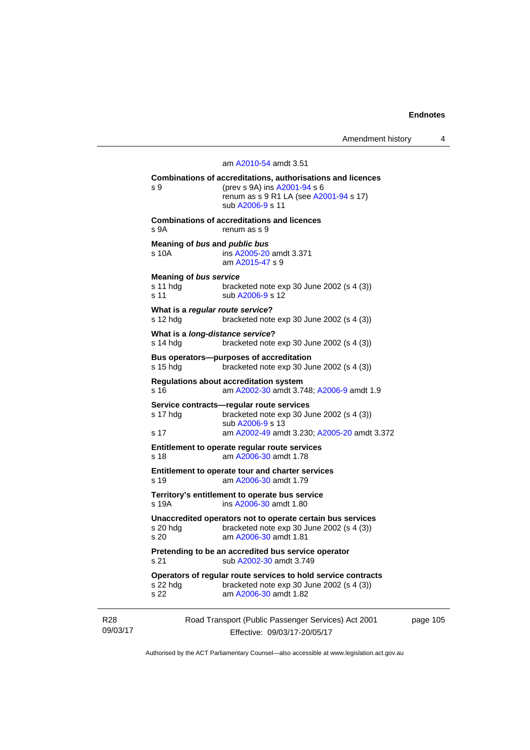am A2010-54 amdt 3.51

**Combinations of accreditations, authorisations and licences**
s 9 (prev s 9A) ins A2001-94 s 6
renum as s 9 R1 LA (see A2001-94 s 17)
sub A2006-9 s 11

**Combinations of accreditations and licences**
s 9A renum as s 9

**Meaning of *bus* and *public bus***
s 10A ins A2005-20 amdt 3.371
am A2015-47 s 9

**Meaning of *bus service***
s 11 hdg bracketed note exp 30 June 2002 (s 4 (3))
s 11 sub A2006-9 s 12

**What is a *regular route service*?**
s 12 hdg bracketed note exp 30 June 2002 (s 4 (3))

**What is a *long-distance service*?**
s 14 hdg bracketed note exp 30 June 2002 (s 4 (3))

**Bus operators—purposes of accreditation**
s 15 hdg bracketed note exp 30 June 2002 (s 4 (3))

**Regulations about accreditation system**
s 16 am A2002-30 amdt 3.748; A2006-9 amdt 1.9

**Service contracts—regular route services**
s 17 hdg bracketed note exp 30 June 2002 (s 4 (3))
sub A2006-9 s 13
s 17 am A2002-49 amdt 3.230; A2005-20 amdt 3.372

**Entitlement to operate regular route services**
s 18 am A2006-30 amdt 1.78

**Entitlement to operate tour and charter services**
s 19 am A2006-30 amdt 1.79

**Territory's entitlement to operate bus service**
s 19A ins A2006-30 amdt 1.80

**Unaccredited operators not to operate certain bus services**
s 20 hdg bracketed note exp 30 June 2002 (s 4 (3))
s 20 am A2006-30 amdt 1.81

**Pretending to be an accredited bus service operator**
s 21 sub A2002-30 amdt 3.749

**Operators of regular route services to hold service contracts**
s 22 hdg bracketed note exp 30 June 2002 (s 4 (3))
s 22 am A2006-30 amdt 1.82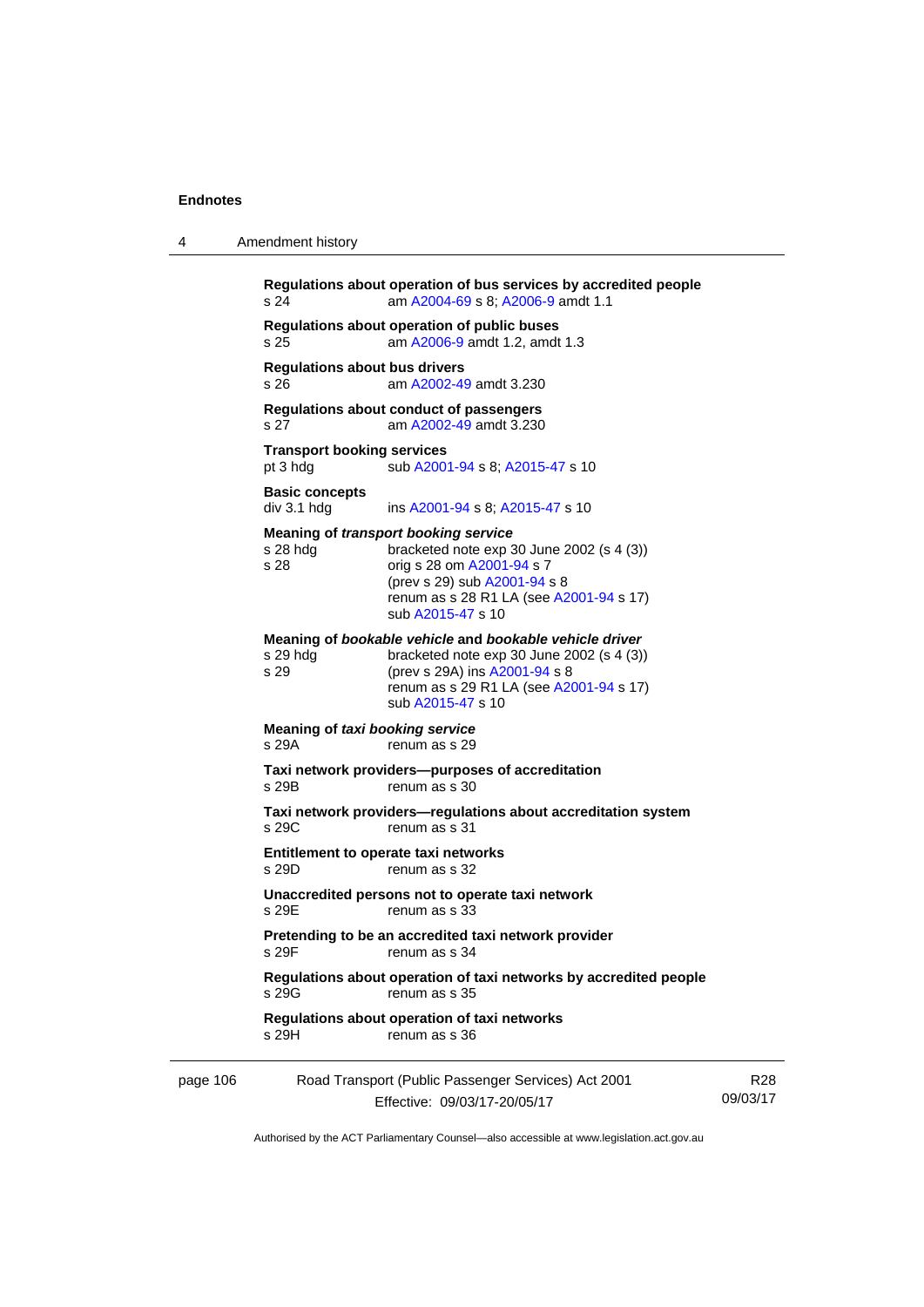**Regulations about operation of bus services by accredited people**
s 24 am A2004-69 s 8; A2006-9 amdt 1.1

**Regulations about operation of public buses**
s 25 am A2006-9 amdt 1.2, amdt 1.3

**Regulations about bus drivers**
s 26 am A2002-49 amdt 3.230

**Regulations about conduct of passengers**
s 27 am A2002-49 amdt 3.230

**Transport booking services**
pt 3 hdg sub A2001-94 s 8; A2015-47 s 10

**Basic concepts**
div 3.1 hdg ins A2001-94 s 8; A2015-47 s 10

**Meaning of *transport booking service***
s 28 hdg bracketed note exp 30 June 2002 (s 4 (3))
s 28 orig s 28 om A2001-94 s 7
(prev s 29) sub A2001-94 s 8
renum as s 28 R1 LA (see A2001-94 s 17)
sub A2015-47 s 10

**Meaning of *bookable vehicle* and *bookable vehicle driver***
s 29 hdg bracketed note exp 30 June 2002 (s 4 (3))
s 29 (prev s 29A) ins A2001-94 s 8
renum as s 29 R1 LA (see A2001-94 s 17)
sub A2015-47 s 10

**Meaning of *taxi booking service***
s 29A renum as s 29

**Taxi network providers—purposes of accreditation**
s 29B renum as s 30

**Taxi network providers—regulations about accreditation system**
s 29C renum as s 31

**Entitlement to operate taxi networks**
s 29D renum as s 32

**Unaccredited persons not to operate taxi network**
s 29E renum as s 33

**Pretending to be an accredited taxi network provider**
s 29F renum as s 34

**Regulations about operation of taxi networks by accredited people**
s 29G renum as s 35

**Regulations about operation of taxi networks**
s 29H renum as s 36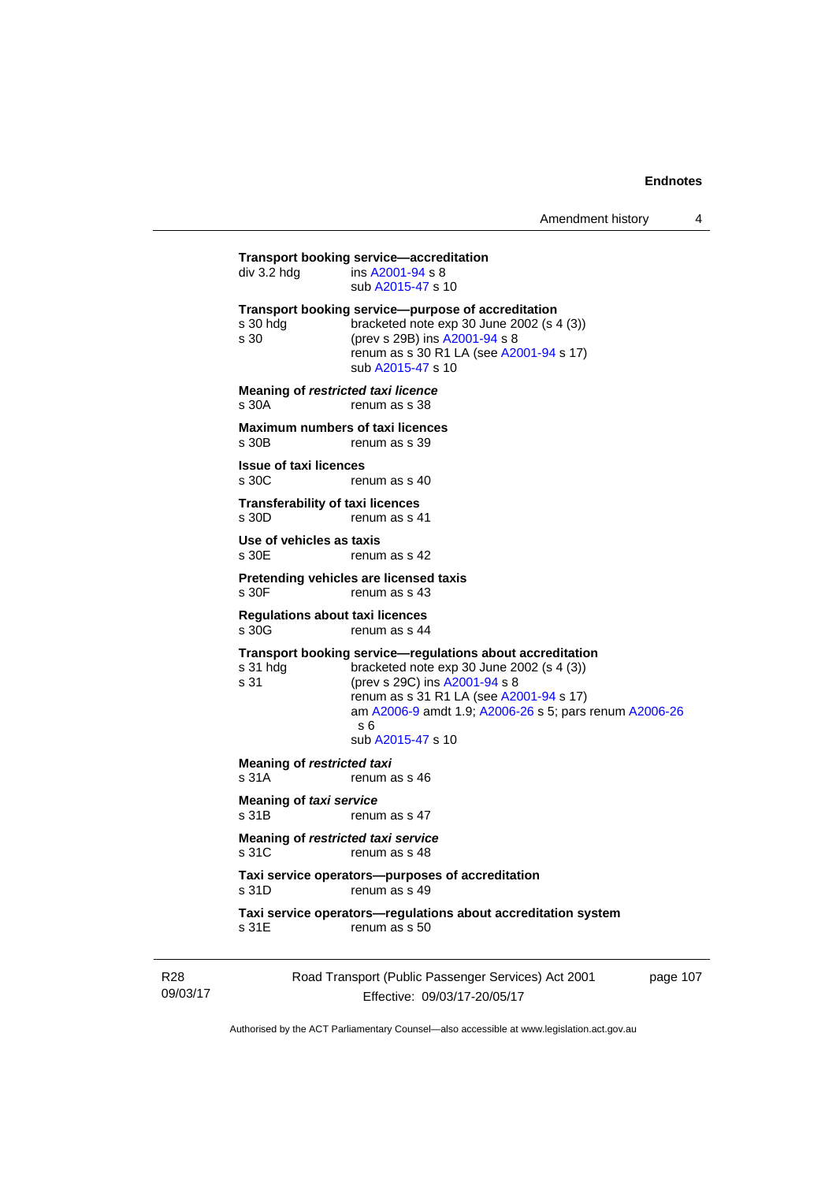**Transport booking service—accreditation**

div 3.2 hdg ins A2001-94 s 8
sub A2015-47 s 10

**Transport booking service—purpose of accreditation**

s 30 hdg bracketed note exp 30 June 2002 (s 4 (3))
s 30 (prev s 29B) ins A2001-94 s 8
renum as s 30 R1 LA (see A2001-94 s 17)
sub A2015-47 s 10

**Meaning of *restricted taxi licence***

s 30A renum as s 38

**Maximum numbers of taxi licences**

s 30B renum as s 39

**Issue of taxi licences**

s 30C renum as s 40

**Transferability of taxi licences**

s 30D renum as s 41

**Use of vehicles as taxis**

s 30E renum as s 42

**Pretending vehicles are licensed taxis**

s 30F renum as s 43

**Regulations about taxi licences**

s 30G renum as s 44

**Transport booking service—regulations about accreditation**

s 31 hdg bracketed note exp 30 June 2002 (s 4 (3))
s 31 (prev s 29C) ins A2001-94 s 8
renum as s 31 R1 LA (see A2001-94 s 17)
am A2006-9 amdt 1.9; A2006-26 s 5; pars renum A2006-26 s 6
sub A2015-47 s 10

**Meaning of *restricted taxi***

s 31A renum as s 46

**Meaning of *taxi service***

s 31B renum as s 47

**Meaning of *restricted taxi service***

s 31C renum as s 48

**Taxi service operators—purposes of accreditation**

s 31D renum as s 49

**Taxi service operators—regulations about accreditation system**

s 31E renum as s 50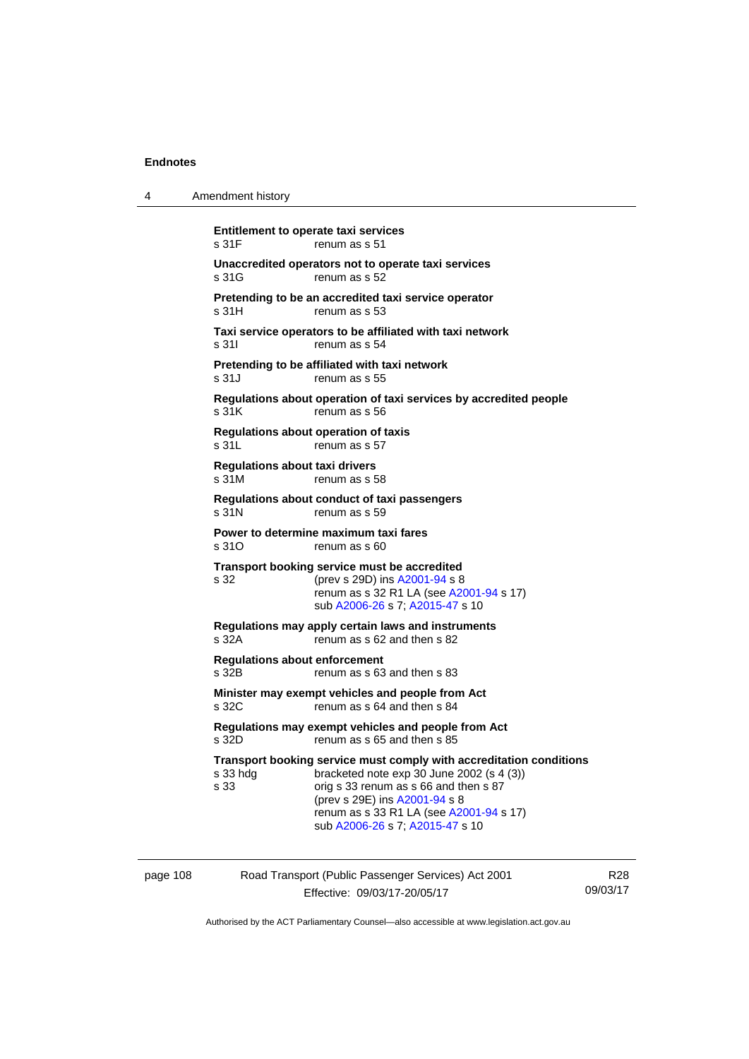**Entitlement to operate taxi services**

s 31F renum as s 51

**Unaccredited operators not to operate taxi services**

s 31G renum as s 52

**Pretending to be an accredited taxi service operator**

s 31H renum as s 53

**Taxi service operators to be affiliated with taxi network**

s 31I renum as s 54

**Pretending to be affiliated with taxi network**

s 31J renum as s 55

**Regulations about operation of taxi services by accredited people**

s 31K renum as s 56

**Regulations about operation of taxis**

s 31L renum as s 57

**Regulations about taxi drivers**

s 31M renum as s 58

**Regulations about conduct of taxi passengers**

s 31N renum as s 59

**Power to determine maximum taxi fares**

s 31O renum as s 60

**Transport booking service must be accredited**

s 32 (prev s 29D) ins A2001-94 s 8
renum as s 32 R1 LA (see A2001-94 s 17)
sub A2006-26 s 7; A2015-47 s 10

**Regulations may apply certain laws and instruments**

s 32A renum as s 62 and then s 82

**Regulations about enforcement**

s 32B renum as s 63 and then s 83

**Minister may exempt vehicles and people from Act**

s 32C renum as s 64 and then s 84

**Regulations may exempt vehicles and people from Act**

s 32D renum as s 65 and then s 85

**Transport booking service must comply with accreditation conditions**

s 33 hdg bracketed note exp 30 June 2002 (s 4 (3))
s 33 orig s 33 renum as s 66 and then s 87
(prev s 29E) ins A2001-94 s 8
renum as s 33 R1 LA (see A2001-94 s 17)
sub A2006-26 s 7; A2015-47 s 10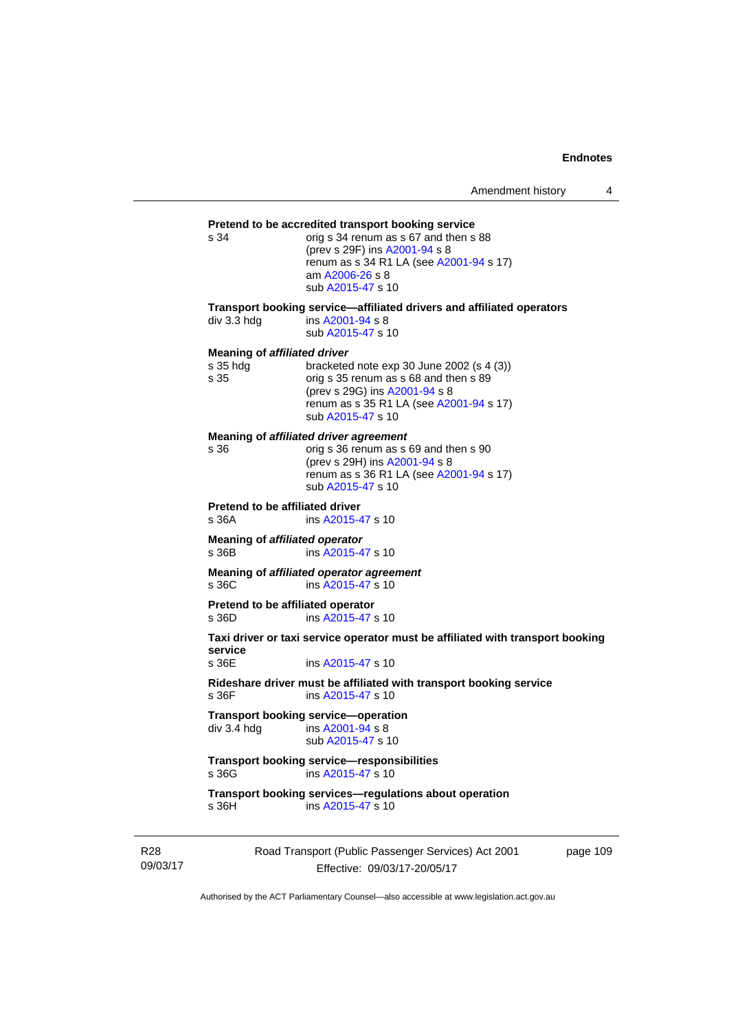**Pretend to be accredited transport booking service**

s 34 orig s 34 renum as s 67 and then s 88
(prev s 29F) ins A2001-94 s 8
renum as s 34 R1 LA (see A2001-94 s 17)
am A2006-26 s 8
sub A2015-47 s 10

**Transport booking service—affiliated drivers and affiliated operators**

div 3.3 hdg ins A2001-94 s 8
sub A2015-47 s 10

**Meaning of *affiliated driver***

s 35 hdg bracketed note exp 30 June 2002 (s 4 (3))
s 35 orig s 35 renum as s 68 and then s 89
(prev s 29G) ins A2001-94 s 8
renum as s 35 R1 LA (see A2001-94 s 17)
sub A2015-47 s 10

**Meaning of *affiliated driver agreement***

s 36 orig s 36 renum as s 69 and then s 90
(prev s 29H) ins A2001-94 s 8
renum as s 36 R1 LA (see A2001-94 s 17)
sub A2015-47 s 10

**Pretend to be affiliated driver**

s 36A ins A2015-47 s 10

**Meaning of *affiliated operator***

s 36B ins A2015-47 s 10

**Meaning of *affiliated operator agreement***

s 36C ins A2015-47 s 10

**Pretend to be affiliated operator**

s 36D ins A2015-47 s 10

**Taxi driver or taxi service operator must be affiliated with transport booking service**

s 36E ins A2015-47 s 10

**Rideshare driver must be affiliated with transport booking service**

s 36F ins A2015-47 s 10

**Transport booking service—operation**

div 3.4 hdg ins A2001-94 s 8
sub A2015-47 s 10

**Transport booking service—responsibilities**

s 36G ins A2015-47 s 10

**Transport booking services—regulations about operation**

s 36H ins A2015-47 s 10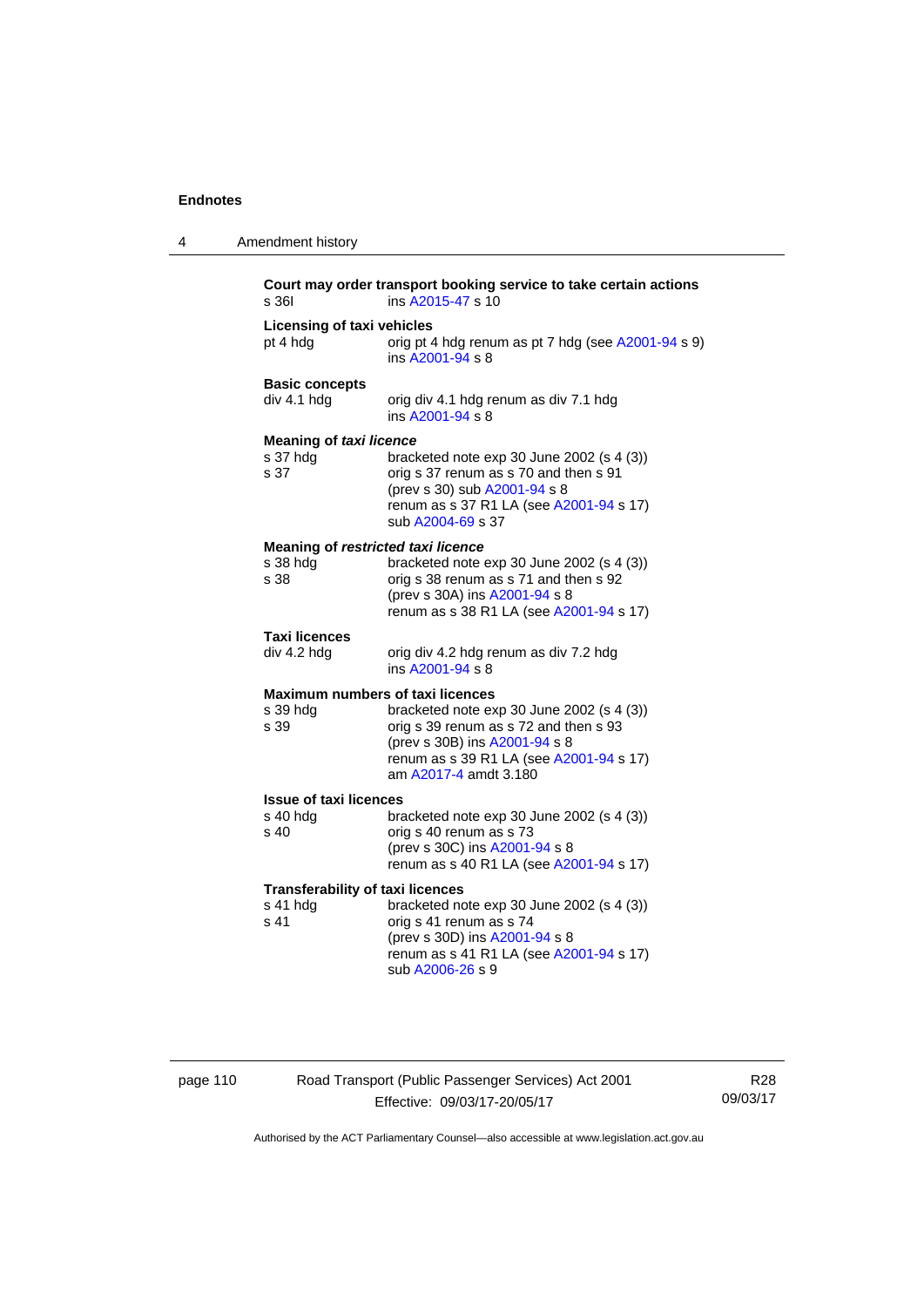**Court may order transport booking service to take certain actions**

s 36I ins A2015-47 s 10

**Licensing of taxi vehicles**

pt 4 hdg orig pt 4 hdg renum as pt 7 hdg (see A2001-94 s 9)
ins A2001-94 s 8

**Basic concepts**

div 4.1 hdg orig div 4.1 hdg renum as div 7.1 hdg
ins A2001-94 s 8

**Meaning of *taxi licence***

s 37 hdg bracketed note exp 30 June 2002 (s 4 (3))
s 37 orig s 37 renum as s 70 and then s 91
(prev s 30) sub A2001-94 s 8
renum as s 37 R1 LA (see A2001-94 s 17)
sub A2004-69 s 37

**Meaning of *restricted taxi licence***

s 38 hdg bracketed note exp 30 June 2002 (s 4 (3))
s 38 orig s 38 renum as s 71 and then s 92
(prev s 30A) ins A2001-94 s 8
renum as s 38 R1 LA (see A2001-94 s 17)

**Taxi licences**

div 4.2 hdg orig div 4.2 hdg renum as div 7.2 hdg
ins A2001-94 s 8

**Maximum numbers of taxi licences**

s 39 hdg bracketed note exp 30 June 2002 (s 4 (3))
s 39 orig s 39 renum as s 72 and then s 93
(prev s 30B) ins A2001-94 s 8
renum as s 39 R1 LA (see A2001-94 s 17)
am A2017-4 amdt 3.180

**Issue of taxi licences**

s 40 hdg bracketed note exp 30 June 2002 (s 4 (3))
s 40 orig s 40 renum as s 73
(prev s 30C) ins A2001-94 s 8
renum as s 40 R1 LA (see A2001-94 s 17)

**Transferability of taxi licences**

s 41 hdg bracketed note exp 30 June 2002 (s 4 (3))
s 41 orig s 41 renum as s 74
(prev s 30D) ins A2001-94 s 8
renum as s 41 R1 LA (see A2001-94 s 17)
sub A2006-26 s 9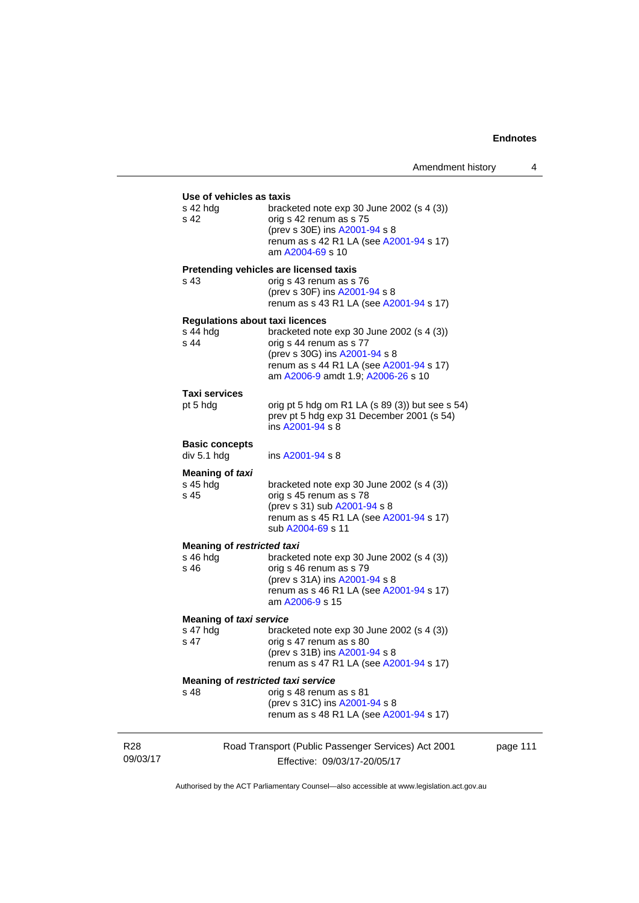**Use of vehicles as taxis**

s 42 hdg bracketed note exp 30 June 2002 (s 4 (3))
s 42 orig s 42 renum as s 75
(prev s 30E) ins A2001-94 s 8
renum as s 42 R1 LA (see A2001-94 s 17)
am A2004-69 s 10

**Pretending vehicles are licensed taxis**

s 43 orig s 43 renum as s 76
(prev s 30F) ins A2001-94 s 8
renum as s 43 R1 LA (see A2001-94 s 17)

**Regulations about taxi licences**

s 44 hdg bracketed note exp 30 June 2002 (s 4 (3))
s 44 orig s 44 renum as s 77
(prev s 30G) ins A2001-94 s 8
renum as s 44 R1 LA (see A2001-94 s 17)
am A2006-9 amdt 1.9; A2006-26 s 10

**Taxi services**

pt 5 hdg orig pt 5 hdg om R1 LA (s 89 (3)) but see s 54)
prev pt 5 hdg exp 31 December 2001 (s 54)
ins A2001-94 s 8

**Basic concepts**

div 5.1 hdg ins A2001-94 s 8

**Meaning of *taxi***

s 45 hdg bracketed note exp 30 June 2002 (s 4 (3))
s 45 orig s 45 renum as s 78
(prev s 31) sub A2001-94 s 8
renum as s 45 R1 LA (see A2001-94 s 17)
sub A2004-69 s 11

**Meaning of *restricted taxi***

s 46 hdg bracketed note exp 30 June 2002 (s 4 (3))
s 46 orig s 46 renum as s 79
(prev s 31A) ins A2001-94 s 8
renum as s 46 R1 LA (see A2001-94 s 17)
am A2006-9 s 15

**Meaning of *taxi service***

s 47 hdg bracketed note exp 30 June 2002 (s 4 (3))
s 47 orig s 47 renum as s 80
(prev s 31B) ins A2001-94 s 8
renum as s 47 R1 LA (see A2001-94 s 17)

**Meaning of *restricted taxi service***

s 48 orig s 48 renum as s 81
(prev s 31C) ins A2001-94 s 8
renum as s 48 R1 LA (see A2001-94 s 17)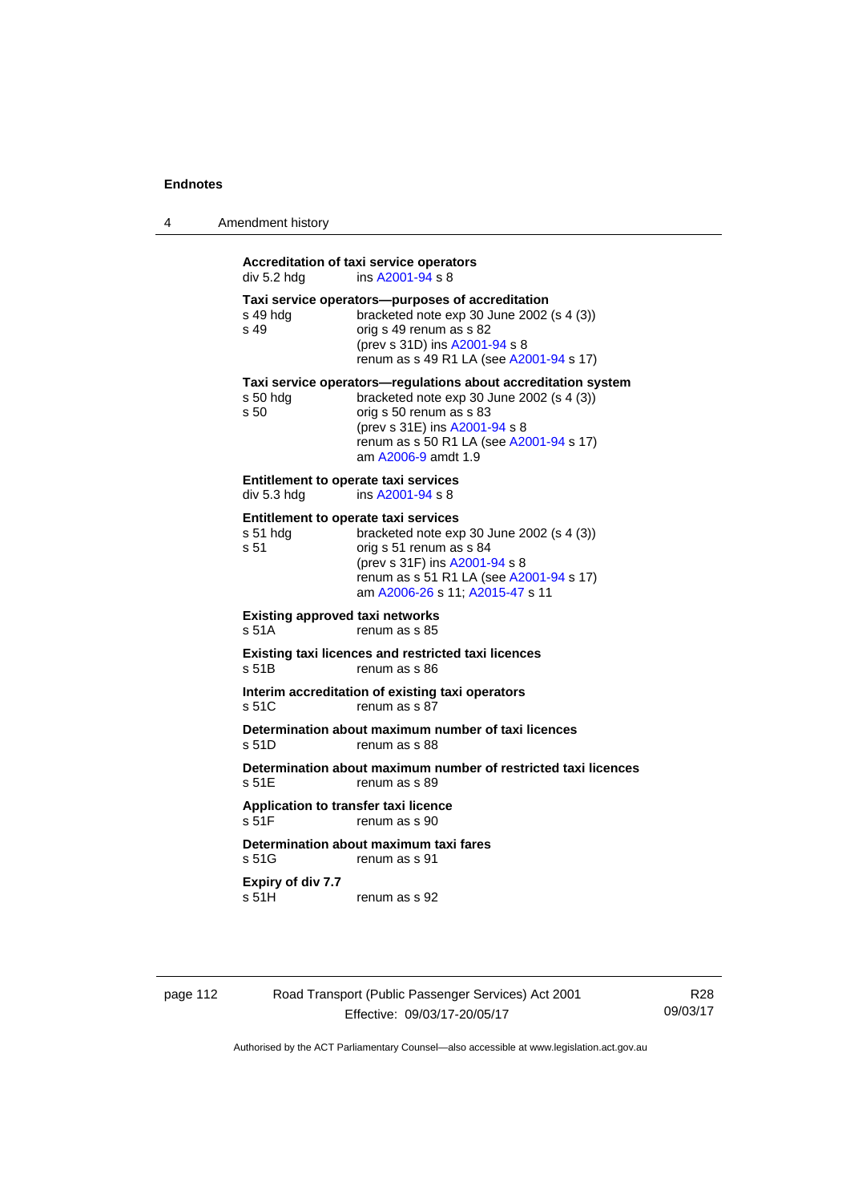**Accreditation of taxi service operators**

div 5.2 hdg — ins A2001-94 s 8

**Taxi service operators—purposes of accreditation**

s 49 hdg — bracketed note exp 30 June 2002 (s 4 (3))

s 49 — orig s 49 renum as s 82
(prev s 31D) ins A2001-94 s 8
renum as s 49 R1 LA (see A2001-94 s 17)

**Taxi service operators—regulations about accreditation system**

s 50 hdg — bracketed note exp 30 June 2002 (s 4 (3))

s 50 — orig s 50 renum as s 83
(prev s 31E) ins A2001-94 s 8
renum as s 50 R1 LA (see A2001-94 s 17)
am A2006-9 amdt 1.9

**Entitlement to operate taxi services**

div 5.3 hdg — ins A2001-94 s 8

**Entitlement to operate taxi services**

s 51 hdg — bracketed note exp 30 June 2002 (s 4 (3))

s 51 — orig s 51 renum as s 84
(prev s 31F) ins A2001-94 s 8
renum as s 51 R1 LA (see A2001-94 s 17)
am A2006-26 s 11; A2015-47 s 11

**Existing approved taxi networks**

s 51A — renum as s 85

**Existing taxi licences and restricted taxi licences**

s 51B — renum as s 86

**Interim accreditation of existing taxi operators**

s 51C — renum as s 87

**Determination about maximum number of taxi licences**

s 51D — renum as s 88

**Determination about maximum number of restricted taxi licences**

s 51E — renum as s 89

**Application to transfer taxi licence**

s 51F — renum as s 90

**Determination about maximum taxi fares**

s 51G — renum as s 91

**Expiry of div 7.7**

s 51H — renum as s 92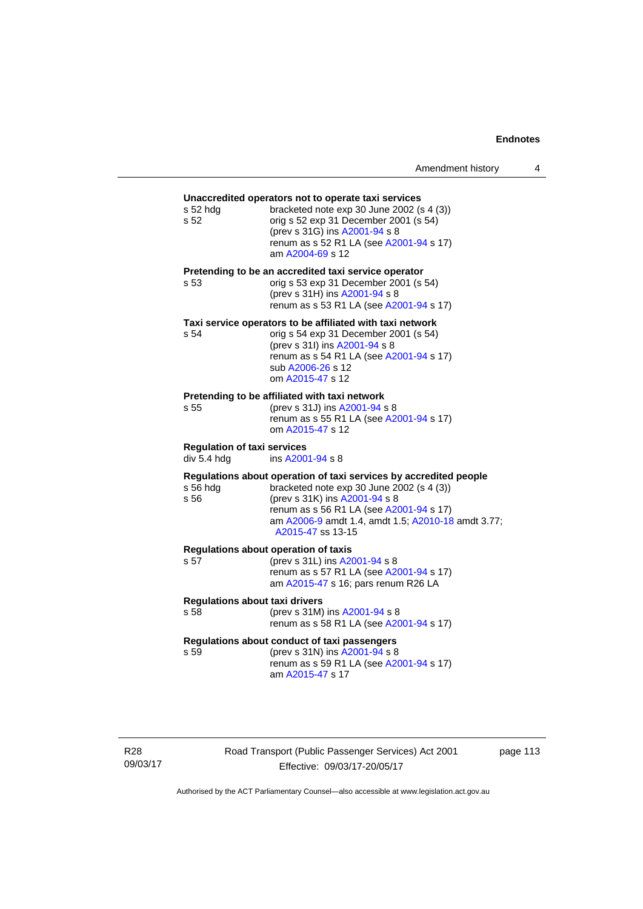**Unaccredited operators not to operate taxi services**

s 52 hdg bracketed note exp 30 June 2002 (s 4 (3))

s 52 orig s 52 exp 31 December 2001 (s 54)
(prev s 31G) ins A2001-94 s 8
renum as s 52 R1 LA (see A2001-94 s 17)
am A2004-69 s 12

**Pretending to be an accredited taxi service operator**

s 53 orig s 53 exp 31 December 2001 (s 54)
(prev s 31H) ins A2001-94 s 8
renum as s 53 R1 LA (see A2001-94 s 17)

**Taxi service operators to be affiliated with taxi network**

s 54 orig s 54 exp 31 December 2001 (s 54)
(prev s 31I) ins A2001-94 s 8
renum as s 54 R1 LA (see A2001-94 s 17)
sub A2006-26 s 12
om A2015-47 s 12

**Pretending to be affiliated with taxi network**

s 55 (prev s 31J) ins A2001-94 s 8
renum as s 55 R1 LA (see A2001-94 s 17)
om A2015-47 s 12

**Regulation of taxi services**

div 5.4 hdg ins A2001-94 s 8

**Regulations about operation of taxi services by accredited people**

s 56 hdg bracketed note exp 30 June 2002 (s 4 (3))

s 56 (prev s 31K) ins A2001-94 s 8
renum as s 56 R1 LA (see A2001-94 s 17)
am A2006-9 amdt 1.4, amdt 1.5; A2010-18 amdt 3.77; A2015-47 ss 13-15

**Regulations about operation of taxis**

s 57 (prev s 31L) ins A2001-94 s 8
renum as s 57 R1 LA (see A2001-94 s 17)
am A2015-47 s 16; pars renum R26 LA

**Regulations about taxi drivers**

s 58 (prev s 31M) ins A2001-94 s 8
renum as s 58 R1 LA (see A2001-94 s 17)

**Regulations about conduct of taxi passengers**

s 59 (prev s 31N) ins A2001-94 s 8
renum as s 59 R1 LA (see A2001-94 s 17)
am A2015-47 s 17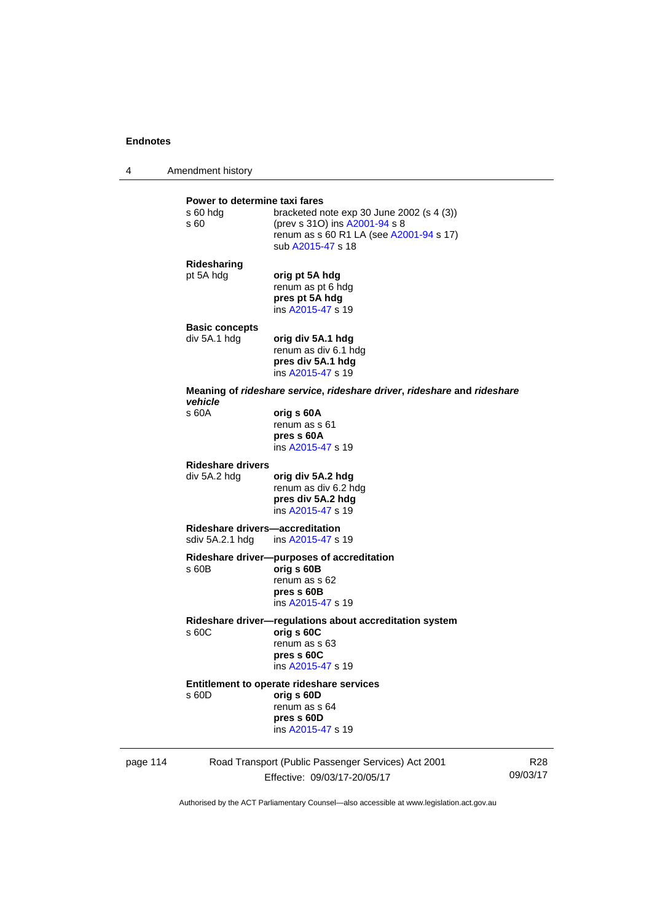**Power to determine taxi fares**

s 60 hdg — bracketed note exp 30 June 2002 (s 4 (3))

s 60 — (prev s 31O) ins A2001-94 s 8
renum as s 60 R1 LA (see A2001-94 s 17)
sub A2015-47 s 18

**Ridesharing**

pt 5A hdg — **orig pt 5A hdg**
renum as pt 6 hdg
**pres pt 5A hdg**
ins A2015-47 s 19

**Basic concepts**

div 5A.1 hdg — **orig div 5A.1 hdg**
renum as div 6.1 hdg
**pres div 5A.1 hdg**
ins A2015-47 s 19

**Meaning of *rideshare service*, *rideshare driver*, *rideshare* and *rideshare vehicle***

s 60A — **orig s 60A**
renum as s 61
**pres s 60A**
ins A2015-47 s 19

**Rideshare drivers**

div 5A.2 hdg — **orig div 5A.2 hdg**
renum as div 6.2 hdg
**pres div 5A.2 hdg**
ins A2015-47 s 19

**Rideshare drivers—accreditation**

sdiv 5A.2.1 hdg — ins A2015-47 s 19

**Rideshare driver—purposes of accreditation**

s 60B — **orig s 60B**
renum as s 62
**pres s 60B**
ins A2015-47 s 19

**Rideshare driver—regulations about accreditation system**

s 60C — **orig s 60C**
renum as s 63
**pres s 60C**
ins A2015-47 s 19

**Entitlement to operate rideshare services**

s 60D — **orig s 60D**
renum as s 64
**pres s 60D**
ins A2015-47 s 19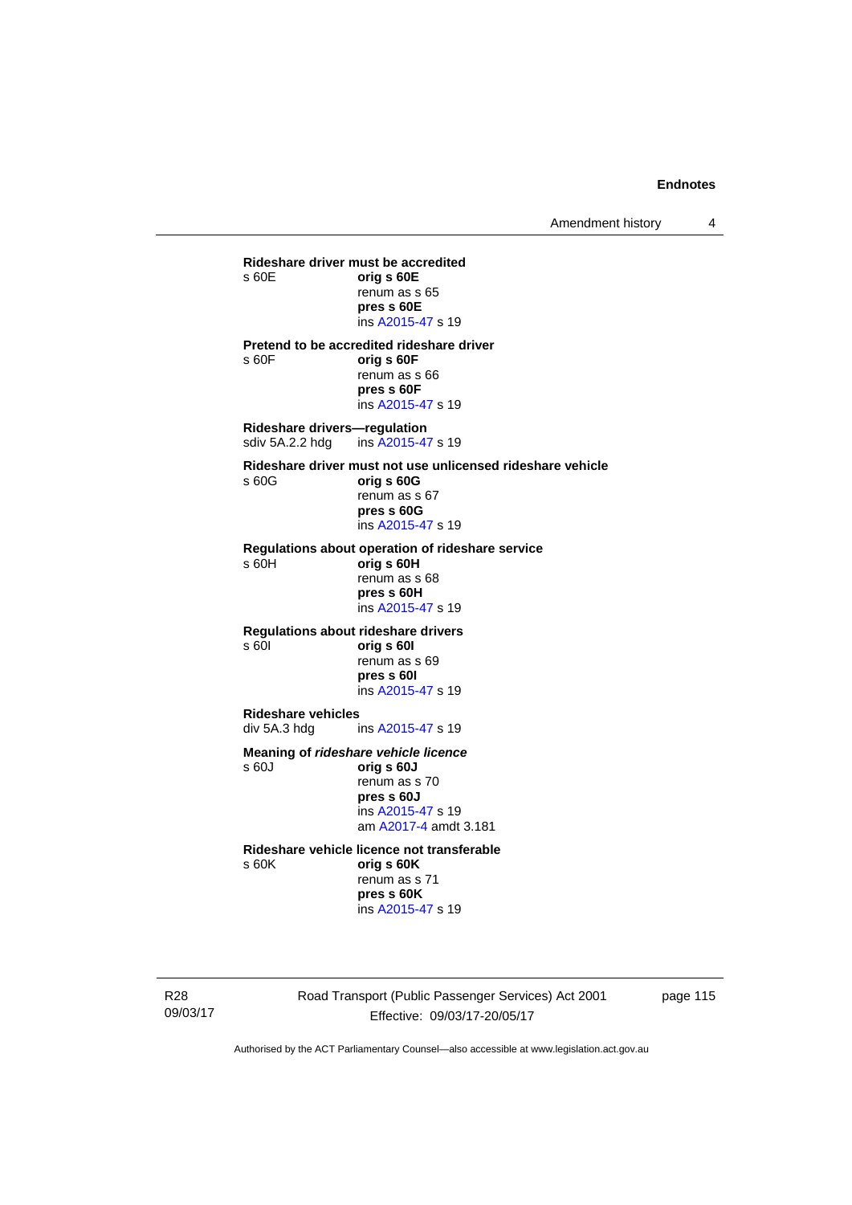**Rideshare driver must be accredited**

s 60E **orig s 60E**
renum as s 65
**pres s 60E**
ins A2015-47 s 19

**Pretend to be accredited rideshare driver**

s 60F **orig s 60F**
renum as s 66
**pres s 60F**
ins A2015-47 s 19

**Rideshare drivers—regulation**

sdiv 5A.2.2 hdg ins A2015-47 s 19

**Rideshare driver must not use unlicensed rideshare vehicle**

s 60G **orig s 60G**
renum as s 67
**pres s 60G**
ins A2015-47 s 19

**Regulations about operation of rideshare service**

s 60H **orig s 60H**
renum as s 68
**pres s 60H**
ins A2015-47 s 19

**Regulations about rideshare drivers**

s 60I **orig s 60I**
renum as s 69
**pres s 60I**
ins A2015-47 s 19

**Rideshare vehicles**

div 5A.3 hdg ins A2015-47 s 19

**Meaning of *rideshare vehicle licence***

s 60J **orig s 60J**
renum as s 70
**pres s 60J**
ins A2015-47 s 19
am A2017-4 amdt 3.181

**Rideshare vehicle licence not transferable**

s 60K **orig s 60K**
renum as s 71
**pres s 60K**
ins A2015-47 s 19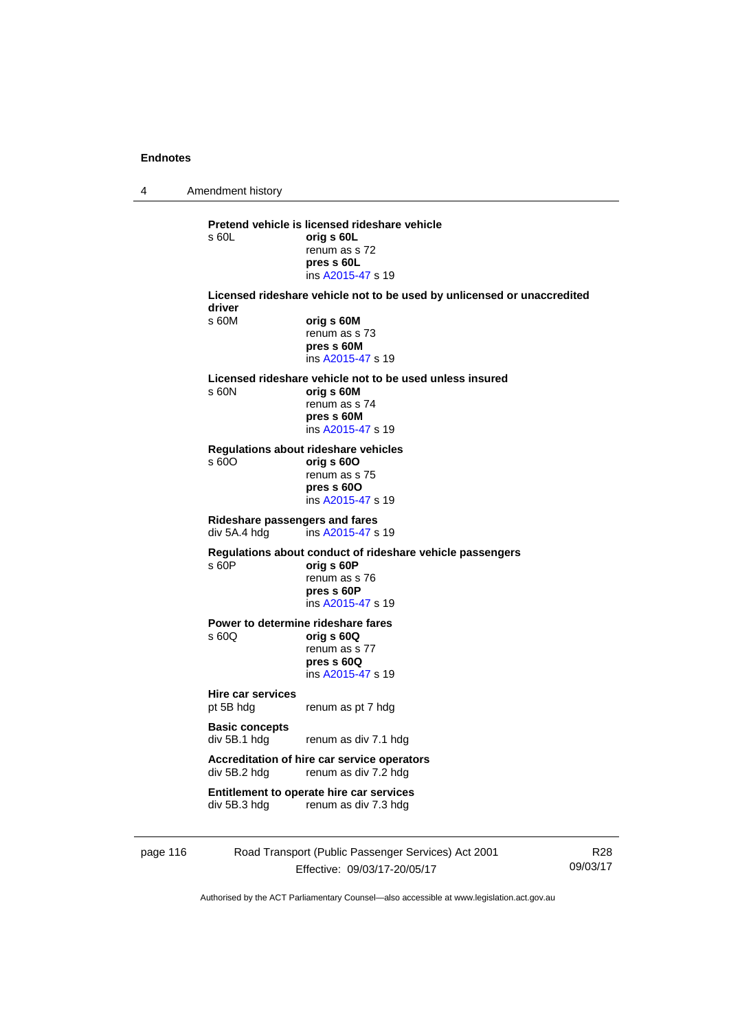**Pretend vehicle is licensed rideshare vehicle**
s 60L **orig s 60L**
renum as s 72
**pres s 60L**
ins A2015-47 s 19

**Licensed rideshare vehicle not to be used by unlicensed or unaccredited driver**
s 60M **orig s 60M**
renum as s 73
**pres s 60M**
ins A2015-47 s 19

**Licensed rideshare vehicle not to be used unless insured**
s 60N **orig s 60M**
renum as s 74
**pres s 60M**
ins A2015-47 s 19

**Regulations about rideshare vehicles**
s 60O **orig s 60O**
renum as s 75
**pres s 60O**
ins A2015-47 s 19

**Rideshare passengers and fares**
div 5A.4 hdg ins A2015-47 s 19

**Regulations about conduct of rideshare vehicle passengers**
s 60P **orig s 60P**
renum as s 76
**pres s 60P**
ins A2015-47 s 19

**Power to determine rideshare fares**
s 60Q **orig s 60Q**
renum as s 77
**pres s 60Q**
ins A2015-47 s 19

**Hire car services**
pt 5B hdg renum as pt 7 hdg

**Basic concepts**
div 5B.1 hdg renum as div 7.1 hdg

**Accreditation of hire car service operators**
div 5B.2 hdg renum as div 7.2 hdg

**Entitlement to operate hire car services**
div 5B.3 hdg renum as div 7.3 hdg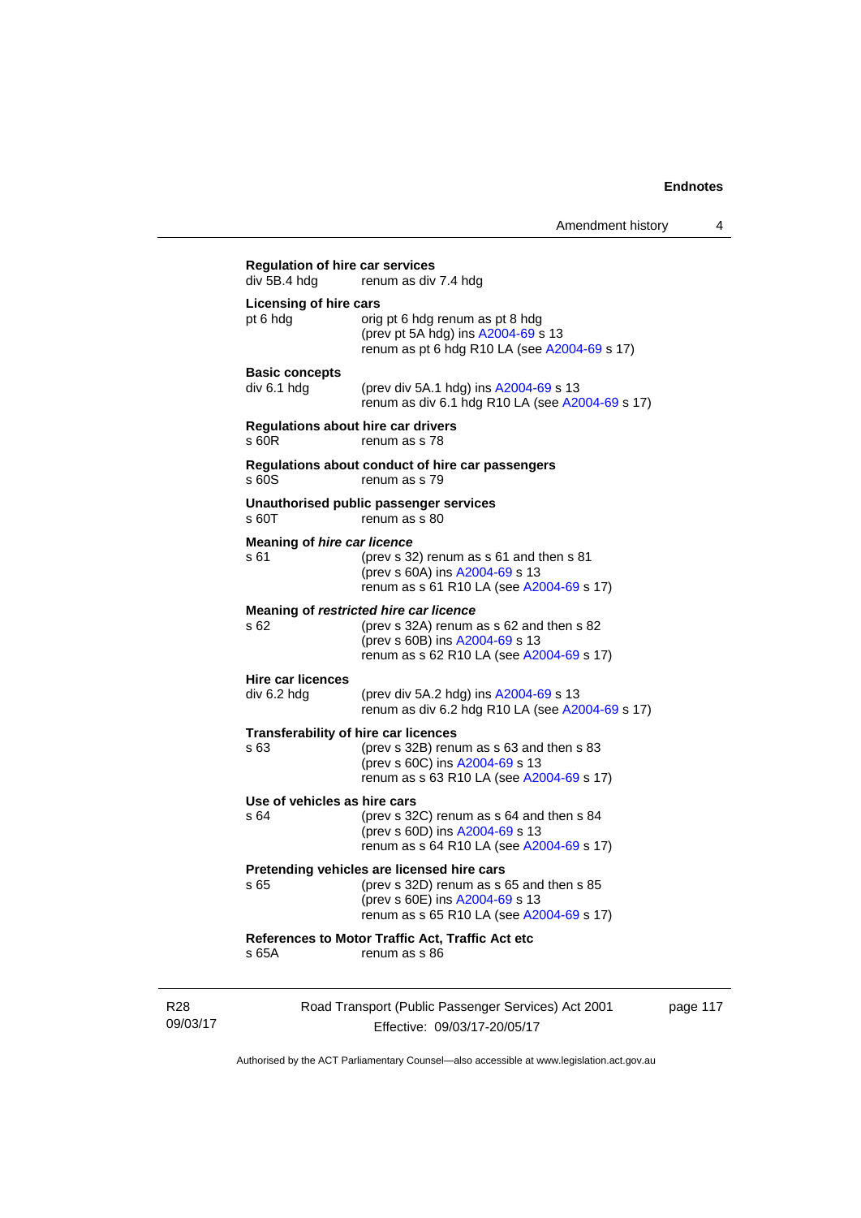**Regulation of hire car services**

div 5B.4 hdg renum as div 7.4 hdg

**Licensing of hire cars**

pt 6 hdg orig pt 6 hdg renum as pt 8 hdg
(prev pt 5A hdg) ins A2004-69 s 13
renum as pt 6 hdg R10 LA (see A2004-69 s 17)

**Basic concepts**

div 6.1 hdg (prev div 5A.1 hdg) ins A2004-69 s 13
renum as div 6.1 hdg R10 LA (see A2004-69 s 17)

**Regulations about hire car drivers**

s 60R renum as s 78

**Regulations about conduct of hire car passengers**

s 60S renum as s 79

**Unauthorised public passenger services**

s 60T renum as s 80

**Meaning of *hire car licence***

s 61 (prev s 32) renum as s 61 and then s 81
(prev s 60A) ins A2004-69 s 13
renum as s 61 R10 LA (see A2004-69 s 17)

**Meaning of *restricted hire car licence***

s 62 (prev s 32A) renum as s 62 and then s 82
(prev s 60B) ins A2004-69 s 13
renum as s 62 R10 LA (see A2004-69 s 17)

**Hire car licences**

div 6.2 hdg (prev div 5A.2 hdg) ins A2004-69 s 13
renum as div 6.2 hdg R10 LA (see A2004-69 s 17)

**Transferability of hire car licences**

s 63 (prev s 32B) renum as s 63 and then s 83
(prev s 60C) ins A2004-69 s 13
renum as s 63 R10 LA (see A2004-69 s 17)

**Use of vehicles as hire cars**

s 64 (prev s 32C) renum as s 64 and then s 84
(prev s 60D) ins A2004-69 s 13
renum as s 64 R10 LA (see A2004-69 s 17)

**Pretending vehicles are licensed hire cars**

s 65 (prev s 32D) renum as s 65 and then s 85
(prev s 60E) ins A2004-69 s 13
renum as s 65 R10 LA (see A2004-69 s 17)

**References to Motor Traffic Act, Traffic Act etc**

s 65A renum as s 86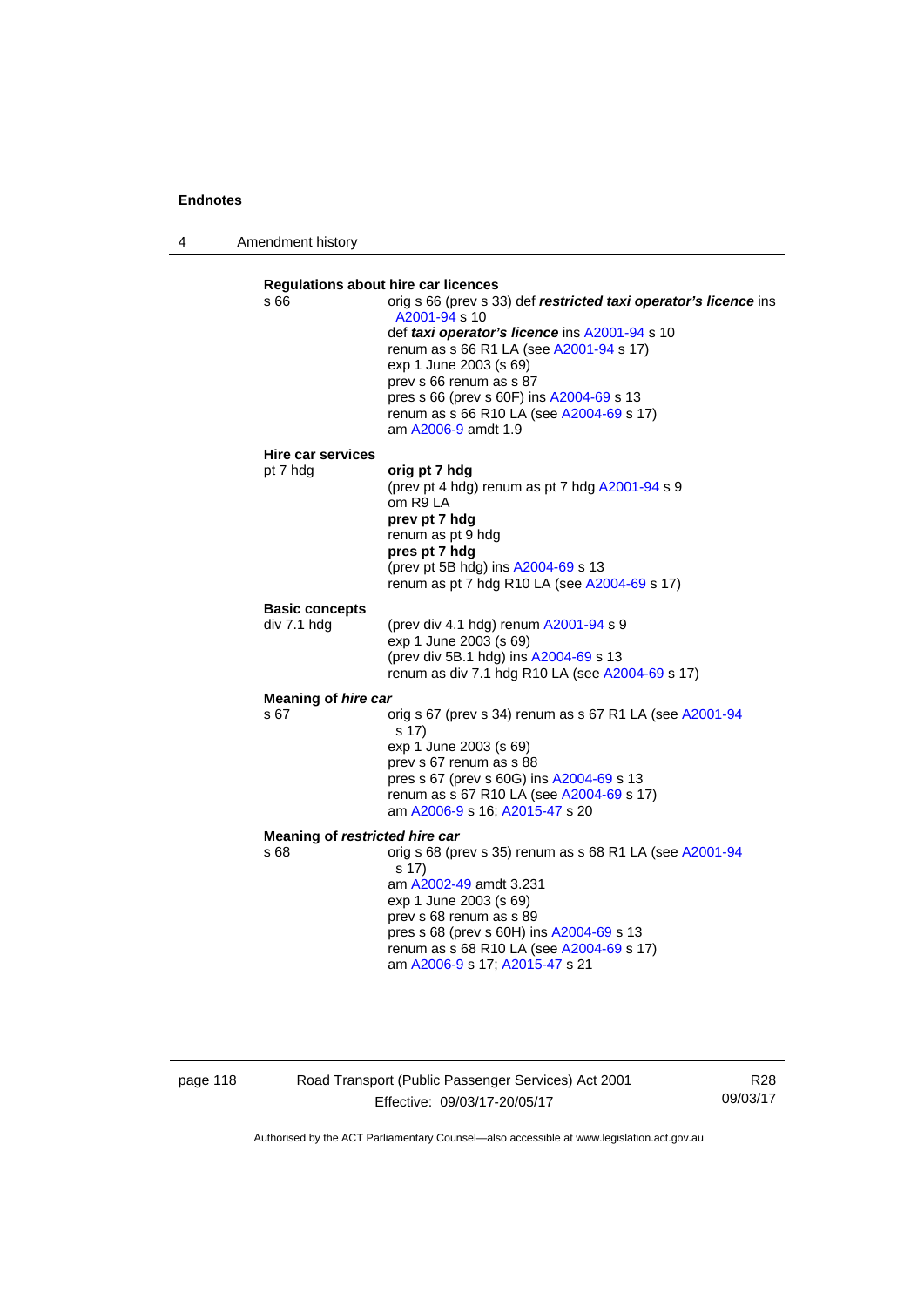**Regulations about hire car licences**

s 66 — orig s 66 (prev s 33) def ***restricted taxi operator's licence*** ins A2001-94 s 10
def ***taxi operator's licence*** ins A2001-94 s 10
renum as s 66 R1 LA (see A2001-94 s 17)
exp 1 June 2003 (s 69)
prev s 66 renum as s 87
pres s 66 (prev s 60F) ins A2004-69 s 13
renum as s 66 R10 LA (see A2004-69 s 17)
am A2006-9 amdt 1.9

**Hire car services**

pt 7 hdg — **orig pt 7 hdg**
(prev pt 4 hdg) renum as pt 7 hdg A2001-94 s 9
om R9 LA
**prev pt 7 hdg**
renum as pt 9 hdg
**pres pt 7 hdg**
(prev pt 5B hdg) ins A2004-69 s 13
renum as pt 7 hdg R10 LA (see A2004-69 s 17)

**Basic concepts**

div 7.1 hdg — (prev div 4.1 hdg) renum A2001-94 s 9
exp 1 June 2003 (s 69)
(prev div 5B.1 hdg) ins A2004-69 s 13
renum as div 7.1 hdg R10 LA (see A2004-69 s 17)

**Meaning of *hire car***

s 67 — orig s 67 (prev s 34) renum as s 67 R1 LA (see A2001-94 s 17)
exp 1 June 2003 (s 69)
prev s 67 renum as s 88
pres s 67 (prev s 60G) ins A2004-69 s 13
renum as s 67 R10 LA (see A2004-69 s 17)
am A2006-9 s 16; A2015-47 s 20

**Meaning of *restricted hire car***

s 68 — orig s 68 (prev s 35) renum as s 68 R1 LA (see A2001-94 s 17)
am A2002-49 amdt 3.231
exp 1 June 2003 (s 69)
prev s 68 renum as s 89
pres s 68 (prev s 60H) ins A2004-69 s 13
renum as s 68 R10 LA (see A2004-69 s 17)
am A2006-9 s 17; A2015-47 s 21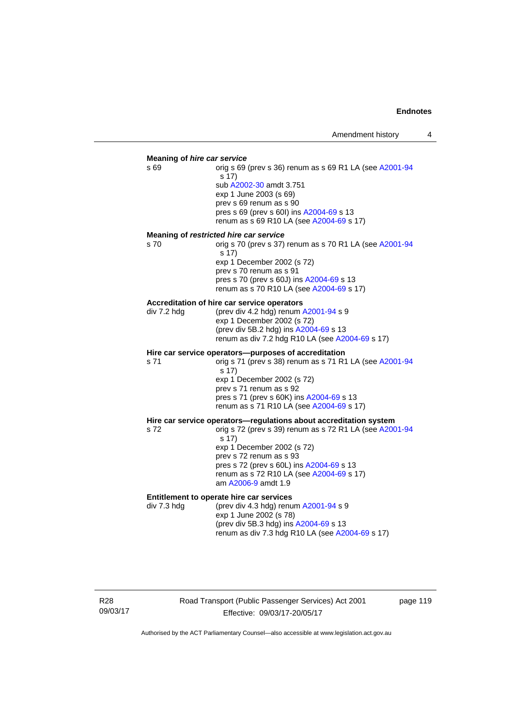**Meaning of *hire car service***

s 69 — orig s 69 (prev s 36) renum as s 69 R1 LA (see A2001-94 s 17)
sub A2002-30 amdt 3.751
exp 1 June 2003 (s 69)
prev s 69 renum as s 90
pres s 69 (prev s 60I) ins A2004-69 s 13
renum as s 69 R10 LA (see A2004-69 s 17)

**Meaning of *restricted hire car service***

s 70 — orig s 70 (prev s 37) renum as s 70 R1 LA (see A2001-94 s 17)
exp 1 December 2002 (s 72)
prev s 70 renum as s 91
pres s 70 (prev s 60J) ins A2004-69 s 13
renum as s 70 R10 LA (see A2004-69 s 17)

**Accreditation of hire car service operators**

div 7.2 hdg — (prev div 4.2 hdg) renum A2001-94 s 9
exp 1 December 2002 (s 72)
(prev div 5B.2 hdg) ins A2004-69 s 13
renum as div 7.2 hdg R10 LA (see A2004-69 s 17)

**Hire car service operators—purposes of accreditation**

s 71 — orig s 71 (prev s 38) renum as s 71 R1 LA (see A2001-94 s 17)
exp 1 December 2002 (s 72)
prev s 71 renum as s 92
pres s 71 (prev s 60K) ins A2004-69 s 13
renum as s 71 R10 LA (see A2004-69 s 17)

**Hire car service operators—regulations about accreditation system**

s 72 — orig s 72 (prev s 39) renum as s 72 R1 LA (see A2001-94 s 17)
exp 1 December 2002 (s 72)
prev s 72 renum as s 93
pres s 72 (prev s 60L) ins A2004-69 s 13
renum as s 72 R10 LA (see A2004-69 s 17)
am A2006-9 amdt 1.9

**Entitlement to operate hire car services**

div 7.3 hdg — (prev div 4.3 hdg) renum A2001-94 s 9
exp 1 June 2002 (s 78)
(prev div 5B.3 hdg) ins A2004-69 s 13
renum as div 7.3 hdg R10 LA (see A2004-69 s 17)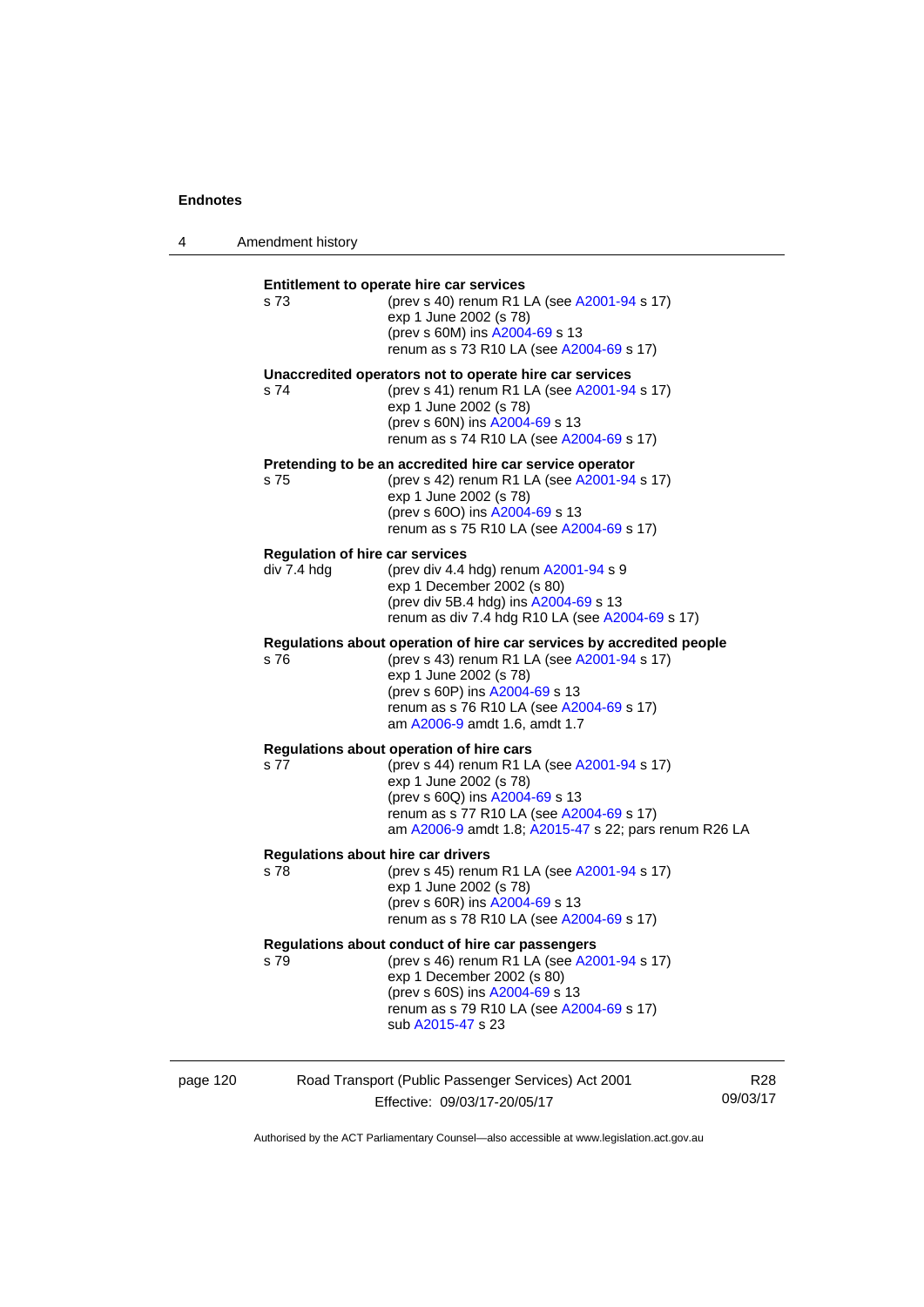**Entitlement to operate hire car services**

s 73 (prev s 40) renum R1 LA (see A2001-94 s 17)
exp 1 June 2002 (s 78)
(prev s 60M) ins A2004-69 s 13
renum as s 73 R10 LA (see A2004-69 s 17)

**Unaccredited operators not to operate hire car services**

s 74 (prev s 41) renum R1 LA (see A2001-94 s 17)
exp 1 June 2002 (s 78)
(prev s 60N) ins A2004-69 s 13
renum as s 74 R10 LA (see A2004-69 s 17)

**Pretending to be an accredited hire car service operator**

s 75 (prev s 42) renum R1 LA (see A2001-94 s 17)
exp 1 June 2002 (s 78)
(prev s 60O) ins A2004-69 s 13
renum as s 75 R10 LA (see A2004-69 s 17)

**Regulation of hire car services**

div 7.4 hdg (prev div 4.4 hdg) renum A2001-94 s 9
exp 1 December 2002 (s 80)
(prev div 5B.4 hdg) ins A2004-69 s 13
renum as div 7.4 hdg R10 LA (see A2004-69 s 17)

**Regulations about operation of hire car services by accredited people**

s 76 (prev s 43) renum R1 LA (see A2001-94 s 17)
exp 1 June 2002 (s 78)
(prev s 60P) ins A2004-69 s 13
renum as s 76 R10 LA (see A2004-69 s 17)
am A2006-9 amdt 1.6, amdt 1.7

**Regulations about operation of hire cars**

s 77 (prev s 44) renum R1 LA (see A2001-94 s 17)
exp 1 June 2002 (s 78)
(prev s 60Q) ins A2004-69 s 13
renum as s 77 R10 LA (see A2004-69 s 17)
am A2006-9 amdt 1.8; A2015-47 s 22; pars renum R26 LA

**Regulations about hire car drivers**

s 78 (prev s 45) renum R1 LA (see A2001-94 s 17)
exp 1 June 2002 (s 78)
(prev s 60R) ins A2004-69 s 13
renum as s 78 R10 LA (see A2004-69 s 17)

**Regulations about conduct of hire car passengers**

s 79 (prev s 46) renum R1 LA (see A2001-94 s 17)
exp 1 December 2002 (s 80)
(prev s 60S) ins A2004-69 s 13
renum as s 79 R10 LA (see A2004-69 s 17)
sub A2015-47 s 23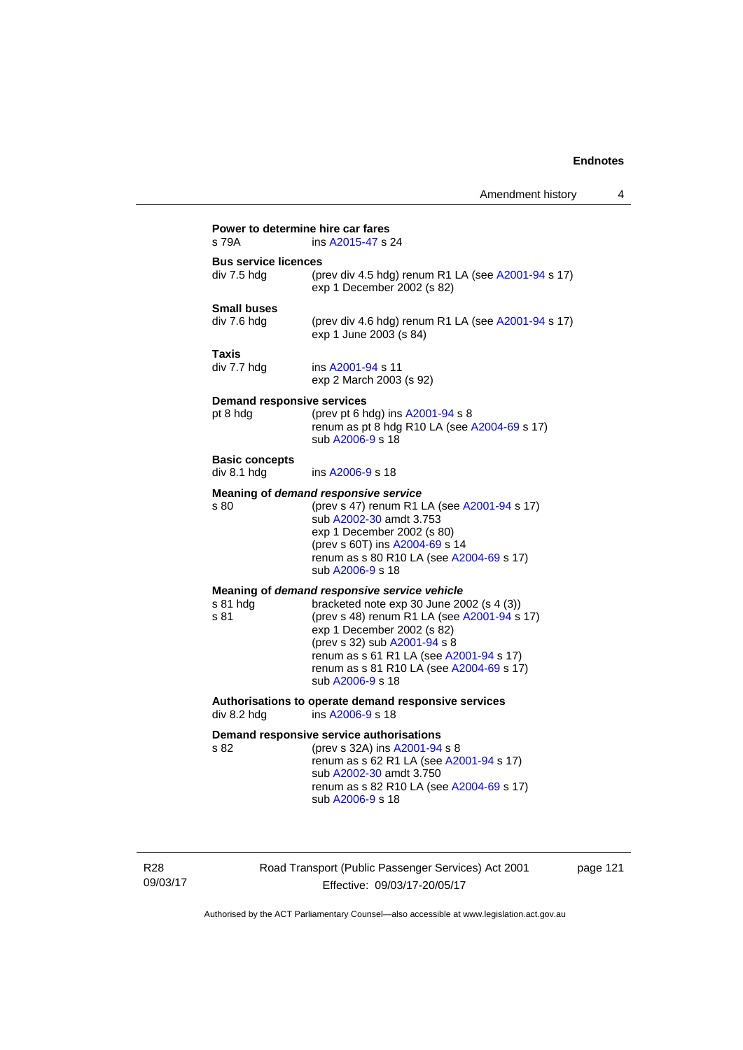**Power to determine hire car fares**

s 79A — ins A2015-47 s 24

**Bus service licences**

div 7.5 hdg — (prev div 4.5 hdg) renum R1 LA (see A2001-94 s 17)
exp 1 December 2002 (s 82)

**Small buses**

div 7.6 hdg — (prev div 4.6 hdg) renum R1 LA (see A2001-94 s 17)
exp 1 June 2003 (s 84)

**Taxis**

div 7.7 hdg — ins A2001-94 s 11
exp 2 March 2003 (s 92)

**Demand responsive services**

pt 8 hdg — (prev pt 6 hdg) ins A2001-94 s 8
renum as pt 8 hdg R10 LA (see A2004-69 s 17)
sub A2006-9 s 18

**Basic concepts**

div 8.1 hdg — ins A2006-9 s 18

**Meaning of *demand responsive service***

s 80 — (prev s 47) renum R1 LA (see A2001-94 s 17)
sub A2002-30 amdt 3.753
exp 1 December 2002 (s 80)
(prev s 60T) ins A2004-69 s 14
renum as s 80 R10 LA (see A2004-69 s 17)
sub A2006-9 s 18

**Meaning of *demand responsive service vehicle***

s 81 hdg — bracketed note exp 30 June 2002 (s 4 (3))

s 81 — (prev s 48) renum R1 LA (see A2001-94 s 17)
exp 1 December 2002 (s 82)
(prev s 32) sub A2001-94 s 8
renum as s 61 R1 LA (see A2001-94 s 17)
renum as s 81 R10 LA (see A2004-69 s 17)
sub A2006-9 s 18

**Authorisations to operate demand responsive services**

div 8.2 hdg — ins A2006-9 s 18

**Demand responsive service authorisations**

s 82 — (prev s 32A) ins A2001-94 s 8
renum as s 62 R1 LA (see A2001-94 s 17)
sub A2002-30 amdt 3.750
renum as s 82 R10 LA (see A2004-69 s 17)
sub A2006-9 s 18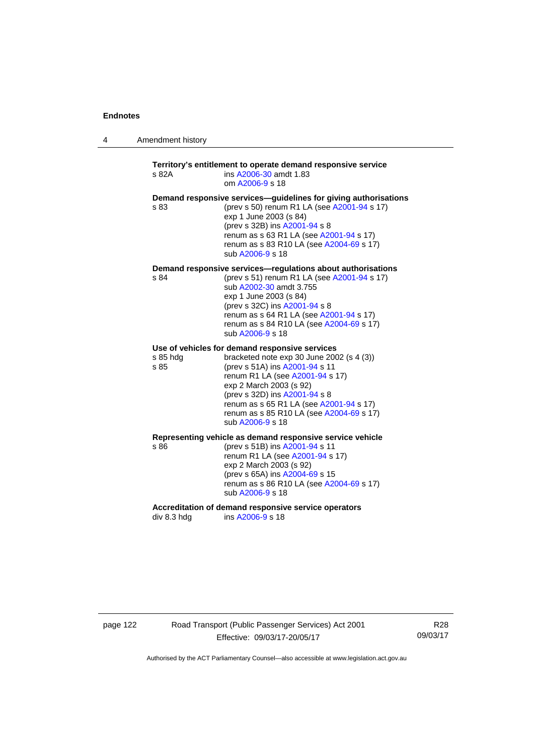**Territory's entitlement to operate demand responsive service**

s 82A — ins A2006-30 amdt 1.83
om A2006-9 s 18

**Demand responsive services—guidelines for giving authorisations**

s 83 — (prev s 50) renum R1 LA (see A2001-94 s 17)
exp 1 June 2003 (s 84)
(prev s 32B) ins A2001-94 s 8
renum as s 63 R1 LA (see A2001-94 s 17)
renum as s 83 R10 LA (see A2004-69 s 17)
sub A2006-9 s 18

**Demand responsive services—regulations about authorisations**

s 84 — (prev s 51) renum R1 LA (see A2001-94 s 17)
sub A2002-30 amdt 3.755
exp 1 June 2003 (s 84)
(prev s 32C) ins A2001-94 s 8
renum as s 64 R1 LA (see A2001-94 s 17)
renum as s 84 R10 LA (see A2004-69 s 17)
sub A2006-9 s 18

**Use of vehicles for demand responsive services**

s 85 hdg — bracketed note exp 30 June 2002 (s 4 (3))

s 85 — (prev s 51A) ins A2001-94 s 11
renum R1 LA (see A2001-94 s 17)
exp 2 March 2003 (s 92)
(prev s 32D) ins A2001-94 s 8
renum as s 65 R1 LA (see A2001-94 s 17)
renum as s 85 R10 LA (see A2004-69 s 17)
sub A2006-9 s 18

**Representing vehicle as demand responsive service vehicle**

s 86 — (prev s 51B) ins A2001-94 s 11
renum R1 LA (see A2001-94 s 17)
exp 2 March 2003 (s 92)
(prev s 65A) ins A2004-69 s 15
renum as s 86 R10 LA (see A2004-69 s 17)
sub A2006-9 s 18

**Accreditation of demand responsive service operators**

div 8.3 hdg — ins A2006-9 s 18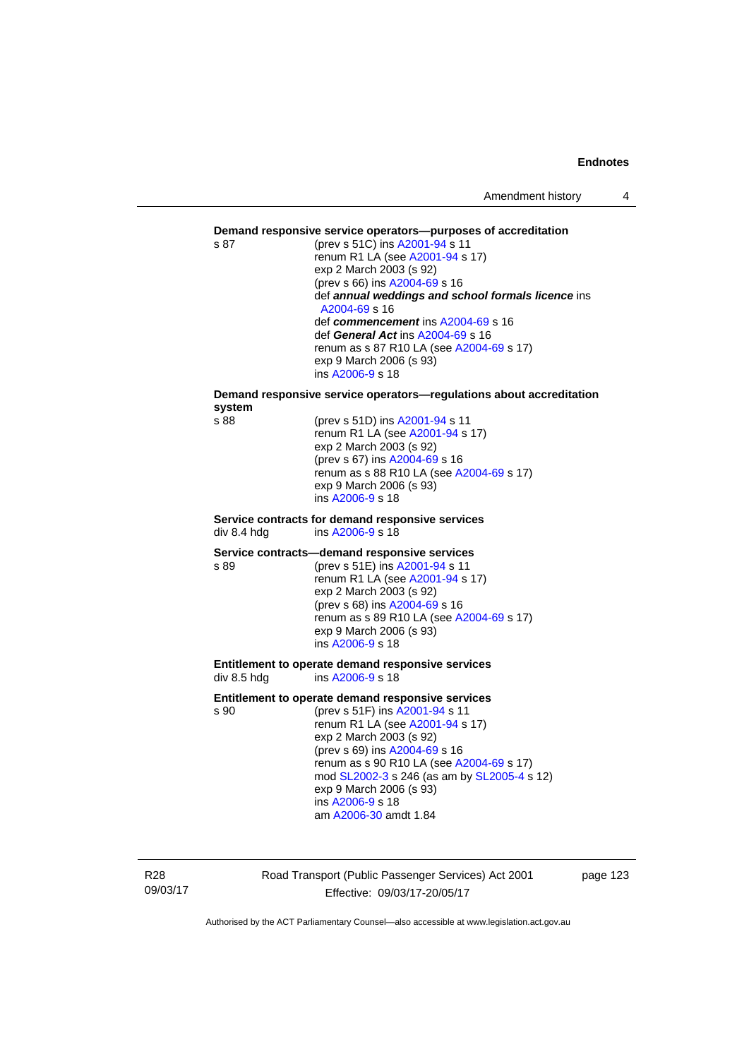**Demand responsive service operators—purposes of accreditation**

s 87 (prev s 51C) ins A2001-94 s 11
renum R1 LA (see A2001-94 s 17)
exp 2 March 2003 (s 92)
(prev s 66) ins A2004-69 s 16
def ***annual weddings and school formals licence*** ins A2004-69 s 16
def ***commencement*** ins A2004-69 s 16
def ***General Act*** ins A2004-69 s 16
renum as s 87 R10 LA (see A2004-69 s 17)
exp 9 March 2006 (s 93)
ins A2006-9 s 18

**Demand responsive service operators—regulations about accreditation system**

s 88 (prev s 51D) ins A2001-94 s 11
renum R1 LA (see A2001-94 s 17)
exp 2 March 2003 (s 92)
(prev s 67) ins A2004-69 s 16
renum as s 88 R10 LA (see A2004-69 s 17)
exp 9 March 2006 (s 93)
ins A2006-9 s 18

**Service contracts for demand responsive services**

div 8.4 hdg ins A2006-9 s 18

**Service contracts—demand responsive services**

s 89 (prev s 51E) ins A2001-94 s 11
renum R1 LA (see A2001-94 s 17)
exp 2 March 2003 (s 92)
(prev s 68) ins A2004-69 s 16
renum as s 89 R10 LA (see A2004-69 s 17)
exp 9 March 2006 (s 93)
ins A2006-9 s 18

**Entitlement to operate demand responsive services**

div 8.5 hdg ins A2006-9 s 18

**Entitlement to operate demand responsive services**

s 90 (prev s 51F) ins A2001-94 s 11
renum R1 LA (see A2001-94 s 17)
exp 2 March 2003 (s 92)
(prev s 69) ins A2004-69 s 16
renum as s 90 R10 LA (see A2004-69 s 17)
mod SL2002-3 s 246 (as am by SL2005-4 s 12)
exp 9 March 2006 (s 93)
ins A2006-9 s 18
am A2006-30 amdt 1.84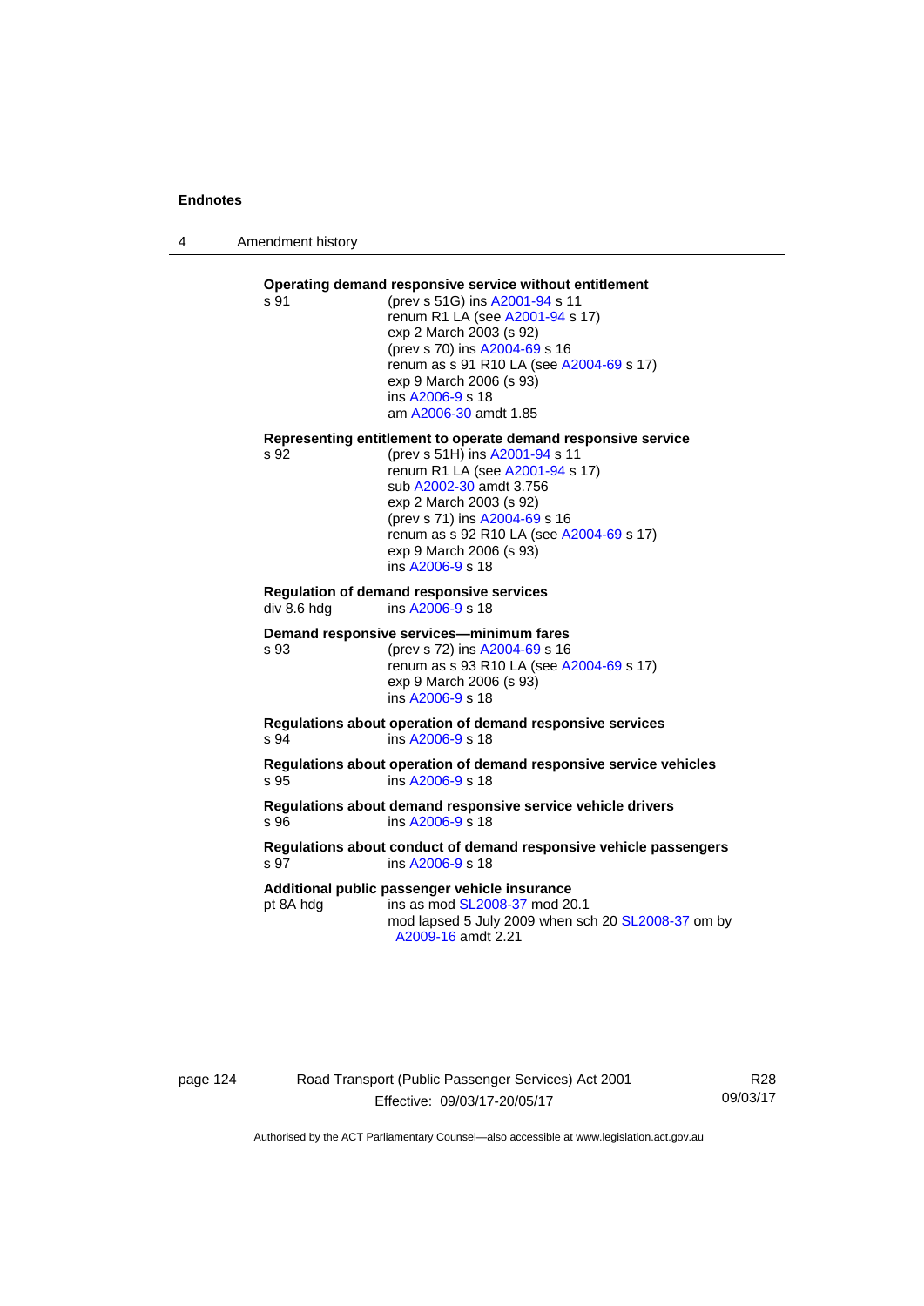**Operating demand responsive service without entitlement**

s 91 — (prev s 51G) ins A2001-94 s 11
renum R1 LA (see A2001-94 s 17)
exp 2 March 2003 (s 92)
(prev s 70) ins A2004-69 s 16
renum as s 91 R10 LA (see A2004-69 s 17)
exp 9 March 2006 (s 93)
ins A2006-9 s 18
am A2006-30 amdt 1.85

**Representing entitlement to operate demand responsive service**

s 92 — (prev s 51H) ins A2001-94 s 11
renum R1 LA (see A2001-94 s 17)
sub A2002-30 amdt 3.756
exp 2 March 2003 (s 92)
(prev s 71) ins A2004-69 s 16
renum as s 92 R10 LA (see A2004-69 s 17)
exp 9 March 2006 (s 93)
ins A2006-9 s 18

**Regulation of demand responsive services**

div 8.6 hdg — ins A2006-9 s 18

**Demand responsive services—minimum fares**

s 93 — (prev s 72) ins A2004-69 s 16
renum as s 93 R10 LA (see A2004-69 s 17)
exp 9 March 2006 (s 93)
ins A2006-9 s 18

**Regulations about operation of demand responsive services**

s 94 — ins A2006-9 s 18

**Regulations about operation of demand responsive service vehicles**

s 95 — ins A2006-9 s 18

**Regulations about demand responsive service vehicle drivers**

s 96 — ins A2006-9 s 18

**Regulations about conduct of demand responsive vehicle passengers**

s 97 — ins A2006-9 s 18

**Additional public passenger vehicle insurance**

pt 8A hdg — ins as mod SL2008-37 mod 20.1
mod lapsed 5 July 2009 when sch 20 SL2008-37 om by A2009-16 amdt 2.21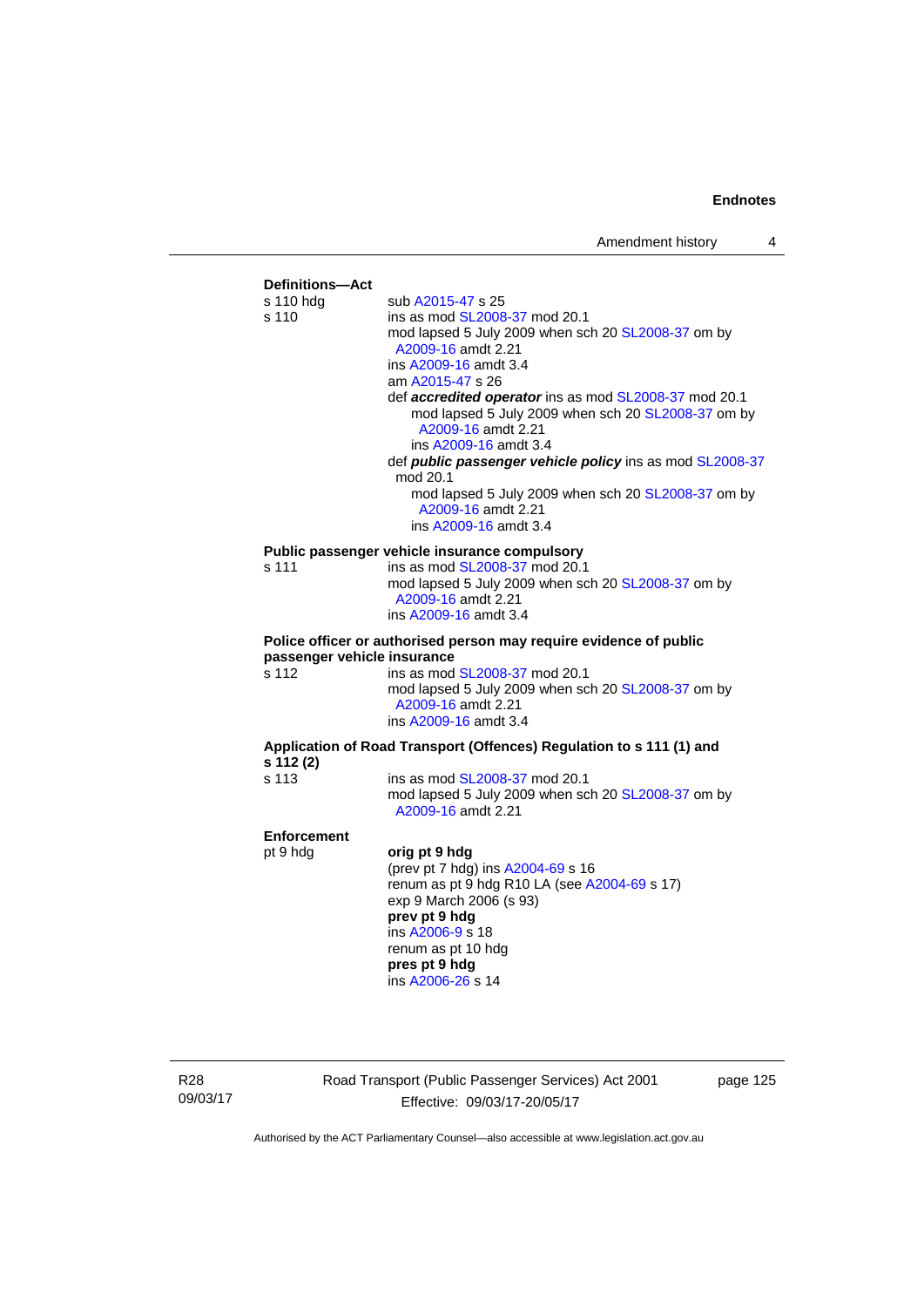**Definitions—Act**

s 110 hdg sub A2015-47 s 25

s 110 ins as mod SL2008-37 mod 20.1
mod lapsed 5 July 2009 when sch 20 SL2008-37 om by A2009-16 amdt 2.21
ins A2009-16 amdt 3.4
am A2015-47 s 26
def ***accredited operator*** ins as mod SL2008-37 mod 20.1
mod lapsed 5 July 2009 when sch 20 SL2008-37 om by A2009-16 amdt 2.21
ins A2009-16 amdt 3.4
def ***public passenger vehicle policy*** ins as mod SL2008-37 mod 20.1
mod lapsed 5 July 2009 when sch 20 SL2008-37 om by A2009-16 amdt 2.21
ins A2009-16 amdt 3.4

**Public passenger vehicle insurance compulsory**

s 111 ins as mod SL2008-37 mod 20.1
mod lapsed 5 July 2009 when sch 20 SL2008-37 om by A2009-16 amdt 2.21
ins A2009-16 amdt 3.4

**Police officer or authorised person may require evidence of public passenger vehicle insurance**

s 112 ins as mod SL2008-37 mod 20.1
mod lapsed 5 July 2009 when sch 20 SL2008-37 om by A2009-16 amdt 2.21
ins A2009-16 amdt 3.4

**Application of Road Transport (Offences) Regulation to s 111 (1) and s 112 (2)**

s 113 ins as mod SL2008-37 mod 20.1
mod lapsed 5 July 2009 when sch 20 SL2008-37 om by A2009-16 amdt 2.21

**Enforcement**

pt 9 hdg **orig pt 9 hdg**
(prev pt 7 hdg) ins A2004-69 s 16
renum as pt 9 hdg R10 LA (see A2004-69 s 17)
exp 9 March 2006 (s 93)
**prev pt 9 hdg**
ins A2006-9 s 18
renum as pt 10 hdg
**pres pt 9 hdg**
ins A2006-26 s 14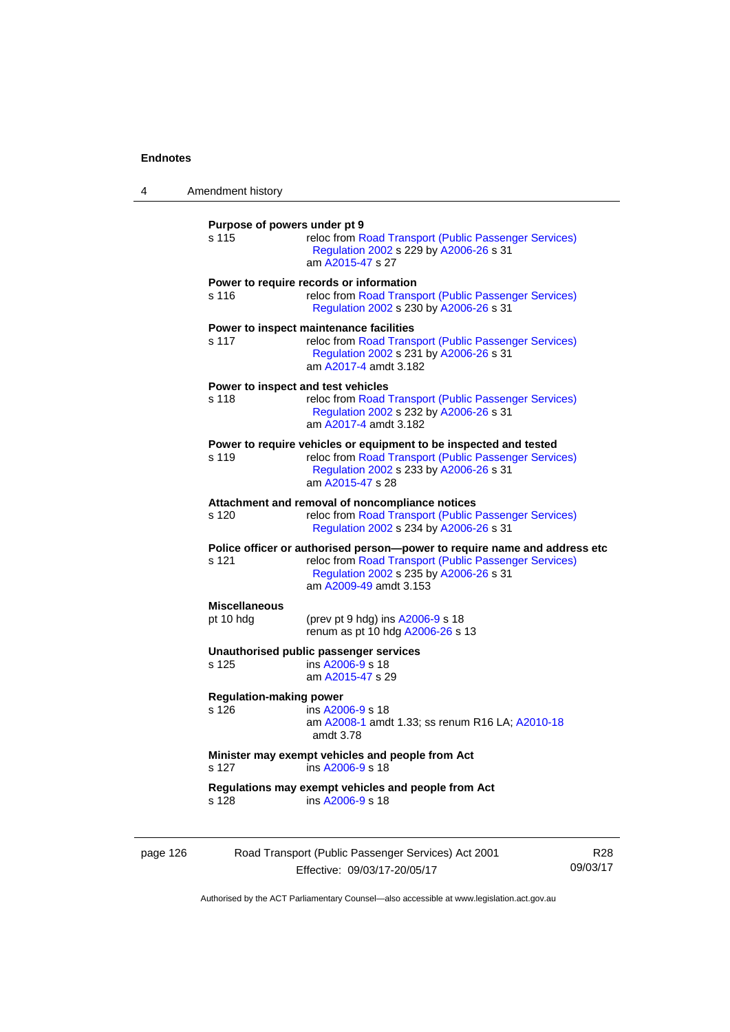**Purpose of powers under pt 9**
s 115 reloc from Road Transport (Public Passenger Services) Regulation 2002 s 229 by A2006-26 s 31
am A2015-47 s 27

**Power to require records or information**
s 116 reloc from Road Transport (Public Passenger Services) Regulation 2002 s 230 by A2006-26 s 31

**Power to inspect maintenance facilities**
s 117 reloc from Road Transport (Public Passenger Services) Regulation 2002 s 231 by A2006-26 s 31
am A2017-4 amdt 3.182

**Power to inspect and test vehicles**
s 118 reloc from Road Transport (Public Passenger Services) Regulation 2002 s 232 by A2006-26 s 31
am A2017-4 amdt 3.182

**Power to require vehicles or equipment to be inspected and tested**
s 119 reloc from Road Transport (Public Passenger Services) Regulation 2002 s 233 by A2006-26 s 31
am A2015-47 s 28

**Attachment and removal of noncompliance notices**
s 120 reloc from Road Transport (Public Passenger Services) Regulation 2002 s 234 by A2006-26 s 31

**Police officer or authorised person—power to require name and address etc**
s 121 reloc from Road Transport (Public Passenger Services) Regulation 2002 s 235 by A2006-26 s 31
am A2009-49 amdt 3.153

**Miscellaneous**
pt 10 hdg (prev pt 9 hdg) ins A2006-9 s 18
renum as pt 10 hdg A2006-26 s 13

**Unauthorised public passenger services**
s 125 ins A2006-9 s 18
am A2015-47 s 29

**Regulation-making power**
s 126 ins A2006-9 s 18
am A2008-1 amdt 1.33; ss renum R16 LA; A2010-18 amdt 3.78

**Minister may exempt vehicles and people from Act**
s 127 ins A2006-9 s 18

**Regulations may exempt vehicles and people from Act**
s 128 ins A2006-9 s 18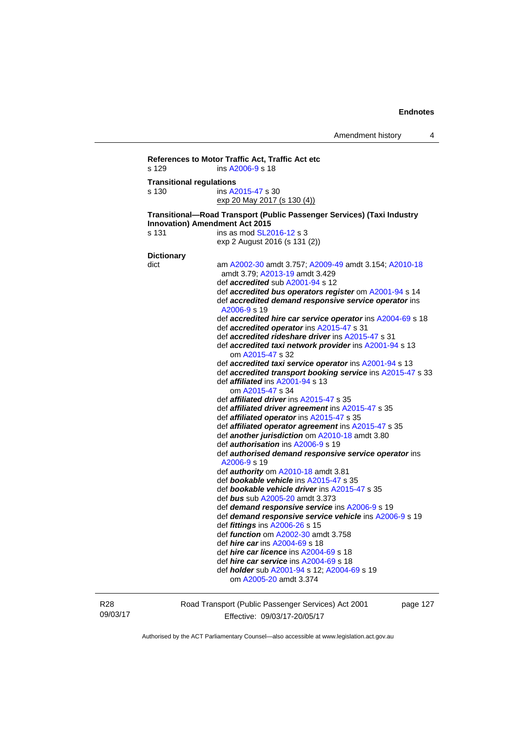**References to Motor Traffic Act, Traffic Act etc**

s 129 ins A2006-9 s 18

**Transitional regulations**

s 130 ins A2015-47 s 30
exp 20 May 2017 (s 130 (4))

**Transitional—Road Transport (Public Passenger Services) (Taxi Industry Innovation) Amendment Act 2015**

s 131 ins as mod SL2016-12 s 3
exp 2 August 2016 (s 131 (2))

**Dictionary**

dict am A2002-30 amdt 3.757; A2009-49 amdt 3.154; A2010-18 amdt 3.79; A2013-19 amdt 3.429
def ***accredited*** sub A2001-94 s 12
def ***accredited bus operators register*** om A2001-94 s 14
def ***accredited demand responsive service operator*** ins A2006-9 s 19
def ***accredited hire car service operator*** ins A2004-69 s 18
def ***accredited operator*** ins A2015-47 s 31
def ***accredited rideshare driver*** ins A2015-47 s 31
def ***accredited taxi network provider*** ins A2001-94 s 13
om A2015-47 s 32
def ***accredited taxi service operator*** ins A2001-94 s 13
def ***accredited transport booking service*** ins A2015-47 s 33
def ***affiliated*** ins A2001-94 s 13
om A2015-47 s 34
def ***affiliated driver*** ins A2015-47 s 35
def ***affiliated driver agreement*** ins A2015-47 s 35
def ***affiliated operator*** ins A2015-47 s 35
def ***affiliated operator agreement*** ins A2015-47 s 35
def ***another jurisdiction*** om A2010-18 amdt 3.80
def ***authorisation*** ins A2006-9 s 19
def ***authorised demand responsive service operator*** ins A2006-9 s 19
def ***authority*** om A2010-18 amdt 3.81
def ***bookable vehicle*** ins A2015-47 s 35
def ***bookable vehicle driver*** ins A2015-47 s 35
def ***bus*** sub A2005-20 amdt 3.373
def ***demand responsive service*** ins A2006-9 s 19
def ***demand responsive service vehicle*** ins A2006-9 s 19
def ***fittings*** ins A2006-26 s 15
def ***function*** om A2002-30 amdt 3.758
def ***hire car*** ins A2004-69 s 18
def ***hire car licence*** ins A2004-69 s 18
def ***hire car service*** ins A2004-69 s 18
def ***holder*** sub A2001-94 s 12; A2004-69 s 19
om A2005-20 amdt 3.374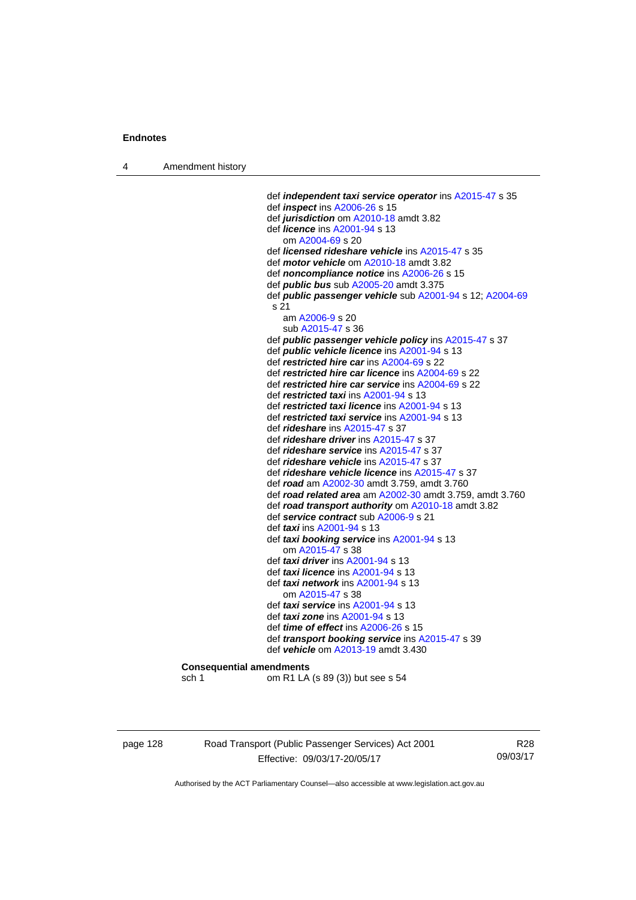def ***independent taxi service operator*** ins A2015-47 s 35
def ***inspect*** ins A2006-26 s 15
def ***jurisdiction*** om A2010-18 amdt 3.82
def ***licence*** ins A2001-94 s 13
  om A2004-69 s 20
def ***licensed rideshare vehicle*** ins A2015-47 s 35
def ***motor vehicle*** om A2010-18 amdt 3.82
def ***noncompliance notice*** ins A2006-26 s 15
def ***public bus*** sub A2005-20 amdt 3.375
def ***public passenger vehicle*** sub A2001-94 s 12; A2004-69 s 21
  am A2006-9 s 20
  sub A2015-47 s 36
def ***public passenger vehicle policy*** ins A2015-47 s 37
def ***public vehicle licence*** ins A2001-94 s 13
def ***restricted hire car*** ins A2004-69 s 22
def ***restricted hire car licence*** ins A2004-69 s 22
def ***restricted hire car service*** ins A2004-69 s 22
def ***restricted taxi*** ins A2001-94 s 13
def ***restricted taxi licence*** ins A2001-94 s 13
def ***restricted taxi service*** ins A2001-94 s 13
def ***rideshare*** ins A2015-47 s 37
def ***rideshare driver*** ins A2015-47 s 37
def ***rideshare service*** ins A2015-47 s 37
def ***rideshare vehicle*** ins A2015-47 s 37
def ***rideshare vehicle licence*** ins A2015-47 s 37
def ***road*** am A2002-30 amdt 3.759, amdt 3.760
def ***road related area*** am A2002-30 amdt 3.759, amdt 3.760
def ***road transport authority*** om A2010-18 amdt 3.82
def ***service contract*** sub A2006-9 s 21
def ***taxi*** ins A2001-94 s 13
def ***taxi booking service*** ins A2001-94 s 13
  om A2015-47 s 38
def ***taxi driver*** ins A2001-94 s 13
def ***taxi licence*** ins A2001-94 s 13
def ***taxi network*** ins A2001-94 s 13
  om A2015-47 s 38
def ***taxi service*** ins A2001-94 s 13
def ***taxi zone*** ins A2001-94 s 13
def ***time of effect*** ins A2006-26 s 15
def ***transport booking service*** ins A2015-47 s 39
def ***vehicle*** om A2013-19 amdt 3.430

**Consequential amendments**

sch 1 om R1 LA (s 89 (3)) but see s 54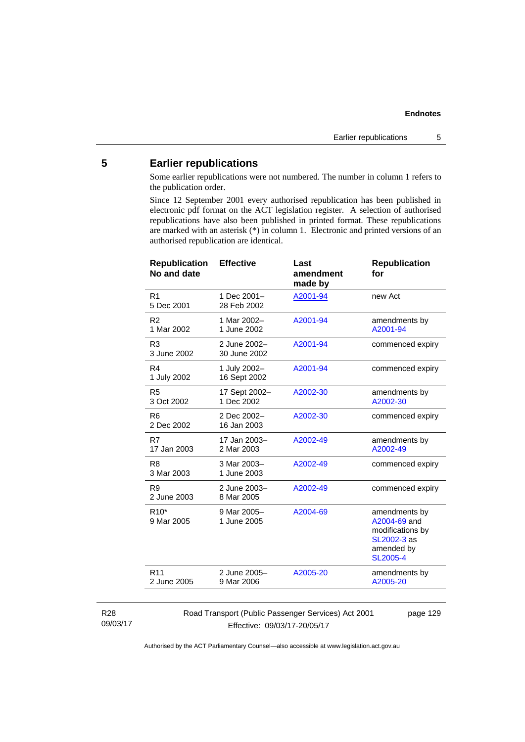## 5 Earlier republications

Some earlier republications were not numbered. The number in column 1 refers to the publication order.

Since 12 September 2001 every authorised republication has been published in electronic pdf format on the ACT legislation register. A selection of authorised republications have also been published in printed format. These republications are marked with an asterisk (*) in column 1. Electronic and printed versions of an authorised republication are identical.

| Republication No and date | Effective | Last amendment made by | Republication for |
|---|---|---|---|
| R1 5 Dec 2001 | 1 Dec 2001– 28 Feb 2002 | A2001-94 | new Act |
| R2 1 Mar 2002 | 1 Mar 2002– 1 June 2002 | A2001-94 | amendments by A2001-94 |
| R3 3 June 2002 | 2 June 2002– 30 June 2002 | A2001-94 | commenced expiry |
| R4 1 July 2002 | 1 July 2002– 16 Sept 2002 | A2001-94 | commenced expiry |
| R5 3 Oct 2002 | 17 Sept 2002– 1 Dec 2002 | A2002-30 | amendments by A2002-30 |
| R6 2 Dec 2002 | 2 Dec 2002– 16 Jan 2003 | A2002-30 | commenced expiry |
| R7 17 Jan 2003 | 17 Jan 2003– 2 Mar 2003 | A2002-49 | amendments by A2002-49 |
| R8 3 Mar 2003 | 3 Mar 2003– 1 June 2003 | A2002-49 | commenced expiry |
| R9 2 June 2003 | 2 June 2003– 8 Mar 2005 | A2002-49 | commenced expiry |
| R10* 9 Mar 2005 | 9 Mar 2005– 1 June 2005 | A2004-69 | amendments by A2004-69 and modifications by SL2002-3 as amended by SL2005-4 |
| R11 2 June 2005 | 2 June 2005– 9 Mar 2006 | A2005-20 | amendments by A2005-20 |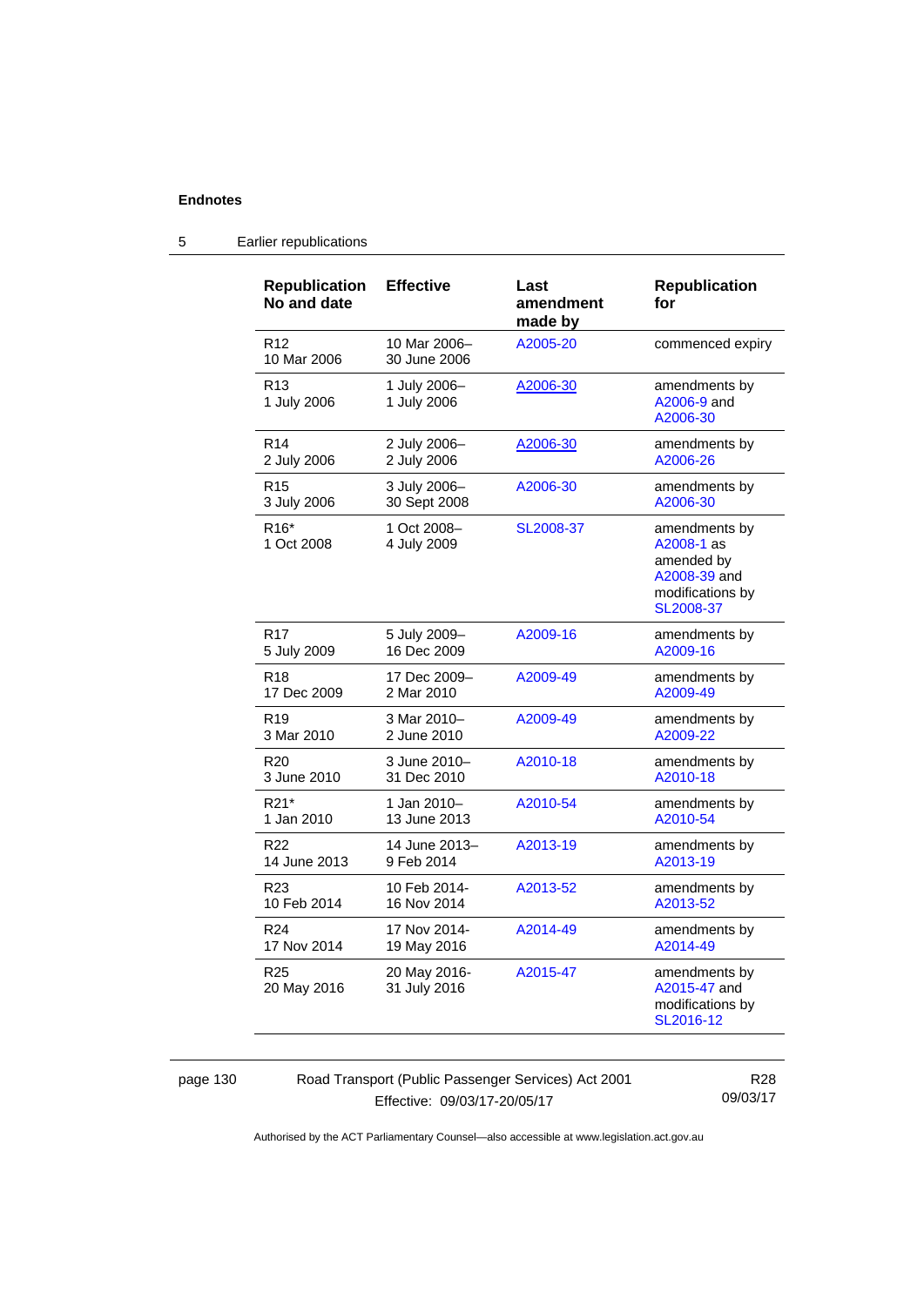## 5 Earlier republications

| Republication No and date | Effective | Last amendment made by | Republication for |
|---|---|---|---|
| R12<br>10 Mar 2006 | 10 Mar 2006–<br>30 June 2006 | A2005-20 | commenced expiry |
| R13<br>1 July 2006 | 1 July 2006–<br>1 July 2006 | A2006-30 | amendments by A2006-9 and A2006-30 |
| R14<br>2 July 2006 | 2 July 2006–<br>2 July 2006 | A2006-30 | amendments by A2006-26 |
| R15<br>3 July 2006 | 3 July 2006–<br>30 Sept 2008 | A2006-30 | amendments by A2006-30 |
| R16*<br>1 Oct 2008 | 1 Oct 2008–<br>4 July 2009 | SL2008-37 | amendments by A2008-1 as amended by A2008-39 and modifications by SL2008-37 |
| R17<br>5 July 2009 | 5 July 2009–<br>16 Dec 2009 | A2009-16 | amendments by A2009-16 |
| R18<br>17 Dec 2009 | 17 Dec 2009–<br>2 Mar 2010 | A2009-49 | amendments by A2009-49 |
| R19<br>3 Mar 2010 | 3 Mar 2010–<br>2 June 2010 | A2009-49 | amendments by A2009-22 |
| R20<br>3 June 2010 | 3 June 2010–<br>31 Dec 2010 | A2010-18 | amendments by A2010-18 |
| R21*<br>1 Jan 2010 | 1 Jan 2010–<br>13 June 2013 | A2010-54 | amendments by A2010-54 |
| R22<br>14 June 2013 | 14 June 2013–<br>9 Feb 2014 | A2013-19 | amendments by A2013-19 |
| R23<br>10 Feb 2014 | 10 Feb 2014-<br>16 Nov 2014 | A2013-52 | amendments by A2013-52 |
| R24<br>17 Nov 2014 | 17 Nov 2014-<br>19 May 2016 | A2014-49 | amendments by A2014-49 |
| R25<br>20 May 2016 | 20 May 2016-<br>31 July 2016 | A2015-47 | amendments by A2015-47 and modifications by SL2016-12 |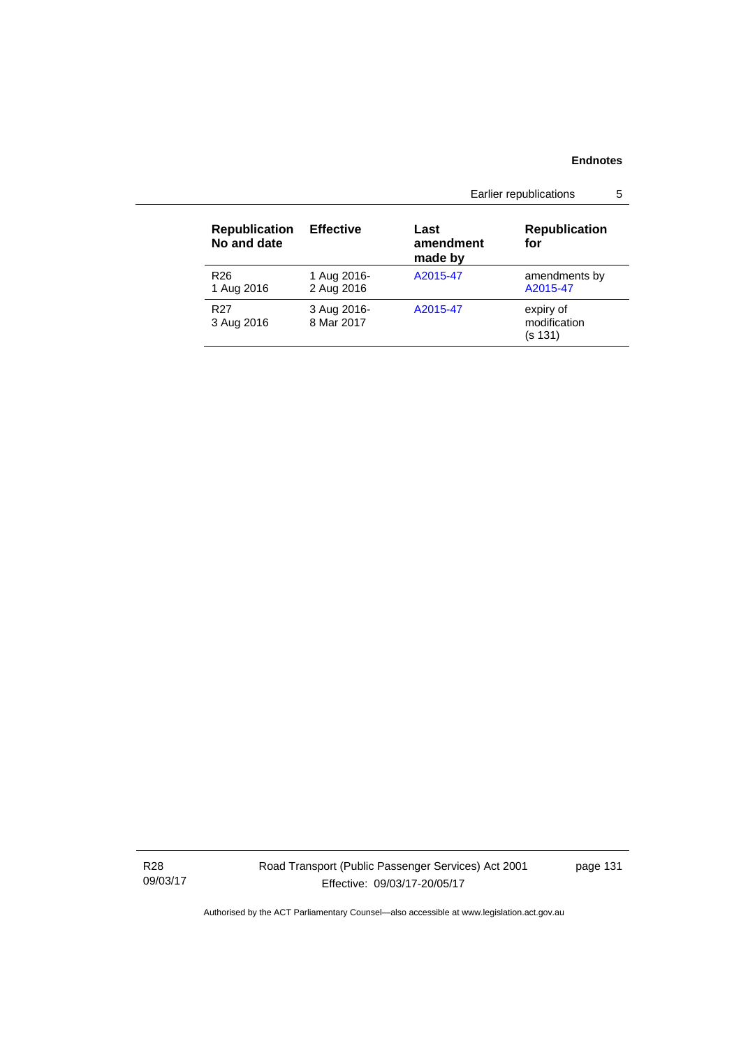| Republication No and date | Effective | Last amendment made by | Republication for |
|---|---|---|---|
| R26<br>1 Aug 2016 | 1 Aug 2016-<br>2 Aug 2016 | A2015-47 | amendments by A2015-47 |
| R27<br>3 Aug 2016 | 3 Aug 2016-<br>8 Mar 2017 | A2015-47 | expiry of modification (s 131) |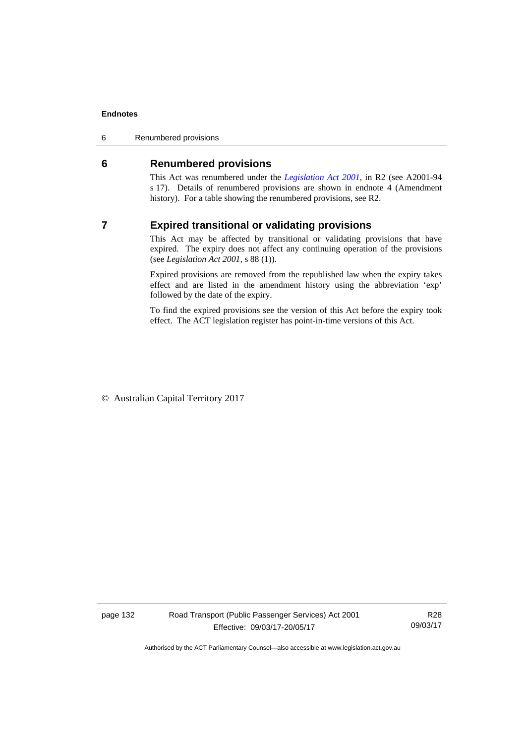## 6 Renumbered provisions

This Act was renumbered under the *Legislation Act 2001*, in R2 (see A2001-94 s 17). Details of renumbered provisions are shown in endnote 4 (Amendment history). For a table showing the renumbered provisions, see R2.

## 7 Expired transitional or validating provisions

This Act may be affected by transitional or validating provisions that have expired. The expiry does not affect any continuing operation of the provisions (see *Legislation Act 2001*, s 88 (1)).

Expired provisions are removed from the republished law when the expiry takes effect and are listed in the amendment history using the abbreviation 'exp' followed by the date of the expiry.

To find the expired provisions see the version of this Act before the expiry took effect. The ACT legislation register has point-in-time versions of this Act.

© Australian Capital Territory 2017